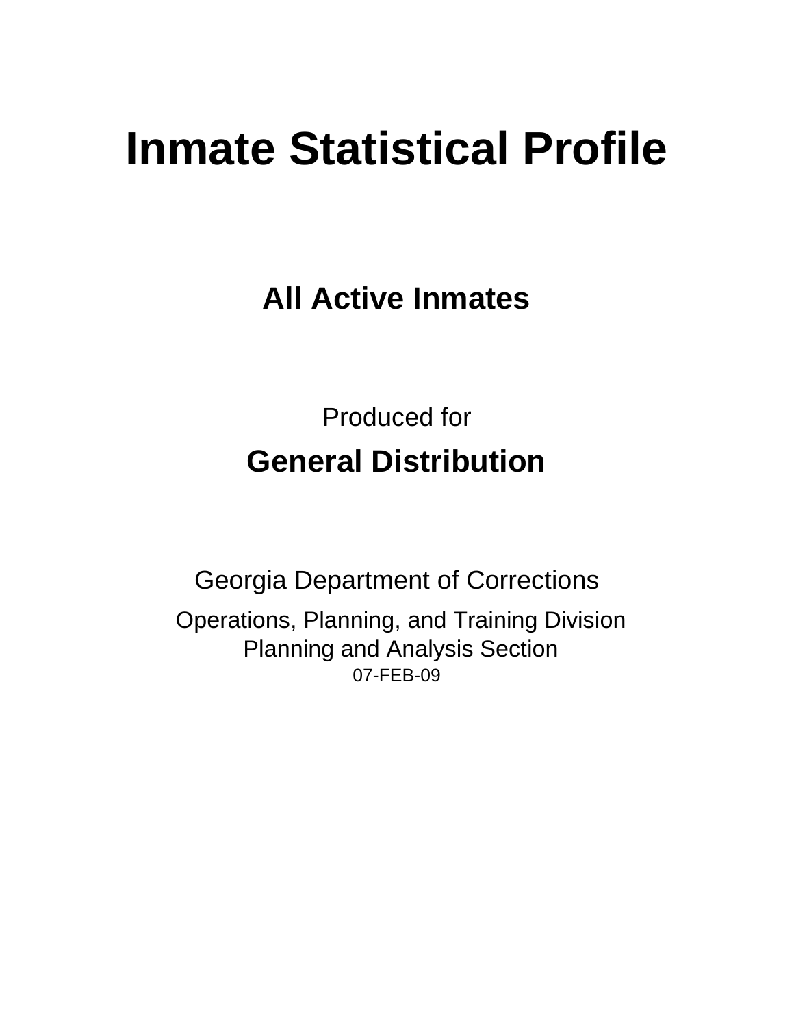# Inmate Statistical Profile

## All Active Inmates

Produced for

## General Distribution

Georgia Department of Corrections

Operations, Planning, and Training Division
Planning and Analysis Section
07-FEB-09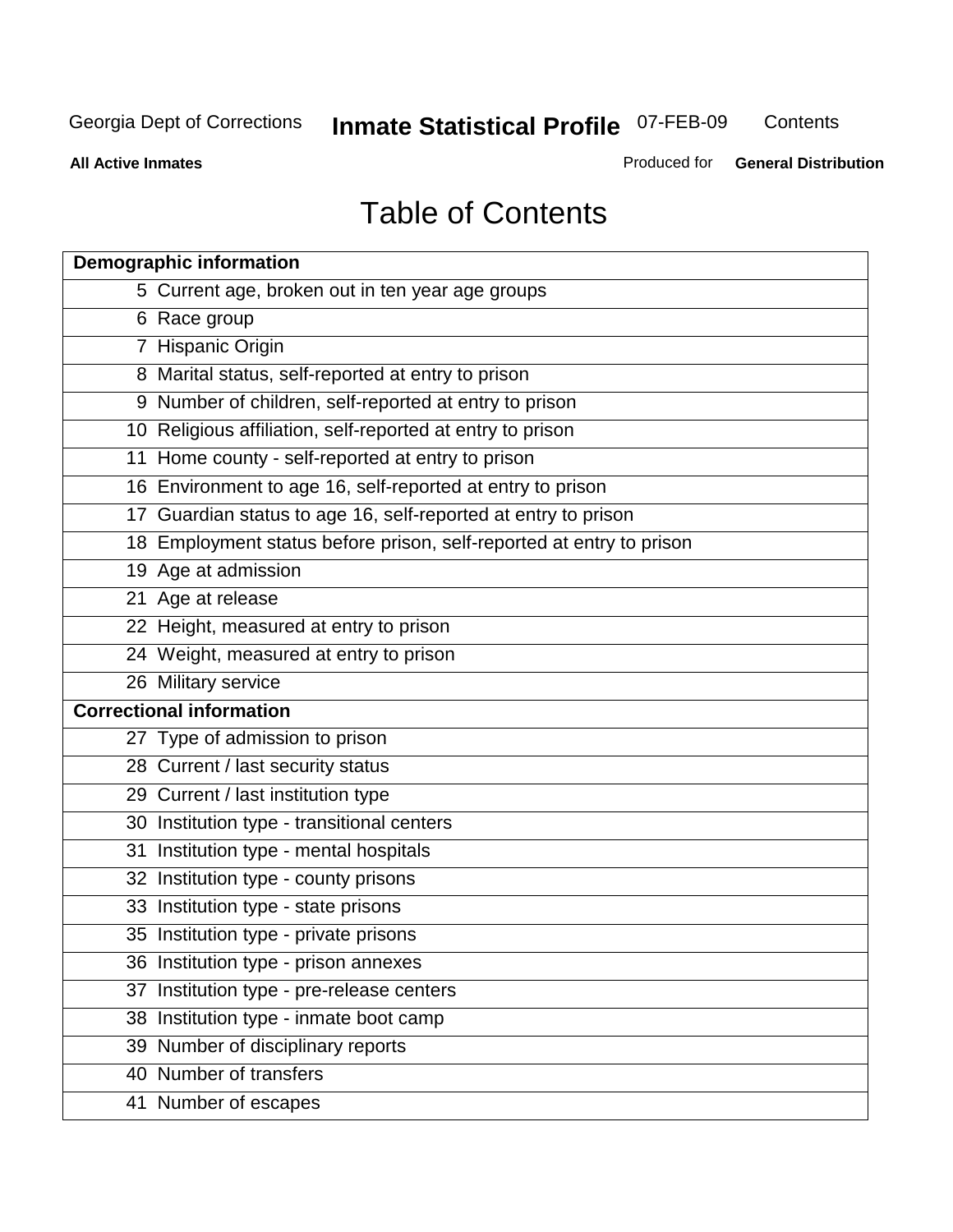# Table of Contents

| Demographic information | |
|---|---|
| 5 | Current age, broken out in ten year age groups |
| 6 | Race group |
| 7 | Hispanic Origin |
| 8 | Marital status, self-reported at entry to prison |
| 9 | Number of children, self-reported at entry to prison |
| 10 | Religious affiliation, self-reported at entry to prison |
| 11 | Home county - self-reported at entry to prison |
| 16 | Environment to age 16, self-reported at entry to prison |
| 17 | Guardian status to age 16, self-reported at entry to prison |
| 18 | Employment status before prison, self-reported at entry to prison |
| 19 | Age at admission |
| 21 | Age at release |
| 22 | Height, measured at entry to prison |
| 24 | Weight, measured at entry to prison |
| 26 | Military service |
| **Correctional information** | |
| 27 | Type of admission to prison |
| 28 | Current / last security status |
| 29 | Current / last institution type |
| 30 | Institution type - transitional centers |
| 31 | Institution type - mental hospitals |
| 32 | Institution type - county prisons |
| 33 | Institution type - state prisons |
| 35 | Institution type - private prisons |
| 36 | Institution type - prison annexes |
| 37 | Institution type - pre-release centers |
| 38 | Institution type - inmate boot camp |
| 39 | Number of disciplinary reports |
| 40 | Number of transfers |
| 41 | Number of escapes |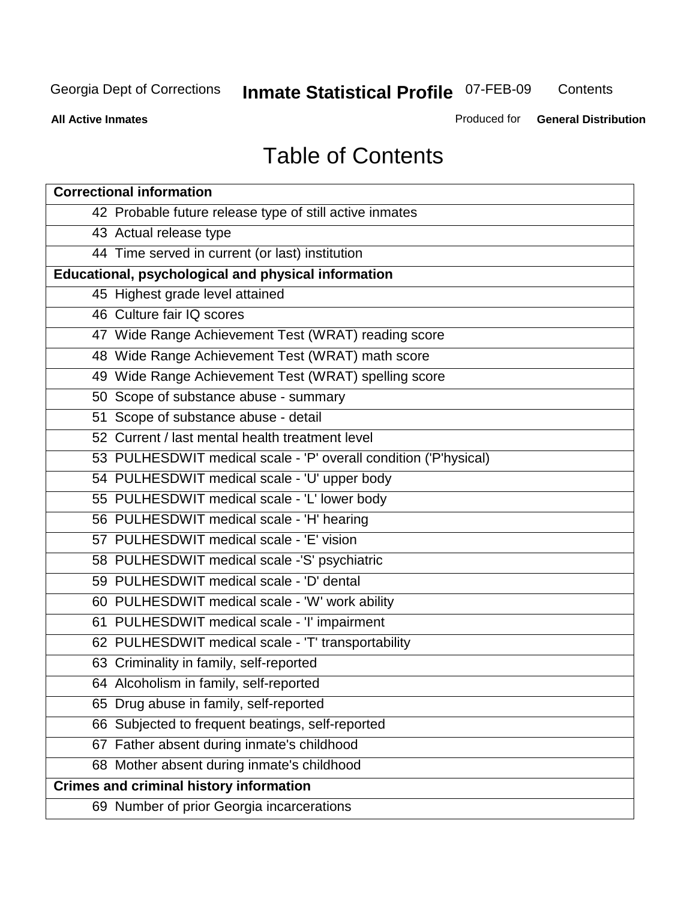# Table of Contents

| Correctional information |
|---|
| 42 Probable future release type of still active inmates |
| 43 Actual release type |
| 44 Time served in current (or last) institution |
| **Educational, psychological and physical information** |
| 45 Highest grade level attained |
| 46 Culture fair IQ scores |
| 47 Wide Range Achievement Test (WRAT) reading score |
| 48 Wide Range Achievement Test (WRAT) math score |
| 49 Wide Range Achievement Test (WRAT) spelling score |
| 50 Scope of substance abuse - summary |
| 51 Scope of substance abuse - detail |
| 52 Current / last mental health treatment level |
| 53 PULHESDWIT medical scale - 'P' overall condition ('P'hysical) |
| 54 PULHESDWIT medical scale - 'U' upper body |
| 55 PULHESDWIT medical scale - 'L' lower body |
| 56 PULHESDWIT medical scale - 'H' hearing |
| 57 PULHESDWIT medical scale - 'E' vision |
| 58 PULHESDWIT medical scale -'S' psychiatric |
| 59 PULHESDWIT medical scale - 'D' dental |
| 60 PULHESDWIT medical scale - 'W' work ability |
| 61 PULHESDWIT medical scale - 'I' impairment |
| 62 PULHESDWIT medical scale - 'T' transportability |
| 63 Criminality in family, self-reported |
| 64 Alcoholism in family, self-reported |
| 65 Drug abuse in family, self-reported |
| 66 Subjected to frequent beatings, self-reported |
| 67 Father absent during inmate's childhood |
| 68 Mother absent during inmate's childhood |
| **Crimes and criminal history information** |
| 69 Number of prior Georgia incarcerations |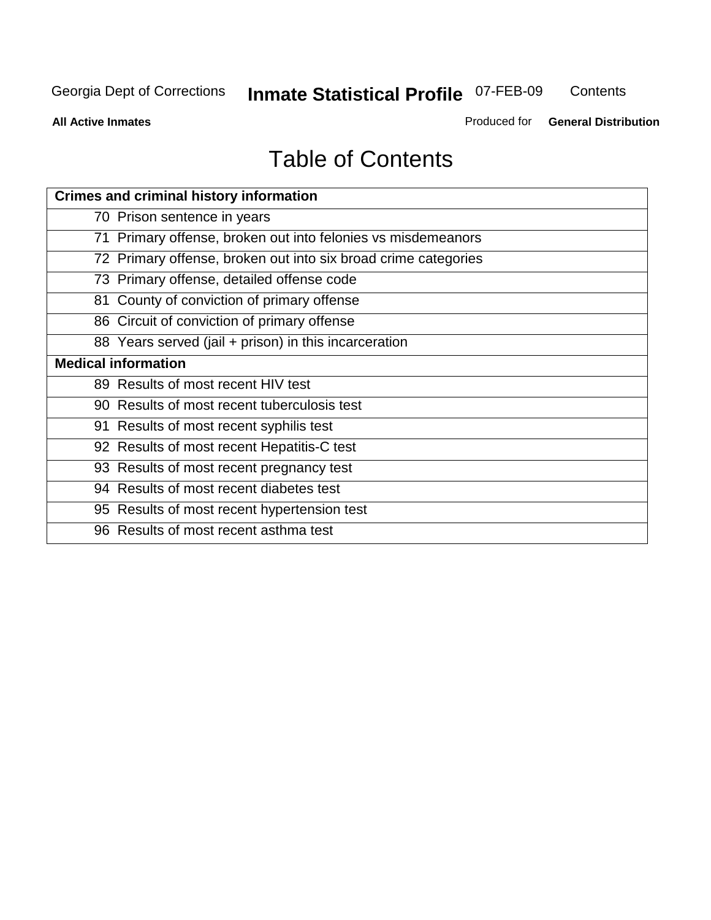# Table of Contents

| Crimes and criminal history information |
|---|
| 70 Prison sentence in years |
| 71 Primary offense, broken out into felonies vs misdemeanors |
| 72 Primary offense, broken out into six broad crime categories |
| 73 Primary offense, detailed offense code |
| 81 County of conviction of primary offense |
| 86 Circuit of conviction of primary offense |
| 88 Years served (jail + prison) in this incarceration |
| **Medical information** |
| 89 Results of most recent HIV test |
| 90 Results of most recent tuberculosis test |
| 91 Results of most recent syphilis test |
| 92 Results of most recent Hepatitis-C test |
| 93 Results of most recent pregnancy test |
| 94 Results of most recent diabetes test |
| 95 Results of most recent hypertension test |
| 96 Results of most recent asthma test |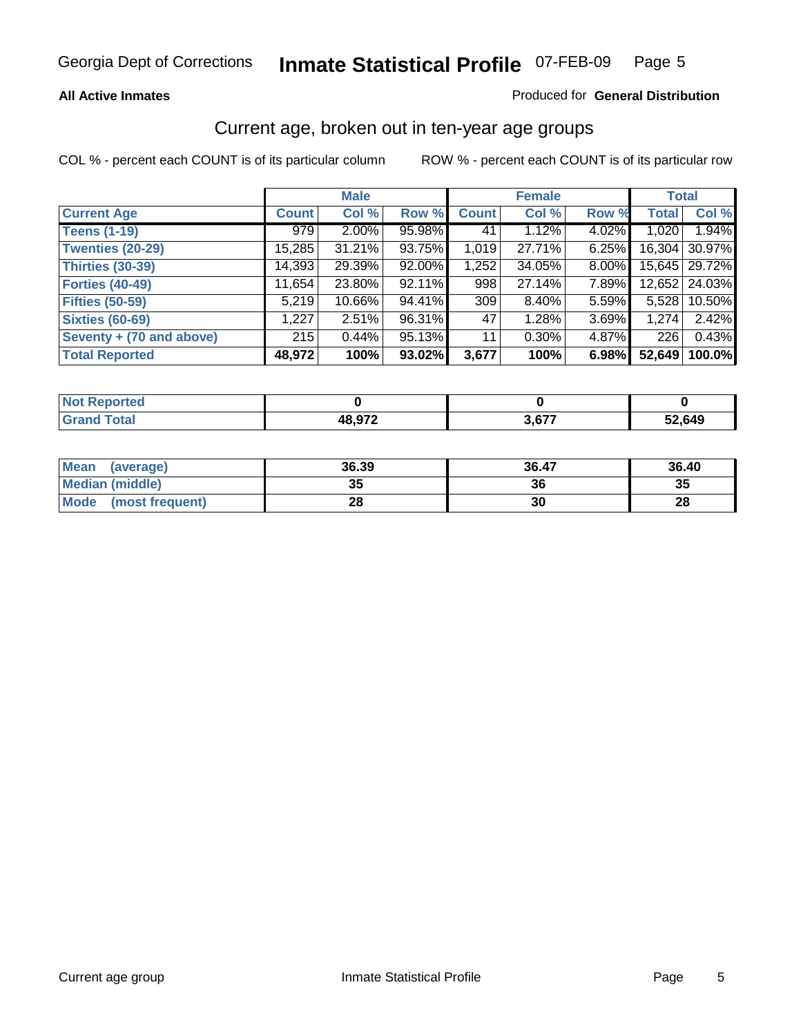Georgia Dept of Corrections **Inmate Statistical Profile** 07-FEB-09

**All Active Inmates**

Produced for **General Distribution**

## Current age, broken out in ten-year age groups

COL % - percent each COUNT is of its particular column    ROW % - percent each COUNT is of its particular row

| | Male | | | Female | | | Total | |
|---|---|---|---|---|---|---|---|---|
| Current Age | Count | Col % | Row % | Count | Col % | Row % | Total | Col % |
| Teens (1-19) | 979 | 2.00% | 95.98% | 41 | 1.12% | 4.02% | 1,020 | 1.94% |
| Twenties (20-29) | 15,285 | 31.21% | 93.75% | 1,019 | 27.71% | 6.25% | 16,304 | 30.97% |
| Thirties (30-39) | 14,393 | 29.39% | 92.00% | 1,252 | 34.05% | 8.00% | 15,645 | 29.72% |
| Forties (40-49) | 11,654 | 23.80% | 92.11% | 998 | 27.14% | 7.89% | 12,652 | 24.03% |
| Fifties (50-59) | 5,219 | 10.66% | 94.41% | 309 | 8.40% | 5.59% | 5,528 | 10.50% |
| Sixties (60-69) | 1,227 | 2.51% | 96.31% | 47 | 1.28% | 3.69% | 1,274 | 2.42% |
| Seventy + (70 and above) | 215 | 0.44% | 95.13% | 11 | 0.30% | 4.87% | 226 | 0.43% |
| **Total Reported** | **48,972** | **100%** | **93.02%** | **3,677** | **100%** | **6.98%** | **52,649** | **100.0%** |

| | Male | Female | Total |
|---|---|---|---|
| Not Reported | 0 | 0 | 0 |
| Grand Total | 48,972 | 3,677 | 52,649 |

| | Male | Female | Total |
|---|---|---|---|
| Mean (average) | 36.39 | 36.47 | 36.40 |
| Median (middle) | 35 | 36 | 35 |
| Mode (most frequent) | 28 | 30 | 28 |

Current age group    Inmate Statistical Profile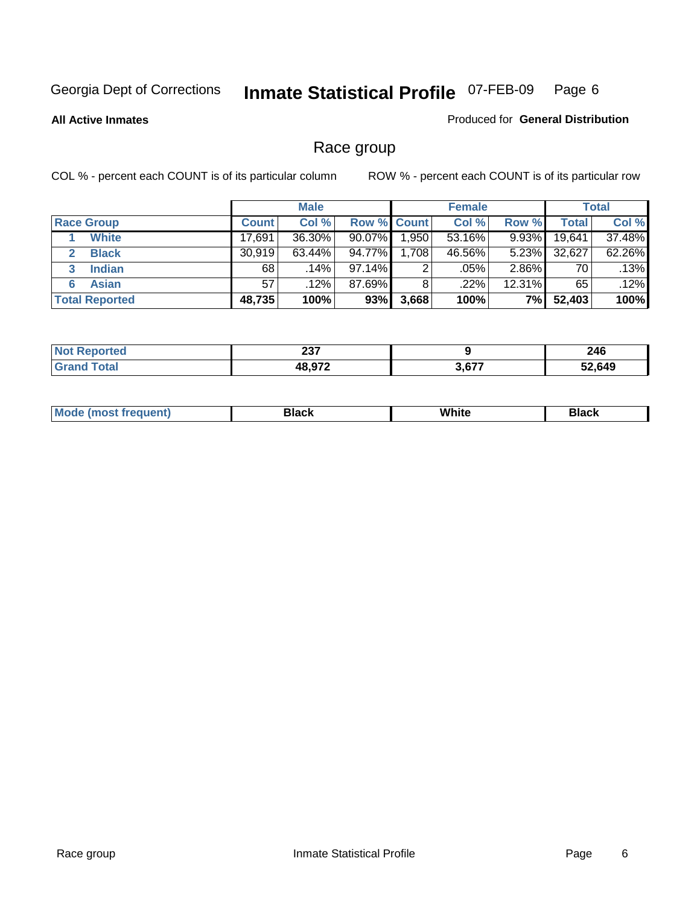Georgia Dept of Corrections **Inmate Statistical Profile** 07-FEB-09

**All Active Inmates**

Produced for **General Distribution**

## Race group

COL % - percent each COUNT is of its particular column

ROW % - percent each COUNT is of its particular row

| | Male | | | Female | | | Total | |
|---|---|---|---|---|---|---|---|---|
| **Race Group** | **Count** | **Col %** | **Row %** | **Count** | **Col %** | **Row %** | **Total** | **Col %** |
| 1 White | 17,691 | 36.30% | 90.07% | 1,950 | 53.16% | 9.93% | 19,641 | 37.48% |
| 2 Black | 30,919 | 63.44% | 94.77% | 1,708 | 46.56% | 5.23% | 32,627 | 62.26% |
| 3 Indian | 68 | .14% | 97.14% | 2 | .05% | 2.86% | 70 | .13% |
| 6 Asian | 57 | .12% | 87.69% | 8 | .22% | 12.31% | 65 | .12% |
| **Total Reported** | **48,735** | **100%** | **93%** | **3,668** | **100%** | **7%** | **52,403** | **100%** |

| | Male | Female | Total |
|---|---|---|---|
| **Not Reported** | **237** | **9** | **246** |
| **Grand Total** | **48,972** | **3,677** | **52,649** |

| | Male | Female | Total |
|---|---|---|---|
| **Mode (most frequent)** | **Black** | **White** | **Black** |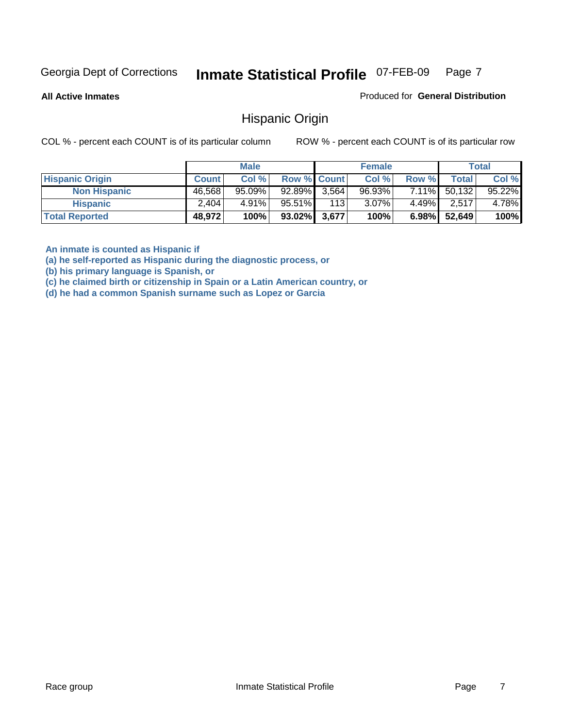Georgia Dept of Corrections **Inmate Statistical Profile** 07-FEB-09

**All Active Inmates**

Produced for **General Distribution**

## Hispanic Origin

COL % - percent each COUNT is of its particular column

ROW % - percent each COUNT is of its particular row

| | Male | | | Female | | | Total | |
|---|---|---|---|---|---|---|---|---|
| **Hispanic Origin** | **Count** | **Col %** | **Row %** | **Count** | **Col %** | **Row %** | **Total** | **Col %** |
| **Non Hispanic** | 46,568 | 95.09% | 92.89% | 3,564 | 96.93% | 7.11% | 50,132 | 95.22% |
| **Hispanic** | 2,404 | 4.91% | 95.51% | 113 | 3.07% | 4.49% | 2,517 | 4.78% |
| **Total Reported** | **48,972** | **100%** | **93.02%** | **3,677** | **100%** | **6.98%** | **52,649** | **100%** |

**An inmate is counted as Hispanic if**
**(a) he self-reported as Hispanic during the diagnostic process, or**
**(b) his primary language is Spanish, or**
**(c) he claimed birth or citizenship in Spain or a Latin American country, or**
**(d) he had a common Spanish surname such as Lopez or Garcia**

Race group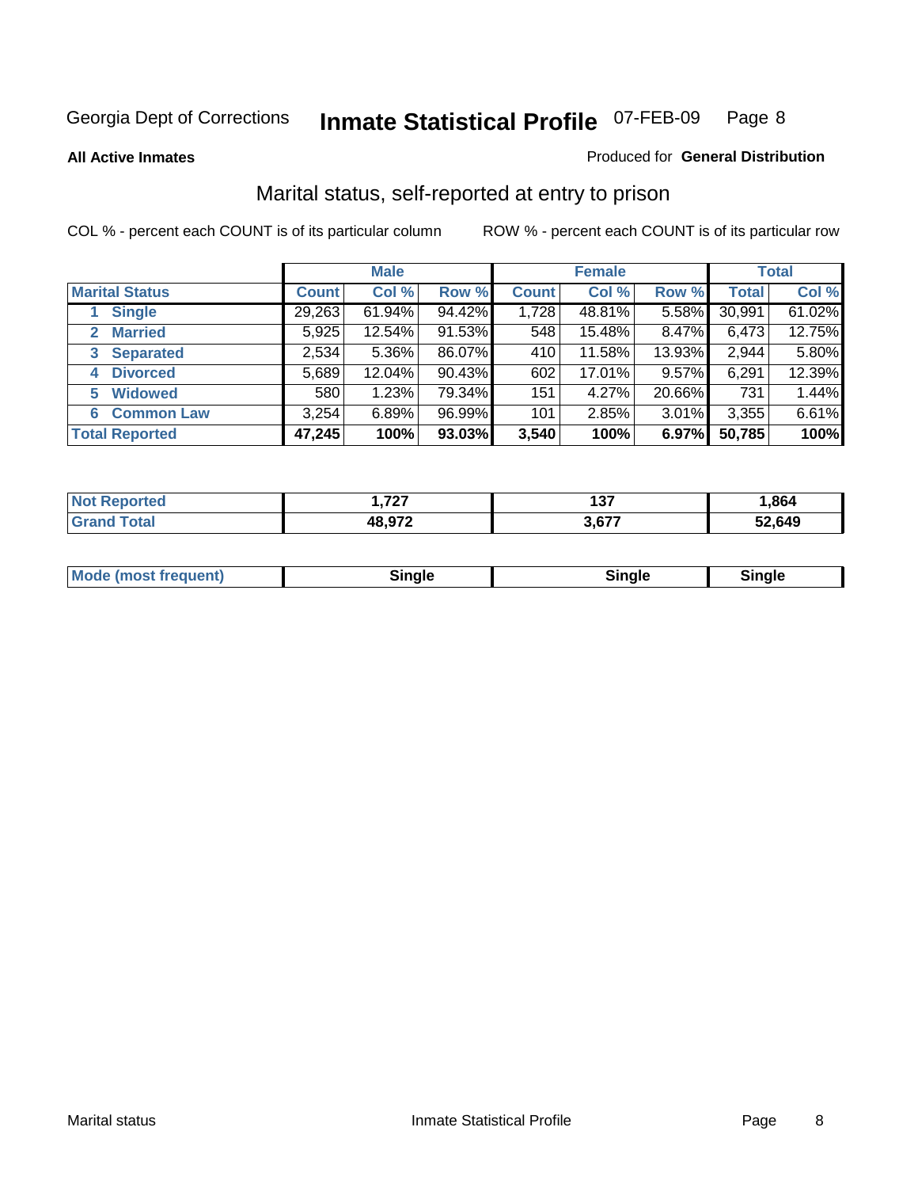Georgia Dept of Corrections **Inmate Statistical Profile** 07-FEB-09

**All Active Inmates**

Produced for **General Distribution**

## Marital status, self-reported at entry to prison

COL % - percent each COUNT is of its particular column

ROW % - percent each COUNT is of its particular row

| | Male | | | Female | | | Total | |
|---|---|---|---|---|---|---|---|---|
| **Marital Status** | **Count** | **Col %** | **Row %** | **Count** | **Col %** | **Row %** | **Total** | **Col %** |
| 1 **Single** | 29,263 | 61.94% | 94.42% | 1,728 | 48.81% | 5.58% | 30,991 | 61.02% |
| 2 **Married** | 5,925 | 12.54% | 91.53% | 548 | 15.48% | 8.47% | 6,473 | 12.75% |
| 3 **Separated** | 2,534 | 5.36% | 86.07% | 410 | 11.58% | 13.93% | 2,944 | 5.80% |
| 4 **Divorced** | 5,689 | 12.04% | 90.43% | 602 | 17.01% | 9.57% | 6,291 | 12.39% |
| 5 **Widowed** | 580 | 1.23% | 79.34% | 151 | 4.27% | 20.66% | 731 | 1.44% |
| 6 **Common Law** | 3,254 | 6.89% | 96.99% | 101 | 2.85% | 3.01% | 3,355 | 6.61% |
| **Total Reported** | **47,245** | **100%** | **93.03%** | **3,540** | **100%** | **6.97%** | **50,785** | **100%** |

| | Male | Female | Total |
|---|---|---|---|
| **Not Reported** | **1,727** | **137** | **1,864** |
| **Grand Total** | **48,972** | **3,677** | **52,649** |

| | Male | Female | Total |
|---|---|---|---|
| **Mode (most frequent)** | **Single** | **Single** | **Single** |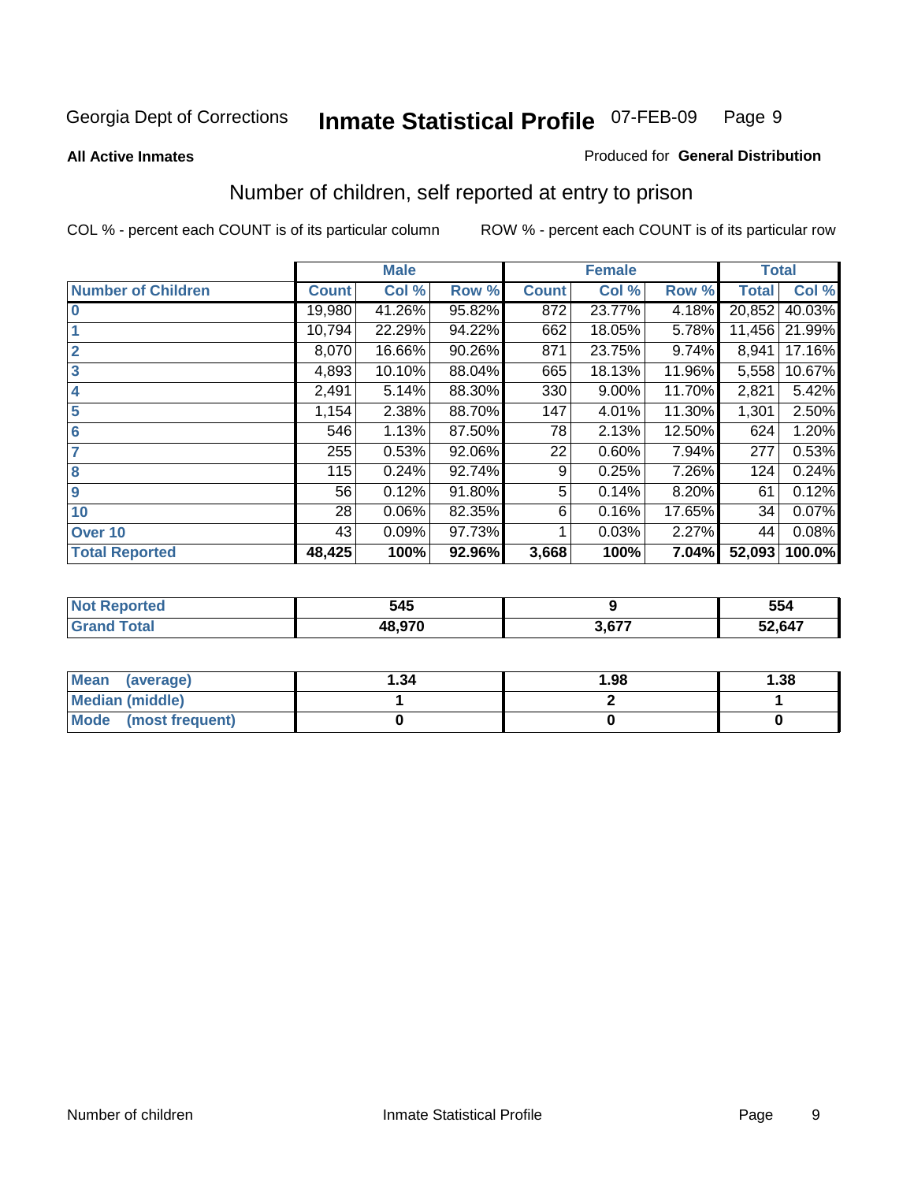Georgia Dept of Corrections **Inmate Statistical Profile** 07-FEB-09

**All Active Inmates** Produced for **General Distribution**

## Number of children, self reported at entry to prison

COL % - percent each COUNT is of its particular column ROW % - percent each COUNT is of its particular row

| | Male | | | Female | | | Total | |
|---|---|---|---|---|---|---|---|---|
| **Number of Children** | **Count** | **Col %** | **Row %** | **Count** | **Col %** | **Row %** | **Total** | **Col %** |
| **0** | 19,980 | 41.26% | 95.82% | 872 | 23.77% | 4.18% | 20,852 | 40.03% |
| **1** | 10,794 | 22.29% | 94.22% | 662 | 18.05% | 5.78% | 11,456 | 21.99% |
| **2** | 8,070 | 16.66% | 90.26% | 871 | 23.75% | 9.74% | 8,941 | 17.16% |
| **3** | 4,893 | 10.10% | 88.04% | 665 | 18.13% | 11.96% | 5,558 | 10.67% |
| **4** | 2,491 | 5.14% | 88.30% | 330 | 9.00% | 11.70% | 2,821 | 5.42% |
| **5** | 1,154 | 2.38% | 88.70% | 147 | 4.01% | 11.30% | 1,301 | 2.50% |
| **6** | 546 | 1.13% | 87.50% | 78 | 2.13% | 12.50% | 624 | 1.20% |
| **7** | 255 | 0.53% | 92.06% | 22 | 0.60% | 7.94% | 277 | 0.53% |
| **8** | 115 | 0.24% | 92.74% | 9 | 0.25% | 7.26% | 124 | 0.24% |
| **9** | 56 | 0.12% | 91.80% | 5 | 0.14% | 8.20% | 61 | 0.12% |
| **10** | 28 | 0.06% | 82.35% | 6 | 0.16% | 17.65% | 34 | 0.07% |
| **Over 10** | 43 | 0.09% | 97.73% | 1 | 0.03% | 2.27% | 44 | 0.08% |
| **Total Reported** | **48,425** | **100%** | **92.96%** | **3,668** | **100%** | **7.04%** | **52,093** | **100.0%** |

| | Male | Female | Total |
|---|---|---|---|
| **Not Reported** | **545** | **9** | **554** |
| **Grand Total** | **48,970** | **3,677** | **52,647** |

| | Male | Female | Total |
|---|---|---|---|
| **Mean (average)** | **1.34** | **1.98** | **1.38** |
| **Median (middle)** | **1** | **2** | **1** |
| **Mode (most frequent)** | **0** | **0** | **0** |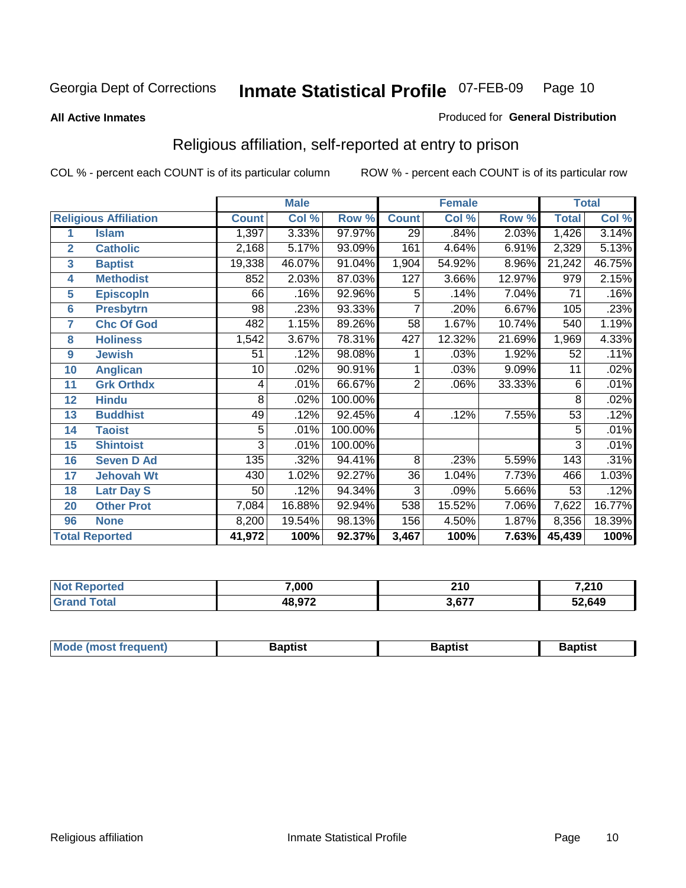Georgia Dept of Corrections **Inmate Statistical Profile** 07-FEB-09

**All Active Inmates**

Produced for **General Distribution**

## Religious affiliation, self-reported at entry to prison

COL % - percent each COUNT is of its particular column ROW % - percent each COUNT is of its particular row

| Religious Affiliation | | Male | | | Female | | | Total | |
|---|---|---|---|---|---|---|---|---|---|
| | | Count | Col % | Row % | Count | Col % | Row % | Total | Col % |
| 1 | Islam | 1,397 | 3.33% | 97.97% | 29 | .84% | 2.03% | 1,426 | 3.14% |
| 2 | Catholic | 2,168 | 5.17% | 93.09% | 161 | 4.64% | 6.91% | 2,329 | 5.13% |
| 3 | Baptist | 19,338 | 46.07% | 91.04% | 1,904 | 54.92% | 8.96% | 21,242 | 46.75% |
| 4 | Methodist | 852 | 2.03% | 87.03% | 127 | 3.66% | 12.97% | 979 | 2.15% |
| 5 | Episcopln | 66 | .16% | 92.96% | 5 | .14% | 7.04% | 71 | .16% |
| 6 | Presbytrn | 98 | .23% | 93.33% | 7 | .20% | 6.67% | 105 | .23% |
| 7 | Chc Of God | 482 | 1.15% | 89.26% | 58 | 1.67% | 10.74% | 540 | 1.19% |
| 8 | Holiness | 1,542 | 3.67% | 78.31% | 427 | 12.32% | 21.69% | 1,969 | 4.33% |
| 9 | Jewish | 51 | .12% | 98.08% | 1 | .03% | 1.92% | 52 | .11% |
| 10 | Anglican | 10 | .02% | 90.91% | 1 | .03% | 9.09% | 11 | .02% |
| 11 | Grk Orthdx | 4 | .01% | 66.67% | 2 | .06% | 33.33% | 6 | .01% |
| 12 | Hindu | 8 | .02% | 100.00% | | | | 8 | .02% |
| 13 | Buddhist | 49 | .12% | 92.45% | 4 | .12% | 7.55% | 53 | .12% |
| 14 | Taoist | 5 | .01% | 100.00% | | | | 5 | .01% |
| 15 | Shintoist | 3 | .01% | 100.00% | | | | 3 | .01% |
| 16 | Seven D Ad | 135 | .32% | 94.41% | 8 | .23% | 5.59% | 143 | .31% |
| 17 | Jehovah Wt | 430 | 1.02% | 92.27% | 36 | 1.04% | 7.73% | 466 | 1.03% |
| 18 | Latr Day S | 50 | .12% | 94.34% | 3 | .09% | 5.66% | 53 | .12% |
| 20 | Other Prot | 7,084 | 16.88% | 92.94% | 538 | 15.52% | 7.06% | 7,622 | 16.77% |
| 96 | None | 8,200 | 19.54% | 98.13% | 156 | 4.50% | 1.87% | 8,356 | 18.39% |
| **Total Reported** | | **41,972** | **100%** | **92.37%** | **3,467** | **100%** | **7.63%** | **45,439** | **100%** |

| | Male | Female | Total |
|---|---|---|---|
| Not Reported | 7,000 | 210 | 7,210 |
| Grand Total | 48,972 | 3,677 | 52,649 |

| | Male | Female | Total |
|---|---|---|---|
| Mode (most frequent) | Baptist | Baptist | Baptist |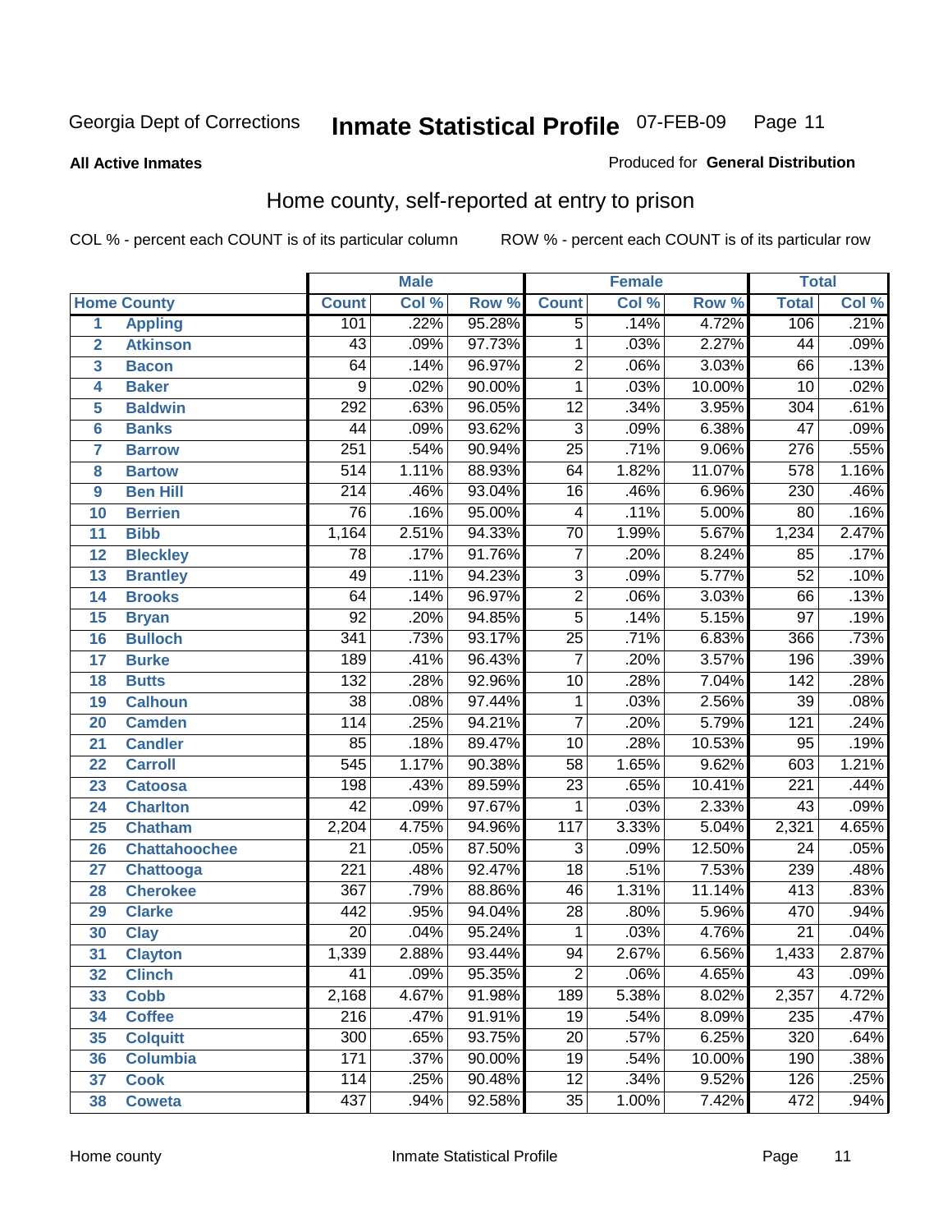Georgia Dept of Corrections **Inmate Statistical Profile** 07-FEB-09

**All Active Inmates**

Produced for **General Distribution**

## Home county, self-reported at entry to prison

COL % - percent each COUNT is of its particular column ROW % - percent each COUNT is of its particular row

| Home County | | Male | | | Female | | | Total | |
|---|---|---|---|---|---|---|---|---|---|
| | | Count | Col % | Row % | Count | Col % | Row % | Total | Col % |
| 1 | Appling | 101 | .22% | 95.28% | 5 | .14% | 4.72% | 106 | .21% |
| 2 | Atkinson | 43 | .09% | 97.73% | 1 | .03% | 2.27% | 44 | .09% |
| 3 | Bacon | 64 | .14% | 96.97% | 2 | .06% | 3.03% | 66 | .13% |
| 4 | Baker | 9 | .02% | 90.00% | 1 | .03% | 10.00% | 10 | .02% |
| 5 | Baldwin | 292 | .63% | 96.05% | 12 | .34% | 3.95% | 304 | .61% |
| 6 | Banks | 44 | .09% | 93.62% | 3 | .09% | 6.38% | 47 | .09% |
| 7 | Barrow | 251 | .54% | 90.94% | 25 | .71% | 9.06% | 276 | .55% |
| 8 | Bartow | 514 | 1.11% | 88.93% | 64 | 1.82% | 11.07% | 578 | 1.16% |
| 9 | Ben Hill | 214 | .46% | 93.04% | 16 | .46% | 6.96% | 230 | .46% |
| 10 | Berrien | 76 | .16% | 95.00% | 4 | .11% | 5.00% | 80 | .16% |
| 11 | Bibb | 1,164 | 2.51% | 94.33% | 70 | 1.99% | 5.67% | 1,234 | 2.47% |
| 12 | Bleckley | 78 | .17% | 91.76% | 7 | .20% | 8.24% | 85 | .17% |
| 13 | Brantley | 49 | .11% | 94.23% | 3 | .09% | 5.77% | 52 | .10% |
| 14 | Brooks | 64 | .14% | 96.97% | 2 | .06% | 3.03% | 66 | .13% |
| 15 | Bryan | 92 | .20% | 94.85% | 5 | .14% | 5.15% | 97 | .19% |
| 16 | Bulloch | 341 | .73% | 93.17% | 25 | .71% | 6.83% | 366 | .73% |
| 17 | Burke | 189 | .41% | 96.43% | 7 | .20% | 3.57% | 196 | .39% |
| 18 | Butts | 132 | .28% | 92.96% | 10 | .28% | 7.04% | 142 | .28% |
| 19 | Calhoun | 38 | .08% | 97.44% | 1 | .03% | 2.56% | 39 | .08% |
| 20 | Camden | 114 | .25% | 94.21% | 7 | .20% | 5.79% | 121 | .24% |
| 21 | Candler | 85 | .18% | 89.47% | 10 | .28% | 10.53% | 95 | .19% |
| 22 | Carroll | 545 | 1.17% | 90.38% | 58 | 1.65% | 9.62% | 603 | 1.21% |
| 23 | Catoosa | 198 | .43% | 89.59% | 23 | .65% | 10.41% | 221 | .44% |
| 24 | Charlton | 42 | .09% | 97.67% | 1 | .03% | 2.33% | 43 | .09% |
| 25 | Chatham | 2,204 | 4.75% | 94.96% | 117 | 3.33% | 5.04% | 2,321 | 4.65% |
| 26 | Chattahoochee | 21 | .05% | 87.50% | 3 | .09% | 12.50% | 24 | .05% |
| 27 | Chattooga | 221 | .48% | 92.47% | 18 | .51% | 7.53% | 239 | .48% |
| 28 | Cherokee | 367 | .79% | 88.86% | 46 | 1.31% | 11.14% | 413 | .83% |
| 29 | Clarke | 442 | .95% | 94.04% | 28 | .80% | 5.96% | 470 | .94% |
| 30 | Clay | 20 | .04% | 95.24% | 1 | .03% | 4.76% | 21 | .04% |
| 31 | Clayton | 1,339 | 2.88% | 93.44% | 94 | 2.67% | 6.56% | 1,433 | 2.87% |
| 32 | Clinch | 41 | .09% | 95.35% | 2 | .06% | 4.65% | 43 | .09% |
| 33 | Cobb | 2,168 | 4.67% | 91.98% | 189 | 5.38% | 8.02% | 2,357 | 4.72% |
| 34 | Coffee | 216 | .47% | 91.91% | 19 | .54% | 8.09% | 235 | .47% |
| 35 | Colquitt | 300 | .65% | 93.75% | 20 | .57% | 6.25% | 320 | .64% |
| 36 | Columbia | 171 | .37% | 90.00% | 19 | .54% | 10.00% | 190 | .38% |
| 37 | Cook | 114 | .25% | 90.48% | 12 | .34% | 9.52% | 126 | .25% |
| 38 | Coweta | 437 | .94% | 92.58% | 35 | 1.00% | 7.42% | 472 | .94% |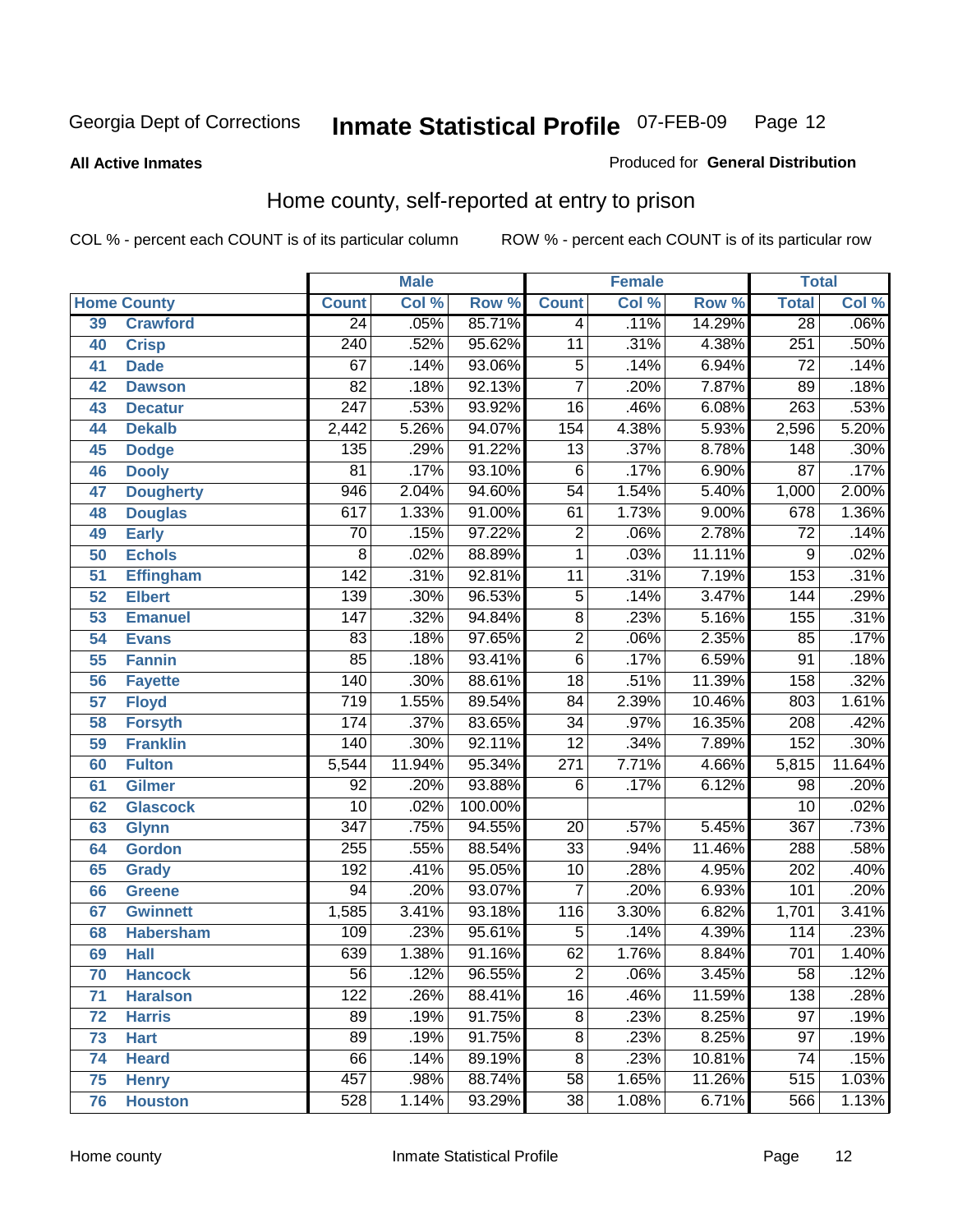Georgia Dept of Corrections **Inmate Statistical Profile** 07-FEB-09

**All Active Inmates**

Produced for **General Distribution**

## Home county, self-reported at entry to prison

COL % - percent each COUNT is of its particular column ROW % - percent each COUNT is of its particular row

| Home County | | Male | | | Female | | | Total | |
|---|---|---|---|---|---|---|---|---|---|
| | | Count | Col % | Row % | Count | Col % | Row % | Total | Col % |
| 39 | Crawford | 24 | .05% | 85.71% | 4 | .11% | 14.29% | 28 | .06% |
| 40 | Crisp | 240 | .52% | 95.62% | 11 | .31% | 4.38% | 251 | .50% |
| 41 | Dade | 67 | .14% | 93.06% | 5 | .14% | 6.94% | 72 | .14% |
| 42 | Dawson | 82 | .18% | 92.13% | 7 | .20% | 7.87% | 89 | .18% |
| 43 | Decatur | 247 | .53% | 93.92% | 16 | .46% | 6.08% | 263 | .53% |
| 44 | Dekalb | 2,442 | 5.26% | 94.07% | 154 | 4.38% | 5.93% | 2,596 | 5.20% |
| 45 | Dodge | 135 | .29% | 91.22% | 13 | .37% | 8.78% | 148 | .30% |
| 46 | Dooly | 81 | .17% | 93.10% | 6 | .17% | 6.90% | 87 | .17% |
| 47 | Dougherty | 946 | 2.04% | 94.60% | 54 | 1.54% | 5.40% | 1,000 | 2.00% |
| 48 | Douglas | 617 | 1.33% | 91.00% | 61 | 1.73% | 9.00% | 678 | 1.36% |
| 49 | Early | 70 | .15% | 97.22% | 2 | .06% | 2.78% | 72 | .14% |
| 50 | Echols | 8 | .02% | 88.89% | 1 | .03% | 11.11% | 9 | .02% |
| 51 | Effingham | 142 | .31% | 92.81% | 11 | .31% | 7.19% | 153 | .31% |
| 52 | Elbert | 139 | .30% | 96.53% | 5 | .14% | 3.47% | 144 | .29% |
| 53 | Emanuel | 147 | .32% | 94.84% | 8 | .23% | 5.16% | 155 | .31% |
| 54 | Evans | 83 | .18% | 97.65% | 2 | .06% | 2.35% | 85 | .17% |
| 55 | Fannin | 85 | .18% | 93.41% | 6 | .17% | 6.59% | 91 | .18% |
| 56 | Fayette | 140 | .30% | 88.61% | 18 | .51% | 11.39% | 158 | .32% |
| 57 | Floyd | 719 | 1.55% | 89.54% | 84 | 2.39% | 10.46% | 803 | 1.61% |
| 58 | Forsyth | 174 | .37% | 83.65% | 34 | .97% | 16.35% | 208 | .42% |
| 59 | Franklin | 140 | .30% | 92.11% | 12 | .34% | 7.89% | 152 | .30% |
| 60 | Fulton | 5,544 | 11.94% | 95.34% | 271 | 7.71% | 4.66% | 5,815 | 11.64% |
| 61 | Gilmer | 92 | .20% | 93.88% | 6 | .17% | 6.12% | 98 | .20% |
| 62 | Glascock | 10 | .02% | 100.00% | | | | 10 | .02% |
| 63 | Glynn | 347 | .75% | 94.55% | 20 | .57% | 5.45% | 367 | .73% |
| 64 | Gordon | 255 | .55% | 88.54% | 33 | .94% | 11.46% | 288 | .58% |
| 65 | Grady | 192 | .41% | 95.05% | 10 | .28% | 4.95% | 202 | .40% |
| 66 | Greene | 94 | .20% | 93.07% | 7 | .20% | 6.93% | 101 | .20% |
| 67 | Gwinnett | 1,585 | 3.41% | 93.18% | 116 | 3.30% | 6.82% | 1,701 | 3.41% |
| 68 | Habersham | 109 | .23% | 95.61% | 5 | .14% | 4.39% | 114 | .23% |
| 69 | Hall | 639 | 1.38% | 91.16% | 62 | 1.76% | 8.84% | 701 | 1.40% |
| 70 | Hancock | 56 | .12% | 96.55% | 2 | .06% | 3.45% | 58 | .12% |
| 71 | Haralson | 122 | .26% | 88.41% | 16 | .46% | 11.59% | 138 | .28% |
| 72 | Harris | 89 | .19% | 91.75% | 8 | .23% | 8.25% | 97 | .19% |
| 73 | Hart | 89 | .19% | 91.75% | 8 | .23% | 8.25% | 97 | .19% |
| 74 | Heard | 66 | .14% | 89.19% | 8 | .23% | 10.81% | 74 | .15% |
| 75 | Henry | 457 | .98% | 88.74% | 58 | 1.65% | 11.26% | 515 | 1.03% |
| 76 | Houston | 528 | 1.14% | 93.29% | 38 | 1.08% | 6.71% | 566 | 1.13% |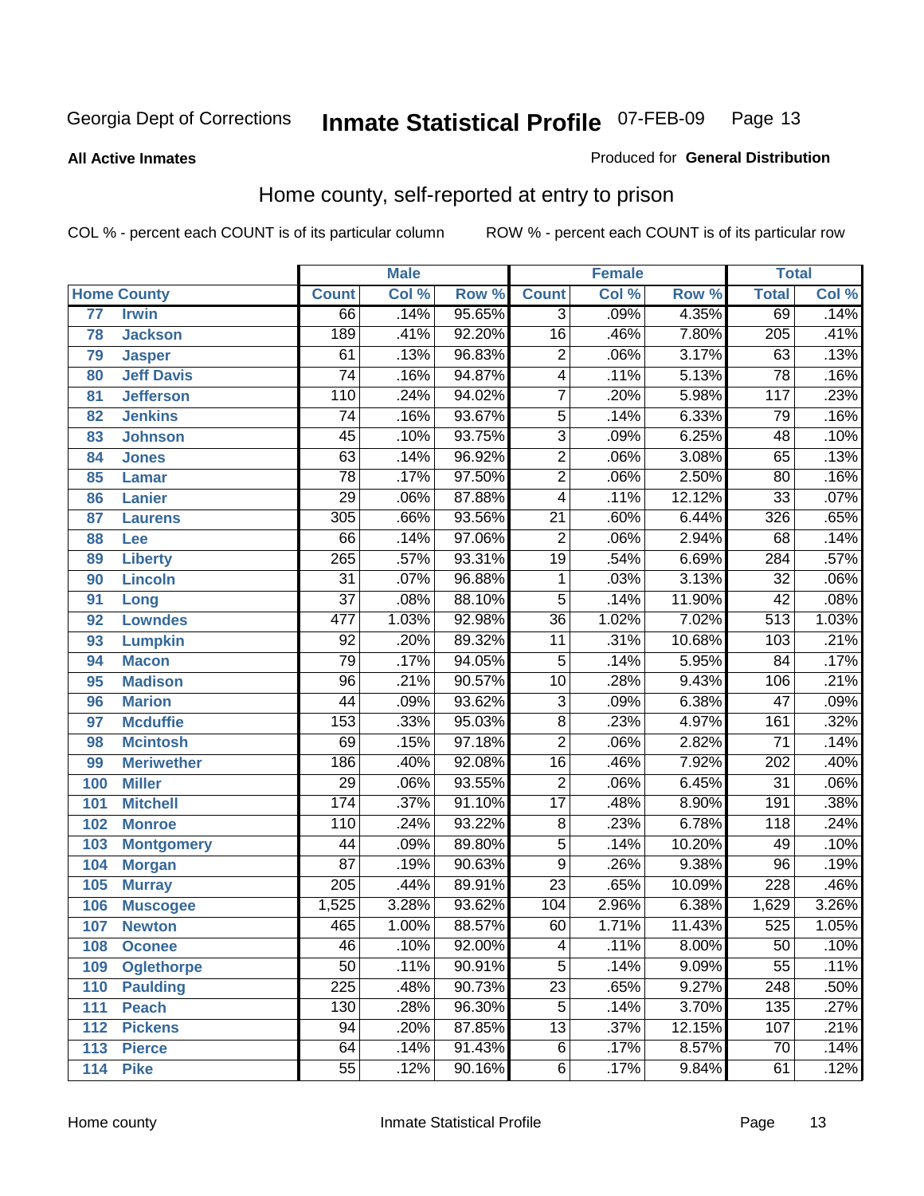Georgia Dept of Corrections **Inmate Statistical Profile** 07-FEB-09

**All Active Inmates**

Produced for **General Distribution**

## Home county, self-reported at entry to prison

COL % - percent each COUNT is of its particular column ROW % - percent each COUNT is of its particular row

| | Home County | Male | | | Female | | | Total | |
|---|---|---|---|---|---|---|---|---|---|
| | | Count | Col % | Row % | Count | Col % | Row % | Total | Col % |
| 77 | Irwin | 66 | .14% | 95.65% | 3 | .09% | 4.35% | 69 | .14% |
| 78 | Jackson | 189 | .41% | 92.20% | 16 | .46% | 7.80% | 205 | .41% |
| 79 | Jasper | 61 | .13% | 96.83% | 2 | .06% | 3.17% | 63 | .13% |
| 80 | Jeff Davis | 74 | .16% | 94.87% | 4 | .11% | 5.13% | 78 | .16% |
| 81 | Jefferson | 110 | .24% | 94.02% | 7 | .20% | 5.98% | 117 | .23% |
| 82 | Jenkins | 74 | .16% | 93.67% | 5 | .14% | 6.33% | 79 | .16% |
| 83 | Johnson | 45 | .10% | 93.75% | 3 | .09% | 6.25% | 48 | .10% |
| 84 | Jones | 63 | .14% | 96.92% | 2 | .06% | 3.08% | 65 | .13% |
| 85 | Lamar | 78 | .17% | 97.50% | 2 | .06% | 2.50% | 80 | .16% |
| 86 | Lanier | 29 | .06% | 87.88% | 4 | .11% | 12.12% | 33 | .07% |
| 87 | Laurens | 305 | .66% | 93.56% | 21 | .60% | 6.44% | 326 | .65% |
| 88 | Lee | 66 | .14% | 97.06% | 2 | .06% | 2.94% | 68 | .14% |
| 89 | Liberty | 265 | .57% | 93.31% | 19 | .54% | 6.69% | 284 | .57% |
| 90 | Lincoln | 31 | .07% | 96.88% | 1 | .03% | 3.13% | 32 | .06% |
| 91 | Long | 37 | .08% | 88.10% | 5 | .14% | 11.90% | 42 | .08% |
| 92 | Lowndes | 477 | 1.03% | 92.98% | 36 | 1.02% | 7.02% | 513 | 1.03% |
| 93 | Lumpkin | 92 | .20% | 89.32% | 11 | .31% | 10.68% | 103 | .21% |
| 94 | Macon | 79 | .17% | 94.05% | 5 | .14% | 5.95% | 84 | .17% |
| 95 | Madison | 96 | .21% | 90.57% | 10 | .28% | 9.43% | 106 | .21% |
| 96 | Marion | 44 | .09% | 93.62% | 3 | .09% | 6.38% | 47 | .09% |
| 97 | Mcduffie | 153 | .33% | 95.03% | 8 | .23% | 4.97% | 161 | .32% |
| 98 | Mcintosh | 69 | .15% | 97.18% | 2 | .06% | 2.82% | 71 | .14% |
| 99 | Meriwether | 186 | .40% | 92.08% | 16 | .46% | 7.92% | 202 | .40% |
| 100 | Miller | 29 | .06% | 93.55% | 2 | .06% | 6.45% | 31 | .06% |
| 101 | Mitchell | 174 | .37% | 91.10% | 17 | .48% | 8.90% | 191 | .38% |
| 102 | Monroe | 110 | .24% | 93.22% | 8 | .23% | 6.78% | 118 | .24% |
| 103 | Montgomery | 44 | .09% | 89.80% | 5 | .14% | 10.20% | 49 | .10% |
| 104 | Morgan | 87 | .19% | 90.63% | 9 | .26% | 9.38% | 96 | .19% |
| 105 | Murray | 205 | .44% | 89.91% | 23 | .65% | 10.09% | 228 | .46% |
| 106 | Muscogee | 1,525 | 3.28% | 93.62% | 104 | 2.96% | 6.38% | 1,629 | 3.26% |
| 107 | Newton | 465 | 1.00% | 88.57% | 60 | 1.71% | 11.43% | 525 | 1.05% |
| 108 | Oconee | 46 | .10% | 92.00% | 4 | .11% | 8.00% | 50 | .10% |
| 109 | Oglethorpe | 50 | .11% | 90.91% | 5 | .14% | 9.09% | 55 | .11% |
| 110 | Paulding | 225 | .48% | 90.73% | 23 | .65% | 9.27% | 248 | .50% |
| 111 | Peach | 130 | .28% | 96.30% | 5 | .14% | 3.70% | 135 | .27% |
| 112 | Pickens | 94 | .20% | 87.85% | 13 | .37% | 12.15% | 107 | .21% |
| 113 | Pierce | 64 | .14% | 91.43% | 6 | .17% | 8.57% | 70 | .14% |
| 114 | Pike | 55 | .12% | 90.16% | 6 | .17% | 9.84% | 61 | .12% |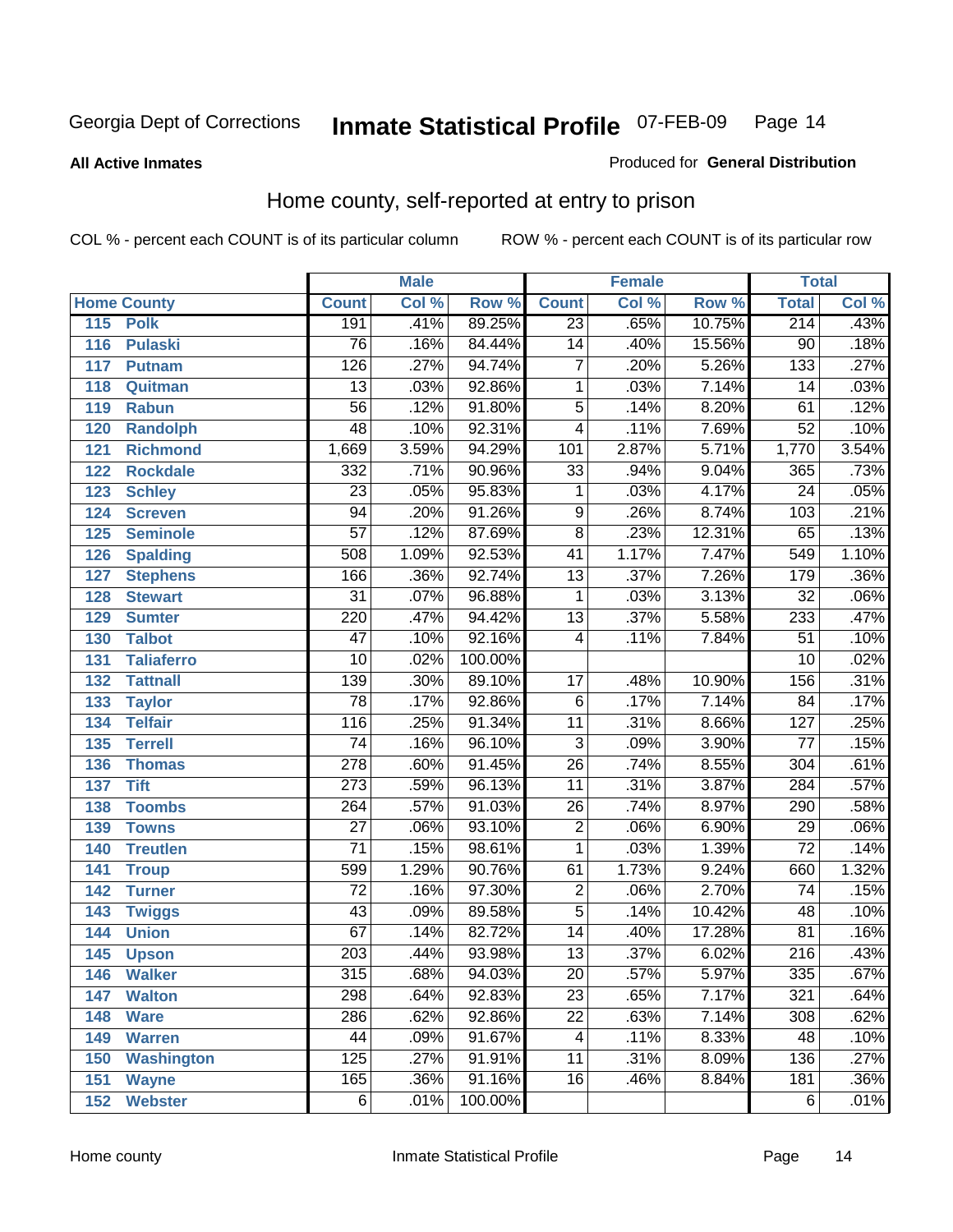Georgia Dept of Corrections **Inmate Statistical Profile** 07-FEB-09

**All Active Inmates**

Produced for **General Distribution**

## Home county, self-reported at entry to prison

COL % - percent each COUNT is of its particular column ROW % - percent each COUNT is of its particular row

| Home County | | Male | | | Female | | | Total | |
|---|---|---|---|---|---|---|---|---|---|
| | | Count | Col % | Row % | Count | Col % | Row % | Total | Col % |
| 115 | Polk | 191 | .41% | 89.25% | 23 | .65% | 10.75% | 214 | .43% |
| 116 | Pulaski | 76 | .16% | 84.44% | 14 | .40% | 15.56% | 90 | .18% |
| 117 | Putnam | 126 | .27% | 94.74% | 7 | .20% | 5.26% | 133 | .27% |
| 118 | Quitman | 13 | .03% | 92.86% | 1 | .03% | 7.14% | 14 | .03% |
| 119 | Rabun | 56 | .12% | 91.80% | 5 | .14% | 8.20% | 61 | .12% |
| 120 | Randolph | 48 | .10% | 92.31% | 4 | .11% | 7.69% | 52 | .10% |
| 121 | Richmond | 1,669 | 3.59% | 94.29% | 101 | 2.87% | 5.71% | 1,770 | 3.54% |
| 122 | Rockdale | 332 | .71% | 90.96% | 33 | .94% | 9.04% | 365 | .73% |
| 123 | Schley | 23 | .05% | 95.83% | 1 | .03% | 4.17% | 24 | .05% |
| 124 | Screven | 94 | .20% | 91.26% | 9 | .26% | 8.74% | 103 | .21% |
| 125 | Seminole | 57 | .12% | 87.69% | 8 | .23% | 12.31% | 65 | .13% |
| 126 | Spalding | 508 | 1.09% | 92.53% | 41 | 1.17% | 7.47% | 549 | 1.10% |
| 127 | Stephens | 166 | .36% | 92.74% | 13 | .37% | 7.26% | 179 | .36% |
| 128 | Stewart | 31 | .07% | 96.88% | 1 | .03% | 3.13% | 32 | .06% |
| 129 | Sumter | 220 | .47% | 94.42% | 13 | .37% | 5.58% | 233 | .47% |
| 130 | Talbot | 47 | .10% | 92.16% | 4 | .11% | 7.84% | 51 | .10% |
| 131 | Taliaferro | 10 | .02% | 100.00% | | | | 10 | .02% |
| 132 | Tattnall | 139 | .30% | 89.10% | 17 | .48% | 10.90% | 156 | .31% |
| 133 | Taylor | 78 | .17% | 92.86% | 6 | .17% | 7.14% | 84 | .17% |
| 134 | Telfair | 116 | .25% | 91.34% | 11 | .31% | 8.66% | 127 | .25% |
| 135 | Terrell | 74 | .16% | 96.10% | 3 | .09% | 3.90% | 77 | .15% |
| 136 | Thomas | 278 | .60% | 91.45% | 26 | .74% | 8.55% | 304 | .61% |
| 137 | Tift | 273 | .59% | 96.13% | 11 | .31% | 3.87% | 284 | .57% |
| 138 | Toombs | 264 | .57% | 91.03% | 26 | .74% | 8.97% | 290 | .58% |
| 139 | Towns | 27 | .06% | 93.10% | 2 | .06% | 6.90% | 29 | .06% |
| 140 | Treutlen | 71 | .15% | 98.61% | 1 | .03% | 1.39% | 72 | .14% |
| 141 | Troup | 599 | 1.29% | 90.76% | 61 | 1.73% | 9.24% | 660 | 1.32% |
| 142 | Turner | 72 | .16% | 97.30% | 2 | .06% | 2.70% | 74 | .15% |
| 143 | Twiggs | 43 | .09% | 89.58% | 5 | .14% | 10.42% | 48 | .10% |
| 144 | Union | 67 | .14% | 82.72% | 14 | .40% | 17.28% | 81 | .16% |
| 145 | Upson | 203 | .44% | 93.98% | 13 | .37% | 6.02% | 216 | .43% |
| 146 | Walker | 315 | .68% | 94.03% | 20 | .57% | 5.97% | 335 | .67% |
| 147 | Walton | 298 | .64% | 92.83% | 23 | .65% | 7.17% | 321 | .64% |
| 148 | Ware | 286 | .62% | 92.86% | 22 | .63% | 7.14% | 308 | .62% |
| 149 | Warren | 44 | .09% | 91.67% | 4 | .11% | 8.33% | 48 | .10% |
| 150 | Washington | 125 | .27% | 91.91% | 11 | .31% | 8.09% | 136 | .27% |
| 151 | Wayne | 165 | .36% | 91.16% | 16 | .46% | 8.84% | 181 | .36% |
| 152 | Webster | 6 | .01% | 100.00% | | | | 6 | .01% |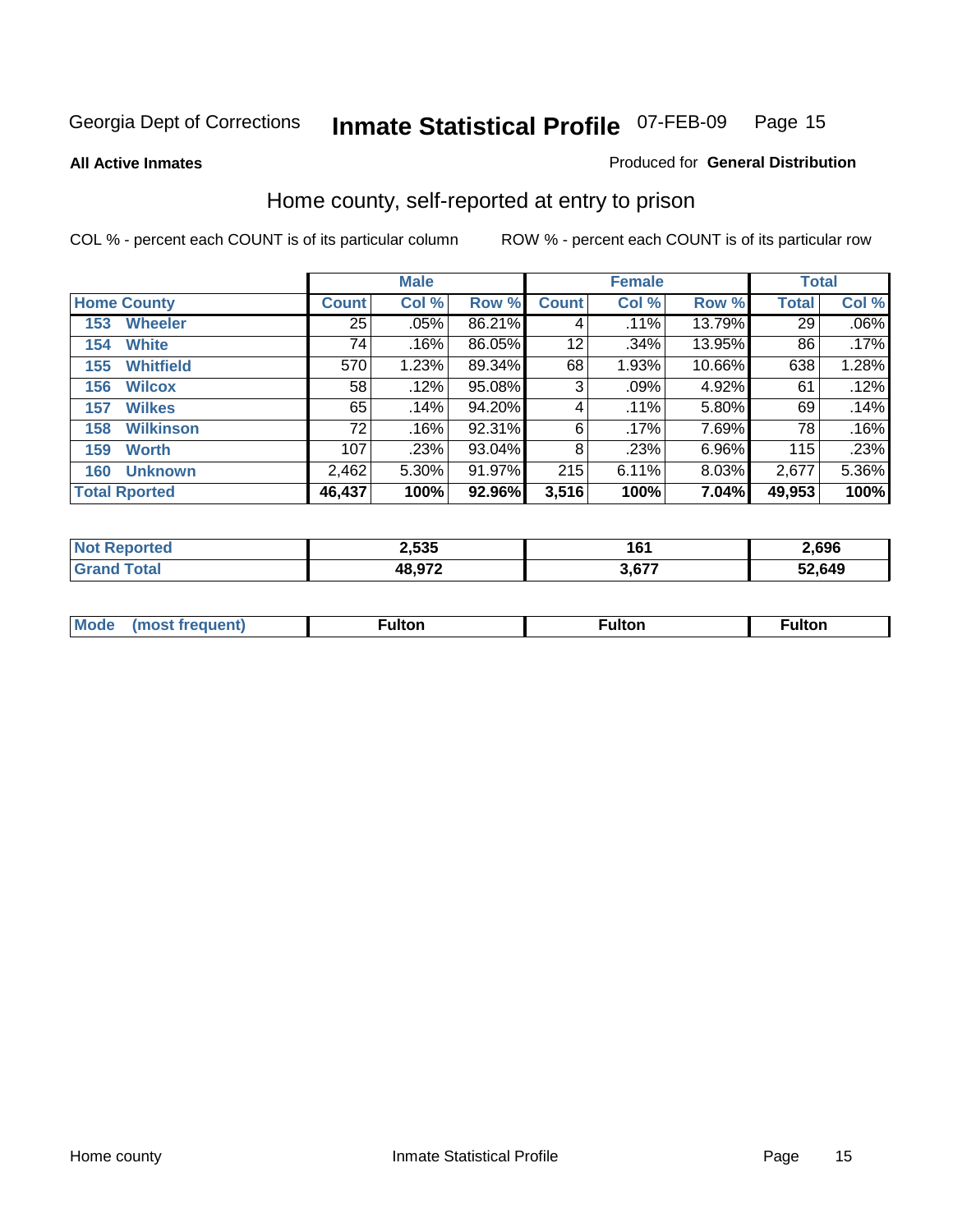Georgia Dept of Corrections **Inmate Statistical Profile** 07-FEB-09

**All Active Inmates**

Produced for **General Distribution**

## Home county, self-reported at entry to prison

COL % - percent each COUNT is of its particular column

ROW % - percent each COUNT is of its particular row

| Home County | Male | | | Female | | | Total | |
|---|---|---|---|---|---|---|---|---|
| | Count | Col % | Row % | Count | Col % | Row % | Total | Col % |
| 153 Wheeler | 25 | .05% | 86.21% | 4 | .11% | 13.79% | 29 | .06% |
| 154 White | 74 | .16% | 86.05% | 12 | .34% | 13.95% | 86 | .17% |
| 155 Whitfield | 570 | 1.23% | 89.34% | 68 | 1.93% | 10.66% | 638 | 1.28% |
| 156 Wilcox | 58 | .12% | 95.08% | 3 | .09% | 4.92% | 61 | .12% |
| 157 Wilkes | 65 | .14% | 94.20% | 4 | .11% | 5.80% | 69 | .14% |
| 158 Wilkinson | 72 | .16% | 92.31% | 6 | .17% | 7.69% | 78 | .16% |
| 159 Worth | 107 | .23% | 93.04% | 8 | .23% | 6.96% | 115 | .23% |
| 160 Unknown | 2,462 | 5.30% | 91.97% | 215 | 6.11% | 8.03% | 2,677 | 5.36% |
| **Total Rported** | **46,437** | **100%** | **92.96%** | **3,516** | **100%** | **7.04%** | **49,953** | **100%** |

| | Male | Female | Total |
|---|---|---|---|
| Not Reported | 2,535 | 161 | 2,696 |
| Grand Total | 48,972 | 3,677 | 52,649 |

| | Male | Female | Total |
|---|---|---|---|
| Mode (most frequent) | Fulton | Fulton | Fulton |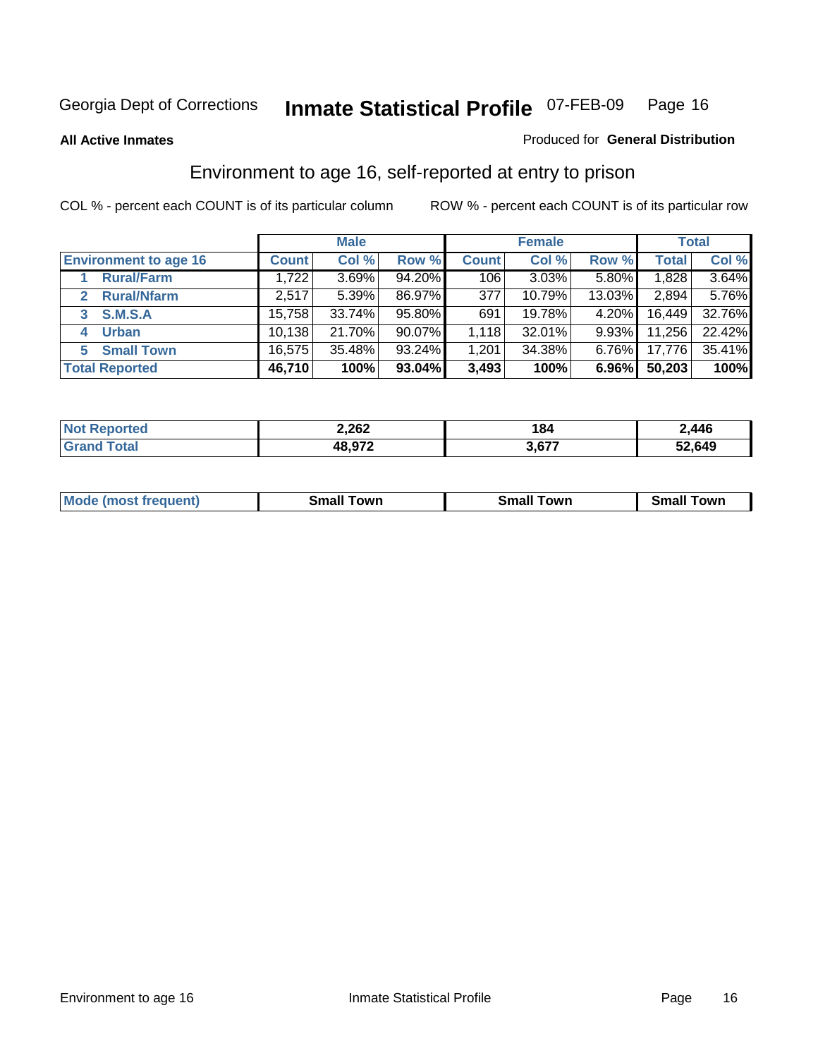Georgia Dept of Corrections **Inmate Statistical Profile** 07-FEB-09

**All Active Inmates**

Produced for **General Distribution**

## Environment to age 16, self-reported at entry to prison

COL % - percent each COUNT is of its particular column

ROW % - percent each COUNT is of its particular row

| | Male | | | Female | | | Total | |
|---|---|---|---|---|---|---|---|---|
| **Environment to age 16** | **Count** | **Col %** | **Row %** | **Count** | **Col %** | **Row %** | **Total** | **Col %** |
| 1 Rural/Farm | 1,722 | 3.69% | 94.20% | 106 | 3.03% | 5.80% | 1,828 | 3.64% |
| 2 Rural/Nfarm | 2,517 | 5.39% | 86.97% | 377 | 10.79% | 13.03% | 2,894 | 5.76% |
| 3 S.M.S.A | 15,758 | 33.74% | 95.80% | 691 | 19.78% | 4.20% | 16,449 | 32.76% |
| 4 Urban | 10,138 | 21.70% | 90.07% | 1,118 | 32.01% | 9.93% | 11,256 | 22.42% |
| 5 Small Town | 16,575 | 35.48% | 93.24% | 1,201 | 34.38% | 6.76% | 17,776 | 35.41% |
| **Total Reported** | **46,710** | **100%** | **93.04%** | **3,493** | **100%** | **6.96%** | **50,203** | **100%** |

| | Male | Female | Total |
|---|---|---|---|
| Not Reported | 2,262 | 184 | 2,446 |
| Grand Total | 48,972 | 3,677 | 52,649 |

| | Male | Female | Total |
|---|---|---|---|
| Mode (most frequent) | Small Town | Small Town | Small Town |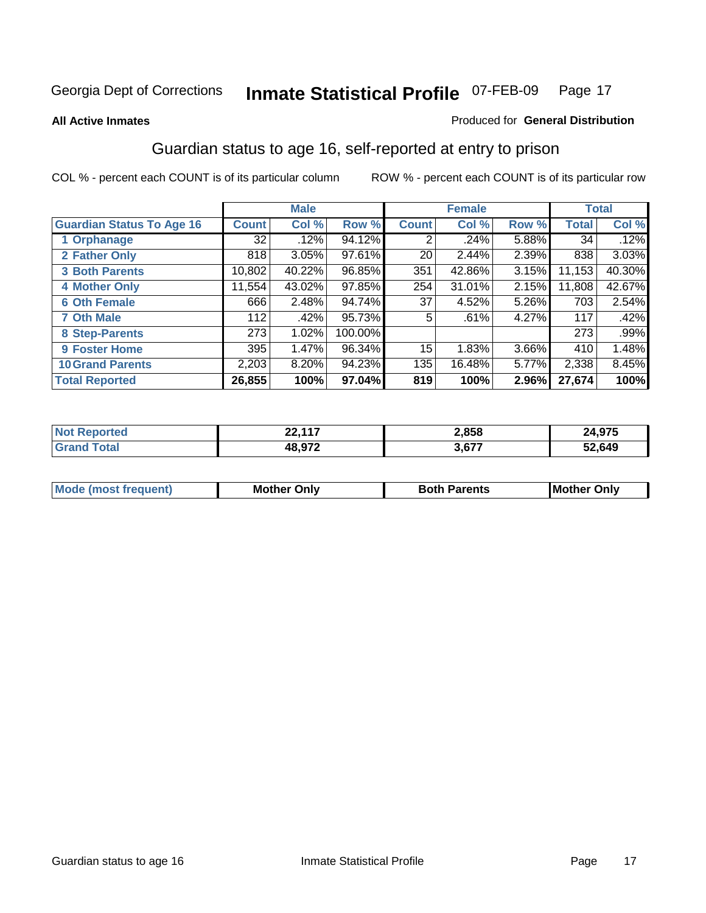Georgia Dept of Corrections **Inmate Statistical Profile** 07-FEB-09

**All Active Inmates** Produced for **General Distribution**

## Guardian status to age 16, self-reported at entry to prison

COL % - percent each COUNT is of its particular column ROW % - percent each COUNT is of its particular row

| | Male | | | Female | | | Total | |
|---|---|---|---|---|---|---|---|---|
| **Guardian Status To Age 16** | **Count** | **Col %** | **Row %** | **Count** | **Col %** | **Row %** | **Total** | **Col %** |
| 1 Orphanage | 32 | .12% | 94.12% | 2 | .24% | 5.88% | 34 | .12% |
| 2 Father Only | 818 | 3.05% | 97.61% | 20 | 2.44% | 2.39% | 838 | 3.03% |
| 3 Both Parents | 10,802 | 40.22% | 96.85% | 351 | 42.86% | 3.15% | 11,153 | 40.30% |
| 4 Mother Only | 11,554 | 43.02% | 97.85% | 254 | 31.01% | 2.15% | 11,808 | 42.67% |
| 6 Oth Female | 666 | 2.48% | 94.74% | 37 | 4.52% | 5.26% | 703 | 2.54% |
| 7 Oth Male | 112 | .42% | 95.73% | 5 | .61% | 4.27% | 117 | .42% |
| 8 Step-Parents | 273 | 1.02% | 100.00% | | | | 273 | .99% |
| 9 Foster Home | 395 | 1.47% | 96.34% | 15 | 1.83% | 3.66% | 410 | 1.48% |
| 10 Grand Parents | 2,203 | 8.20% | 94.23% | 135 | 16.48% | 5.77% | 2,338 | 8.45% |
| **Total Reported** | **26,855** | **100%** | **97.04%** | **819** | **100%** | **2.96%** | **27,674** | **100%** |

| | Male | Female | Total |
|---|---|---|---|
| Not Reported | 22,117 | 2,858 | 24,975 |
| Grand Total | 48,972 | 3,677 | 52,649 |

| | Male | Female | Total |
|---|---|---|---|
| Mode (most frequent) | Mother Only | Both Parents | Mother Only |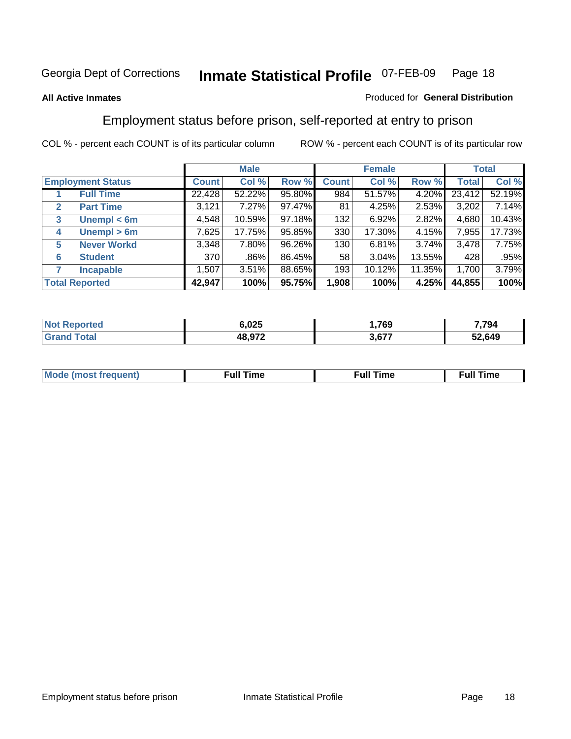Georgia Dept of Corrections **Inmate Statistical Profile** 07-FEB-09

**All Active Inmates**

Produced for **General Distribution**

## Employment status before prison, self-reported at entry to prison

COL % - percent each COUNT is of its particular column    ROW % - percent each COUNT is of its particular row

| Employment Status | | Male | | | Female | | | Total | |
|---|---|---|---|---|---|---|---|---|---|
| | | Count | Col % | Row % | Count | Col % | Row % | Total | Col % |
| 1 | Full Time | 22,428 | 52.22% | 95.80% | 984 | 51.57% | 4.20% | 23,412 | 52.19% |
| 2 | Part Time | 3,121 | 7.27% | 97.47% | 81 | 4.25% | 2.53% | 3,202 | 7.14% |
| 3 | Unempl < 6m | 4,548 | 10.59% | 97.18% | 132 | 6.92% | 2.82% | 4,680 | 10.43% |
| 4 | Unempl > 6m | 7,625 | 17.75% | 95.85% | 330 | 17.30% | 4.15% | 7,955 | 17.73% |
| 5 | Never Workd | 3,348 | 7.80% | 96.26% | 130 | 6.81% | 3.74% | 3,478 | 7.75% |
| 6 | Student | 370 | .86% | 86.45% | 58 | 3.04% | 13.55% | 428 | .95% |
| 7 | Incapable | 1,507 | 3.51% | 88.65% | 193 | 10.12% | 11.35% | 1,700 | 3.79% |
| **Total Reported** | | **42,947** | **100%** | **95.75%** | **1,908** | **100%** | **4.25%** | **44,855** | **100%** |

| | Male | Female | Total |
|---|---|---|---|
| Not Reported | 6,025 | 1,769 | 7,794 |
| Grand Total | 48,972 | 3,677 | 52,649 |

| | Male | Female | Total |
|---|---|---|---|
| Mode (most frequent) | Full Time | Full Time | Full Time |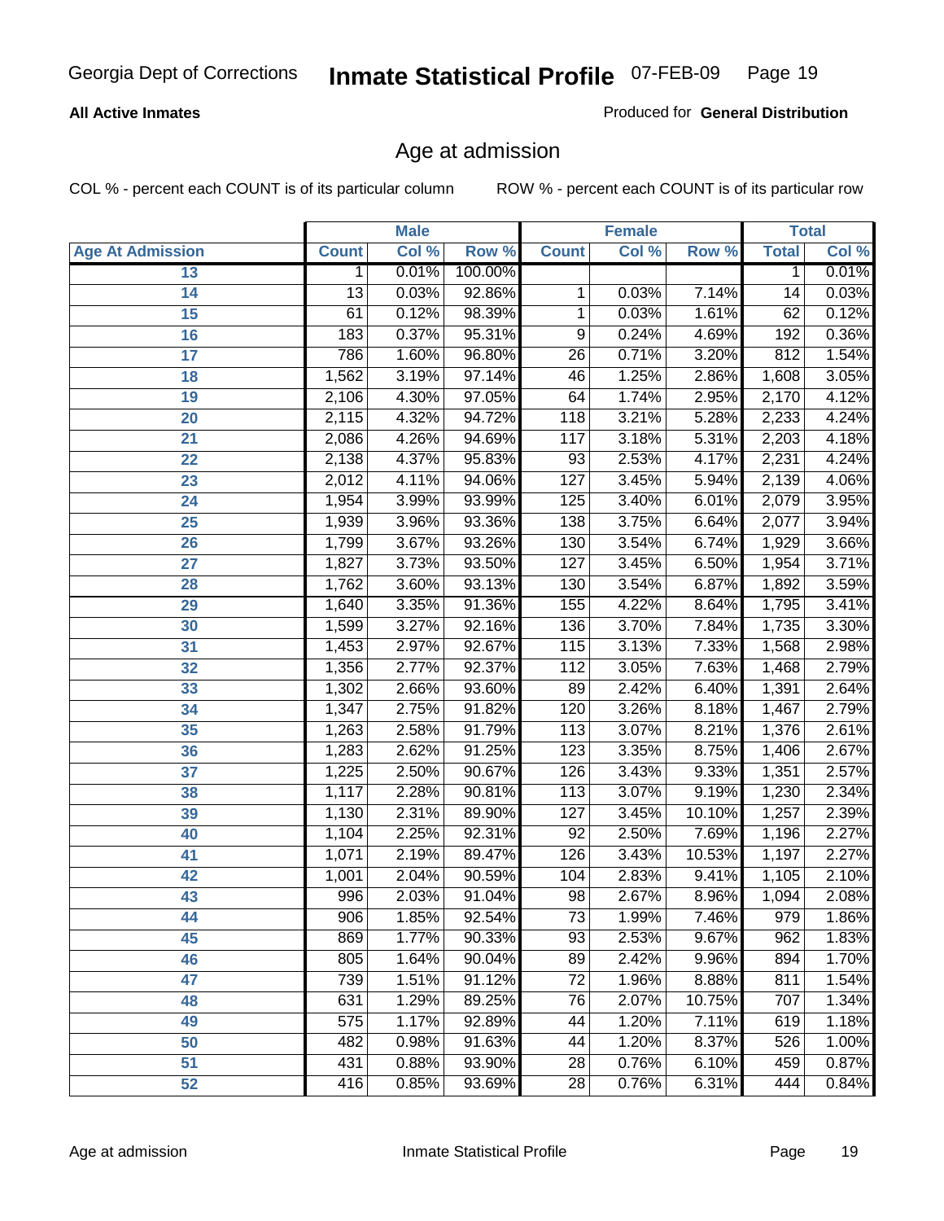**All Active Inmates**

Produced for **General Distribution**

## Age at admission

COL % - percent each COUNT is of its particular column

ROW % - percent each COUNT is of its particular row

| | Male | | | Female | | | Total | |
|---|---|---|---|---|---|---|---|---|
| **Age At Admission** | **Count** | **Col %** | **Row %** | **Count** | **Col %** | **Row %** | **Total** | **Col %** |
| 13 | 1 | 0.01% | 100.00% | | | | 1 | 0.01% |
| 14 | 13 | 0.03% | 92.86% | 1 | 0.03% | 7.14% | 14 | 0.03% |
| 15 | 61 | 0.12% | 98.39% | 1 | 0.03% | 1.61% | 62 | 0.12% |
| 16 | 183 | 0.37% | 95.31% | 9 | 0.24% | 4.69% | 192 | 0.36% |
| 17 | 786 | 1.60% | 96.80% | 26 | 0.71% | 3.20% | 812 | 1.54% |
| 18 | 1,562 | 3.19% | 97.14% | 46 | 1.25% | 2.86% | 1,608 | 3.05% |
| 19 | 2,106 | 4.30% | 97.05% | 64 | 1.74% | 2.95% | 2,170 | 4.12% |
| 20 | 2,115 | 4.32% | 94.72% | 118 | 3.21% | 5.28% | 2,233 | 4.24% |
| 21 | 2,086 | 4.26% | 94.69% | 117 | 3.18% | 5.31% | 2,203 | 4.18% |
| 22 | 2,138 | 4.37% | 95.83% | 93 | 2.53% | 4.17% | 2,231 | 4.24% |
| 23 | 2,012 | 4.11% | 94.06% | 127 | 3.45% | 5.94% | 2,139 | 4.06% |
| 24 | 1,954 | 3.99% | 93.99% | 125 | 3.40% | 6.01% | 2,079 | 3.95% |
| 25 | 1,939 | 3.96% | 93.36% | 138 | 3.75% | 6.64% | 2,077 | 3.94% |
| 26 | 1,799 | 3.67% | 93.26% | 130 | 3.54% | 6.74% | 1,929 | 3.66% |
| 27 | 1,827 | 3.73% | 93.50% | 127 | 3.45% | 6.50% | 1,954 | 3.71% |
| 28 | 1,762 | 3.60% | 93.13% | 130 | 3.54% | 6.87% | 1,892 | 3.59% |
| 29 | 1,640 | 3.35% | 91.36% | 155 | 4.22% | 8.64% | 1,795 | 3.41% |
| 30 | 1,599 | 3.27% | 92.16% | 136 | 3.70% | 7.84% | 1,735 | 3.30% |
| 31 | 1,453 | 2.97% | 92.67% | 115 | 3.13% | 7.33% | 1,568 | 2.98% |
| 32 | 1,356 | 2.77% | 92.37% | 112 | 3.05% | 7.63% | 1,468 | 2.79% |
| 33 | 1,302 | 2.66% | 93.60% | 89 | 2.42% | 6.40% | 1,391 | 2.64% |
| 34 | 1,347 | 2.75% | 91.82% | 120 | 3.26% | 8.18% | 1,467 | 2.79% |
| 35 | 1,263 | 2.58% | 91.79% | 113 | 3.07% | 8.21% | 1,376 | 2.61% |
| 36 | 1,283 | 2.62% | 91.25% | 123 | 3.35% | 8.75% | 1,406 | 2.67% |
| 37 | 1,225 | 2.50% | 90.67% | 126 | 3.43% | 9.33% | 1,351 | 2.57% |
| 38 | 1,117 | 2.28% | 90.81% | 113 | 3.07% | 9.19% | 1,230 | 2.34% |
| 39 | 1,130 | 2.31% | 89.90% | 127 | 3.45% | 10.10% | 1,257 | 2.39% |
| 40 | 1,104 | 2.25% | 92.31% | 92 | 2.50% | 7.69% | 1,196 | 2.27% |
| 41 | 1,071 | 2.19% | 89.47% | 126 | 3.43% | 10.53% | 1,197 | 2.27% |
| 42 | 1,001 | 2.04% | 90.59% | 104 | 2.83% | 9.41% | 1,105 | 2.10% |
| 43 | 996 | 2.03% | 91.04% | 98 | 2.67% | 8.96% | 1,094 | 2.08% |
| 44 | 906 | 1.85% | 92.54% | 73 | 1.99% | 7.46% | 979 | 1.86% |
| 45 | 869 | 1.77% | 90.33% | 93 | 2.53% | 9.67% | 962 | 1.83% |
| 46 | 805 | 1.64% | 90.04% | 89 | 2.42% | 9.96% | 894 | 1.70% |
| 47 | 739 | 1.51% | 91.12% | 72 | 1.96% | 8.88% | 811 | 1.54% |
| 48 | 631 | 1.29% | 89.25% | 76 | 2.07% | 10.75% | 707 | 1.34% |
| 49 | 575 | 1.17% | 92.89% | 44 | 1.20% | 7.11% | 619 | 1.18% |
| 50 | 482 | 0.98% | 91.63% | 44 | 1.20% | 8.37% | 526 | 1.00% |
| 51 | 431 | 0.88% | 93.90% | 28 | 0.76% | 6.10% | 459 | 0.87% |
| 52 | 416 | 0.85% | 93.69% | 28 | 0.76% | 6.31% | 444 | 0.84% |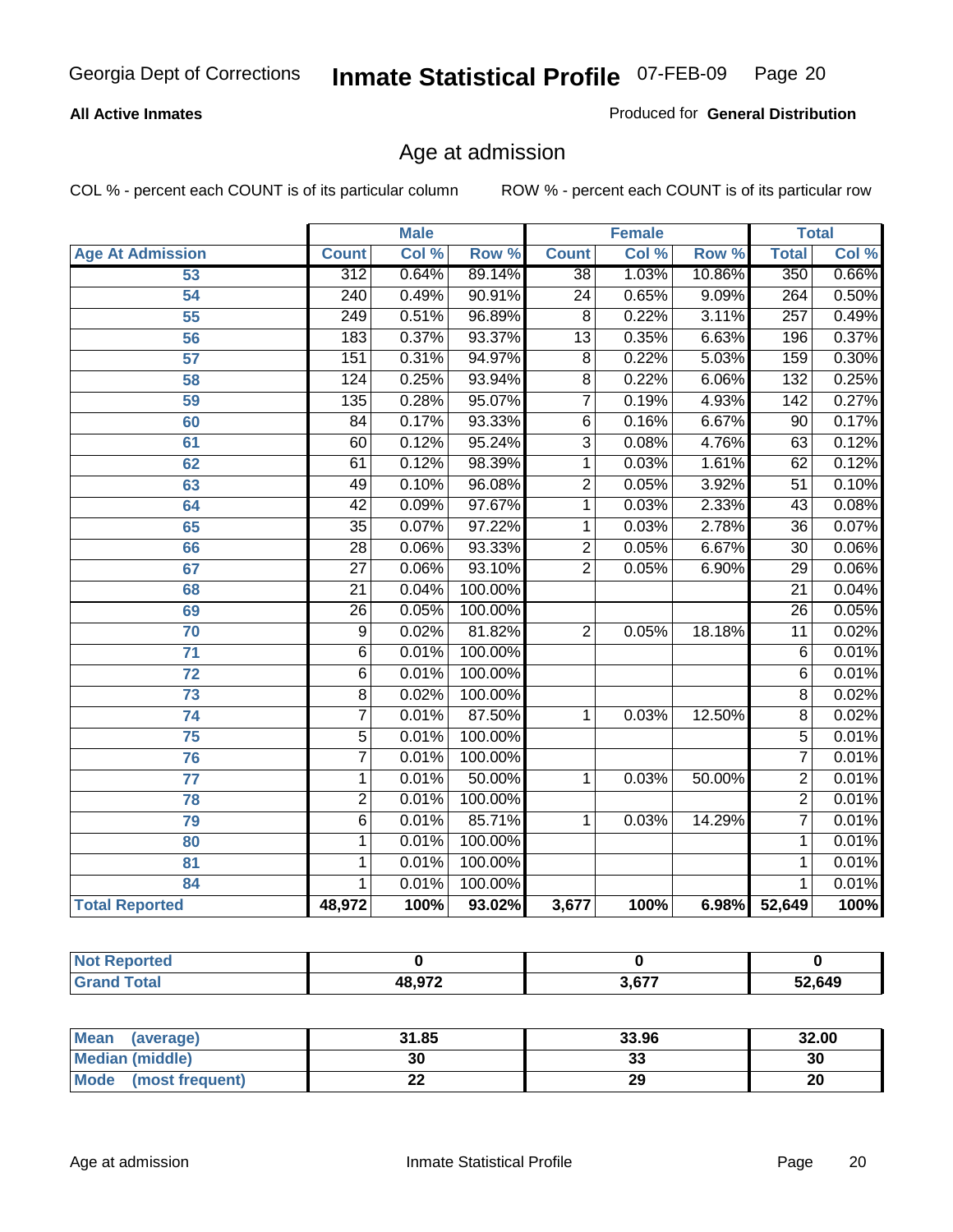Georgia Dept of Corrections **Inmate Statistical Profile** 07-FEB-09

**All Active Inmates**

Produced for **General Distribution**

## Age at admission

COL % - percent each COUNT is of its particular column ROW % - percent each COUNT is of its particular row

| Age At Admission | Male | | | Female | | | Total | |
|---|---|---|---|---|---|---|---|---|
| | Count | Col % | Row % | Count | Col % | Row % | Total | Col % |
| 53 | 312 | 0.64% | 89.14% | 38 | 1.03% | 10.86% | 350 | 0.66% |
| 54 | 240 | 0.49% | 90.91% | 24 | 0.65% | 9.09% | 264 | 0.50% |
| 55 | 249 | 0.51% | 96.89% | 8 | 0.22% | 3.11% | 257 | 0.49% |
| 56 | 183 | 0.37% | 93.37% | 13 | 0.35% | 6.63% | 196 | 0.37% |
| 57 | 151 | 0.31% | 94.97% | 8 | 0.22% | 5.03% | 159 | 0.30% |
| 58 | 124 | 0.25% | 93.94% | 8 | 0.22% | 6.06% | 132 | 0.25% |
| 59 | 135 | 0.28% | 95.07% | 7 | 0.19% | 4.93% | 142 | 0.27% |
| 60 | 84 | 0.17% | 93.33% | 6 | 0.16% | 6.67% | 90 | 0.17% |
| 61 | 60 | 0.12% | 95.24% | 3 | 0.08% | 4.76% | 63 | 0.12% |
| 62 | 61 | 0.12% | 98.39% | 1 | 0.03% | 1.61% | 62 | 0.12% |
| 63 | 49 | 0.10% | 96.08% | 2 | 0.05% | 3.92% | 51 | 0.10% |
| 64 | 42 | 0.09% | 97.67% | 1 | 0.03% | 2.33% | 43 | 0.08% |
| 65 | 35 | 0.07% | 97.22% | 1 | 0.03% | 2.78% | 36 | 0.07% |
| 66 | 28 | 0.06% | 93.33% | 2 | 0.05% | 6.67% | 30 | 0.06% |
| 67 | 27 | 0.06% | 93.10% | 2 | 0.05% | 6.90% | 29 | 0.06% |
| 68 | 21 | 0.04% | 100.00% | | | | 21 | 0.04% |
| 69 | 26 | 0.05% | 100.00% | | | | 26 | 0.05% |
| 70 | 9 | 0.02% | 81.82% | 2 | 0.05% | 18.18% | 11 | 0.02% |
| 71 | 6 | 0.01% | 100.00% | | | | 6 | 0.01% |
| 72 | 6 | 0.01% | 100.00% | | | | 6 | 0.01% |
| 73 | 8 | 0.02% | 100.00% | | | | 8 | 0.02% |
| 74 | 7 | 0.01% | 87.50% | 1 | 0.03% | 12.50% | 8 | 0.02% |
| 75 | 5 | 0.01% | 100.00% | | | | 5 | 0.01% |
| 76 | 7 | 0.01% | 100.00% | | | | 7 | 0.01% |
| 77 | 1 | 0.01% | 50.00% | 1 | 0.03% | 50.00% | 2 | 0.01% |
| 78 | 2 | 0.01% | 100.00% | | | | 2 | 0.01% |
| 79 | 6 | 0.01% | 85.71% | 1 | 0.03% | 14.29% | 7 | 0.01% |
| 80 | 1 | 0.01% | 100.00% | | | | 1 | 0.01% |
| 81 | 1 | 0.01% | 100.00% | | | | 1 | 0.01% |
| 84 | 1 | 0.01% | 100.00% | | | | 1 | 0.01% |
| **Total Reported** | **48,972** | **100%** | **93.02%** | **3,677** | **100%** | **6.98%** | **52,649** | **100%** |

| | Male | Female | Total |
|---|---|---|---|
| Not Reported | 0 | 0 | 0 |
| Grand Total | 48,972 | 3,677 | 52,649 |

| | Male | Female | Total |
|---|---|---|---|
| Mean (average) | 31.85 | 33.96 | 32.00 |
| Median (middle) | 30 | 33 | 30 |
| Mode (most frequent) | 22 | 29 | 20 |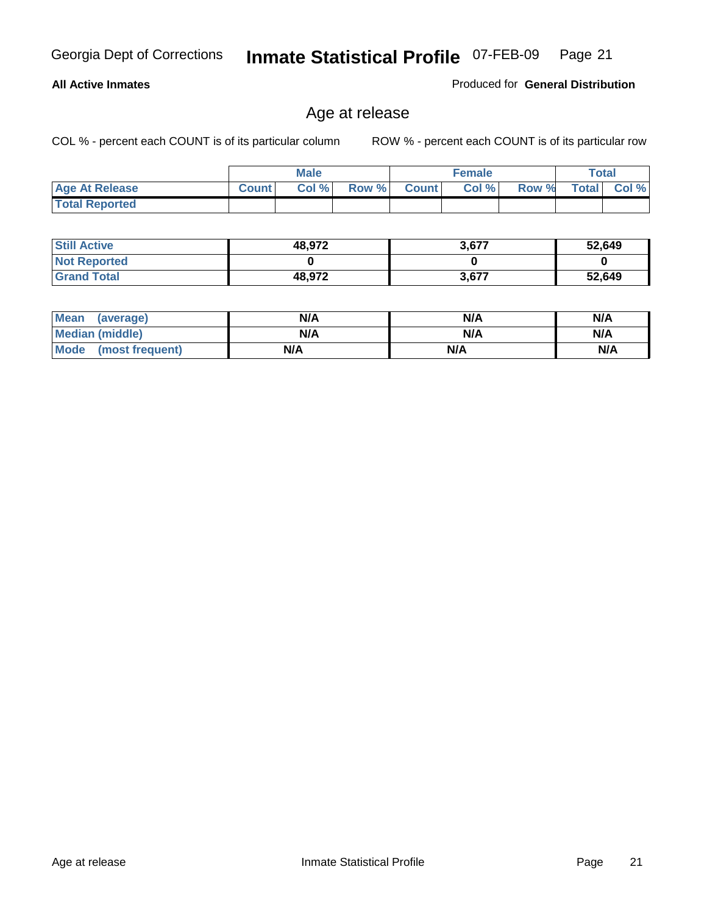**All Active Inmates** Produced for **General Distribution**

## Age at release

COL % - percent each COUNT is of its particular column        ROW % - percent each COUNT is of its particular row

| | Male | | | Female | | | Total | |
|---|---|---|---|---|---|---|---|---|
| **Age At Release** | **Count** | **Col %** | **Row %** | **Count** | **Col %** | **Row %** | **Total** | **Col %** |
| **Total Reported** | | | | | | | | |

| | Male | Female | Total |
|---|---|---|---|
| **Still Active** | **48,972** | **3,677** | **52,649** |
| **Not Reported** | **0** | **0** | **0** |
| **Grand Total** | **48,972** | **3,677** | **52,649** |

| | Male | Female | Total |
|---|---|---|---|
| **Mean (average)** | **N/A** | **N/A** | **N/A** |
| **Median (middle)** | **N/A** | **N/A** | **N/A** |
| **Mode (most frequent)** | **N/A** | **N/A** | **N/A** |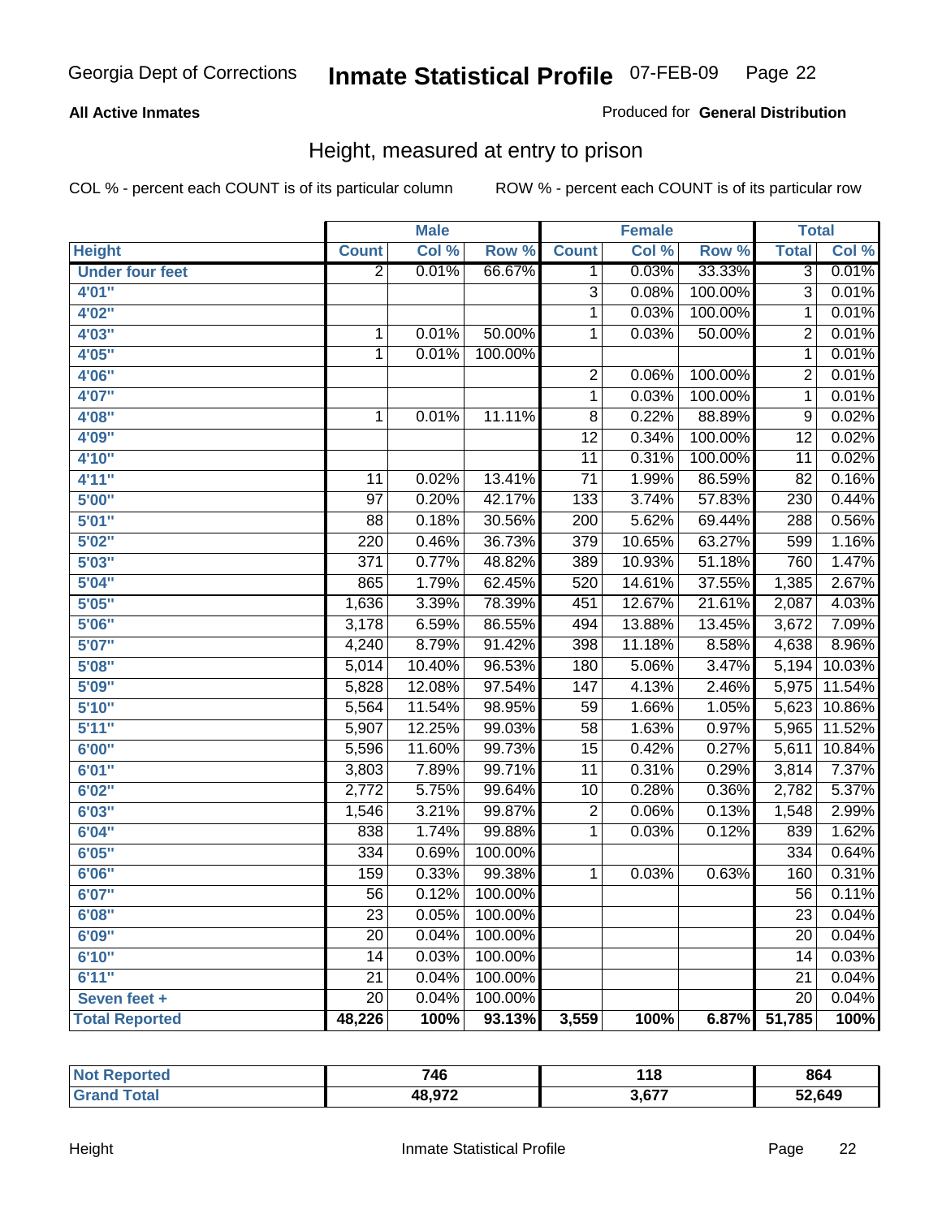Georgia Dept of Corrections **Inmate Statistical Profile** 07-FEB-09

**All Active Inmates**

Produced for **General Distribution**

## Height, measured at entry to prison

COL % - percent each COUNT is of its particular column    ROW % - percent each COUNT is of its particular row

| | Male | | | Female | | | Total | |
|---|---|---|---|---|---|---|---|---|
| **Height** | **Count** | **Col %** | **Row %** | **Count** | **Col %** | **Row %** | **Total** | **Col %** |
| **Under four feet** | 2 | 0.01% | 66.67% | 1 | 0.03% | 33.33% | 3 | 0.01% |
| **4'01"** | | | | 3 | 0.08% | 100.00% | 3 | 0.01% |
| **4'02"** | | | | 1 | 0.03% | 100.00% | 1 | 0.01% |
| **4'03"** | 1 | 0.01% | 50.00% | 1 | 0.03% | 50.00% | 2 | 0.01% |
| **4'05"** | 1 | 0.01% | 100.00% | | | | 1 | 0.01% |
| **4'06"** | | | | 2 | 0.06% | 100.00% | 2 | 0.01% |
| **4'07"** | | | | 1 | 0.03% | 100.00% | 1 | 0.01% |
| **4'08"** | 1 | 0.01% | 11.11% | 8 | 0.22% | 88.89% | 9 | 0.02% |
| **4'09"** | | | | 12 | 0.34% | 100.00% | 12 | 0.02% |
| **4'10"** | | | | 11 | 0.31% | 100.00% | 11 | 0.02% |
| **4'11"** | 11 | 0.02% | 13.41% | 71 | 1.99% | 86.59% | 82 | 0.16% |
| **5'00"** | 97 | 0.20% | 42.17% | 133 | 3.74% | 57.83% | 230 | 0.44% |
| **5'01"** | 88 | 0.18% | 30.56% | 200 | 5.62% | 69.44% | 288 | 0.56% |
| **5'02"** | 220 | 0.46% | 36.73% | 379 | 10.65% | 63.27% | 599 | 1.16% |
| **5'03"** | 371 | 0.77% | 48.82% | 389 | 10.93% | 51.18% | 760 | 1.47% |
| **5'04"** | 865 | 1.79% | 62.45% | 520 | 14.61% | 37.55% | 1,385 | 2.67% |
| **5'05"** | 1,636 | 3.39% | 78.39% | 451 | 12.67% | 21.61% | 2,087 | 4.03% |
| **5'06"** | 3,178 | 6.59% | 86.55% | 494 | 13.88% | 13.45% | 3,672 | 7.09% |
| **5'07"** | 4,240 | 8.79% | 91.42% | 398 | 11.18% | 8.58% | 4,638 | 8.96% |
| **5'08"** | 5,014 | 10.40% | 96.53% | 180 | 5.06% | 3.47% | 5,194 | 10.03% |
| **5'09"** | 5,828 | 12.08% | 97.54% | 147 | 4.13% | 2.46% | 5,975 | 11.54% |
| **5'10"** | 5,564 | 11.54% | 98.95% | 59 | 1.66% | 1.05% | 5,623 | 10.86% |
| **5'11"** | 5,907 | 12.25% | 99.03% | 58 | 1.63% | 0.97% | 5,965 | 11.52% |
| **6'00"** | 5,596 | 11.60% | 99.73% | 15 | 0.42% | 0.27% | 5,611 | 10.84% |
| **6'01"** | 3,803 | 7.89% | 99.71% | 11 | 0.31% | 0.29% | 3,814 | 7.37% |
| **6'02"** | 2,772 | 5.75% | 99.64% | 10 | 0.28% | 0.36% | 2,782 | 5.37% |
| **6'03"** | 1,546 | 3.21% | 99.87% | 2 | 0.06% | 0.13% | 1,548 | 2.99% |
| **6'04"** | 838 | 1.74% | 99.88% | 1 | 0.03% | 0.12% | 839 | 1.62% |
| **6'05"** | 334 | 0.69% | 100.00% | | | | 334 | 0.64% |
| **6'06"** | 159 | 0.33% | 99.38% | 1 | 0.03% | 0.63% | 160 | 0.31% |
| **6'07"** | 56 | 0.12% | 100.00% | | | | 56 | 0.11% |
| **6'08"** | 23 | 0.05% | 100.00% | | | | 23 | 0.04% |
| **6'09"** | 20 | 0.04% | 100.00% | | | | 20 | 0.04% |
| **6'10"** | 14 | 0.03% | 100.00% | | | | 14 | 0.03% |
| **6'11"** | 21 | 0.04% | 100.00% | | | | 21 | 0.04% |
| **Seven feet +** | 20 | 0.04% | 100.00% | | | | 20 | 0.04% |
| **Total Reported** | **48,226** | **100%** | **93.13%** | **3,559** | **100%** | **6.87%** | **51,785** | **100%** |

| | Male | Female | Total |
|---|---|---|---|
| **Not Reported** | **746** | **118** | **864** |
| **Grand Total** | **48,972** | **3,677** | **52,649** |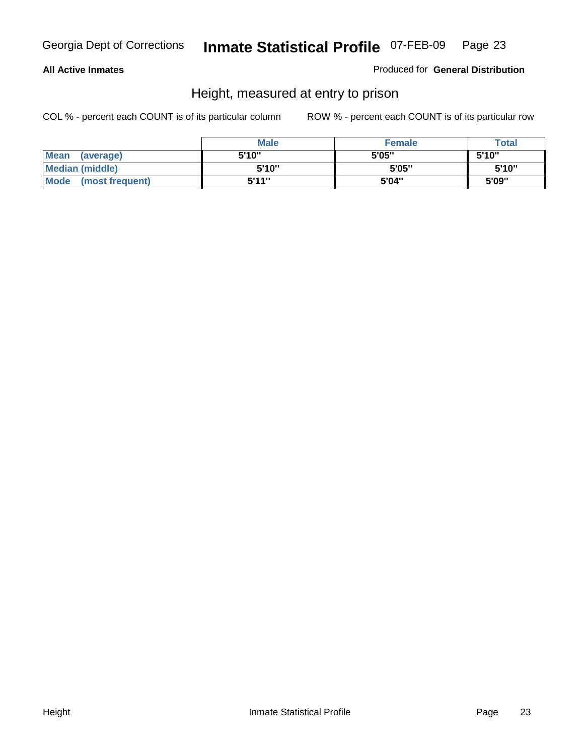**All Active Inmates**

Produced for **General Distribution**

## Height, measured at entry to prison

COL % - percent each COUNT is of its particular column

ROW % - percent each COUNT is of its particular row

| | Male | Female | Total |
|---|---|---|---|
| **Mean (average)** | 5'10" | 5'05" | 5'10" |
| **Median (middle)** | 5'10" | 5'05" | 5'10" |
| **Mode (most frequent)** | 5'11" | 5'04" | 5'09" |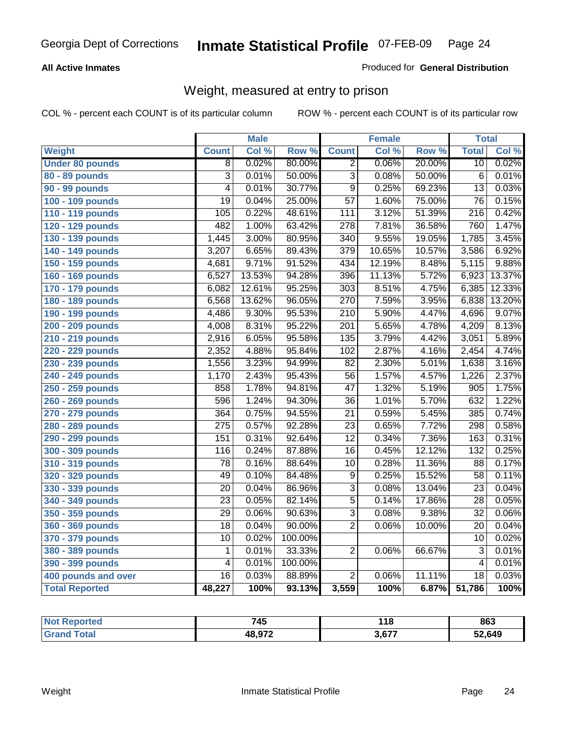**All Active Inmates**

Produced for **General Distribution**

## Weight, measured at entry to prison

COL % - percent each COUNT is of its particular column ROW % - percent each COUNT is of its particular row

| | Male | | | Female | | | Total | |
|---|---|---|---|---|---|---|---|---|
| **Weight** | **Count** | **Col %** | **Row %** | **Count** | **Col %** | **Row %** | **Total** | **Col %** |
| **Under 80 pounds** | 8 | 0.02% | 80.00% | 2 | 0.06% | 20.00% | 10 | 0.02% |
| **80 - 89 pounds** | 3 | 0.01% | 50.00% | 3 | 0.08% | 50.00% | 6 | 0.01% |
| **90 - 99 pounds** | 4 | 0.01% | 30.77% | 9 | 0.25% | 69.23% | 13 | 0.03% |
| **100 - 109 pounds** | 19 | 0.04% | 25.00% | 57 | 1.60% | 75.00% | 76 | 0.15% |
| **110 - 119 pounds** | 105 | 0.22% | 48.61% | 111 | 3.12% | 51.39% | 216 | 0.42% |
| **120 - 129 pounds** | 482 | 1.00% | 63.42% | 278 | 7.81% | 36.58% | 760 | 1.47% |
| **130 - 139 pounds** | 1,445 | 3.00% | 80.95% | 340 | 9.55% | 19.05% | 1,785 | 3.45% |
| **140 - 149 pounds** | 3,207 | 6.65% | 89.43% | 379 | 10.65% | 10.57% | 3,586 | 6.92% |
| **150 - 159 pounds** | 4,681 | 9.71% | 91.52% | 434 | 12.19% | 8.48% | 5,115 | 9.88% |
| **160 - 169 pounds** | 6,527 | 13.53% | 94.28% | 396 | 11.13% | 5.72% | 6,923 | 13.37% |
| **170 - 179 pounds** | 6,082 | 12.61% | 95.25% | 303 | 8.51% | 4.75% | 6,385 | 12.33% |
| **180 - 189 pounds** | 6,568 | 13.62% | 96.05% | 270 | 7.59% | 3.95% | 6,838 | 13.20% |
| **190 - 199 pounds** | 4,486 | 9.30% | 95.53% | 210 | 5.90% | 4.47% | 4,696 | 9.07% |
| **200 - 209 pounds** | 4,008 | 8.31% | 95.22% | 201 | 5.65% | 4.78% | 4,209 | 8.13% |
| **210 - 219 pounds** | 2,916 | 6.05% | 95.58% | 135 | 3.79% | 4.42% | 3,051 | 5.89% |
| **220 - 229 pounds** | 2,352 | 4.88% | 95.84% | 102 | 2.87% | 4.16% | 2,454 | 4.74% |
| **230 - 239 pounds** | 1,556 | 3.23% | 94.99% | 82 | 2.30% | 5.01% | 1,638 | 3.16% |
| **240 - 249 pounds** | 1,170 | 2.43% | 95.43% | 56 | 1.57% | 4.57% | 1,226 | 2.37% |
| **250 - 259 pounds** | 858 | 1.78% | 94.81% | 47 | 1.32% | 5.19% | 905 | 1.75% |
| **260 - 269 pounds** | 596 | 1.24% | 94.30% | 36 | 1.01% | 5.70% | 632 | 1.22% |
| **270 - 279 pounds** | 364 | 0.75% | 94.55% | 21 | 0.59% | 5.45% | 385 | 0.74% |
| **280 - 289 pounds** | 275 | 0.57% | 92.28% | 23 | 0.65% | 7.72% | 298 | 0.58% |
| **290 - 299 pounds** | 151 | 0.31% | 92.64% | 12 | 0.34% | 7.36% | 163 | 0.31% |
| **300 - 309 pounds** | 116 | 0.24% | 87.88% | 16 | 0.45% | 12.12% | 132 | 0.25% |
| **310 - 319 pounds** | 78 | 0.16% | 88.64% | 10 | 0.28% | 11.36% | 88 | 0.17% |
| **320 - 329 pounds** | 49 | 0.10% | 84.48% | 9 | 0.25% | 15.52% | 58 | 0.11% |
| **330 - 339 pounds** | 20 | 0.04% | 86.96% | 3 | 0.08% | 13.04% | 23 | 0.04% |
| **340 - 349 pounds** | 23 | 0.05% | 82.14% | 5 | 0.14% | 17.86% | 28 | 0.05% |
| **350 - 359 pounds** | 29 | 0.06% | 90.63% | 3 | 0.08% | 9.38% | 32 | 0.06% |
| **360 - 369 pounds** | 18 | 0.04% | 90.00% | 2 | 0.06% | 10.00% | 20 | 0.04% |
| **370 - 379 pounds** | 10 | 0.02% | 100.00% | | | | 10 | 0.02% |
| **380 - 389 pounds** | 1 | 0.01% | 33.33% | 2 | 0.06% | 66.67% | 3 | 0.01% |
| **390 - 399 pounds** | 4 | 0.01% | 100.00% | | | | 4 | 0.01% |
| **400 pounds and over** | 16 | 0.03% | 88.89% | 2 | 0.06% | 11.11% | 18 | 0.03% |
| **Total Reported** | **48,227** | **100%** | **93.13%** | **3,559** | **100%** | **6.87%** | **51,786** | **100%** |

| | Male | Female | Total |
|---|---|---|---|
| **Not Reported** | **745** | **118** | **863** |
| **Grand Total** | **48,972** | **3,677** | **52,649** |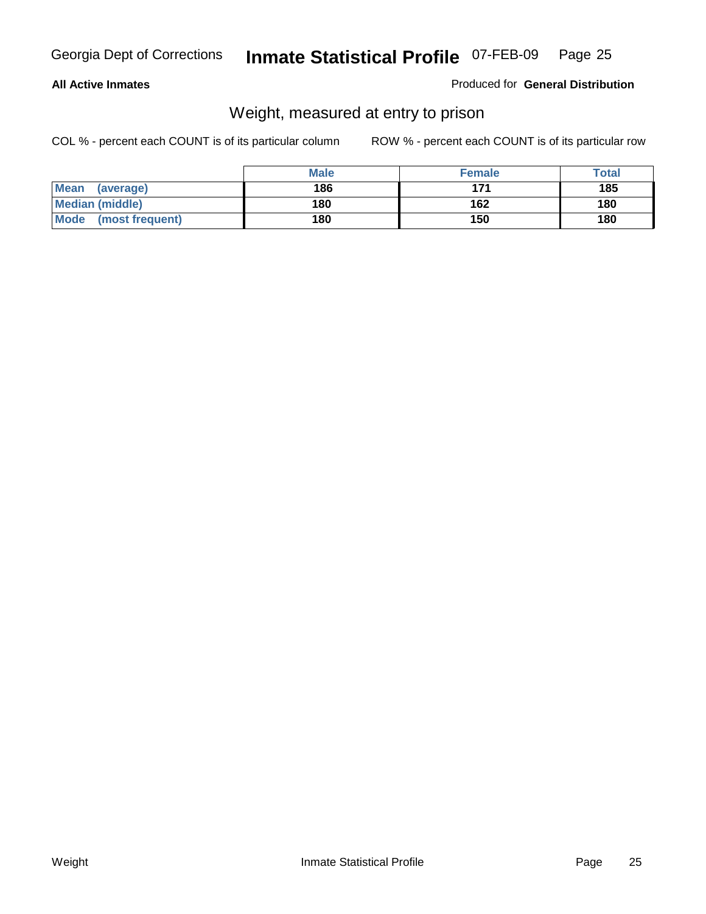**All Active Inmates**

Produced for **General Distribution**

## Weight, measured at entry to prison

COL % - percent each COUNT is of its particular column

ROW % - percent each COUNT is of its particular row

| | Male | Female | Total |
|---|---|---|---|
| **Mean (average)** | 186 | 171 | 185 |
| **Median (middle)** | 180 | 162 | 180 |
| **Mode (most frequent)** | 180 | 150 | 180 |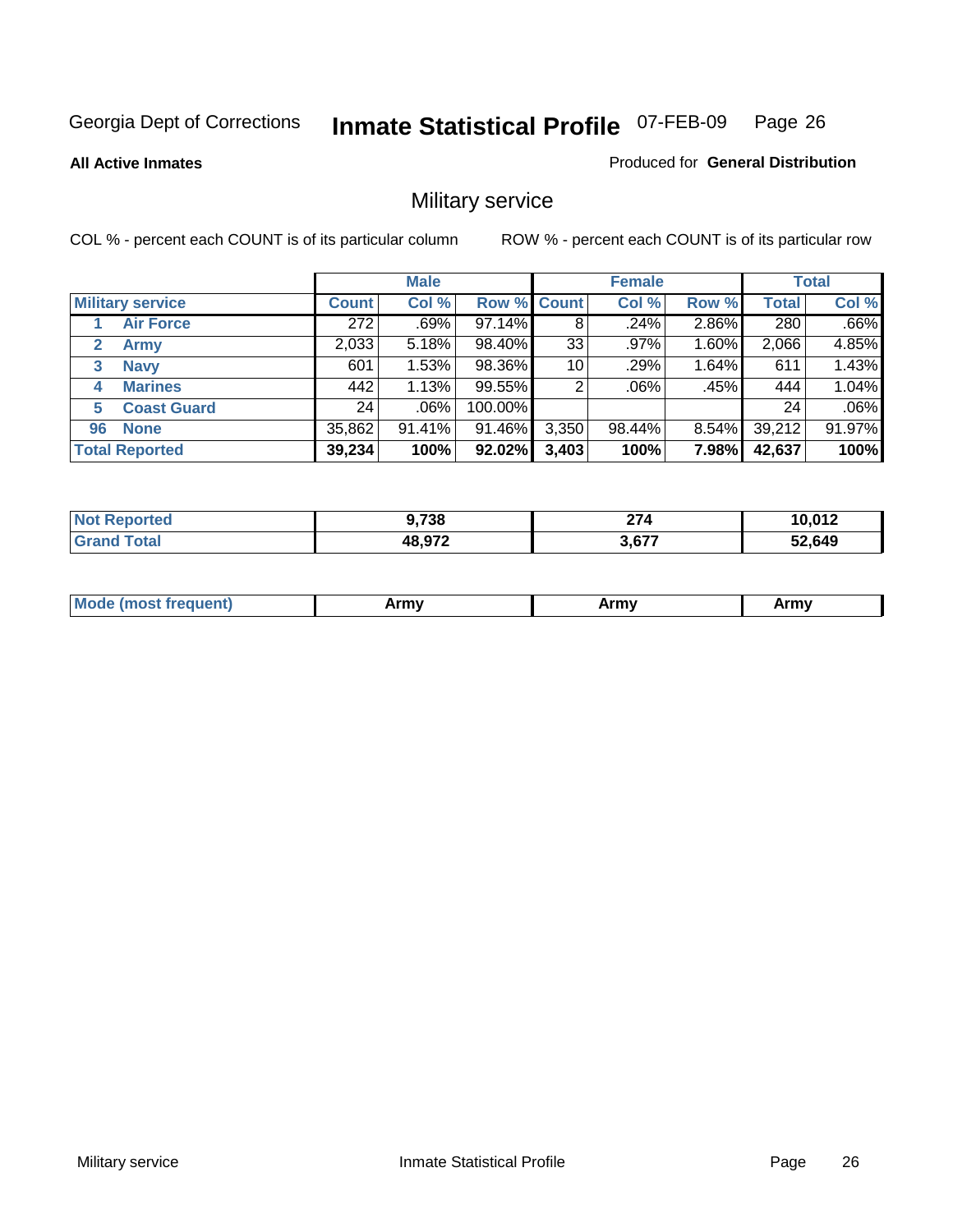Georgia Dept of Corrections **Inmate Statistical Profile** 07-FEB-09

**All Active Inmates**

Produced for **General Distribution**

## Military service

COL % - percent each COUNT is of its particular column

ROW % - percent each COUNT is of its particular row

| | Male | | | Female | | | Total | |
|---|---|---|---|---|---|---|---|---|
| **Military service** | **Count** | **Col %** | **Row %** | **Count** | **Col %** | **Row %** | **Total** | **Col %** |
| 1 **Air Force** | 272 | .69% | 97.14% | 8 | .24% | 2.86% | 280 | .66% |
| 2 **Army** | 2,033 | 5.18% | 98.40% | 33 | .97% | 1.60% | 2,066 | 4.85% |
| 3 **Navy** | 601 | 1.53% | 98.36% | 10 | .29% | 1.64% | 611 | 1.43% |
| 4 **Marines** | 442 | 1.13% | 99.55% | 2 | .06% | .45% | 444 | 1.04% |
| 5 **Coast Guard** | 24 | .06% | 100.00% | | | | 24 | .06% |
| 96 **None** | 35,862 | 91.41% | 91.46% | 3,350 | 98.44% | 8.54% | 39,212 | 91.97% |
| **Total Reported** | **39,234** | **100%** | **92.02%** | **3,403** | **100%** | **7.98%** | **42,637** | **100%** |

| | Male | Female | Total |
|---|---|---|---|
| **Not Reported** | **9,738** | **274** | **10,012** |
| **Grand Total** | **48,972** | **3,677** | **52,649** |

| | Male | Female | Total |
|---|---|---|---|
| **Mode (most frequent)** | **Army** | **Army** | **Army** |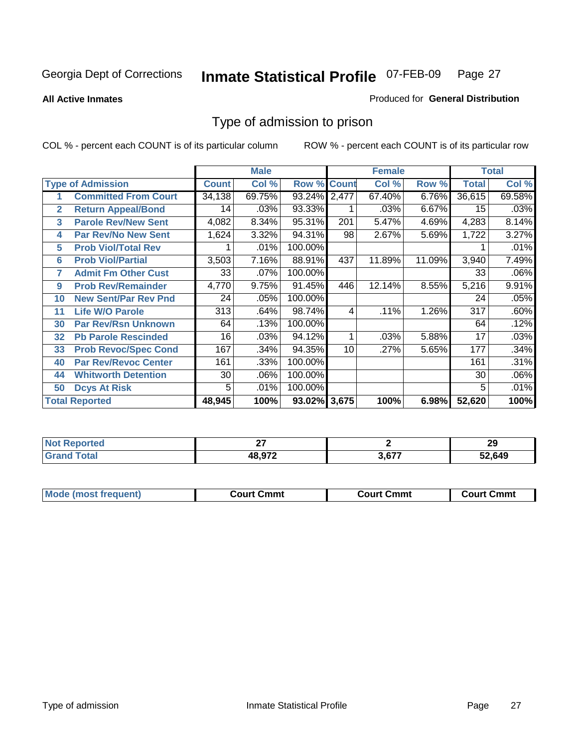Georgia Dept of Corrections **Inmate Statistical Profile** 07-FEB-09

**All Active Inmates**

Produced for **General Distribution**

## Type of admission to prison

COL % - percent each COUNT is of its particular column

ROW % - percent each COUNT is of its particular row

| | | Male | | | Female | | | Total | |
|---|---|---|---|---|---|---|---|---|---|
| **Type of Admission** | | **Count** | **Col %** | **Row %** | **Count** | **Col %** | **Row %** | **Total** | **Col %** |
| 1 | Committed From Court | 34,138 | 69.75% | 93.24% | 2,477 | 67.40% | 6.76% | 36,615 | 69.58% |
| 2 | Return Appeal/Bond | 14 | .03% | 93.33% | 1 | .03% | 6.67% | 15 | .03% |
| 3 | Parole Rev/New Sent | 4,082 | 8.34% | 95.31% | 201 | 5.47% | 4.69% | 4,283 | 8.14% |
| 4 | Par Rev/No New Sent | 1,624 | 3.32% | 94.31% | 98 | 2.67% | 5.69% | 1,722 | 3.27% |
| 5 | Prob Viol/Total Rev | 1 | .01% | 100.00% | | | | 1 | .01% |
| 6 | Prob Viol/Partial | 3,503 | 7.16% | 88.91% | 437 | 11.89% | 11.09% | 3,940 | 7.49% |
| 7 | Admit Fm Other Cust | 33 | .07% | 100.00% | | | | 33 | .06% |
| 9 | Prob Rev/Remainder | 4,770 | 9.75% | 91.45% | 446 | 12.14% | 8.55% | 5,216 | 9.91% |
| 10 | New Sent/Par Rev Pnd | 24 | .05% | 100.00% | | | | 24 | .05% |
| 11 | Life W/O Parole | 313 | .64% | 98.74% | 4 | .11% | 1.26% | 317 | .60% |
| 30 | Par Rev/Rsn Unknown | 64 | .13% | 100.00% | | | | 64 | .12% |
| 32 | Pb Parole Rescinded | 16 | .03% | 94.12% | 1 | .03% | 5.88% | 17 | .03% |
| 33 | Prob Revoc/Spec Cond | 167 | .34% | 94.35% | 10 | .27% | 5.65% | 177 | .34% |
| 40 | Par Rev/Revoc Center | 161 | .33% | 100.00% | | | | 161 | .31% |
| 44 | Whitworth Detention | 30 | .06% | 100.00% | | | | 30 | .06% |
| 50 | Dcys At Risk | 5 | .01% | 100.00% | | | | 5 | .01% |
| **Total Reported** | | **48,945** | **100%** | **93.02%** | **3,675** | **100%** | **6.98%** | **52,620** | **100%** |

| | Male | Female | Total |
|---|---|---|---|
| **Not Reported** | **27** | **2** | **29** |
| **Grand Total** | **48,972** | **3,677** | **52,649** |

| | Male | Female | Total |
|---|---|---|---|
| **Mode (most frequent)** | **Court Cmmt** | **Court Cmmt** | **Court Cmmt** |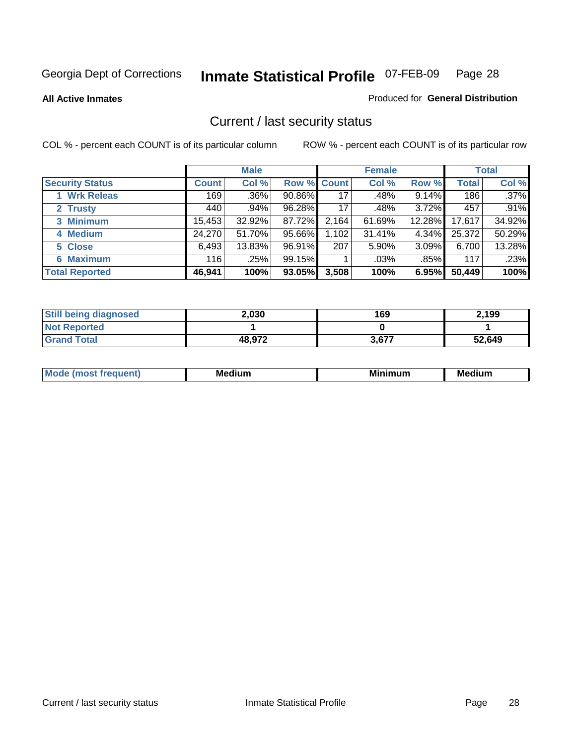Georgia Dept of Corrections **Inmate Statistical Profile** 07-FEB-09 Page 28

**All Active Inmates**

Produced for **General Distribution**

## Current / last security status

COL % - percent each COUNT is of its particular column

ROW % - percent each COUNT is of its particular row

| Security Status | Male | | | Female | | | Total | |
|---|---|---|---|---|---|---|---|---|
| | Count | Col % | Row % | Count | Col % | Row % | Total | Col % |
| 1 Wrk Releas | 169 | .36% | 90.86% | 17 | .48% | 9.14% | 186 | .37% |
| 2 Trusty | 440 | .94% | 96.28% | 17 | .48% | 3.72% | 457 | .91% |
| 3 Minimum | 15,453 | 32.92% | 87.72% | 2,164 | 61.69% | 12.28% | 17,617 | 34.92% |
| 4 Medium | 24,270 | 51.70% | 95.66% | 1,102 | 31.41% | 4.34% | 25,372 | 50.29% |
| 5 Close | 6,493 | 13.83% | 96.91% | 207 | 5.90% | 3.09% | 6,700 | 13.28% |
| 6 Maximum | 116 | .25% | 99.15% | 1 | .03% | .85% | 117 | .23% |
| **Total Reported** | **46,941** | **100%** | **93.05%** | **3,508** | **100%** | **6.95%** | **50,449** | **100%** |

| | Male | Female | Total |
|---|---|---|---|
| Still being diagnosed | 2,030 | 169 | 2,199 |
| Not Reported | 1 | 0 | 1 |
| Grand Total | 48,972 | 3,677 | 52,649 |

| | Male | Female | Total |
|---|---|---|---|
| Mode (most frequent) | Medium | Minimum | Medium |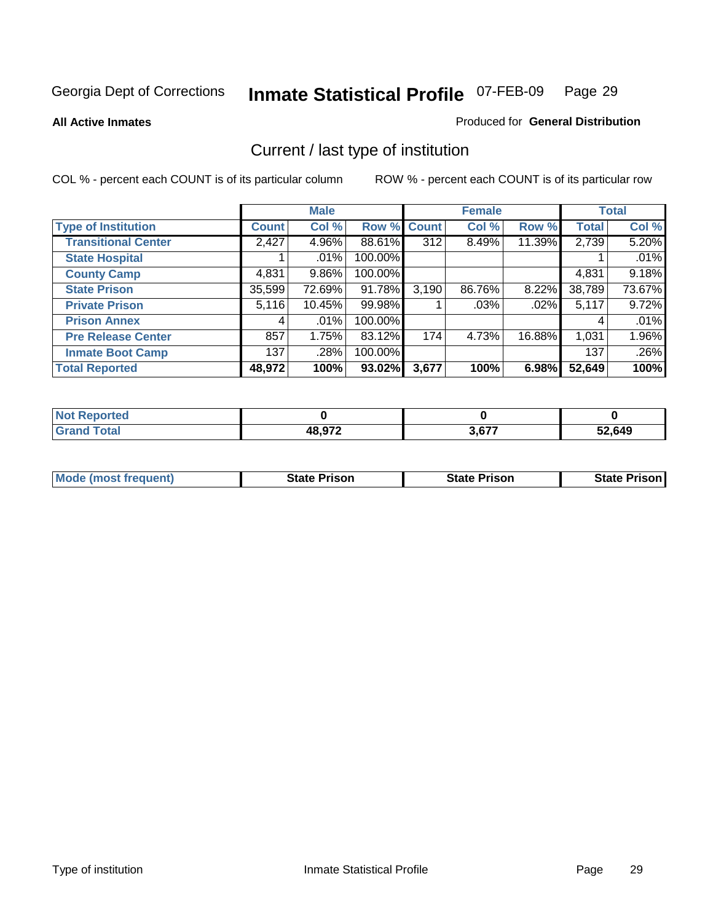Georgia Dept of Corrections **Inmate Statistical Profile** 07-FEB-09

**All Active Inmates**

Produced for **General Distribution**

## Current / last type of institution

COL % - percent each COUNT is of its particular column ROW % - percent each COUNT is of its particular row

| | Male | | | Female | | | Total | |
|---|---|---|---|---|---|---|---|---|
| **Type of Institution** | **Count** | **Col %** | **Row %** | **Count** | **Col %** | **Row %** | **Total** | **Col %** |
| **Transitional Center** | 2,427 | 4.96% | 88.61% | 312 | 8.49% | 11.39% | 2,739 | 5.20% |
| **State Hospital** | 1 | .01% | 100.00% | | | | 1 | .01% |
| **County Camp** | 4,831 | 9.86% | 100.00% | | | | 4,831 | 9.18% |
| **State Prison** | 35,599 | 72.69% | 91.78% | 3,190 | 86.76% | 8.22% | 38,789 | 73.67% |
| **Private Prison** | 5,116 | 10.45% | 99.98% | 1 | .03% | .02% | 5,117 | 9.72% |
| **Prison Annex** | 4 | .01% | 100.00% | | | | 4 | .01% |
| **Pre Release Center** | 857 | 1.75% | 83.12% | 174 | 4.73% | 16.88% | 1,031 | 1.96% |
| **Inmate Boot Camp** | 137 | .28% | 100.00% | | | | 137 | .26% |
| **Total Reported** | **48,972** | **100%** | **93.02%** | **3,677** | **100%** | **6.98%** | **52,649** | **100%** |

| | Male | Female | Total |
|---|---|---|---|
| **Not Reported** | **0** | **0** | **0** |
| **Grand Total** | **48,972** | **3,677** | **52,649** |

| | Male | Female | Total |
|---|---|---|---|
| **Mode (most frequent)** | **State Prison** | **State Prison** | **State Prison** |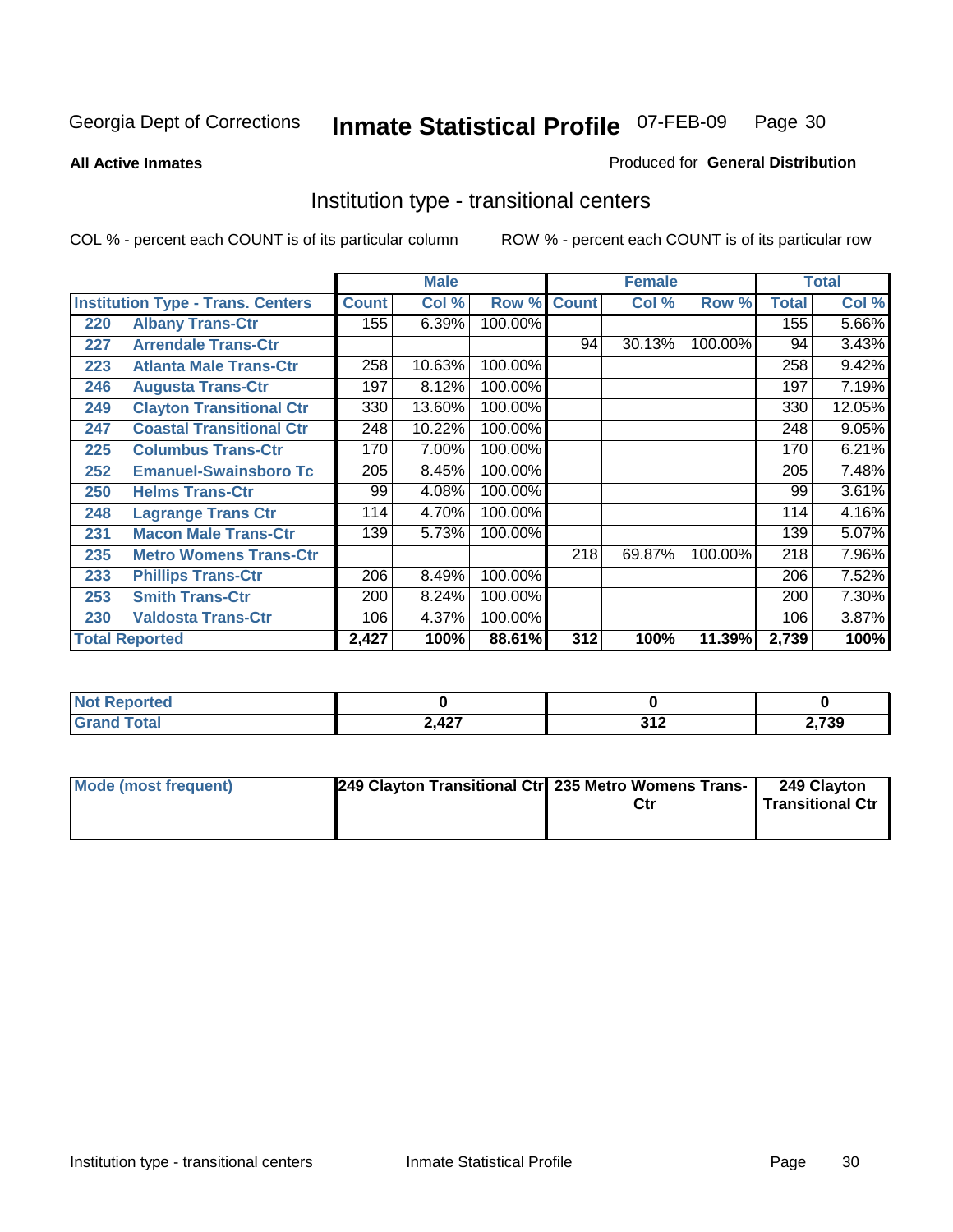Georgia Dept of Corrections

# Inmate Statistical Profile 07-FEB-09

**All Active Inmates**

Produced for **General Distribution**

## Institution type - transitional centers

COL % - percent each COUNT is of its particular column

ROW % - percent each COUNT is of its particular row

| Institution Type - Trans. Centers | | Male | | | Female | | | Total | |
|---|---|---|---|---|---|---|---|---|---|
| | | Count | Col % | Row % | Count | Col % | Row % | Total | Col % |
| 220 | Albany Trans-Ctr | 155 | 6.39% | 100.00% | | | | 155 | 5.66% |
| 227 | Arrendale Trans-Ctr | | | | 94 | 30.13% | 100.00% | 94 | 3.43% |
| 223 | Atlanta Male Trans-Ctr | 258 | 10.63% | 100.00% | | | | 258 | 9.42% |
| 246 | Augusta Trans-Ctr | 197 | 8.12% | 100.00% | | | | 197 | 7.19% |
| 249 | Clayton Transitional Ctr | 330 | 13.60% | 100.00% | | | | 330 | 12.05% |
| 247 | Coastal Transitional Ctr | 248 | 10.22% | 100.00% | | | | 248 | 9.05% |
| 225 | Columbus Trans-Ctr | 170 | 7.00% | 100.00% | | | | 170 | 6.21% |
| 252 | Emanuel-Swainsboro Tc | 205 | 8.45% | 100.00% | | | | 205 | 7.48% |
| 250 | Helms Trans-Ctr | 99 | 4.08% | 100.00% | | | | 99 | 3.61% |
| 248 | Lagrange Trans Ctr | 114 | 4.70% | 100.00% | | | | 114 | 4.16% |
| 231 | Macon Male Trans-Ctr | 139 | 5.73% | 100.00% | | | | 139 | 5.07% |
| 235 | Metro Womens Trans-Ctr | | | | 218 | 69.87% | 100.00% | 218 | 7.96% |
| 233 | Phillips Trans-Ctr | 206 | 8.49% | 100.00% | | | | 206 | 7.52% |
| 253 | Smith Trans-Ctr | 200 | 8.24% | 100.00% | | | | 200 | 7.30% |
| 230 | Valdosta Trans-Ctr | 106 | 4.37% | 100.00% | | | | 106 | 3.87% |
| **Total Reported** | | **2,427** | **100%** | **88.61%** | **312** | **100%** | **11.39%** | **2,739** | **100%** |

| | Male | Female | Total |
|---|---|---|---|
| Not Reported | **0** | **0** | **0** |
| Grand Total | **2,427** | **312** | **2,739** |

| | Male | Female | Total |
|---|---|---|---|
| Mode (most frequent) | **249 Clayton Transitional Ctr** | **235 Metro Womens Trans-Ctr** | **249 Clayton Transitional Ctr** |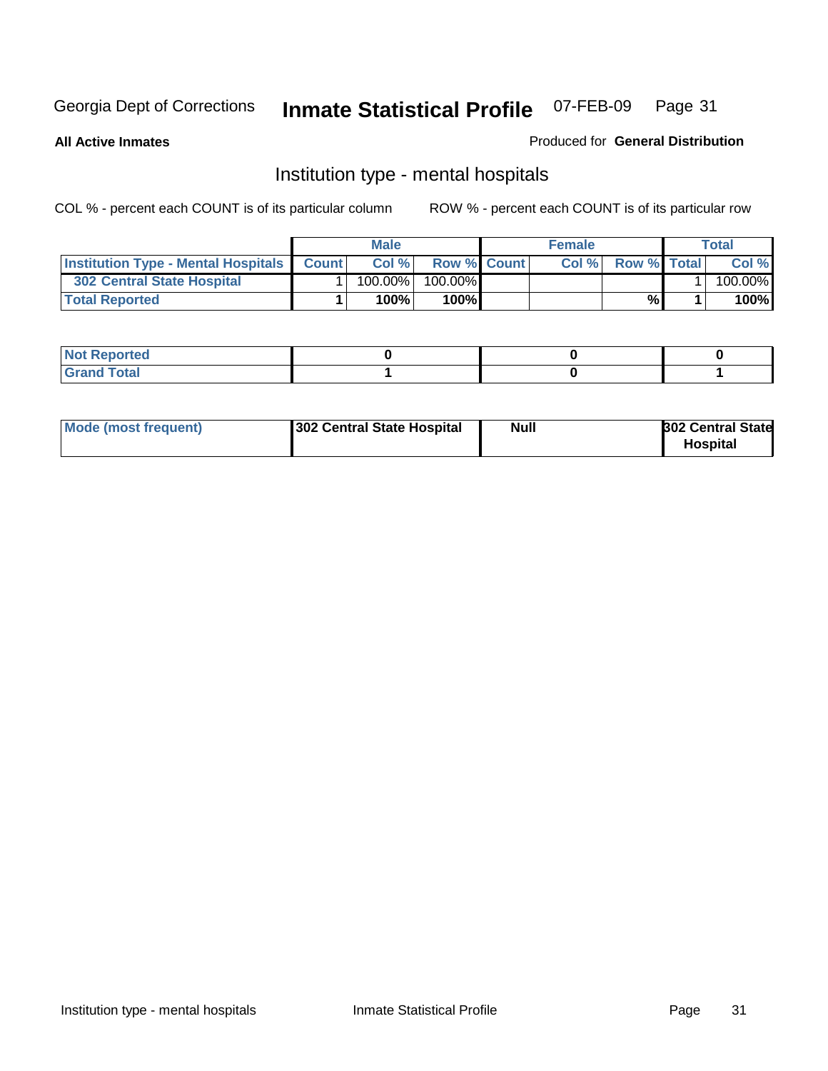Georgia Dept of Corrections **Inmate Statistical Profile** 07-FEB-09

**All Active Inmates**

Produced for **General Distribution**

## Institution type - mental hospitals

COL % - percent each COUNT is of its particular column

ROW % - percent each COUNT is of its particular row

| | Male | | | Female | | | Total | |
|---|---|---|---|---|---|---|---|---|
| **Institution Type - Mental Hospitals** | **Count** | **Col %** | **Row %** | **Count** | **Col %** | **Row %** | **Total** | **Col %** |
| **302 Central State Hospital** | 1 | 100.00% | 100.00% | | | | 1 | 100.00% |
| **Total Reported** | **1** | **100%** | **100%** | | | **%** | **1** | **100%** |

| | Male | Female | Total |
|---|---|---|---|
| **Not Reported** | **0** | **0** | **0** |
| **Grand Total** | **1** | **0** | **1** |

| | Male | Female | Total |
|---|---|---|---|
| **Mode (most frequent)** | **302 Central State Hospital** | **Null** | **302 Central State Hospital** |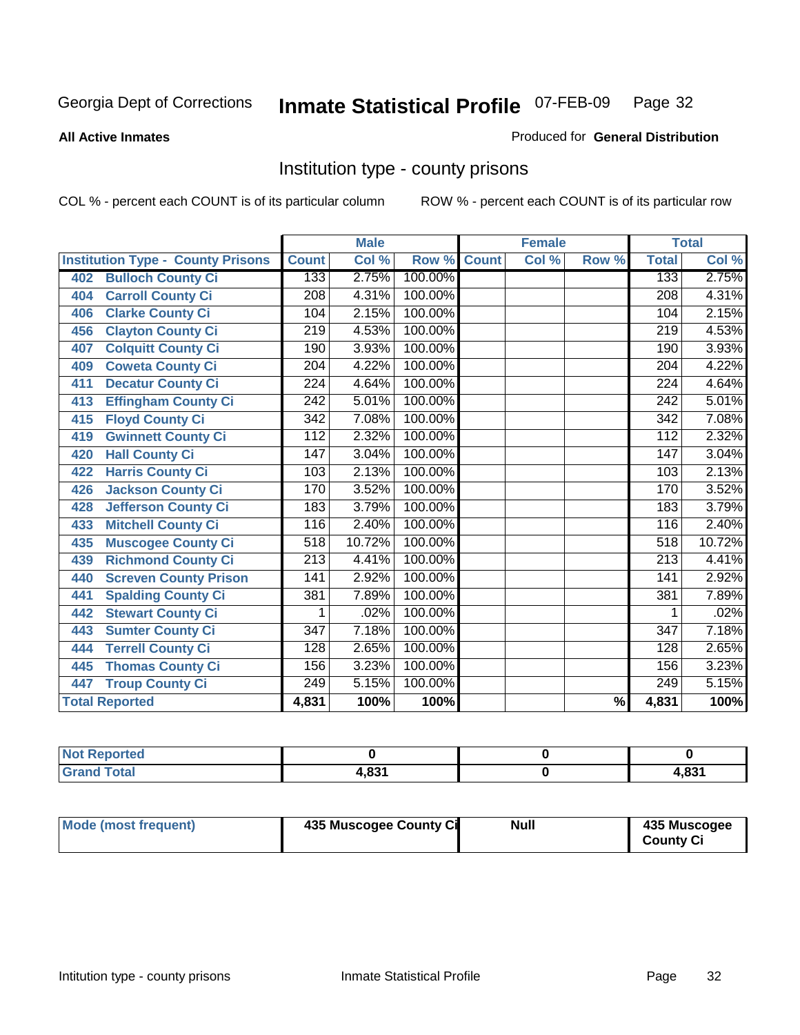Georgia Dept of Corrections **Inmate Statistical Profile** 07-FEB-09

**All Active Inmates**

Produced for **General Distribution**

## Institution type - county prisons

COL % - percent each COUNT is of its particular column

ROW % - percent each COUNT is of its particular row

| Institution Type - County Prisons | Male | | | Female | | | Total | |
|---|---|---|---|---|---|---|---|---|
| | Count | Col % | Row % | Count | Col % | Row % | Total | Col % |
| 402 Bulloch County Ci | 133 | 2.75% | 100.00% | | | | 133 | 2.75% |
| 404 Carroll County Ci | 208 | 4.31% | 100.00% | | | | 208 | 4.31% |
| 406 Clarke County Ci | 104 | 2.15% | 100.00% | | | | 104 | 2.15% |
| 456 Clayton County Ci | 219 | 4.53% | 100.00% | | | | 219 | 4.53% |
| 407 Colquitt County Ci | 190 | 3.93% | 100.00% | | | | 190 | 3.93% |
| 409 Coweta County Ci | 204 | 4.22% | 100.00% | | | | 204 | 4.22% |
| 411 Decatur County Ci | 224 | 4.64% | 100.00% | | | | 224 | 4.64% |
| 413 Effingham County Ci | 242 | 5.01% | 100.00% | | | | 242 | 5.01% |
| 415 Floyd County Ci | 342 | 7.08% | 100.00% | | | | 342 | 7.08% |
| 419 Gwinnett County Ci | 112 | 2.32% | 100.00% | | | | 112 | 2.32% |
| 420 Hall County Ci | 147 | 3.04% | 100.00% | | | | 147 | 3.04% |
| 422 Harris County Ci | 103 | 2.13% | 100.00% | | | | 103 | 2.13% |
| 426 Jackson County Ci | 170 | 3.52% | 100.00% | | | | 170 | 3.52% |
| 428 Jefferson County Ci | 183 | 3.79% | 100.00% | | | | 183 | 3.79% |
| 433 Mitchell County Ci | 116 | 2.40% | 100.00% | | | | 116 | 2.40% |
| 435 Muscogee County Ci | 518 | 10.72% | 100.00% | | | | 518 | 10.72% |
| 439 Richmond County Ci | 213 | 4.41% | 100.00% | | | | 213 | 4.41% |
| 440 Screven County Prison | 141 | 2.92% | 100.00% | | | | 141 | 2.92% |
| 441 Spalding County Ci | 381 | 7.89% | 100.00% | | | | 381 | 7.89% |
| 442 Stewart County Ci | 1 | .02% | 100.00% | | | | 1 | .02% |
| 443 Sumter County Ci | 347 | 7.18% | 100.00% | | | | 347 | 7.18% |
| 444 Terrell County Ci | 128 | 2.65% | 100.00% | | | | 128 | 2.65% |
| 445 Thomas County Ci | 156 | 3.23% | 100.00% | | | | 156 | 3.23% |
| 447 Troup County Ci | 249 | 5.15% | 100.00% | | | | 249 | 5.15% |
| **Total Reported** | **4,831** | **100%** | **100%** | | | **%** | **4,831** | **100%** |

| | Male | Female | Total |
|---|---|---|---|
| Not Reported | 0 | 0 | 0 |
| Grand Total | 4,831 | 0 | 4,831 |

| | Male | Female | Total |
|---|---|---|---|
| Mode (most frequent) | 435 Muscogee County Ci | Null | 435 Muscogee County Ci |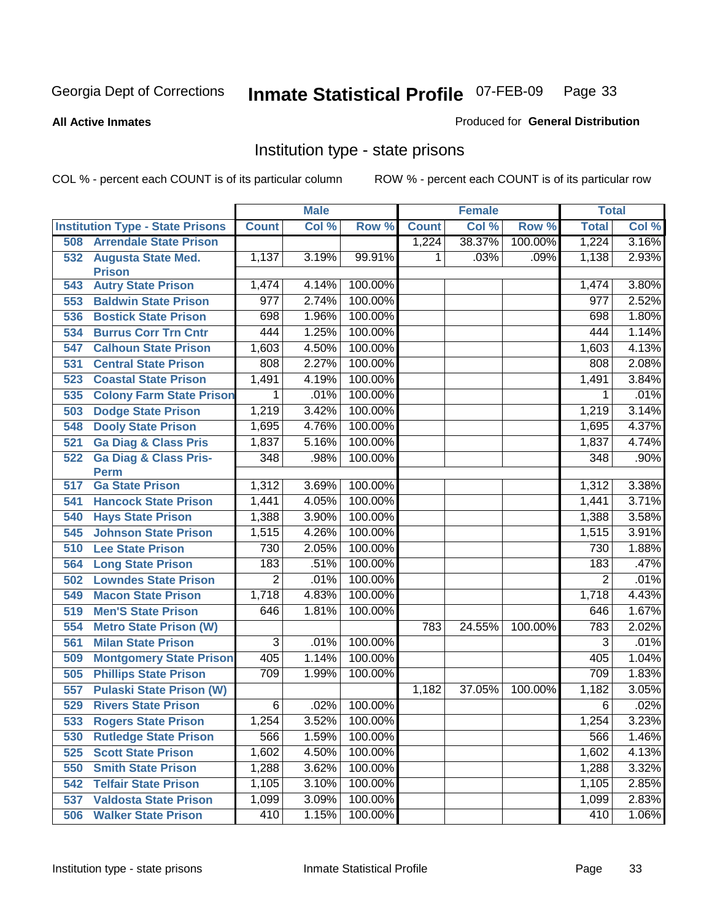Georgia Dept of Corrections **Inmate Statistical Profile** 07-FEB-09

**All Active Inmates**

Produced for **General Distribution**

## Institution type - state prisons

COL % - percent each COUNT is of its particular column ROW % - percent each COUNT is of its particular row

| Institution Type - State Prisons | Male | | | Female | | | Total | |
|---|---|---|---|---|---|---|---|---|
| | Count | Col % | Row % | Count | Col % | Row % | Total | Col % |
| 508 Arrendale State Prison | | | | 1,224 | 38.37% | 100.00% | 1,224 | 3.16% |
| 532 Augusta State Med. Prison | 1,137 | 3.19% | 99.91% | 1 | .03% | .09% | 1,138 | 2.93% |
| 543 Autry State Prison | 1,474 | 4.14% | 100.00% | | | | 1,474 | 3.80% |
| 553 Baldwin State Prison | 977 | 2.74% | 100.00% | | | | 977 | 2.52% |
| 536 Bostick State Prison | 698 | 1.96% | 100.00% | | | | 698 | 1.80% |
| 534 Burrus Corr Trn Cntr | 444 | 1.25% | 100.00% | | | | 444 | 1.14% |
| 547 Calhoun State Prison | 1,603 | 4.50% | 100.00% | | | | 1,603 | 4.13% |
| 531 Central State Prison | 808 | 2.27% | 100.00% | | | | 808 | 2.08% |
| 523 Coastal State Prison | 1,491 | 4.19% | 100.00% | | | | 1,491 | 3.84% |
| 535 Colony Farm State Prison | 1 | .01% | 100.00% | | | | 1 | .01% |
| 503 Dodge State Prison | 1,219 | 3.42% | 100.00% | | | | 1,219 | 3.14% |
| 548 Dooly State Prison | 1,695 | 4.76% | 100.00% | | | | 1,695 | 4.37% |
| 521 Ga Diag & Class Pris | 1,837 | 5.16% | 100.00% | | | | 1,837 | 4.74% |
| 522 Ga Diag & Class Pris-Perm | 348 | .98% | 100.00% | | | | 348 | .90% |
| 517 Ga State Prison | 1,312 | 3.69% | 100.00% | | | | 1,312 | 3.38% |
| 541 Hancock State Prison | 1,441 | 4.05% | 100.00% | | | | 1,441 | 3.71% |
| 540 Hays State Prison | 1,388 | 3.90% | 100.00% | | | | 1,388 | 3.58% |
| 545 Johnson State Prison | 1,515 | 4.26% | 100.00% | | | | 1,515 | 3.91% |
| 510 Lee State Prison | 730 | 2.05% | 100.00% | | | | 730 | 1.88% |
| 564 Long State Prison | 183 | .51% | 100.00% | | | | 183 | .47% |
| 502 Lowndes State Prison | 2 | .01% | 100.00% | | | | 2 | .01% |
| 549 Macon State Prison | 1,718 | 4.83% | 100.00% | | | | 1,718 | 4.43% |
| 519 Men'S State Prison | 646 | 1.81% | 100.00% | | | | 646 | 1.67% |
| 554 Metro State Prison (W) | | | | 783 | 24.55% | 100.00% | 783 | 2.02% |
| 561 Milan State Prison | 3 | .01% | 100.00% | | | | 3 | .01% |
| 509 Montgomery State Prison | 405 | 1.14% | 100.00% | | | | 405 | 1.04% |
| 505 Phillips State Prison | 709 | 1.99% | 100.00% | | | | 709 | 1.83% |
| 557 Pulaski State Prison (W) | | | | 1,182 | 37.05% | 100.00% | 1,182 | 3.05% |
| 529 Rivers State Prison | 6 | .02% | 100.00% | | | | 6 | .02% |
| 533 Rogers State Prison | 1,254 | 3.52% | 100.00% | | | | 1,254 | 3.23% |
| 530 Rutledge State Prison | 566 | 1.59% | 100.00% | | | | 566 | 1.46% |
| 525 Scott State Prison | 1,602 | 4.50% | 100.00% | | | | 1,602 | 4.13% |
| 550 Smith State Prison | 1,288 | 3.62% | 100.00% | | | | 1,288 | 3.32% |
| 542 Telfair State Prison | 1,105 | 3.10% | 100.00% | | | | 1,105 | 2.85% |
| 537 Valdosta State Prison | 1,099 | 3.09% | 100.00% | | | | 1,099 | 2.83% |
| 506 Walker State Prison | 410 | 1.15% | 100.00% | | | | 410 | 1.06% |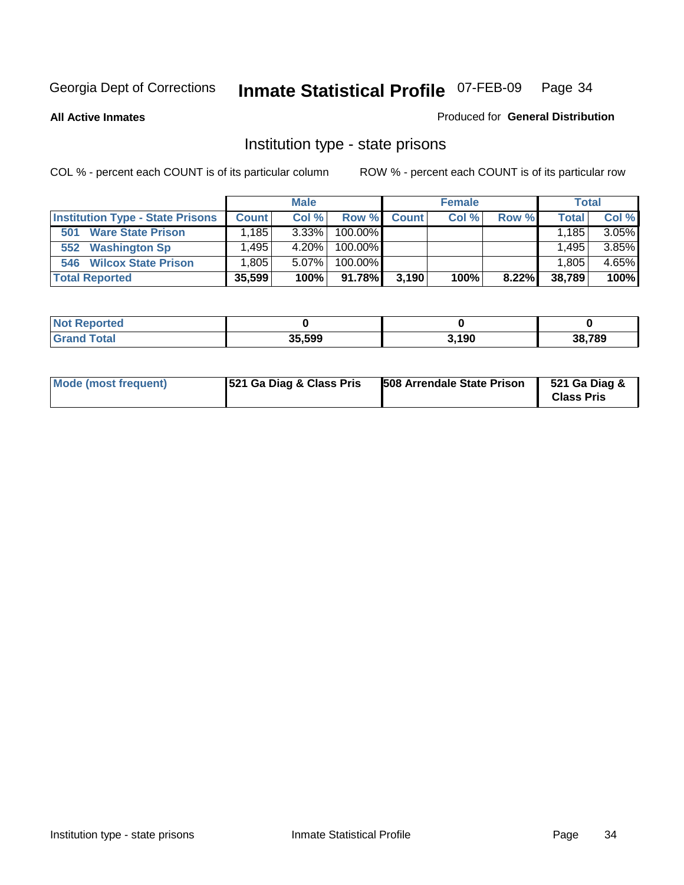Georgia Dept of Corrections **Inmate Statistical Profile** 07-FEB-09

**All Active Inmates**

Produced for **General Distribution**

## Institution type - state prisons

COL % - percent each COUNT is of its particular column

ROW % - percent each COUNT is of its particular row

| | Male | | | Female | | | Total | |
|---|---|---|---|---|---|---|---|---|
| **Institution Type - State Prisons** | **Count** | **Col %** | **Row %** | **Count** | **Col %** | **Row %** | **Total** | **Col %** |
| 501 Ware State Prison | 1,185 | 3.33% | 100.00% | | | | 1,185 | 3.05% |
| 552 Washington Sp | 1,495 | 4.20% | 100.00% | | | | 1,495 | 3.85% |
| 546 Wilcox State Prison | 1,805 | 5.07% | 100.00% | | | | 1,805 | 4.65% |
| **Total Reported** | **35,599** | **100%** | **91.78%** | **3,190** | **100%** | **8.22%** | **38,789** | **100%** |

| | Male | Female | Total |
|---|---|---|---|
| Not Reported | 0 | 0 | 0 |
| Grand Total | 35,599 | 3,190 | 38,789 |

| | Male | Female | Total |
|---|---|---|---|
| Mode (most frequent) | 521 Ga Diag & Class Pris | 508 Arrendale State Prison | 521 Ga Diag & Class Pris |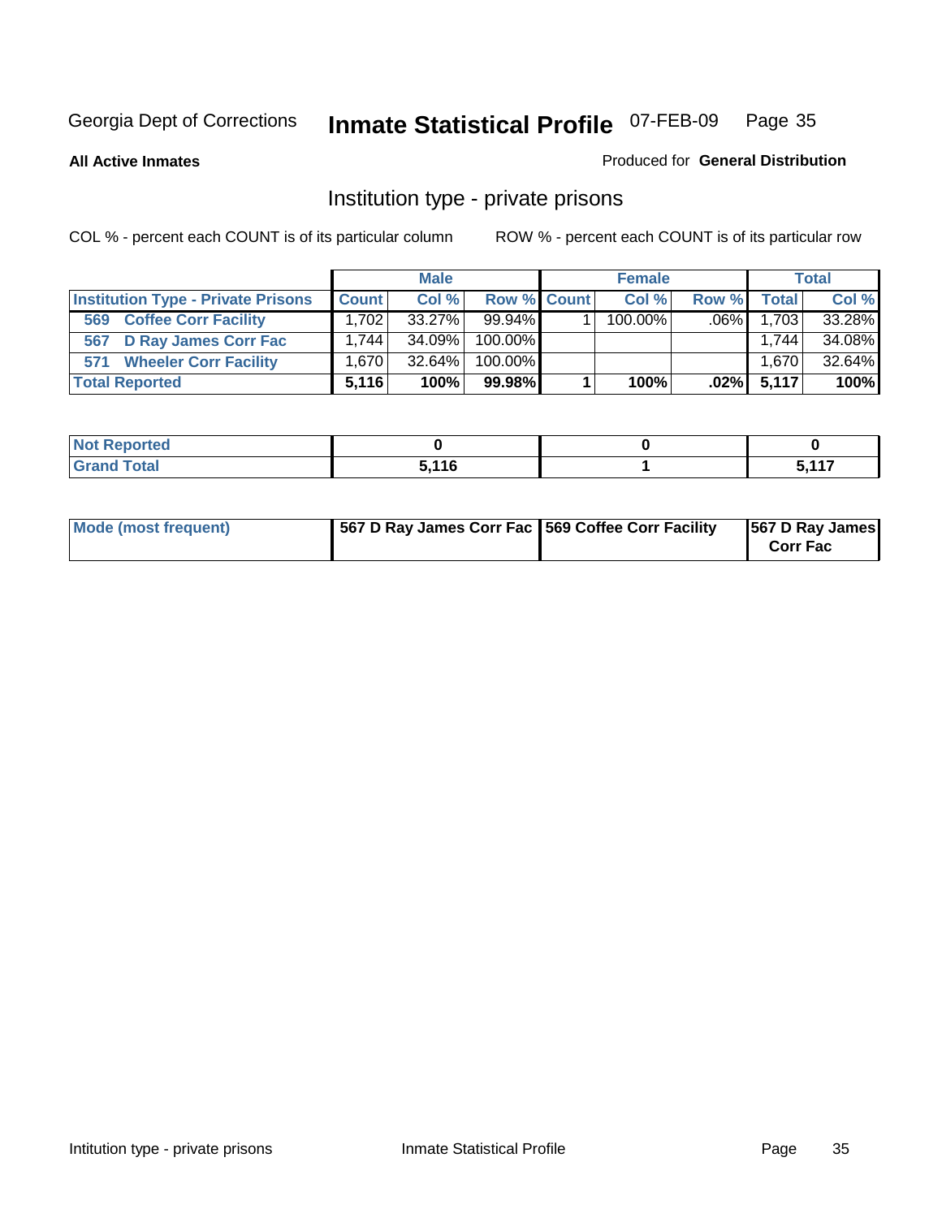Georgia Dept of Corrections **Inmate Statistical Profile** 07-FEB-09

**All Active Inmates**

Produced for **General Distribution**

## Institution type - private prisons

COL % - percent each COUNT is of its particular column

ROW % - percent each COUNT is of its particular row

| | Male | | | Female | | | Total | |
|---|---|---|---|---|---|---|---|---|
| **Institution Type - Private Prisons** | **Count** | **Col %** | **Row %** | **Count** | **Col %** | **Row %** | **Total** | **Col %** |
| 569 Coffee Corr Facility | 1,702 | 33.27% | 99.94% | 1 | 100.00% | .06% | 1,703 | 33.28% |
| 567 D Ray James Corr Fac | 1,744 | 34.09% | 100.00% | | | | 1,744 | 34.08% |
| 571 Wheeler Corr Facility | 1,670 | 32.64% | 100.00% | | | | 1,670 | 32.64% |
| **Total Reported** | **5,116** | **100%** | **99.98%** | **1** | **100%** | **.02%** | **5,117** | **100%** |

| | Male | Female | Total |
|---|---|---|---|
| **Not Reported** | **0** | **0** | **0** |
| **Grand Total** | **5,116** | **1** | **5,117** |

| | Male | Female | Total |
|---|---|---|---|
| **Mode (most frequent)** | **567 D Ray James Corr Fac** | **569 Coffee Corr Facility** | **567 D Ray James Corr Fac** |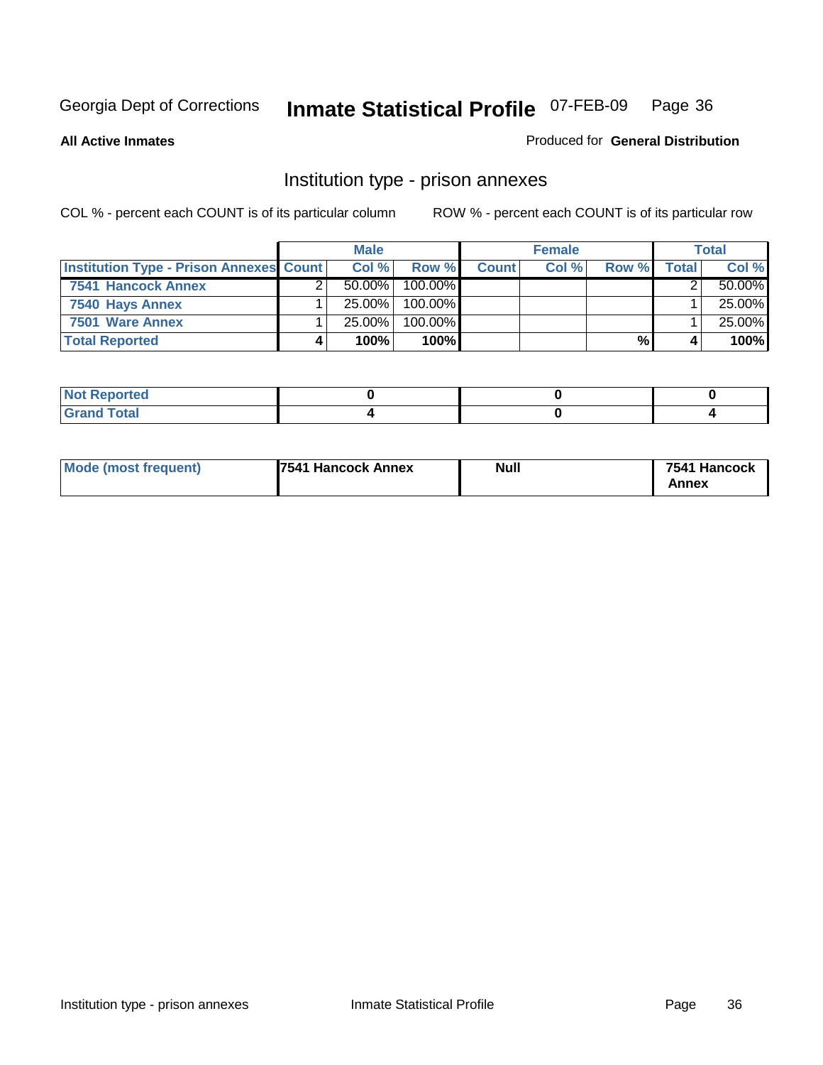Georgia Dept of Corrections **Inmate Statistical Profile** 07-FEB-09

**All Active Inmates**

Produced for **General Distribution**

## Institution type - prison annexes

COL % - percent each COUNT is of its particular column ROW % - percent each COUNT is of its particular row

| | Male | | | Female | | | Total | |
|---|---|---|---|---|---|---|---|---|
| **Institution Type - Prison Annexes** | **Count** | **Col %** | **Row %** | **Count** | **Col %** | **Row %** | **Total** | **Col %** |
| **7541 Hancock Annex** | 2 | 50.00% | 100.00% | | | | 2 | 50.00% |
| **7540 Hays Annex** | 1 | 25.00% | 100.00% | | | | 1 | 25.00% |
| **7501 Ware Annex** | 1 | 25.00% | 100.00% | | | | 1 | 25.00% |
| **Total Reported** | **4** | **100%** | **100%** | | | **%** | **4** | **100%** |

| | Male | Female | Total |
|---|---|---|---|
| **Not Reported** | **0** | **0** | **0** |
| **Grand Total** | **4** | **0** | **4** |

| | Male | Female | Total |
|---|---|---|---|
| **Mode (most frequent)** | **7541 Hancock Annex** | **Null** | **7541 Hancock Annex** |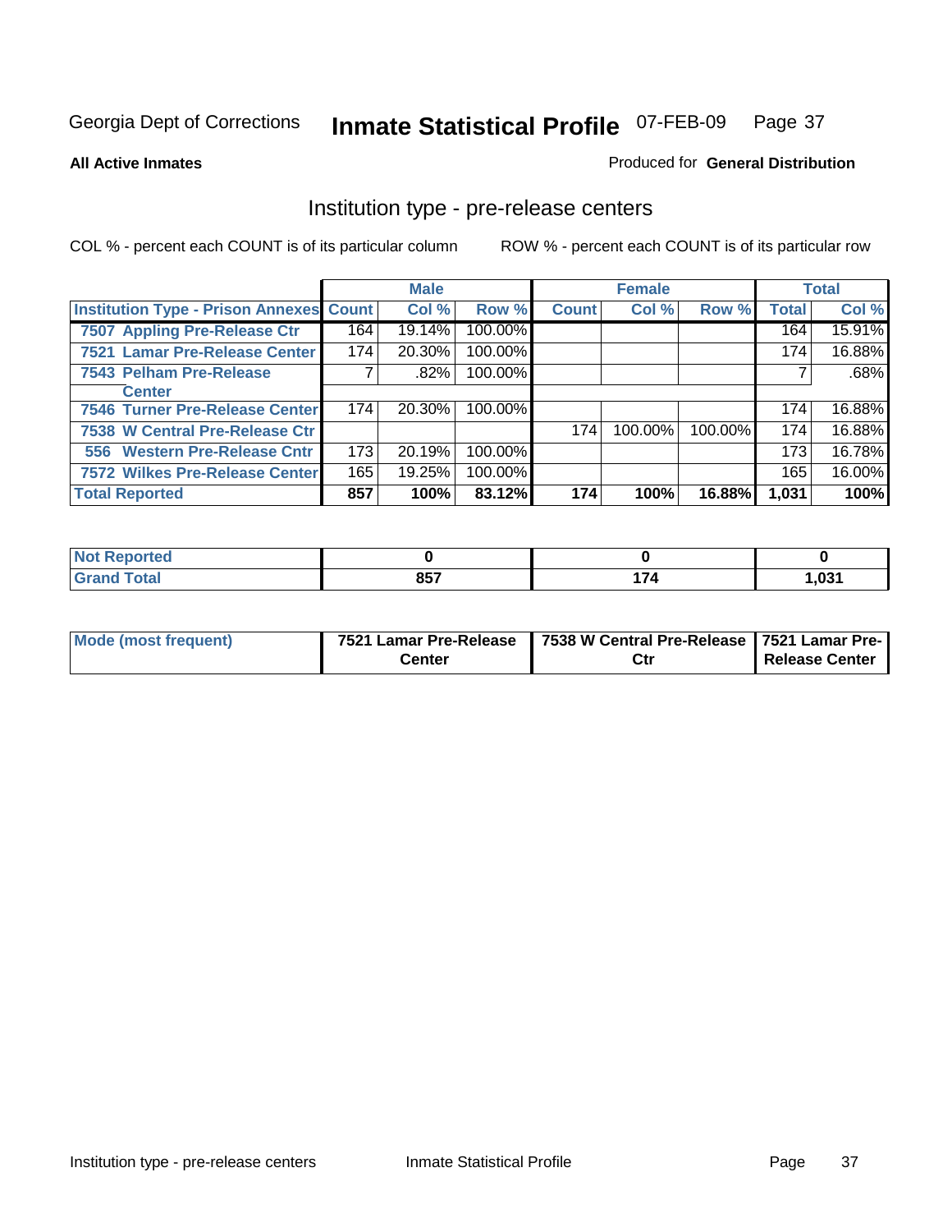Georgia Dept of Corrections **Inmate Statistical Profile** 07-FEB-09

**All Active Inmates**

Produced for **General Distribution**

## Institution type - pre-release centers

COL % - percent each COUNT is of its particular column    ROW % - percent each COUNT is of its particular row

| | Male | | | Female | | | Total | |
|---|---|---|---|---|---|---|---|---|
| **Institution Type - Prison Annexes** | **Count** | **Col %** | **Row %** | **Count** | **Col %** | **Row %** | **Total** | **Col %** |
| 7507 Appling Pre-Release Ctr | 164 | 19.14% | 100.00% | | | | 164 | 15.91% |
| 7521 Lamar Pre-Release Center | 174 | 20.30% | 100.00% | | | | 174 | 16.88% |
| 7543 Pelham Pre-Release Center | 7 | .82% | 100.00% | | | | 7 | .68% |
| 7546 Turner Pre-Release Center | 174 | 20.30% | 100.00% | | | | 174 | 16.88% |
| 7538 W Central Pre-Release Ctr | | | | 174 | 100.00% | 100.00% | 174 | 16.88% |
| 556 Western Pre-Release Cntr | 173 | 20.19% | 100.00% | | | | 173 | 16.78% |
| 7572 Wilkes Pre-Release Center | 165 | 19.25% | 100.00% | | | | 165 | 16.00% |
| **Total Reported** | **857** | **100%** | **83.12%** | **174** | **100%** | **16.88%** | **1,031** | **100%** |

| | Male | Female | Total |
|---|---|---|---|
| **Not Reported** | **0** | **0** | **0** |
| **Grand Total** | **857** | **174** | **1,031** |

| | Male | Female | Total |
|---|---|---|---|
| **Mode (most frequent)** | **7521 Lamar Pre-Release Center** | **7538 W Central Pre-Release Ctr** | **7521 Lamar Pre-Release Center** |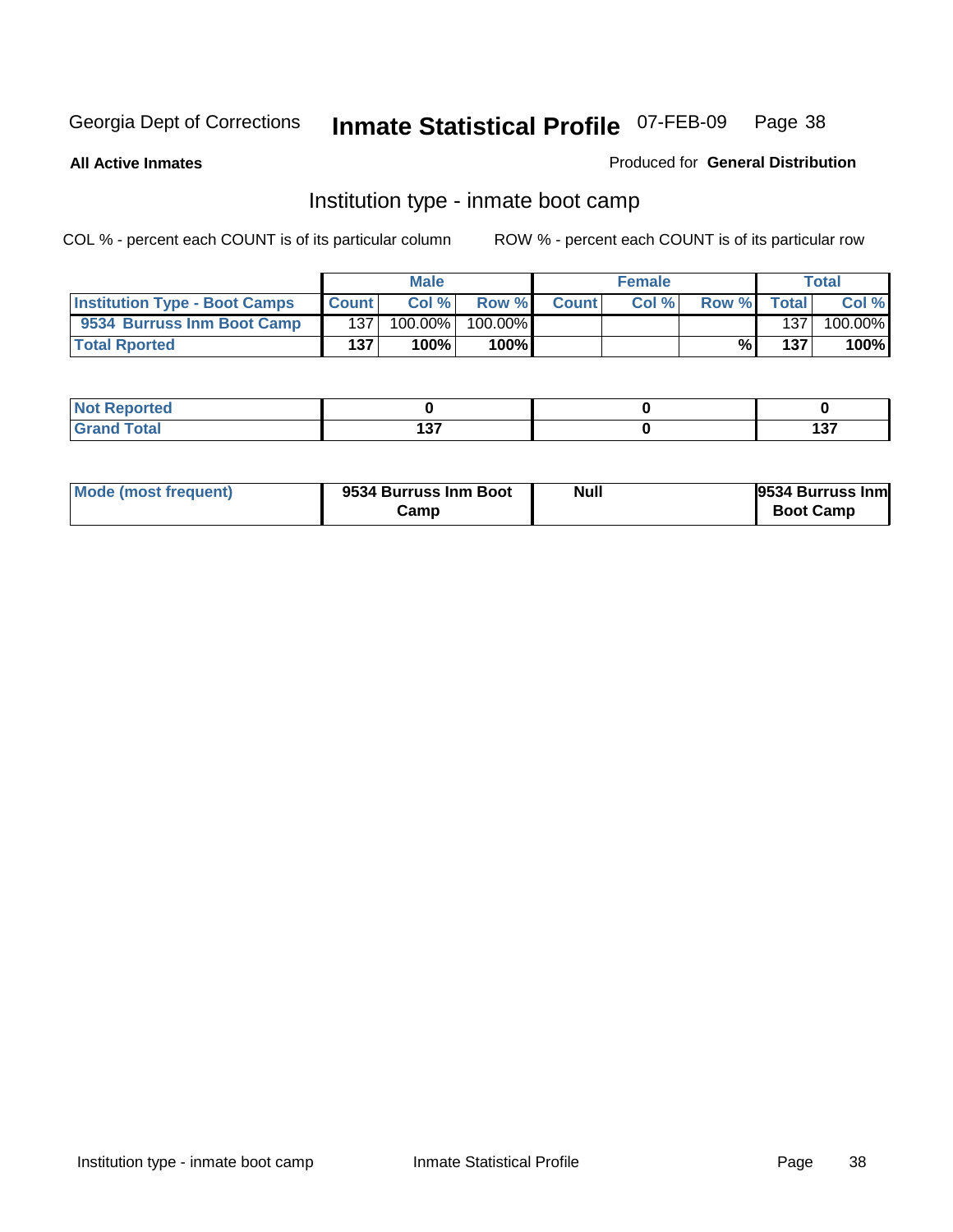Georgia Dept of Corrections **Inmate Statistical Profile** 07-FEB-09

**All Active Inmates**

Produced for **General Distribution**

## Institution type - inmate boot camp

COL % - percent each COUNT is of its particular column

ROW % - percent each COUNT is of its particular row

| | Male | | | Female | | | Total | |
|---|---|---|---|---|---|---|---|---|
| **Institution Type - Boot Camps** | **Count** | **Col %** | **Row %** | **Count** | **Col %** | **Row %** | **Total** | **Col %** |
| **9534 Burruss Inm Boot Camp** | 137 | 100.00% | 100.00% | | | | 137 | 100.00% |
| **Total Rported** | **137** | **100%** | **100%** | | | **%** | **137** | **100%** |

| | Male | Female | Total |
|---|---|---|---|
| **Not Reported** | **0** | **0** | **0** |
| **Grand Total** | **137** | **0** | **137** |

| | Male | Female | Total |
|---|---|---|---|
| **Mode (most frequent)** | **9534 Burruss Inm Boot Camp** | **Null** | **9534 Burruss Inm Boot Camp** |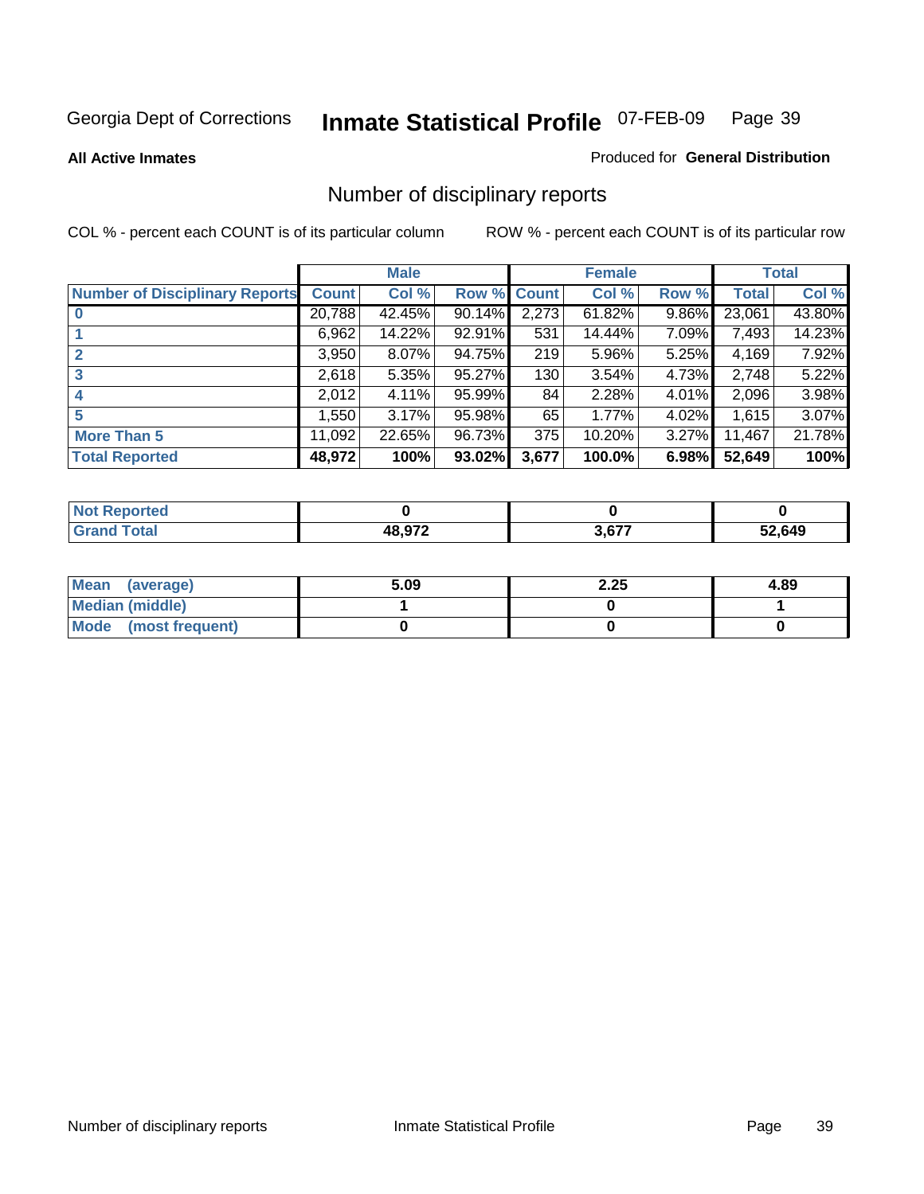Georgia Dept of Corrections **Inmate Statistical Profile** 07-FEB-09

**All Active Inmates**

Produced for **General Distribution**

## Number of disciplinary reports

COL % - percent each COUNT is of its particular column

ROW % - percent each COUNT is of its particular row

| | Male | | | Female | | | Total | |
|---|---|---|---|---|---|---|---|---|
| **Number of Disciplinary Reports** | **Count** | **Col %** | **Row %** | **Count** | **Col %** | **Row %** | **Total** | **Col %** |
| **0** | 20,788 | 42.45% | 90.14% | 2,273 | 61.82% | 9.86% | 23,061 | 43.80% |
| **1** | 6,962 | 14.22% | 92.91% | 531 | 14.44% | 7.09% | 7,493 | 14.23% |
| **2** | 3,950 | 8.07% | 94.75% | 219 | 5.96% | 5.25% | 4,169 | 7.92% |
| **3** | 2,618 | 5.35% | 95.27% | 130 | 3.54% | 4.73% | 2,748 | 5.22% |
| **4** | 2,012 | 4.11% | 95.99% | 84 | 2.28% | 4.01% | 2,096 | 3.98% |
| **5** | 1,550 | 3.17% | 95.98% | 65 | 1.77% | 4.02% | 1,615 | 3.07% |
| **More Than 5** | 11,092 | 22.65% | 96.73% | 375 | 10.20% | 3.27% | 11,467 | 21.78% |
| **Total Reported** | **48,972** | **100%** | **93.02%** | **3,677** | **100.0%** | **6.98%** | **52,649** | **100%** |

| | Male | Female | Total |
|---|---|---|---|
| **Not Reported** | **0** | **0** | **0** |
| **Grand Total** | **48,972** | **3,677** | **52,649** |

| | Male | Female | Total |
|---|---|---|---|
| **Mean (average)** | **5.09** | **2.25** | **4.89** |
| **Median (middle)** | **1** | **0** | **1** |
| **Mode (most frequent)** | **0** | **0** | **0** |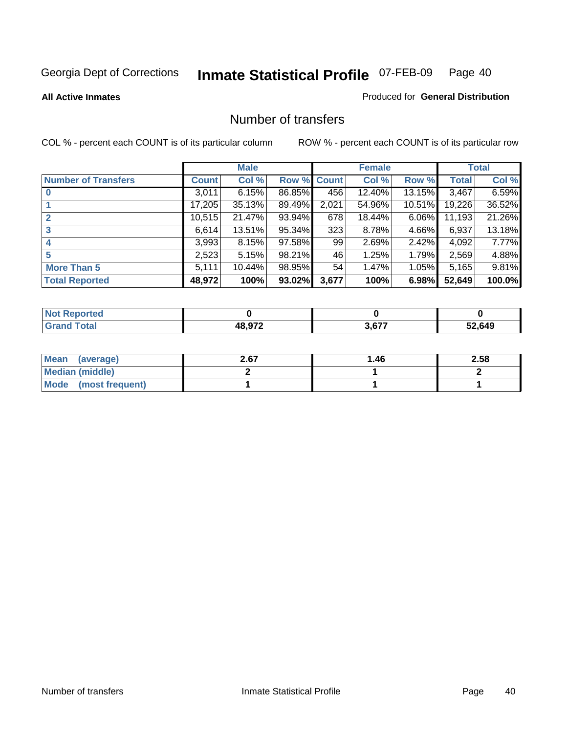Georgia Dept of Corrections **Inmate Statistical Profile** 07-FEB-09

**All Active Inmates**

Produced for **General Distribution**

## Number of transfers

COL % - percent each COUNT is of its particular column

ROW % - percent each COUNT is of its particular row

| | Male | | | Female | | | Total | |
|---|---|---|---|---|---|---|---|---|
| **Number of Transfers** | **Count** | **Col %** | **Row %** | **Count** | **Col %** | **Row %** | **Total** | **Col %** |
| **0** | 3,011 | 6.15% | 86.85% | 456 | 12.40% | 13.15% | 3,467 | 6.59% |
| **1** | 17,205 | 35.13% | 89.49% | 2,021 | 54.96% | 10.51% | 19,226 | 36.52% |
| **2** | 10,515 | 21.47% | 93.94% | 678 | 18.44% | 6.06% | 11,193 | 21.26% |
| **3** | 6,614 | 13.51% | 95.34% | 323 | 8.78% | 4.66% | 6,937 | 13.18% |
| **4** | 3,993 | 8.15% | 97.58% | 99 | 2.69% | 2.42% | 4,092 | 7.77% |
| **5** | 2,523 | 5.15% | 98.21% | 46 | 1.25% | 1.79% | 2,569 | 4.88% |
| **More Than 5** | 5,111 | 10.44% | 98.95% | 54 | 1.47% | 1.05% | 5,165 | 9.81% |
| **Total Reported** | **48,972** | **100%** | **93.02%** | **3,677** | **100%** | **6.98%** | **52,649** | **100.0%** |

| | Male | Female | Total |
|---|---|---|---|
| **Not Reported** | **0** | **0** | **0** |
| **Grand Total** | **48,972** | **3,677** | **52,649** |

| | Male | Female | Total |
|---|---|---|---|
| **Mean (average)** | **2.67** | **1.46** | **2.58** |
| **Median (middle)** | **2** | **1** | **2** |
| **Mode (most frequent)** | **1** | **1** | **1** |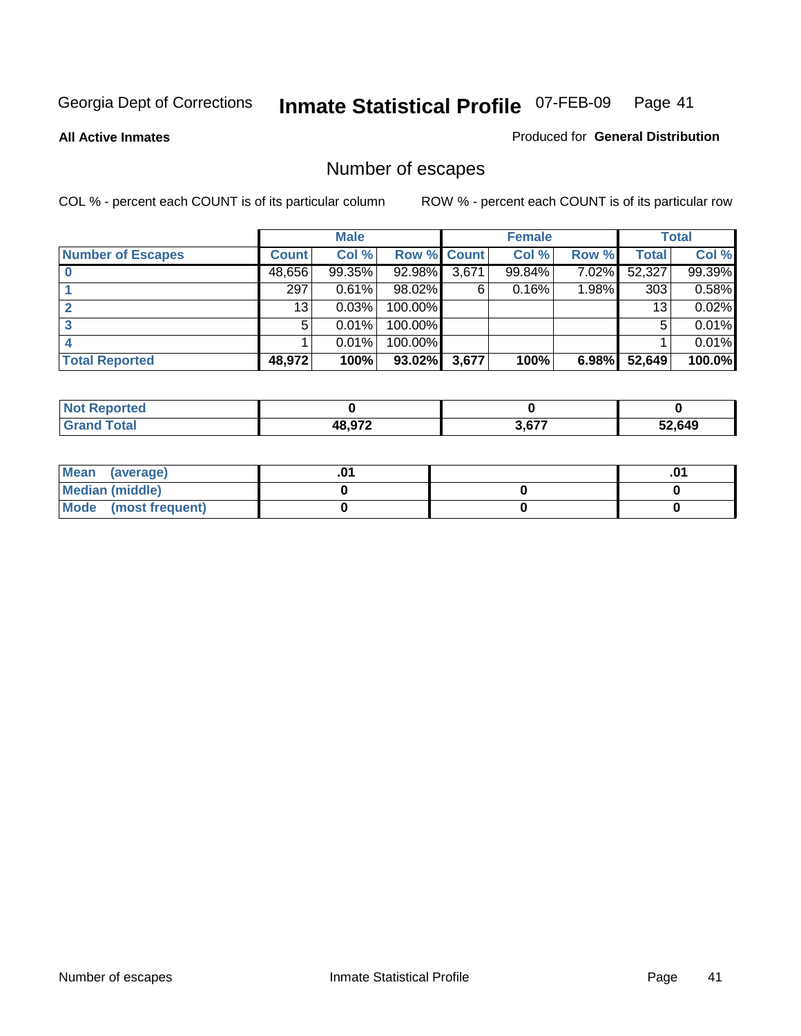Georgia Dept of Corrections **Inmate Statistical Profile** 07-FEB-09

**All Active Inmates**

Produced for **General Distribution**

## Number of escapes

COL % - percent each COUNT is of its particular column ROW % - percent each COUNT is of its particular row

| | Male | | | Female | | | Total | |
|---|---|---|---|---|---|---|---|---|
| **Number of Escapes** | **Count** | **Col %** | **Row %** | **Count** | **Col %** | **Row %** | **Total** | **Col %** |
| **0** | 48,656 | 99.35% | 92.98% | 3,671 | 99.84% | 7.02% | 52,327 | 99.39% |
| **1** | 297 | 0.61% | 98.02% | 6 | 0.16% | 1.98% | 303 | 0.58% |
| **2** | 13 | 0.03% | 100.00% | | | | 13 | 0.02% |
| **3** | 5 | 0.01% | 100.00% | | | | 5 | 0.01% |
| **4** | 1 | 0.01% | 100.00% | | | | 1 | 0.01% |
| **Total Reported** | **48,972** | **100%** | **93.02%** | **3,677** | **100%** | **6.98%** | **52,649** | **100.0%** |

| | Male | Female | Total |
|---|---|---|---|
| **Not Reported** | **0** | **0** | **0** |
| **Grand Total** | **48,972** | **3,677** | **52,649** |

| | Male | Female | Total |
|---|---|---|---|
| **Mean (average)** | **.01** | | **.01** |
| **Median (middle)** | **0** | **0** | **0** |
| **Mode (most frequent)** | **0** | **0** | **0** |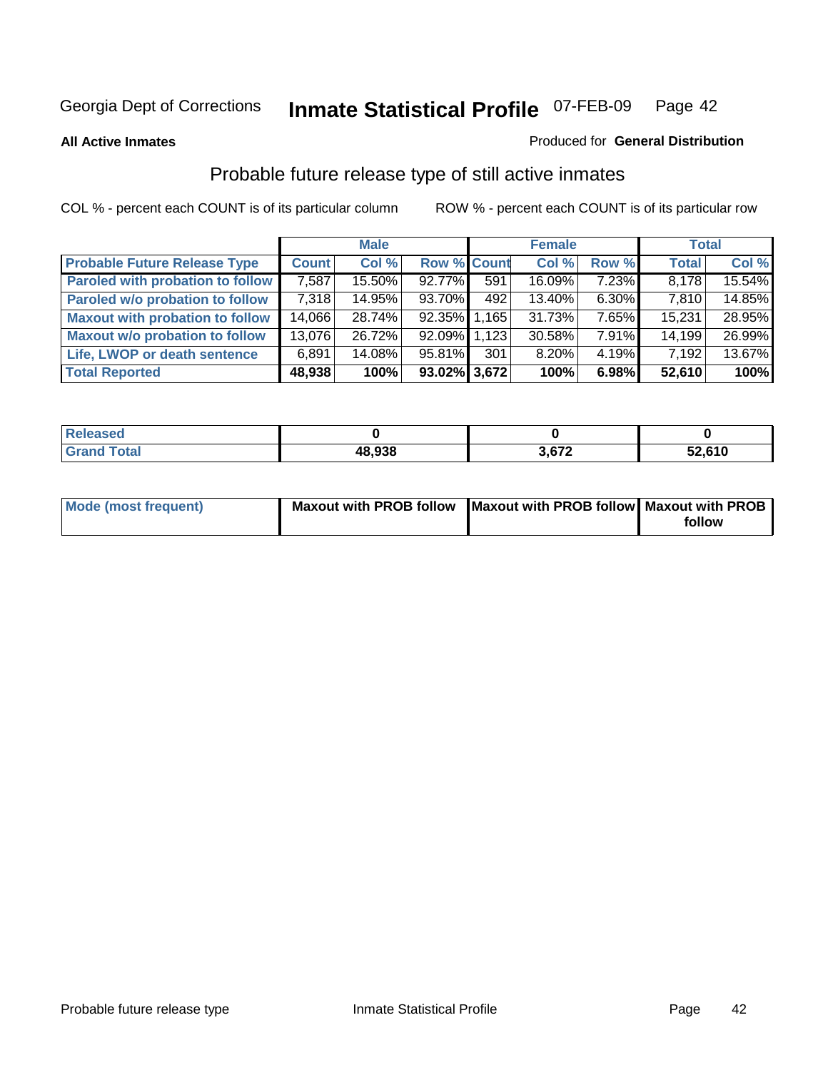Georgia Dept of Corrections **Inmate Statistical Profile** 07-FEB-09 Page 42

**All Active Inmates**

Produced for **General Distribution**

## Probable future release type of still active inmates

COL % - percent each COUNT is of its particular column ROW % - percent each COUNT is of its particular row

| | Male | | | Female | | | Total | |
|---|---|---|---|---|---|---|---|---|
| **Probable Future Release Type** | **Count** | **Col %** | **Row %** | **Count** | **Col %** | **Row %** | **Total** | **Col %** |
| **Paroled with probation to follow** | 7,587 | 15.50% | 92.77% | 591 | 16.09% | 7.23% | 8,178 | 15.54% |
| **Paroled w/o probation to follow** | 7,318 | 14.95% | 93.70% | 492 | 13.40% | 6.30% | 7,810 | 14.85% |
| **Maxout with probation to follow** | 14,066 | 28.74% | 92.35% | 1,165 | 31.73% | 7.65% | 15,231 | 28.95% |
| **Maxout w/o probation to follow** | 13,076 | 26.72% | 92.09% | 1,123 | 30.58% | 7.91% | 14,199 | 26.99% |
| **Life, LWOP or death sentence** | 6,891 | 14.08% | 95.81% | 301 | 8.20% | 4.19% | 7,192 | 13.67% |
| **Total Reported** | **48,938** | **100%** | **93.02%** | **3,672** | **100%** | **6.98%** | **52,610** | **100%** |

| | Male | Female | Total |
|---|---|---|---|
| **Released** | **0** | **0** | **0** |
| **Grand Total** | **48,938** | **3,672** | **52,610** |

| | Male | Female | Total |
|---|---|---|---|
| **Mode (most frequent)** | **Maxout with PROB follow** | **Maxout with PROB follow** | **Maxout with PROB follow** |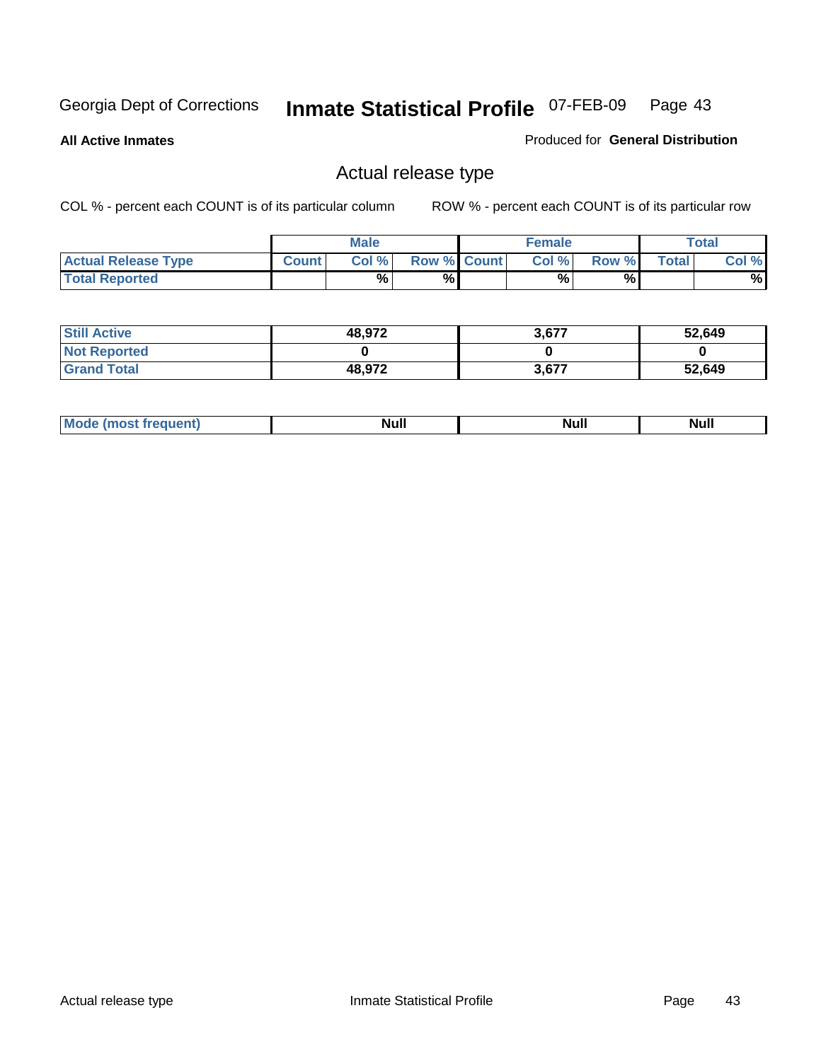Georgia Dept of Corrections **Inmate Statistical Profile** 07-FEB-09

**All Active Inmates**

Produced for **General Distribution**

## Actual release type

COL % - percent each COUNT is of its particular column

ROW % - percent each COUNT is of its particular row

| | Male | | | Female | | | Total | |
|---|---|---|---|---|---|---|---|---|
| **Actual Release Type** | **Count** | **Col %** | **Row %** | **Count** | **Col %** | **Row %** | **Total** | **Col %** |
| **Total Reported** | | % | % | | % | % | | % |
| **Still Active** | 48,972 | | | 3,677 | | | 52,649 | |
| **Not Reported** | 0 | | | 0 | | | 0 | |
| **Grand Total** | 48,972 | | | 3,677 | | | 52,649 | |
| **Mode (most frequent)** | Null | | | Null | | | Null | |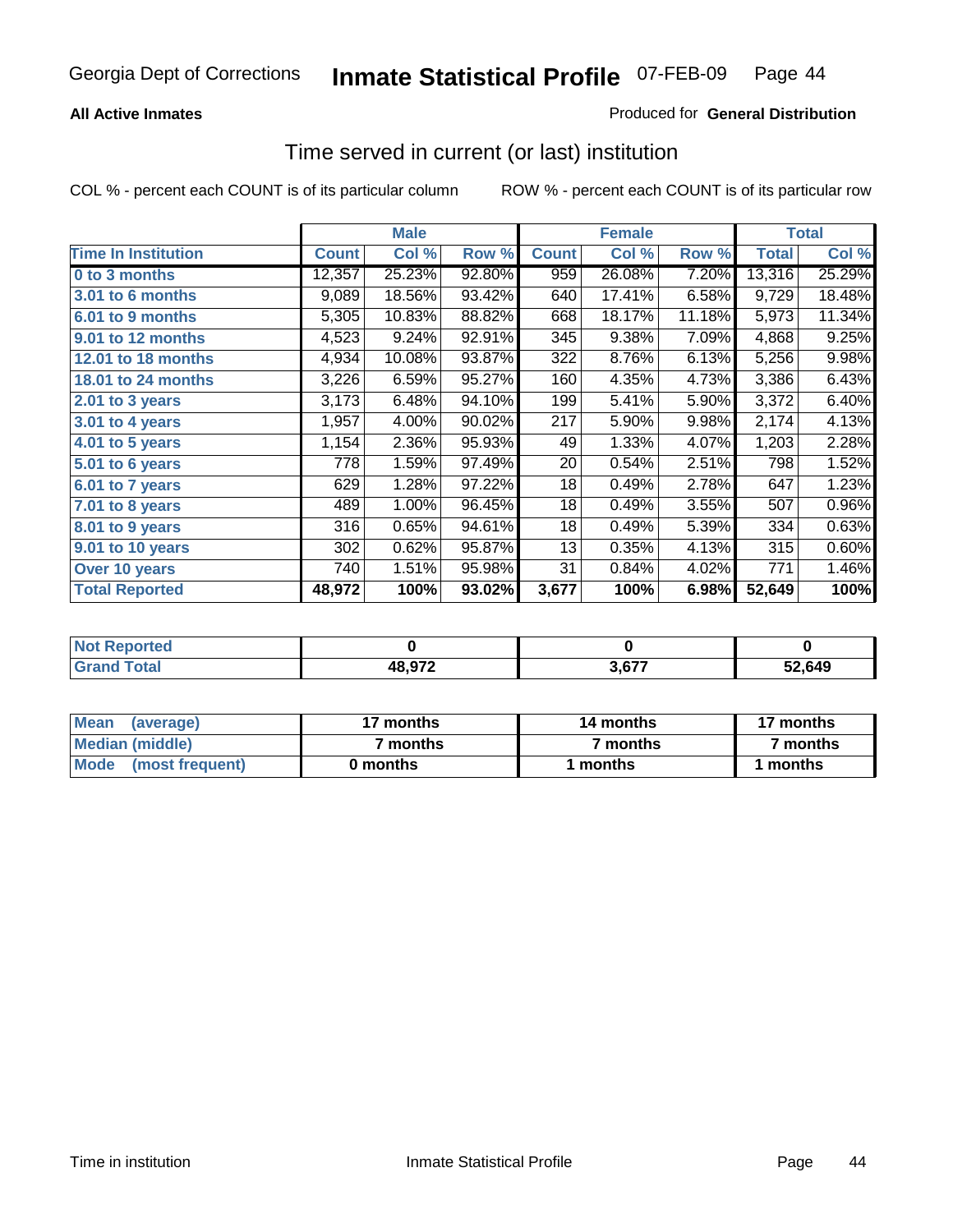Georgia Dept of Corrections **Inmate Statistical Profile** 07-FEB-09

**All Active Inmates**

Produced for **General Distribution**

## Time served in current (or last) institution

COL % - percent each COUNT is of its particular column

ROW % - percent each COUNT is of its particular row

| | Male | | | Female | | | Total | |
|---|---|---|---|---|---|---|---|---|
| **Time In Institution** | **Count** | **Col %** | **Row %** | **Count** | **Col %** | **Row %** | **Total** | **Col %** |
| **0 to 3 months** | 12,357 | 25.23% | 92.80% | 959 | 26.08% | 7.20% | 13,316 | 25.29% |
| **3.01 to 6 months** | 9,089 | 18.56% | 93.42% | 640 | 17.41% | 6.58% | 9,729 | 18.48% |
| **6.01 to 9 months** | 5,305 | 10.83% | 88.82% | 668 | 18.17% | 11.18% | 5,973 | 11.34% |
| **9.01 to 12 months** | 4,523 | 9.24% | 92.91% | 345 | 9.38% | 7.09% | 4,868 | 9.25% |
| **12.01 to 18 months** | 4,934 | 10.08% | 93.87% | 322 | 8.76% | 6.13% | 5,256 | 9.98% |
| **18.01 to 24 months** | 3,226 | 6.59% | 95.27% | 160 | 4.35% | 4.73% | 3,386 | 6.43% |
| **2.01 to 3 years** | 3,173 | 6.48% | 94.10% | 199 | 5.41% | 5.90% | 3,372 | 6.40% |
| **3.01 to 4 years** | 1,957 | 4.00% | 90.02% | 217 | 5.90% | 9.98% | 2,174 | 4.13% |
| **4.01 to 5 years** | 1,154 | 2.36% | 95.93% | 49 | 1.33% | 4.07% | 1,203 | 2.28% |
| **5.01 to 6 years** | 778 | 1.59% | 97.49% | 20 | 0.54% | 2.51% | 798 | 1.52% |
| **6.01 to 7 years** | 629 | 1.28% | 97.22% | 18 | 0.49% | 2.78% | 647 | 1.23% |
| **7.01 to 8 years** | 489 | 1.00% | 96.45% | 18 | 0.49% | 3.55% | 507 | 0.96% |
| **8.01 to 9 years** | 316 | 0.65% | 94.61% | 18 | 0.49% | 5.39% | 334 | 0.63% |
| **9.01 to 10 years** | 302 | 0.62% | 95.87% | 13 | 0.35% | 4.13% | 315 | 0.60% |
| **Over 10 years** | 740 | 1.51% | 95.98% | 31 | 0.84% | 4.02% | 771 | 1.46% |
| **Total Reported** | **48,972** | **100%** | **93.02%** | **3,677** | **100%** | **6.98%** | **52,649** | **100%** |

| | Male | Female | Total |
|---|---|---|---|
| **Not Reported** | **0** | **0** | **0** |
| **Grand Total** | **48,972** | **3,677** | **52,649** |

| | Male | Female | Total |
|---|---|---|---|
| **Mean (average)** | **17 months** | **14 months** | **17 months** |
| **Median (middle)** | **7 months** | **7 months** | **7 months** |
| **Mode (most frequent)** | **0 months** | **1 months** | **1 months** |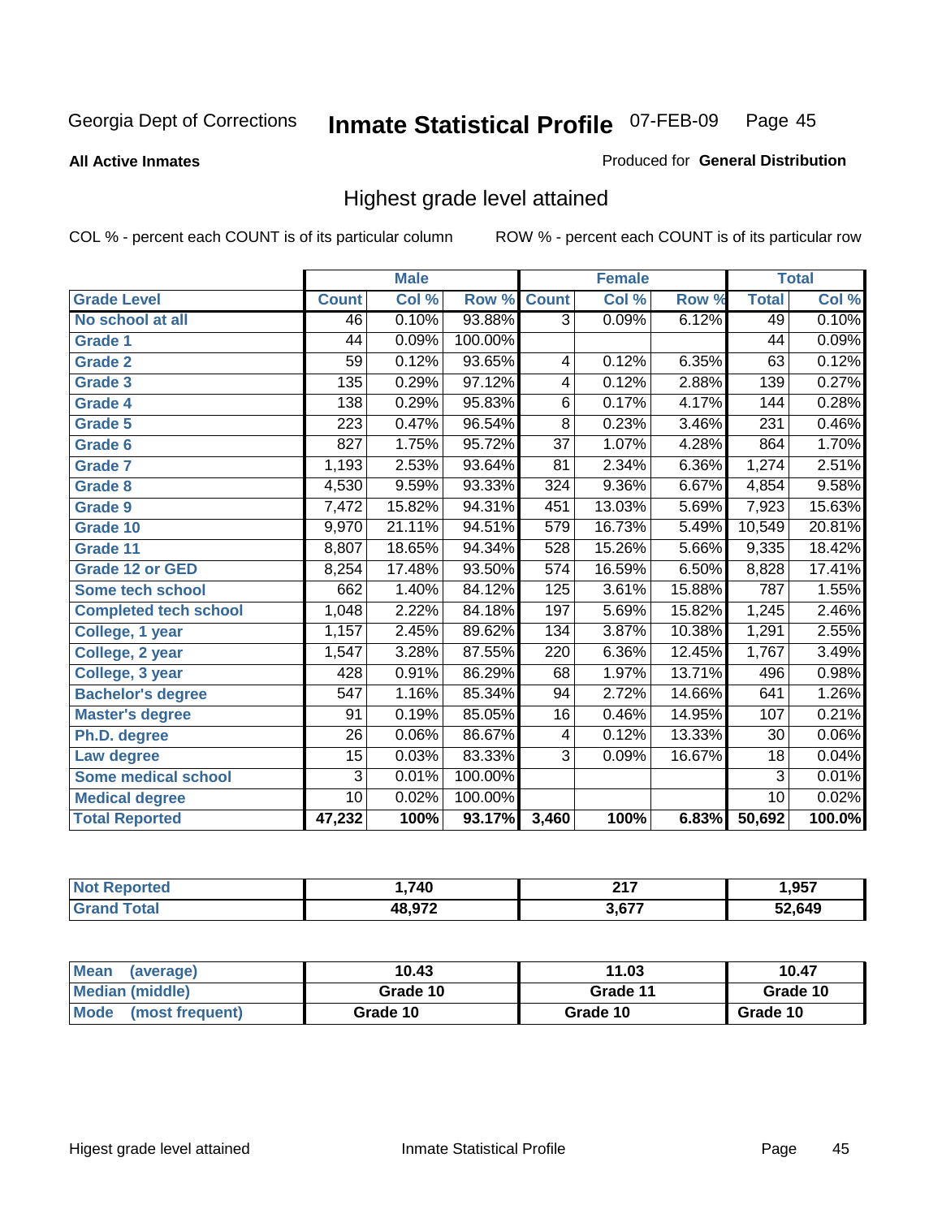Georgia Dept of Corrections

# Inmate Statistical Profile 07-FEB-09

**All Active Inmates**

Produced for **General Distribution**

## Highest grade level attained

COL % - percent each COUNT is of its particular column

ROW % - percent each COUNT is of its particular row

| | Male | | | Female | | | Total | |
|---|---|---|---|---|---|---|---|---|
| **Grade Level** | **Count** | **Col %** | **Row %** | **Count** | **Col %** | **Row %** | **Total** | **Col %** |
| No school at all | 46 | 0.10% | 93.88% | 3 | 0.09% | 6.12% | 49 | 0.10% |
| Grade 1 | 44 | 0.09% | 100.00% | | | | 44 | 0.09% |
| Grade 2 | 59 | 0.12% | 93.65% | 4 | 0.12% | 6.35% | 63 | 0.12% |
| Grade 3 | 135 | 0.29% | 97.12% | 4 | 0.12% | 2.88% | 139 | 0.27% |
| Grade 4 | 138 | 0.29% | 95.83% | 6 | 0.17% | 4.17% | 144 | 0.28% |
| Grade 5 | 223 | 0.47% | 96.54% | 8 | 0.23% | 3.46% | 231 | 0.46% |
| Grade 6 | 827 | 1.75% | 95.72% | 37 | 1.07% | 4.28% | 864 | 1.70% |
| Grade 7 | 1,193 | 2.53% | 93.64% | 81 | 2.34% | 6.36% | 1,274 | 2.51% |
| Grade 8 | 4,530 | 9.59% | 93.33% | 324 | 9.36% | 6.67% | 4,854 | 9.58% |
| Grade 9 | 7,472 | 15.82% | 94.31% | 451 | 13.03% | 5.69% | 7,923 | 15.63% |
| Grade 10 | 9,970 | 21.11% | 94.51% | 579 | 16.73% | 5.49% | 10,549 | 20.81% |
| Grade 11 | 8,807 | 18.65% | 94.34% | 528 | 15.26% | 5.66% | 9,335 | 18.42% |
| Grade 12 or GED | 8,254 | 17.48% | 93.50% | 574 | 16.59% | 6.50% | 8,828 | 17.41% |
| Some tech school | 662 | 1.40% | 84.12% | 125 | 3.61% | 15.88% | 787 | 1.55% |
| Completed tech school | 1,048 | 2.22% | 84.18% | 197 | 5.69% | 15.82% | 1,245 | 2.46% |
| College, 1 year | 1,157 | 2.45% | 89.62% | 134 | 3.87% | 10.38% | 1,291 | 2.55% |
| College, 2 year | 1,547 | 3.28% | 87.55% | 220 | 6.36% | 12.45% | 1,767 | 3.49% |
| College, 3 year | 428 | 0.91% | 86.29% | 68 | 1.97% | 13.71% | 496 | 0.98% |
| Bachelor's degree | 547 | 1.16% | 85.34% | 94 | 2.72% | 14.66% | 641 | 1.26% |
| Master's degree | 91 | 0.19% | 85.05% | 16 | 0.46% | 14.95% | 107 | 0.21% |
| Ph.D. degree | 26 | 0.06% | 86.67% | 4 | 0.12% | 13.33% | 30 | 0.06% |
| Law degree | 15 | 0.03% | 83.33% | 3 | 0.09% | 16.67% | 18 | 0.04% |
| Some medical school | 3 | 0.01% | 100.00% | | | | 3 | 0.01% |
| Medical degree | 10 | 0.02% | 100.00% | | | | 10 | 0.02% |
| **Total Reported** | **47,232** | **100%** | **93.17%** | **3,460** | **100%** | **6.83%** | **50,692** | **100.0%** |

| | Male | Female | Total |
|---|---|---|---|
| Not Reported | 1,740 | 217 | 1,957 |
| Grand Total | 48,972 | 3,677 | 52,649 |

| | Male | Female | Total |
|---|---|---|---|
| Mean (average) | 10.43 | 11.03 | 10.47 |
| Median (middle) | Grade 10 | Grade 11 | Grade 10 |
| Mode (most frequent) | Grade 10 | Grade 10 | Grade 10 |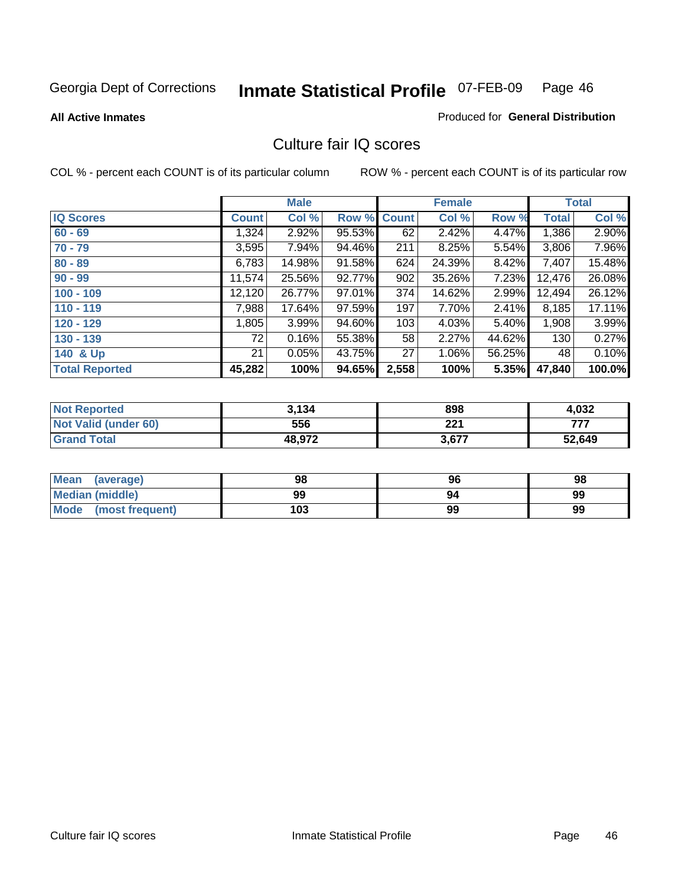Georgia Dept of Corrections **Inmate Statistical Profile** 07-FEB-09

**All Active Inmates**

Produced for **General Distribution**

## Culture fair IQ scores

COL % - percent each COUNT is of its particular column

ROW % - percent each COUNT is of its particular row

| | Male | | | Female | | | Total | |
|---|---|---|---|---|---|---|---|---|
| **IQ Scores** | **Count** | **Col %** | **Row %** | **Count** | **Col %** | **Row %** | **Total** | **Col %** |
| 60 - 69 | 1,324 | 2.92% | 95.53% | 62 | 2.42% | 4.47% | 1,386 | 2.90% |
| 70 - 79 | 3,595 | 7.94% | 94.46% | 211 | 8.25% | 5.54% | 3,806 | 7.96% |
| 80 - 89 | 6,783 | 14.98% | 91.58% | 624 | 24.39% | 8.42% | 7,407 | 15.48% |
| 90 - 99 | 11,574 | 25.56% | 92.77% | 902 | 35.26% | 7.23% | 12,476 | 26.08% |
| 100 - 109 | 12,120 | 26.77% | 97.01% | 374 | 14.62% | 2.99% | 12,494 | 26.12% |
| 110 - 119 | 7,988 | 17.64% | 97.59% | 197 | 7.70% | 2.41% | 8,185 | 17.11% |
| 120 - 129 | 1,805 | 3.99% | 94.60% | 103 | 4.03% | 5.40% | 1,908 | 3.99% |
| 130 - 139 | 72 | 0.16% | 55.38% | 58 | 2.27% | 44.62% | 130 | 0.27% |
| 140 & Up | 21 | 0.05% | 43.75% | 27 | 1.06% | 56.25% | 48 | 0.10% |
| **Total Reported** | **45,282** | **100%** | **94.65%** | **2,558** | **100%** | **5.35%** | **47,840** | **100.0%** |

| | Male | Female | Total |
|---|---|---|---|
| Not Reported | 3,134 | 898 | 4,032 |
| Not Valid (under 60) | 556 | 221 | 777 |
| Grand Total | 48,972 | 3,677 | 52,649 |

| | Male | Female | Total |
|---|---|---|---|
| Mean (average) | 98 | 96 | 98 |
| Median (middle) | 99 | 94 | 99 |
| Mode (most frequent) | 103 | 99 | 99 |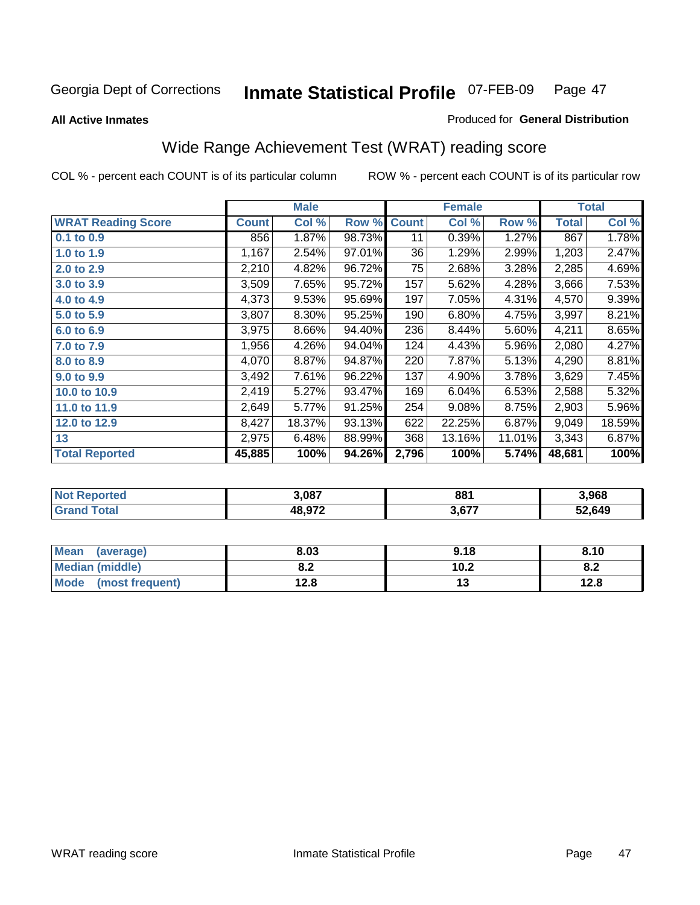Georgia Dept of Corrections **Inmate Statistical Profile** 07-FEB-09

**All Active Inmates** Produced for **General Distribution**

## Wide Range Achievement Test (WRAT) reading score

COL % - percent each COUNT is of its particular column ROW % - percent each COUNT is of its particular row

| | Male | | | Female | | | Total | |
|---|---|---|---|---|---|---|---|---|
| **WRAT Reading Score** | **Count** | **Col %** | **Row %** | **Count** | **Col %** | **Row %** | **Total** | **Col %** |
| 0.1 to 0.9 | 856 | 1.87% | 98.73% | 11 | 0.39% | 1.27% | 867 | 1.78% |
| 1.0 to 1.9 | 1,167 | 2.54% | 97.01% | 36 | 1.29% | 2.99% | 1,203 | 2.47% |
| 2.0 to 2.9 | 2,210 | 4.82% | 96.72% | 75 | 2.68% | 3.28% | 2,285 | 4.69% |
| 3.0 to 3.9 | 3,509 | 7.65% | 95.72% | 157 | 5.62% | 4.28% | 3,666 | 7.53% |
| 4.0 to 4.9 | 4,373 | 9.53% | 95.69% | 197 | 7.05% | 4.31% | 4,570 | 9.39% |
| 5.0 to 5.9 | 3,807 | 8.30% | 95.25% | 190 | 6.80% | 4.75% | 3,997 | 8.21% |
| 6.0 to 6.9 | 3,975 | 8.66% | 94.40% | 236 | 8.44% | 5.60% | 4,211 | 8.65% |
| 7.0 to 7.9 | 1,956 | 4.26% | 94.04% | 124 | 4.43% | 5.96% | 2,080 | 4.27% |
| 8.0 to 8.9 | 4,070 | 8.87% | 94.87% | 220 | 7.87% | 5.13% | 4,290 | 8.81% |
| 9.0 to 9.9 | 3,492 | 7.61% | 96.22% | 137 | 4.90% | 3.78% | 3,629 | 7.45% |
| 10.0 to 10.9 | 2,419 | 5.27% | 93.47% | 169 | 6.04% | 6.53% | 2,588 | 5.32% |
| 11.0 to 11.9 | 2,649 | 5.77% | 91.25% | 254 | 9.08% | 8.75% | 2,903 | 5.96% |
| 12.0 to 12.9 | 8,427 | 18.37% | 93.13% | 622 | 22.25% | 6.87% | 9,049 | 18.59% |
| 13 | 2,975 | 6.48% | 88.99% | 368 | 13.16% | 11.01% | 3,343 | 6.87% |
| **Total Reported** | **45,885** | **100%** | **94.26%** | **2,796** | **100%** | **5.74%** | **48,681** | **100%** |

| | Male | Female | Total |
|---|---|---|---|
| **Not Reported** | **3,087** | **881** | **3,968** |
| **Grand Total** | **48,972** | **3,677** | **52,649** |

| | Male | Female | Total |
|---|---|---|---|
| **Mean (average)** | **8.03** | **9.18** | **8.10** |
| **Median (middle)** | **8.2** | **10.2** | **8.2** |
| **Mode (most frequent)** | **12.8** | **13** | **12.8** |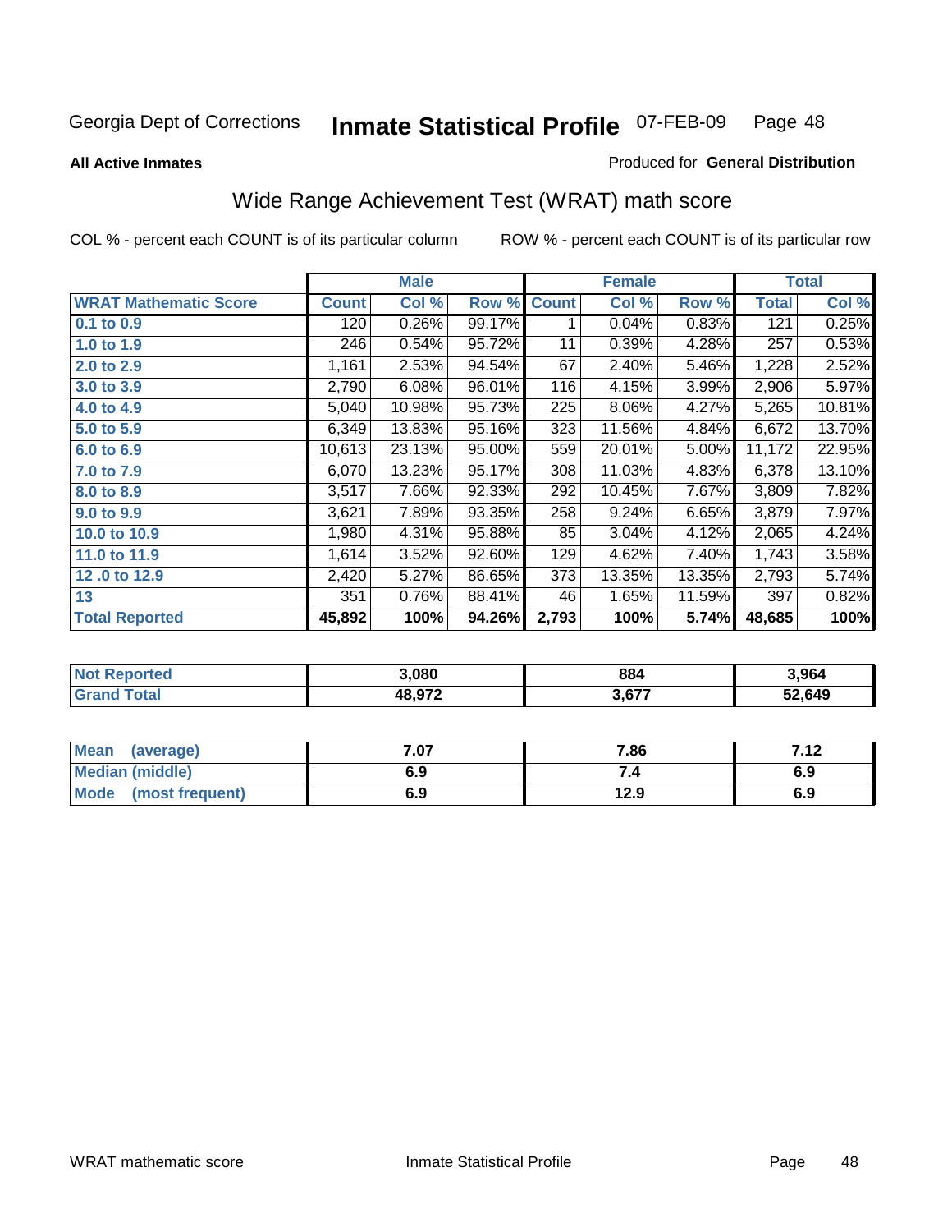Georgia Dept of Corrections **Inmate Statistical Profile** 07-FEB-09

**All Active Inmates**

Produced for **General Distribution**

## Wide Range Achievement Test (WRAT) math score

COL % - percent each COUNT is of its particular column ROW % - percent each COUNT is of its particular row

| | Male | | | Female | | | Total | |
|---|---|---|---|---|---|---|---|---|
| **WRAT Mathematic Score** | **Count** | **Col %** | **Row %** | **Count** | **Col %** | **Row %** | **Total** | **Col %** |
| 0.1 to 0.9 | 120 | 0.26% | 99.17% | 1 | 0.04% | 0.83% | 121 | 0.25% |
| 1.0 to 1.9 | 246 | 0.54% | 95.72% | 11 | 0.39% | 4.28% | 257 | 0.53% |
| 2.0 to 2.9 | 1,161 | 2.53% | 94.54% | 67 | 2.40% | 5.46% | 1,228 | 2.52% |
| 3.0 to 3.9 | 2,790 | 6.08% | 96.01% | 116 | 4.15% | 3.99% | 2,906 | 5.97% |
| 4.0 to 4.9 | 5,040 | 10.98% | 95.73% | 225 | 8.06% | 4.27% | 5,265 | 10.81% |
| 5.0 to 5.9 | 6,349 | 13.83% | 95.16% | 323 | 11.56% | 4.84% | 6,672 | 13.70% |
| 6.0 to 6.9 | 10,613 | 23.13% | 95.00% | 559 | 20.01% | 5.00% | 11,172 | 22.95% |
| 7.0 to 7.9 | 6,070 | 13.23% | 95.17% | 308 | 11.03% | 4.83% | 6,378 | 13.10% |
| 8.0 to 8.9 | 3,517 | 7.66% | 92.33% | 292 | 10.45% | 7.67% | 3,809 | 7.82% |
| 9.0 to 9.9 | 3,621 | 7.89% | 93.35% | 258 | 9.24% | 6.65% | 3,879 | 7.97% |
| 10.0 to 10.9 | 1,980 | 4.31% | 95.88% | 85 | 3.04% | 4.12% | 2,065 | 4.24% |
| 11.0 to 11.9 | 1,614 | 3.52% | 92.60% | 129 | 4.62% | 7.40% | 1,743 | 3.58% |
| 12 .0 to 12.9 | 2,420 | 5.27% | 86.65% | 373 | 13.35% | 13.35% | 2,793 | 5.74% |
| 13 | 351 | 0.76% | 88.41% | 46 | 1.65% | 11.59% | 397 | 0.82% |
| **Total Reported** | **45,892** | **100%** | **94.26%** | **2,793** | **100%** | **5.74%** | **48,685** | **100%** |

| | Male | Female | Total |
|---|---|---|---|
| **Not Reported** | **3,080** | **884** | **3,964** |
| **Grand Total** | **48,972** | **3,677** | **52,649** |

| | Male | Female | Total |
|---|---|---|---|
| **Mean (average)** | **7.07** | **7.86** | **7.12** |
| **Median (middle)** | **6.9** | **7.4** | **6.9** |
| **Mode (most frequent)** | **6.9** | **12.9** | **6.9** |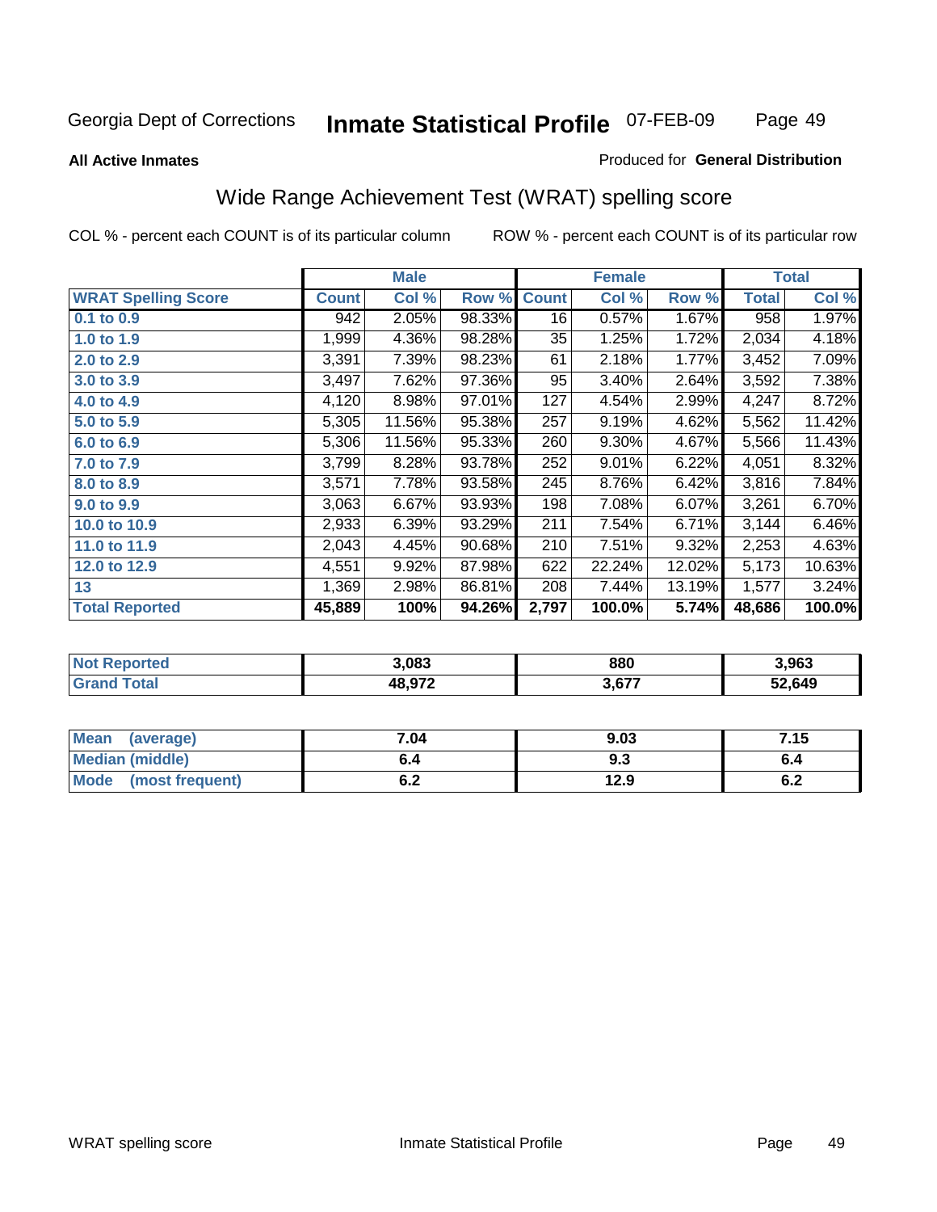Georgia Dept of Corrections **Inmate Statistical Profile** 07-FEB-09

**All Active Inmates**

Produced for **General Distribution**

## Wide Range Achievement Test (WRAT) spelling score

COL % - percent each COUNT is of its particular column

ROW % - percent each COUNT is of its particular row

| | Male | | | Female | | | Total | |
|---|---|---|---|---|---|---|---|---|
| **WRAT Spelling Score** | **Count** | **Col %** | **Row %** | **Count** | **Col %** | **Row %** | **Total** | **Col %** |
| **0.1 to 0.9** | 942 | 2.05% | 98.33% | 16 | 0.57% | 1.67% | 958 | 1.97% |
| **1.0 to 1.9** | 1,999 | 4.36% | 98.28% | 35 | 1.25% | 1.72% | 2,034 | 4.18% |
| **2.0 to 2.9** | 3,391 | 7.39% | 98.23% | 61 | 2.18% | 1.77% | 3,452 | 7.09% |
| **3.0 to 3.9** | 3,497 | 7.62% | 97.36% | 95 | 3.40% | 2.64% | 3,592 | 7.38% |
| **4.0 to 4.9** | 4,120 | 8.98% | 97.01% | 127 | 4.54% | 2.99% | 4,247 | 8.72% |
| **5.0 to 5.9** | 5,305 | 11.56% | 95.38% | 257 | 9.19% | 4.62% | 5,562 | 11.42% |
| **6.0 to 6.9** | 5,306 | 11.56% | 95.33% | 260 | 9.30% | 4.67% | 5,566 | 11.43% |
| **7.0 to 7.9** | 3,799 | 8.28% | 93.78% | 252 | 9.01% | 6.22% | 4,051 | 8.32% |
| **8.0 to 8.9** | 3,571 | 7.78% | 93.58% | 245 | 8.76% | 6.42% | 3,816 | 7.84% |
| **9.0 to 9.9** | 3,063 | 6.67% | 93.93% | 198 | 7.08% | 6.07% | 3,261 | 6.70% |
| **10.0 to 10.9** | 2,933 | 6.39% | 93.29% | 211 | 7.54% | 6.71% | 3,144 | 6.46% |
| **11.0 to 11.9** | 2,043 | 4.45% | 90.68% | 210 | 7.51% | 9.32% | 2,253 | 4.63% |
| **12.0 to 12.9** | 4,551 | 9.92% | 87.98% | 622 | 22.24% | 12.02% | 5,173 | 10.63% |
| **13** | 1,369 | 2.98% | 86.81% | 208 | 7.44% | 13.19% | 1,577 | 3.24% |
| **Total Reported** | **45,889** | **100%** | **94.26%** | **2,797** | **100.0%** | **5.74%** | **48,686** | **100.0%** |

| | Male | Female | Total |
|---|---|---|---|
| **Not Reported** | **3,083** | **880** | **3,963** |
| **Grand Total** | **48,972** | **3,677** | **52,649** |

| | Male | Female | Total |
|---|---|---|---|
| **Mean (average)** | **7.04** | **9.03** | **7.15** |
| **Median (middle)** | **6.4** | **9.3** | **6.4** |
| **Mode (most frequent)** | **6.2** | **12.9** | **6.2** |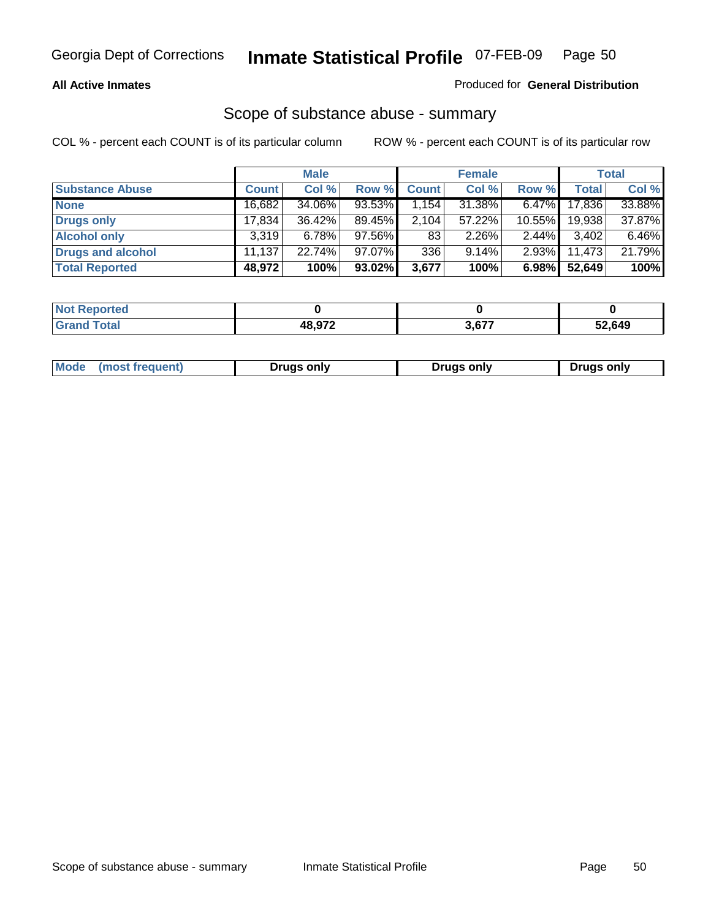**All Active Inmates**

Produced for **General Distribution**

## Scope of substance abuse - summary

COL % - percent each COUNT is of its particular column

ROW % - percent each COUNT is of its particular row

| | Male | | | Female | | | Total | |
|---|---|---|---|---|---|---|---|---|
| **Substance Abuse** | **Count** | **Col %** | **Row %** | **Count** | **Col %** | **Row %** | **Total** | **Col %** |
| **None** | 16,682 | 34.06% | 93.53% | 1,154 | 31.38% | 6.47% | 17,836 | 33.88% |
| **Drugs only** | 17,834 | 36.42% | 89.45% | 2,104 | 57.22% | 10.55% | 19,938 | 37.87% |
| **Alcohol only** | 3,319 | 6.78% | 97.56% | 83 | 2.26% | 2.44% | 3,402 | 6.46% |
| **Drugs and alcohol** | 11,137 | 22.74% | 97.07% | 336 | 9.14% | 2.93% | 11,473 | 21.79% |
| **Total Reported** | **48,972** | **100%** | **93.02%** | **3,677** | **100%** | **6.98%** | **52,649** | **100%** |

| | Male | Female | Total |
|---|---|---|---|
| **Not Reported** | **0** | **0** | **0** |
| **Grand Total** | **48,972** | **3,677** | **52,649** |

| | Male | Female | Total |
|---|---|---|---|
| **Mode (most frequent)** | **Drugs only** | **Drugs only** | **Drugs only** |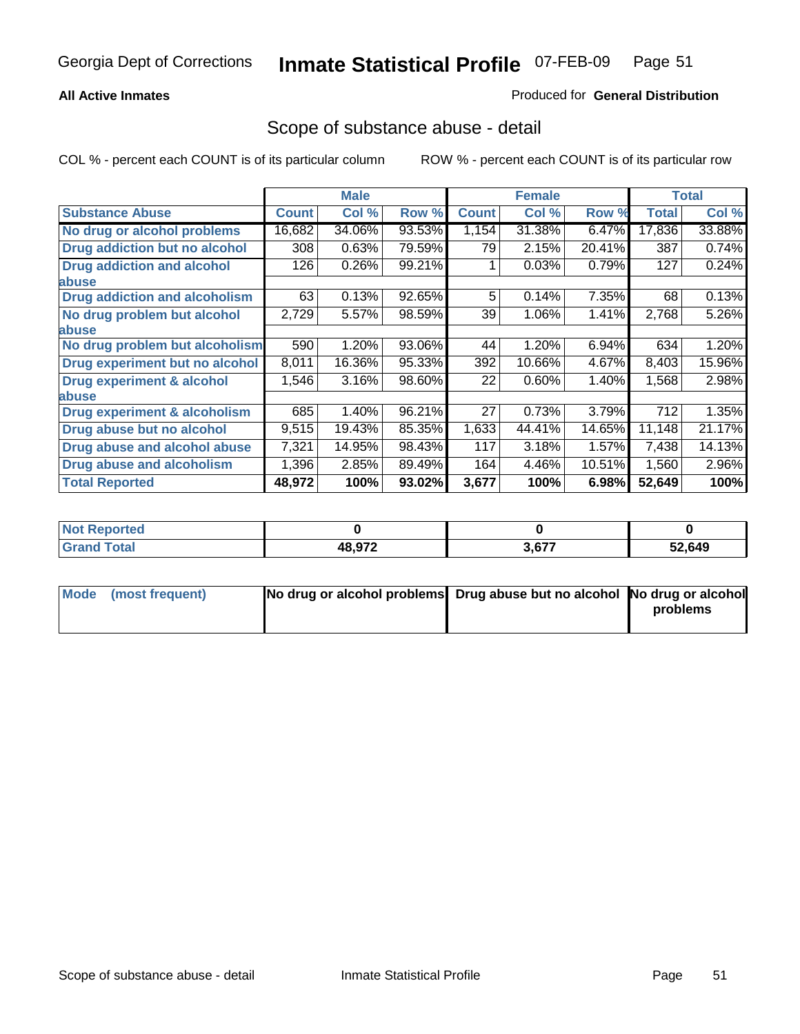Georgia Dept of Corrections **Inmate Statistical Profile** 07-FEB-09

**All Active Inmates**

Produced for **General Distribution**

## Scope of substance abuse - detail

COL % - percent each COUNT is of its particular column ROW % - percent each COUNT is of its particular row

| | Male | | | Female | | | Total | |
|---|---|---|---|---|---|---|---|---|
| **Substance Abuse** | **Count** | **Col %** | **Row %** | **Count** | **Col %** | **Row %** | **Total** | **Col %** |
| **No drug or alcohol problems** | 16,682 | 34.06% | 93.53% | 1,154 | 31.38% | 6.47% | 17,836 | 33.88% |
| **Drug addiction but no alcohol** | 308 | 0.63% | 79.59% | 79 | 2.15% | 20.41% | 387 | 0.74% |
| **Drug addiction and alcohol abuse** | 126 | 0.26% | 99.21% | 1 | 0.03% | 0.79% | 127 | 0.24% |
| **Drug addiction and alcoholism** | 63 | 0.13% | 92.65% | 5 | 0.14% | 7.35% | 68 | 0.13% |
| **No drug problem but alcohol abuse** | 2,729 | 5.57% | 98.59% | 39 | 1.06% | 1.41% | 2,768 | 5.26% |
| **No drug problem but alcoholism** | 590 | 1.20% | 93.06% | 44 | 1.20% | 6.94% | 634 | 1.20% |
| **Drug experiment but no alcohol** | 8,011 | 16.36% | 95.33% | 392 | 10.66% | 4.67% | 8,403 | 15.96% |
| **Drug experiment & alcohol abuse** | 1,546 | 3.16% | 98.60% | 22 | 0.60% | 1.40% | 1,568 | 2.98% |
| **Drug experiment & alcoholism** | 685 | 1.40% | 96.21% | 27 | 0.73% | 3.79% | 712 | 1.35% |
| **Drug abuse but no alcohol** | 9,515 | 19.43% | 85.35% | 1,633 | 44.41% | 14.65% | 11,148 | 21.17% |
| **Drug abuse and alcohol abuse** | 7,321 | 14.95% | 98.43% | 117 | 3.18% | 1.57% | 7,438 | 14.13% |
| **Drug abuse and alcoholism** | 1,396 | 2.85% | 89.49% | 164 | 4.46% | 10.51% | 1,560 | 2.96% |
| **Total Reported** | **48,972** | **100%** | **93.02%** | **3,677** | **100%** | **6.98%** | **52,649** | **100%** |

| | Male | Female | Total |
|---|---|---|---|
| **Not Reported** | **0** | **0** | **0** |
| **Grand Total** | **48,972** | **3,677** | **52,649** |

| | Male | Female | Total |
|---|---|---|---|
| **Mode (most frequent)** | **No drug or alcohol problems** | **Drug abuse but no alcohol** | **No drug or alcohol problems** |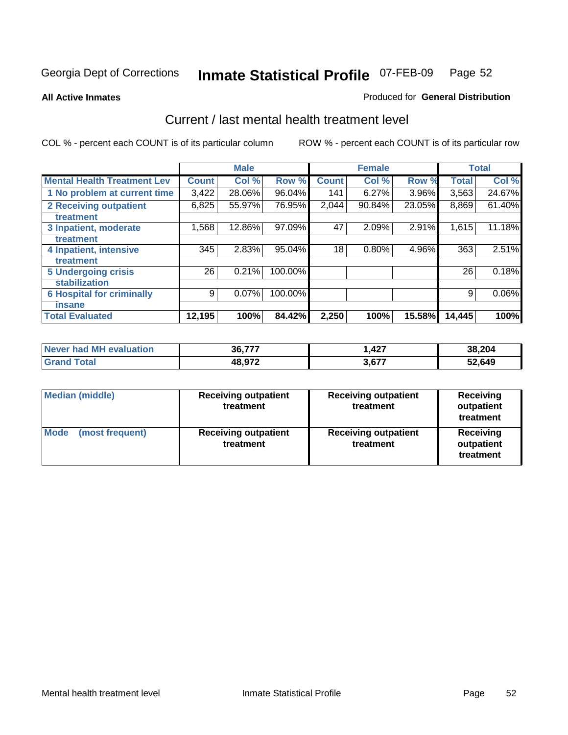Georgia Dept of Corrections **Inmate Statistical Profile** 07-FEB-09

**All Active Inmates**

Produced for **General Distribution**

## Current / last mental health treatment level

COL % - percent each COUNT is of its particular column

ROW % - percent each COUNT is of its particular row

| | Male | | | Female | | | Total | |
|---|---|---|---|---|---|---|---|---|
| **Mental Health Treatment Lev** | **Count** | **Col %** | **Row %** | **Count** | **Col %** | **Row %** | **Total** | **Col %** |
| 1 No problem at current time | 3,422 | 28.06% | 96.04% | 141 | 6.27% | 3.96% | 3,563 | 24.67% |
| 2 Receiving outpatient treatment | 6,825 | 55.97% | 76.95% | 2,044 | 90.84% | 23.05% | 8,869 | 61.40% |
| 3 Inpatient, moderate treatment | 1,568 | 12.86% | 97.09% | 47 | 2.09% | 2.91% | 1,615 | 11.18% |
| 4 Inpatient, intensive treatment | 345 | 2.83% | 95.04% | 18 | 0.80% | 4.96% | 363 | 2.51% |
| 5 Undergoing crisis stabilization | 26 | 0.21% | 100.00% | | | | 26 | 0.18% |
| 6 Hospital for criminally insane | 9 | 0.07% | 100.00% | | | | 9 | 0.06% |
| **Total Evaluated** | **12,195** | **100%** | **84.42%** | **2,250** | **100%** | **15.58%** | **14,445** | **100%** |

| | Male | Female | Total |
|---|---|---|---|
| **Never had MH evaluation** | **36,777** | **1,427** | **38,204** |
| **Grand Total** | **48,972** | **3,677** | **52,649** |

| | Male | Female | Total |
|---|---|---|---|
| **Median (middle)** | **Receiving outpatient treatment** | **Receiving outpatient treatment** | **Receiving outpatient treatment** |
| **Mode (most frequent)** | **Receiving outpatient treatment** | **Receiving outpatient treatment** | **Receiving outpatient treatment** |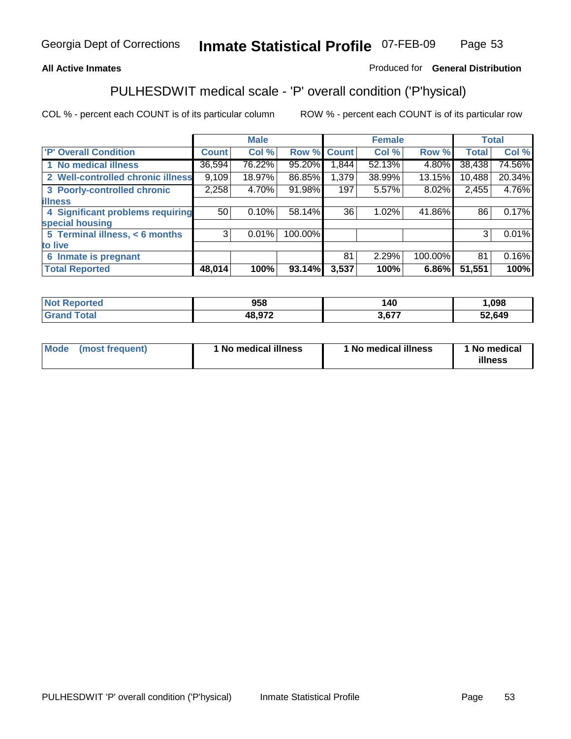Georgia Dept of Corrections **Inmate Statistical Profile** 07-FEB-09

**All Active Inmates** Produced for **General Distribution**

## PULHESDWIT medical scale - 'P' overall condition ('P'hysical)

COL % - percent each COUNT is of its particular column ROW % - percent each COUNT is of its particular row

| | Male | | | Female | | | Total | |
|---|---|---|---|---|---|---|---|---|
| 'P' Overall Condition | Count | Col % | Row % | Count | Col % | Row % | Total | Col % |
| 1 No medical illness | 36,594 | 76.22% | 95.20% | 1,844 | 52.13% | 4.80% | 38,438 | 74.56% |
| 2 Well-controlled chronic illness | 9,109 | 18.97% | 86.85% | 1,379 | 38.99% | 13.15% | 10,488 | 20.34% |
| 3 Poorly-controlled chronic illness | 2,258 | 4.70% | 91.98% | 197 | 5.57% | 8.02% | 2,455 | 4.76% |
| 4 Significant problems requiring special housing | 50 | 0.10% | 58.14% | 36 | 1.02% | 41.86% | 86 | 0.17% |
| 5 Terminal illness, < 6 months to live | 3 | 0.01% | 100.00% | | | | 3 | 0.01% |
| 6 Inmate is pregnant | | | | 81 | 2.29% | 100.00% | 81 | 0.16% |
| **Total Reported** | **48,014** | **100%** | **93.14%** | **3,537** | **100%** | **6.86%** | **51,551** | **100%** |

| | Male | Female | Total |
|---|---|---|---|
| Not Reported | 958 | 140 | 1,098 |
| Grand Total | 48,972 | 3,677 | 52,649 |

| | Male | Female | Total |
|---|---|---|---|
| Mode (most frequent) | 1 No medical illness | 1 No medical illness | 1 No medical illness |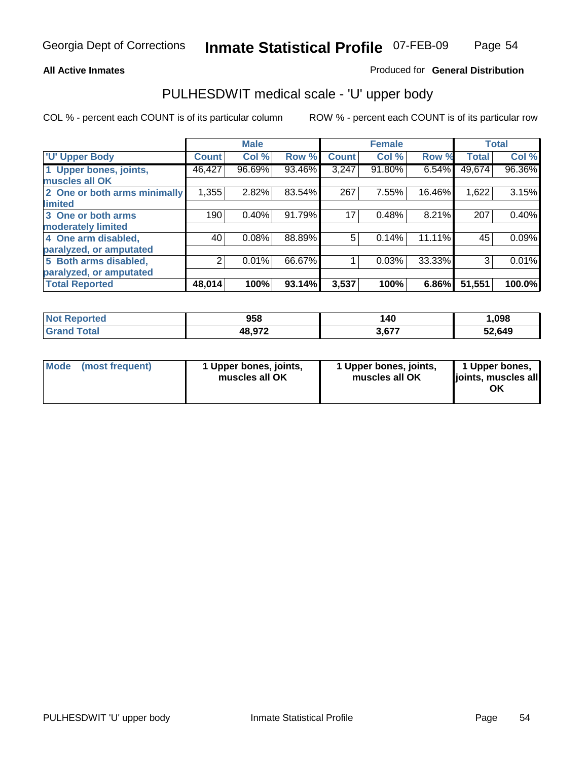Georgia Dept of Corrections **Inmate Statistical Profile** 07-FEB-09

**All Active Inmates**

Produced for **General Distribution**

## PULHESDWIT medical scale - 'U' upper body

COL % - percent each COUNT is of its particular column

ROW % - percent each COUNT is of its particular row

| | Male | | | Female | | | Total | |
|---|---|---|---|---|---|---|---|---|
| 'U' Upper Body | Count | Col % | Row % | Count | Col % | Row % | Total | Col % |
| 1 Upper bones, joints, muscles all OK | 46,427 | 96.69% | 93.46% | 3,247 | 91.80% | 6.54% | 49,674 | 96.36% |
| 2 One or both arms minimally limited | 1,355 | 2.82% | 83.54% | 267 | 7.55% | 16.46% | 1,622 | 3.15% |
| 3 One or both arms moderately limited | 190 | 0.40% | 91.79% | 17 | 0.48% | 8.21% | 207 | 0.40% |
| 4 One arm disabled, paralyzed, or amputated | 40 | 0.08% | 88.89% | 5 | 0.14% | 11.11% | 45 | 0.09% |
| 5 Both arms disabled, paralyzed, or amputated | 2 | 0.01% | 66.67% | 1 | 0.03% | 33.33% | 3 | 0.01% |
| **Total Reported** | **48,014** | **100%** | **93.14%** | **3,537** | **100%** | **6.86%** | **51,551** | **100.0%** |

| | Male | Female | Total |
|---|---|---|---|
| Not Reported | 958 | 140 | 1,098 |
| Grand Total | 48,972 | 3,677 | 52,649 |

| | Male | Female | Total |
|---|---|---|---|
| Mode (most frequent) | 1 Upper bones, joints, muscles all OK | 1 Upper bones, joints, muscles all OK | 1 Upper bones, joints, muscles all OK |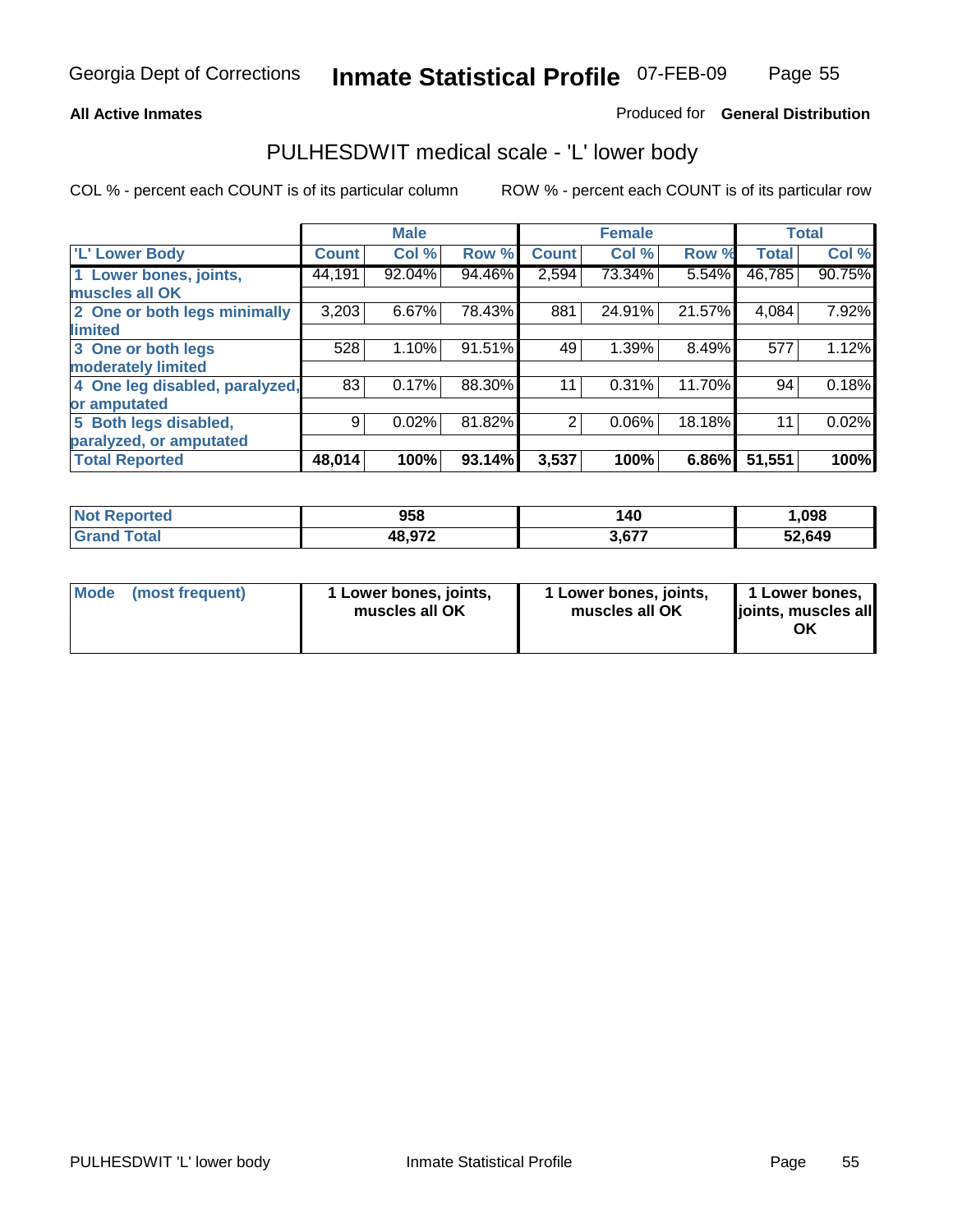**All Active Inmates** Produced for **General Distribution**

## PULHESDWIT medical scale - 'L' lower body

COL % - percent each COUNT is of its particular column ROW % - percent each COUNT is of its particular row

| 'L' Lower Body | Male | | | Female | | | Total | |
|---|---|---|---|---|---|---|---|---|
| | Count | Col % | Row % | Count | Col % | Row % | Total | Col % |
| 1 Lower bones, joints, muscles all OK | 44,191 | 92.04% | 94.46% | 2,594 | 73.34% | 5.54% | 46,785 | 90.75% |
| 2 One or both legs minimally limited | 3,203 | 6.67% | 78.43% | 881 | 24.91% | 21.57% | 4,084 | 7.92% |
| 3 One or both legs moderately limited | 528 | 1.10% | 91.51% | 49 | 1.39% | 8.49% | 577 | 1.12% |
| 4 One leg disabled, paralyzed, or amputated | 83 | 0.17% | 88.30% | 11 | 0.31% | 11.70% | 94 | 0.18% |
| 5 Both legs disabled, paralyzed, or amputated | 9 | 0.02% | 81.82% | 2 | 0.06% | 18.18% | 11 | 0.02% |
| **Total Reported** | **48,014** | **100%** | **93.14%** | **3,537** | **100%** | **6.86%** | **51,551** | **100%** |

| | Male | Female | Total |
|---|---|---|---|
| Not Reported | 958 | 140 | 1,098 |
| Grand Total | 48,972 | 3,677 | 52,649 |

| Mode (most frequent) | 1 Lower bones, joints, muscles all OK | 1 Lower bones, joints, muscles all OK | 1 Lower bones, joints, muscles all OK |
|---|---|---|---|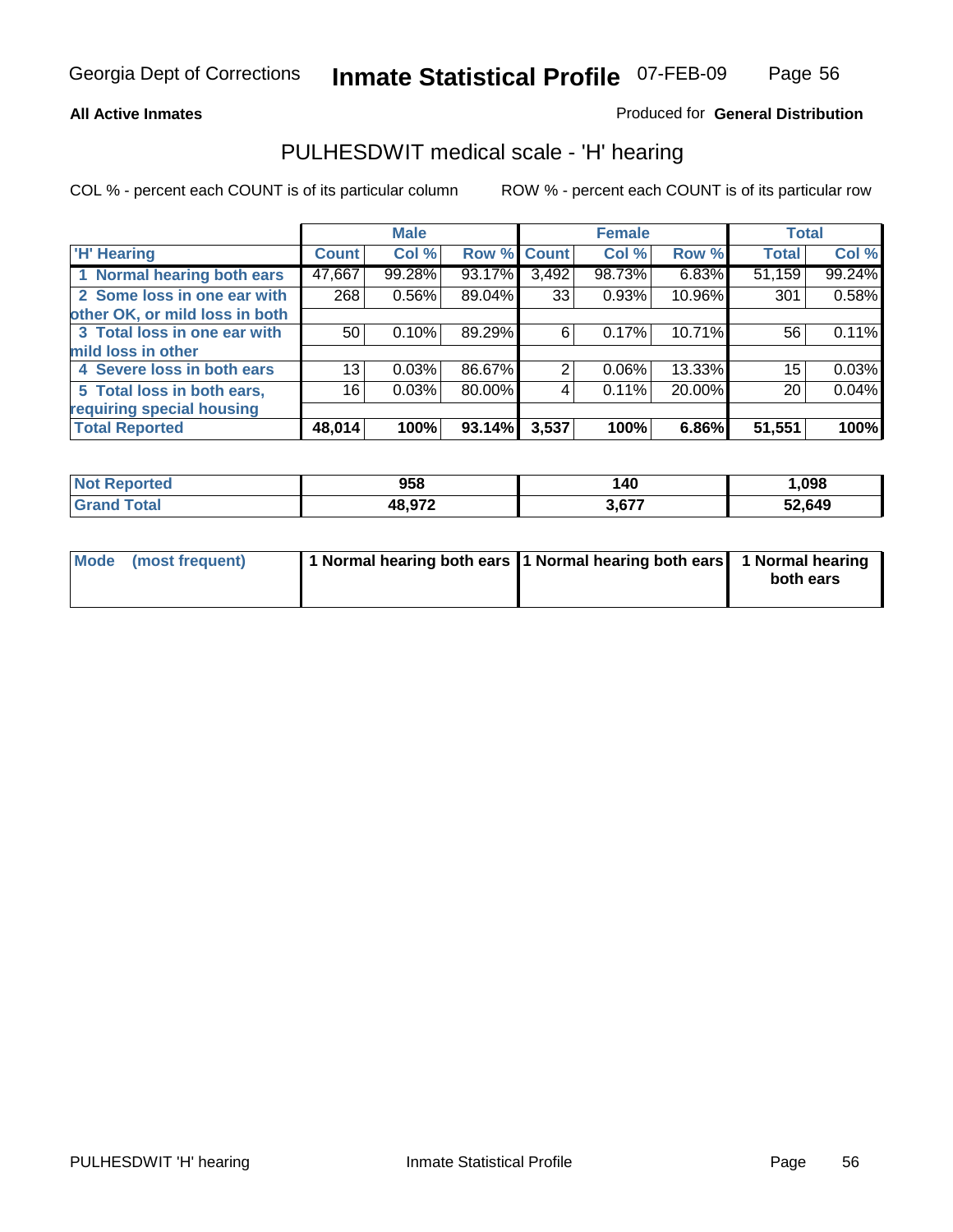**All Active Inmates**

Produced for **General Distribution**

## PULHESDWIT medical scale - 'H' hearing

COL % - percent each COUNT is of its particular column

ROW % - percent each COUNT is of its particular row

| | Male | | | Female | | | Total | |
|---|---|---|---|---|---|---|---|---|
| 'H' Hearing | Count | Col % | Row % | Count | Col % | Row % | Total | Col % |
| 1 Normal hearing both ears | 47,667 | 99.28% | 93.17% | 3,492 | 98.73% | 6.83% | 51,159 | 99.24% |
| 2 Some loss in one ear with other OK, or mild loss in both | 268 | 0.56% | 89.04% | 33 | 0.93% | 10.96% | 301 | 0.58% |
| 3 Total loss in one ear with mild loss in other | 50 | 0.10% | 89.29% | 6 | 0.17% | 10.71% | 56 | 0.11% |
| 4 Severe loss in both ears | 13 | 0.03% | 86.67% | 2 | 0.06% | 13.33% | 15 | 0.03% |
| 5 Total loss in both ears, requiring special housing | 16 | 0.03% | 80.00% | 4 | 0.11% | 20.00% | 20 | 0.04% |
| **Total Reported** | **48,014** | **100%** | **93.14%** | **3,537** | **100%** | **6.86%** | **51,551** | **100%** |

| | Male | Female | Total |
|---|---|---|---|
| Not Reported | 958 | 140 | 1,098 |
| Grand Total | 48,972 | 3,677 | 52,649 |

| | Male | Female | Total |
|---|---|---|---|
| Mode (most frequent) | 1 Normal hearing both ears | 1 Normal hearing both ears | 1 Normal hearing both ears |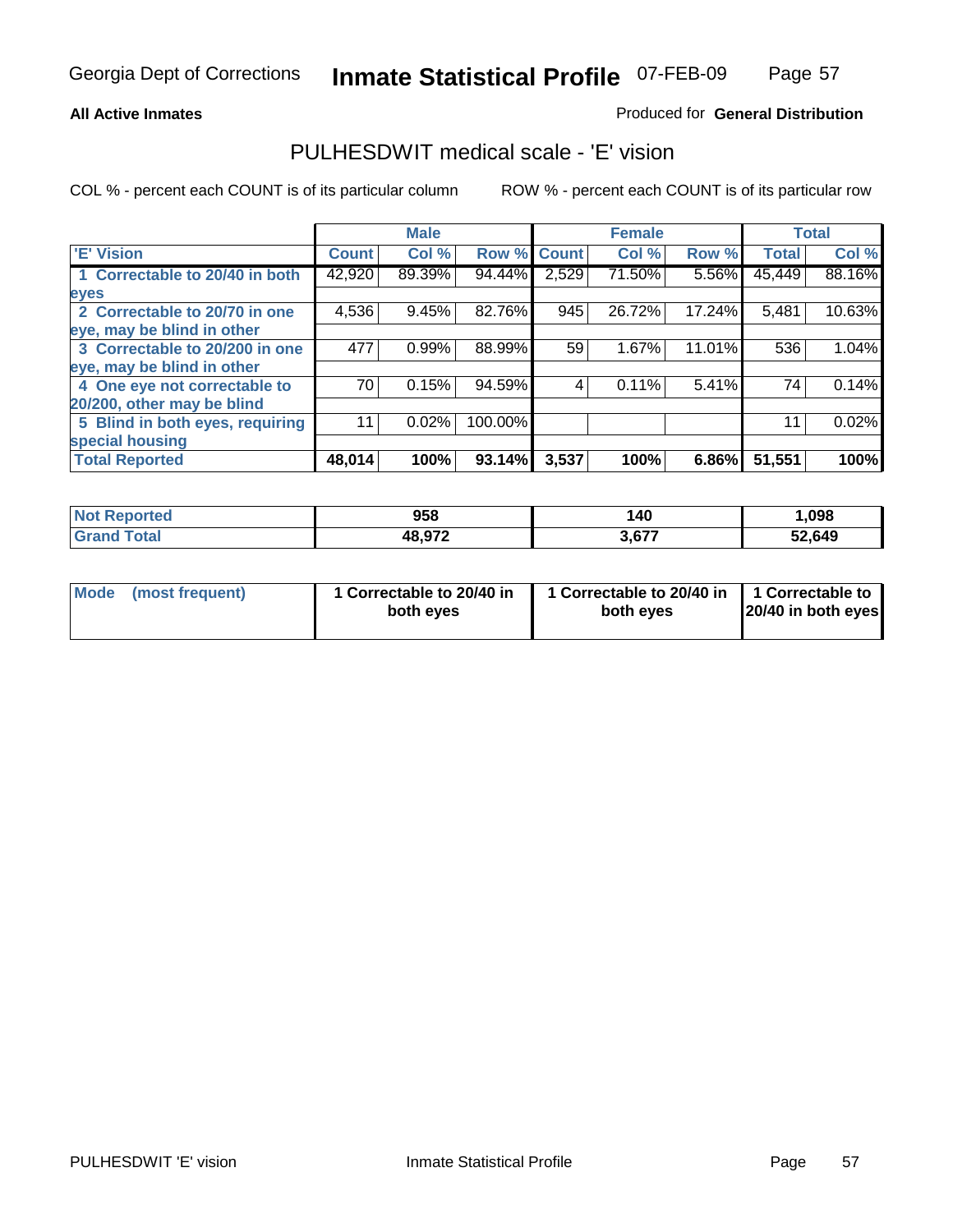Georgia Dept of Corrections **Inmate Statistical Profile** 07-FEB-09

**All Active Inmates**

Produced for **General Distribution**

## PULHESDWIT medical scale - 'E' vision

COL % - percent each COUNT is of its particular column    ROW % - percent each COUNT is of its particular row

| | Male | | | Female | | | Total | |
|---|---|---|---|---|---|---|---|---|
| **'E' Vision** | **Count** | **Col %** | **Row %** | **Count** | **Col %** | **Row %** | **Total** | **Col %** |
| **1 Correctable to 20/40 in both eyes** | 42,920 | 89.39% | 94.44% | 2,529 | 71.50% | 5.56% | 45,449 | 88.16% |
| **2 Correctable to 20/70 in one eye, may be blind in other** | 4,536 | 9.45% | 82.76% | 945 | 26.72% | 17.24% | 5,481 | 10.63% |
| **3 Correctable to 20/200 in one eye, may be blind in other** | 477 | 0.99% | 88.99% | 59 | 1.67% | 11.01% | 536 | 1.04% |
| **4 One eye not correctable to 20/200, other may be blind** | 70 | 0.15% | 94.59% | 4 | 0.11% | 5.41% | 74 | 0.14% |
| **5 Blind in both eyes, requiring special housing** | 11 | 0.02% | 100.00% | | | | 11 | 0.02% |
| **Total Reported** | **48,014** | **100%** | **93.14%** | **3,537** | **100%** | **6.86%** | **51,551** | **100%** |

| | Male | Female | Total |
|---|---|---|---|
| **Not Reported** | **958** | **140** | **1,098** |
| **Grand Total** | **48,972** | **3,677** | **52,649** |

| | Male | Female | Total |
|---|---|---|---|
| **Mode (most frequent)** | **1 Correctable to 20/40 in both eyes** | **1 Correctable to 20/40 in both eyes** | **1 Correctable to 20/40 in both eyes** |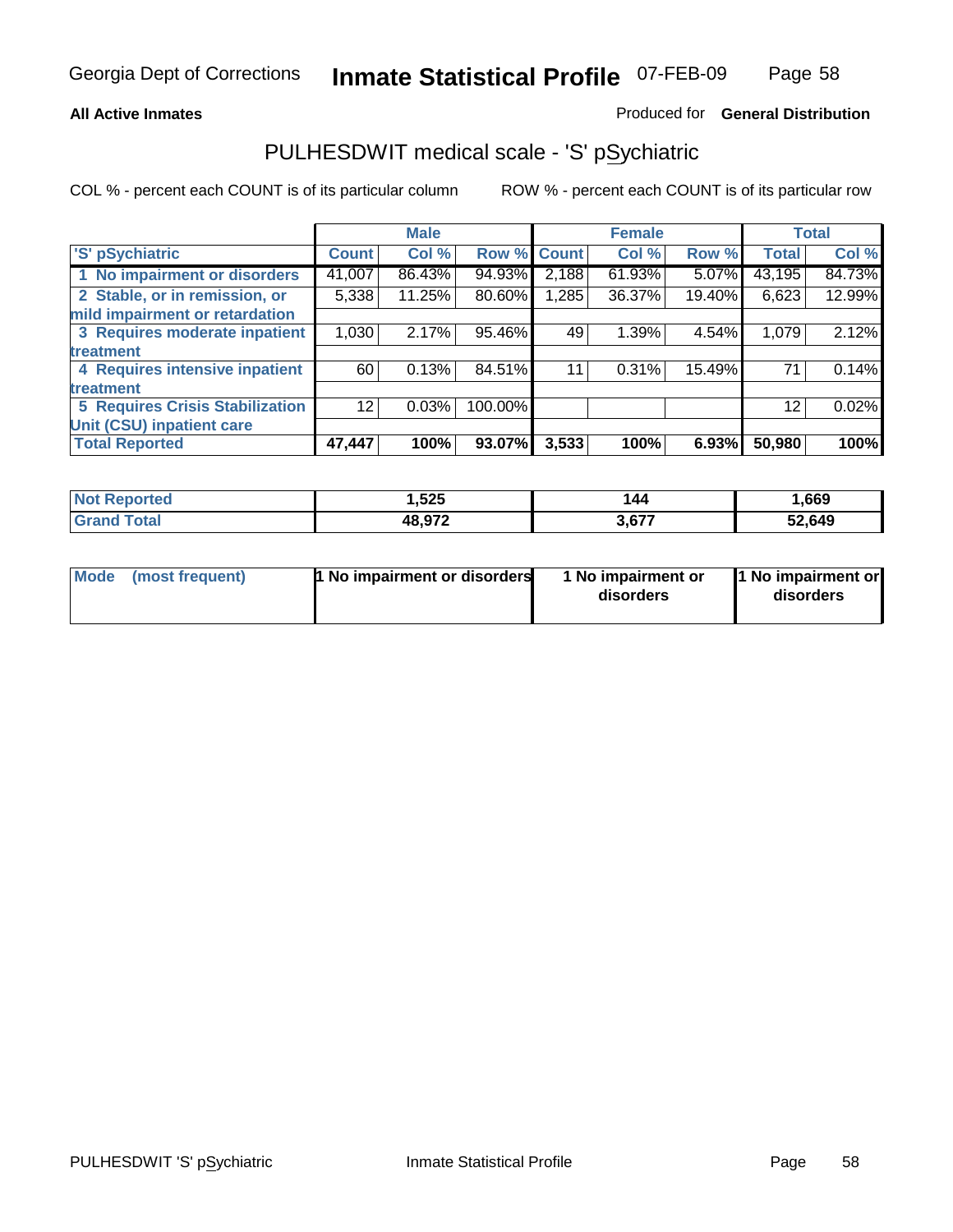Georgia Dept of Corrections **Inmate Statistical Profile** 07-FEB-09

**All Active Inmates**

Produced for **General Distribution**

## PULHESDWIT medical scale - 'S' pSychiatric

COL % - percent each COUNT is of its particular column    ROW % - percent each COUNT is of its particular row

| 'S' pSychiatric | Male | | | Female | | | Total | |
|---|---|---|---|---|---|---|---|---|
| | Count | Col % | Row % | Count | Col % | Row % | Total | Col % |
| 1 No impairment or disorders | 41,007 | 86.43% | 94.93% | 2,188 | 61.93% | 5.07% | 43,195 | 84.73% |
| 2 Stable, or in remission, or mild impairment or retardation | 5,338 | 11.25% | 80.60% | 1,285 | 36.37% | 19.40% | 6,623 | 12.99% |
| 3 Requires moderate inpatient treatment | 1,030 | 2.17% | 95.46% | 49 | 1.39% | 4.54% | 1,079 | 2.12% |
| 4 Requires intensive inpatient treatment | 60 | 0.13% | 84.51% | 11 | 0.31% | 15.49% | 71 | 0.14% |
| 5 Requires Crisis Stabilization Unit (CSU) inpatient care | 12 | 0.03% | 100.00% | | | | 12 | 0.02% |
| **Total Reported** | **47,447** | **100%** | **93.07%** | **3,533** | **100%** | **6.93%** | **50,980** | **100%** |

| | Male | Female | Total |
|---|---|---|---|
| Not Reported | 1,525 | 144 | 1,669 |
| Grand Total | 48,972 | 3,677 | 52,649 |

| | Male | Female | Total |
|---|---|---|---|
| Mode (most frequent) | 1 No impairment or disorders | 1 No impairment or disorders | 1 No impairment or disorders |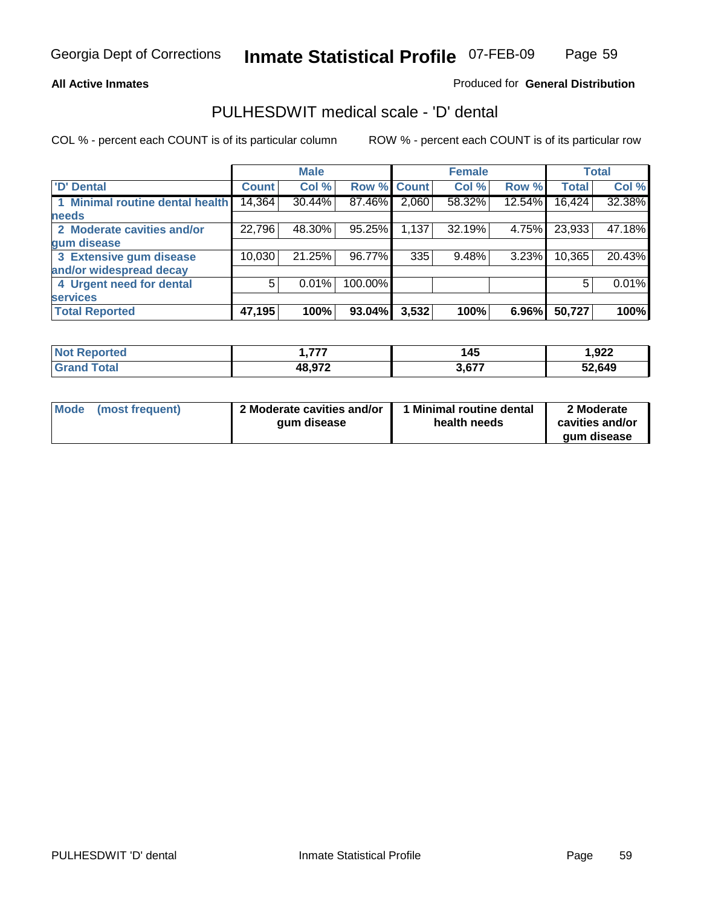**All Active Inmates**

Produced for **General Distribution**

## PULHESDWIT medical scale - 'D' dental

COL % - percent each COUNT is of its particular column    ROW % - percent each COUNT is of its particular row

| | Male | | | Female | | | Total | |
|---|---|---|---|---|---|---|---|---|
| 'D' Dental | Count | Col % | Row % | Count | Col % | Row % | Total | Col % |
| 1 Minimal routine dental health needs | 14,364 | 30.44% | 87.46% | 2,060 | 58.32% | 12.54% | 16,424 | 32.38% |
| 2 Moderate cavities and/or gum disease | 22,796 | 48.30% | 95.25% | 1,137 | 32.19% | 4.75% | 23,933 | 47.18% |
| 3 Extensive gum disease and/or widespread decay | 10,030 | 21.25% | 96.77% | 335 | 9.48% | 3.23% | 10,365 | 20.43% |
| 4 Urgent need for dental services | 5 | 0.01% | 100.00% | | | | 5 | 0.01% |
| **Total Reported** | **47,195** | **100%** | **93.04%** | **3,532** | **100%** | **6.96%** | **50,727** | **100%** |

| | Male | Female | Total |
|---|---|---|---|
| Not Reported | 1,777 | 145 | 1,922 |
| Grand Total | 48,972 | 3,677 | 52,649 |

| | Male | Female | Total |
|---|---|---|---|
| Mode (most frequent) | 2 Moderate cavities and/or gum disease | 1 Minimal routine dental health needs | 2 Moderate cavities and/or gum disease |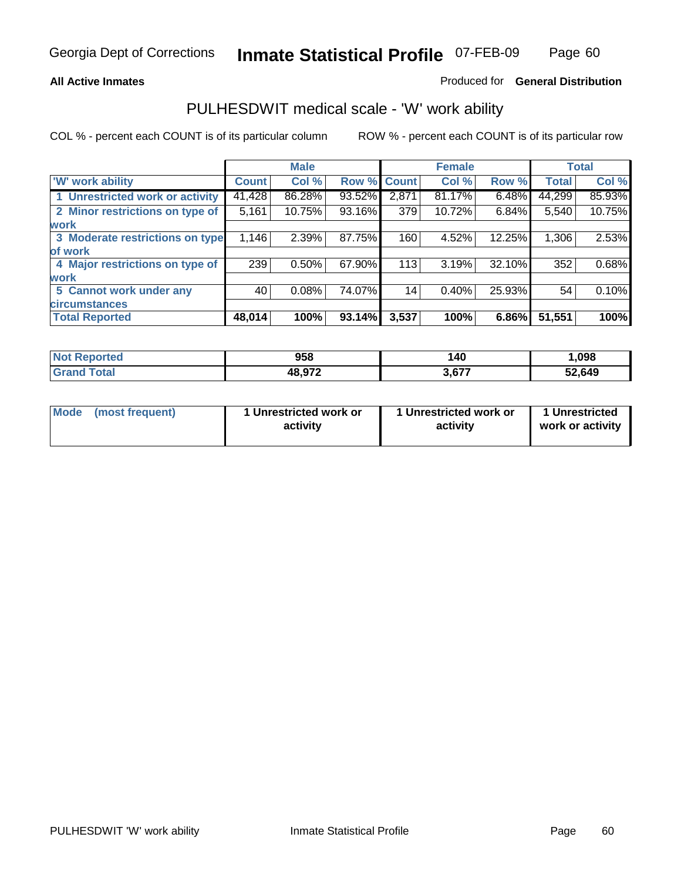Georgia Dept of Corrections **Inmate Statistical Profile** 07-FEB-09

**All Active Inmates**

Produced for **General Distribution**

## PULHESDWIT medical scale - 'W' work ability

COL % - percent each COUNT is of its particular column

ROW % - percent each COUNT is of its particular row

| | Male | | | Female | | | Total | |
|---|---|---|---|---|---|---|---|---|
| 'W' work ability | Count | Col % | Row % | Count | Col % | Row % | Total | Col % |
| 1 Unrestricted work or activity | 41,428 | 86.28% | 93.52% | 2,871 | 81.17% | 6.48% | 44,299 | 85.93% |
| 2 Minor restrictions on type of work | 5,161 | 10.75% | 93.16% | 379 | 10.72% | 6.84% | 5,540 | 10.75% |
| 3 Moderate restrictions on type of work | 1,146 | 2.39% | 87.75% | 160 | 4.52% | 12.25% | 1,306 | 2.53% |
| 4 Major restrictions on type of work | 239 | 0.50% | 67.90% | 113 | 3.19% | 32.10% | 352 | 0.68% |
| 5 Cannot work under any circumstances | 40 | 0.08% | 74.07% | 14 | 0.40% | 25.93% | 54 | 0.10% |
| **Total Reported** | **48,014** | **100%** | **93.14%** | **3,537** | **100%** | **6.86%** | **51,551** | **100%** |

| | Male | Female | Total |
|---|---|---|---|
| Not Reported | 958 | 140 | 1,098 |
| Grand Total | 48,972 | 3,677 | 52,649 |

| | Male | Female | Total |
|---|---|---|---|
| Mode (most frequent) | 1 Unrestricted work or activity | 1 Unrestricted work or activity | 1 Unrestricted work or activity |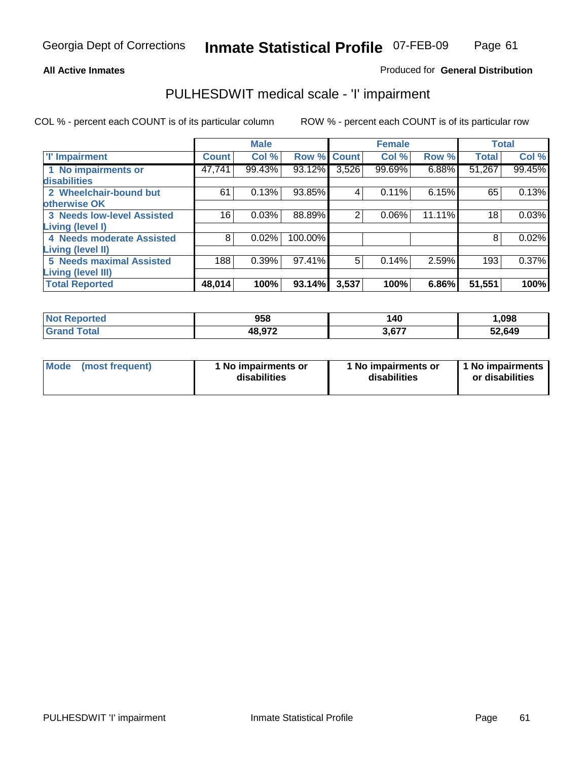Georgia Dept of Corrections **Inmate Statistical Profile** 07-FEB-09

**All Active Inmates**

Produced for **General Distribution**

## PULHESDWIT medical scale - 'I' impairment

COL % - percent each COUNT is of its particular column        ROW % - percent each COUNT is of its particular row

| | Male | | | Female | | | Total | |
|---|---|---|---|---|---|---|---|---|
| 'I' Impairment | Count | Col % | Row % | Count | Col % | Row % | Total | Col % |
| 1 No impairments or disabilities | 47,741 | 99.43% | 93.12% | 3,526 | 99.69% | 6.88% | 51,267 | 99.45% |
| 2 Wheelchair-bound but otherwise OK | 61 | 0.13% | 93.85% | 4 | 0.11% | 6.15% | 65 | 0.13% |
| 3 Needs low-level Assisted Living (level I) | 16 | 0.03% | 88.89% | 2 | 0.06% | 11.11% | 18 | 0.03% |
| 4 Needs moderate Assisted Living (level II) | 8 | 0.02% | 100.00% | | | | 8 | 0.02% |
| 5 Needs maximal Assisted Living (level III) | 188 | 0.39% | 97.41% | 5 | 0.14% | 2.59% | 193 | 0.37% |
| **Total Reported** | **48,014** | **100%** | **93.14%** | **3,537** | **100%** | **6.86%** | **51,551** | **100%** |

| | Male | Female | Total |
|---|---|---|---|
| Not Reported | 958 | 140 | 1,098 |
| Grand Total | 48,972 | 3,677 | 52,649 |

| | Male | Female | Total |
|---|---|---|---|
| Mode (most frequent) | 1 No impairments or disabilities | 1 No impairments or disabilities | 1 No impairments or disabilities |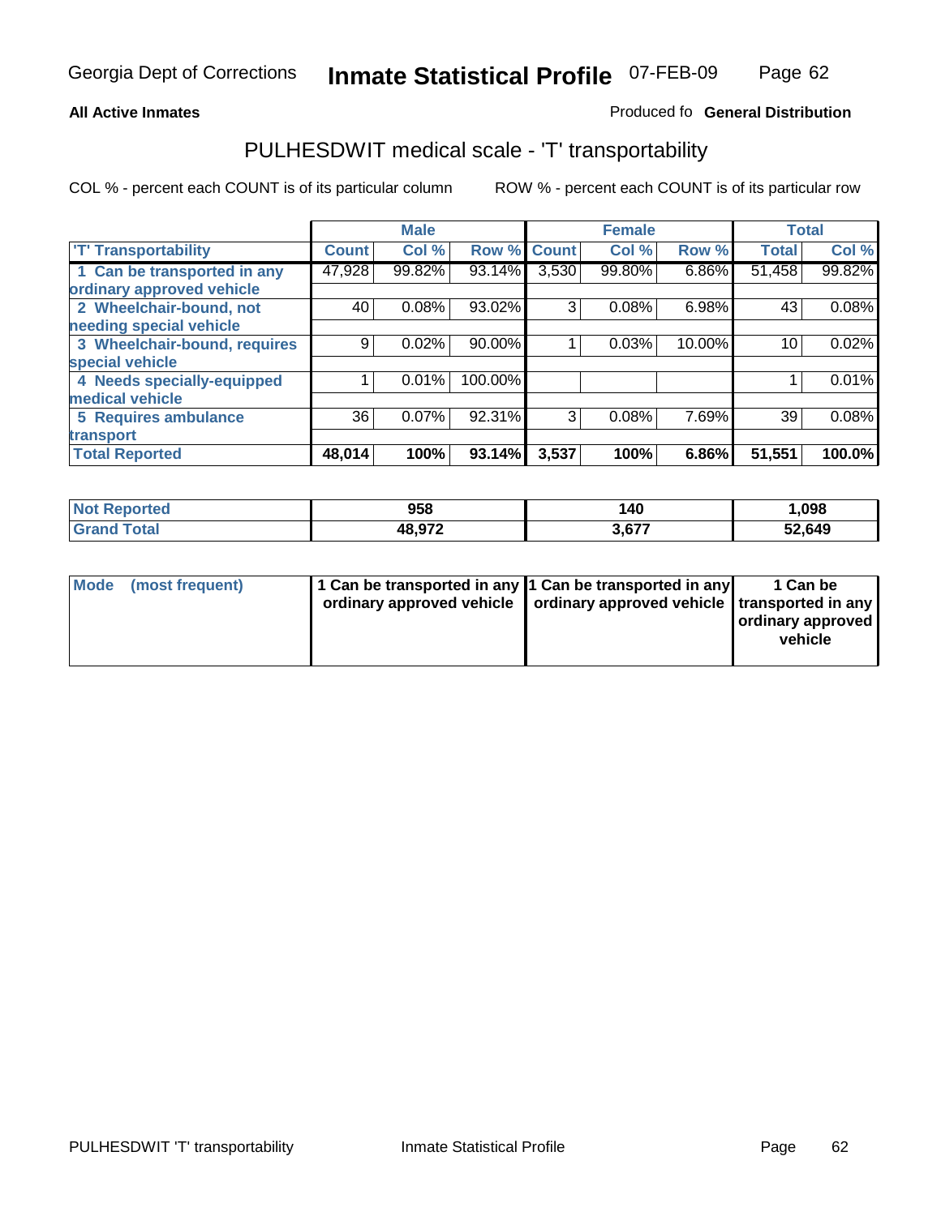**All Active Inmates**

Produced fo **General Distribution**

# PULHESDWIT medical scale - 'T' transportability

COL % - percent each COUNT is of its particular column

ROW % - percent each COUNT is of its particular row

| | Male | | | Female | | | Total | |
|---|---|---|---|---|---|---|---|---|
| 'T' Transportability | Count | Col % | Row % | Count | Col % | Row % | Total | Col % |
| 1 Can be transported in any ordinary approved vehicle | 47,928 | 99.82% | 93.14% | 3,530 | 99.80% | 6.86% | 51,458 | 99.82% |
| 2 Wheelchair-bound, not needing special vehicle | 40 | 0.08% | 93.02% | 3 | 0.08% | 6.98% | 43 | 0.08% |
| 3 Wheelchair-bound, requires special vehicle | 9 | 0.02% | 90.00% | 1 | 0.03% | 10.00% | 10 | 0.02% |
| 4 Needs specially-equipped medical vehicle | 1 | 0.01% | 100.00% | | | | 1 | 0.01% |
| 5 Requires ambulance transport | 36 | 0.07% | 92.31% | 3 | 0.08% | 7.69% | 39 | 0.08% |
| **Total Reported** | **48,014** | **100%** | **93.14%** | **3,537** | **100%** | **6.86%** | **51,551** | **100.0%** |

| | Male | Female | Total |
|---|---|---|---|
| **Not Reported** | **958** | **140** | **1,098** |
| **Grand Total** | **48,972** | **3,677** | **52,649** |

| | Male | Female | Total |
|---|---|---|---|
| **Mode (most frequent)** | **1 Can be transported in any ordinary approved vehicle** | **1 Can be transported in any ordinary approved vehicle** | **1 Can be transported in any ordinary approved vehicle** |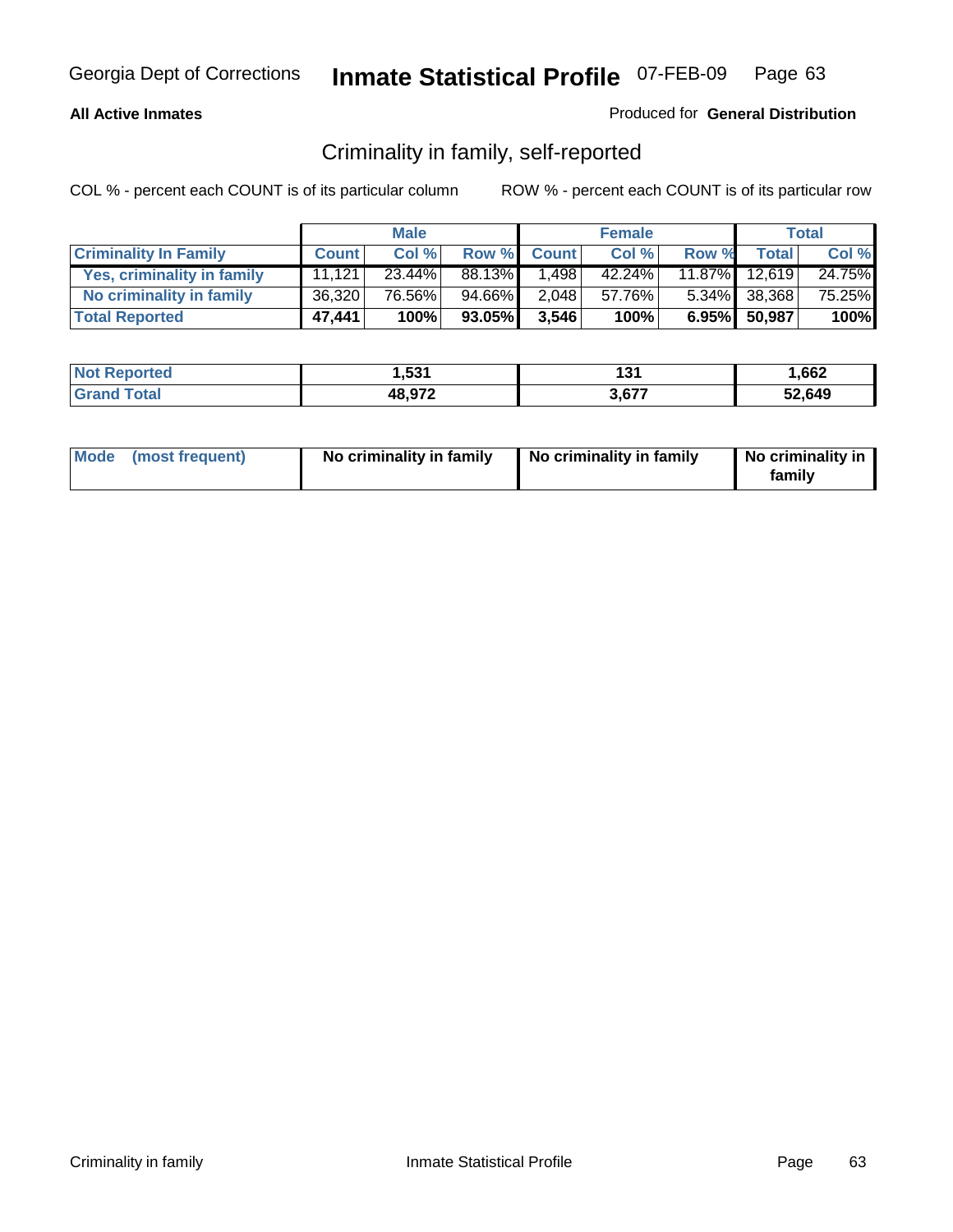**All Active Inmates** — Produced for **General Distribution**

## Criminality in family, self-reported

COL % - percent each COUNT is of its particular column — ROW % - percent each COUNT is of its particular row

| | Male | | | Female | | | Total | |
|---|---|---|---|---|---|---|---|---|
| **Criminality In Family** | **Count** | **Col %** | **Row %** | **Count** | **Col %** | **Row %** | **Total** | **Col %** |
| Yes, criminality in family | 11,121 | 23.44% | 88.13% | 1,498 | 42.24% | 11.87% | 12,619 | 24.75% |
| No criminality in family | 36,320 | 76.56% | 94.66% | 2,048 | 57.76% | 5.34% | 38,368 | 75.25% |
| **Total Reported** | **47,441** | **100%** | **93.05%** | **3,546** | **100%** | **6.95%** | **50,987** | **100%** |

| | Male | Female | Total |
|---|---|---|---|
| Not Reported | 1,531 | 131 | 1,662 |
| Grand Total | 48,972 | 3,677 | 52,649 |

| | Male | Female | Total |
|---|---|---|---|
| Mode (most frequent) | No criminality in family | No criminality in family | No criminality in family |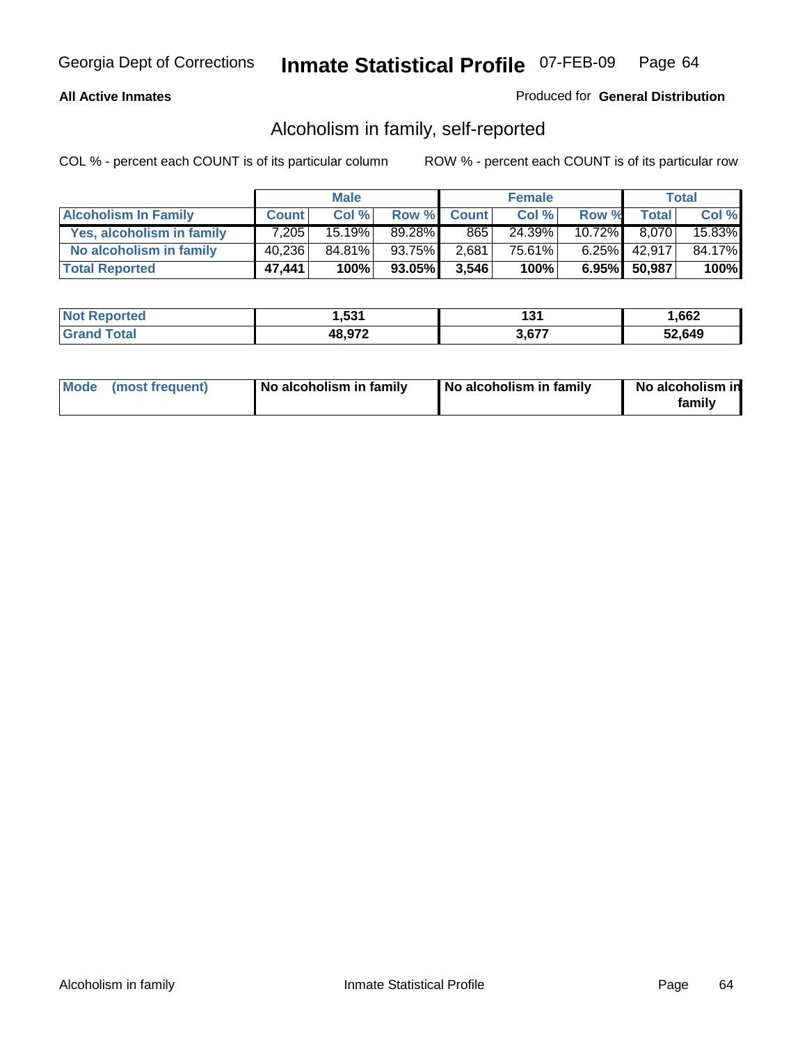**All Active Inmates**

Produced for **General Distribution**

## Alcoholism in family, self-reported

COL % - percent each COUNT is of its particular column

ROW % - percent each COUNT is of its particular row

| | Male | | | Female | | | Total | |
|---|---|---|---|---|---|---|---|---|
| **Alcoholism In Family** | **Count** | **Col %** | **Row %** | **Count** | **Col %** | **Row %** | **Total** | **Col %** |
| Yes, alcoholism in family | 7,205 | 15.19% | 89.28% | 865 | 24.39% | 10.72% | 8,070 | 15.83% |
| No alcoholism in family | 40,236 | 84.81% | 93.75% | 2,681 | 75.61% | 6.25% | 42,917 | 84.17% |
| **Total Reported** | **47,441** | **100%** | **93.05%** | **3,546** | **100%** | **6.95%** | **50,987** | **100%** |

| | Male | Female | Total |
|---|---|---|---|
| Not Reported | 1,531 | 131 | 1,662 |
| Grand Total | 48,972 | 3,677 | 52,649 |

| | Male | Female | Total |
|---|---|---|---|
| Mode (most frequent) | No alcoholism in family | No alcoholism in family | No alcoholism in family |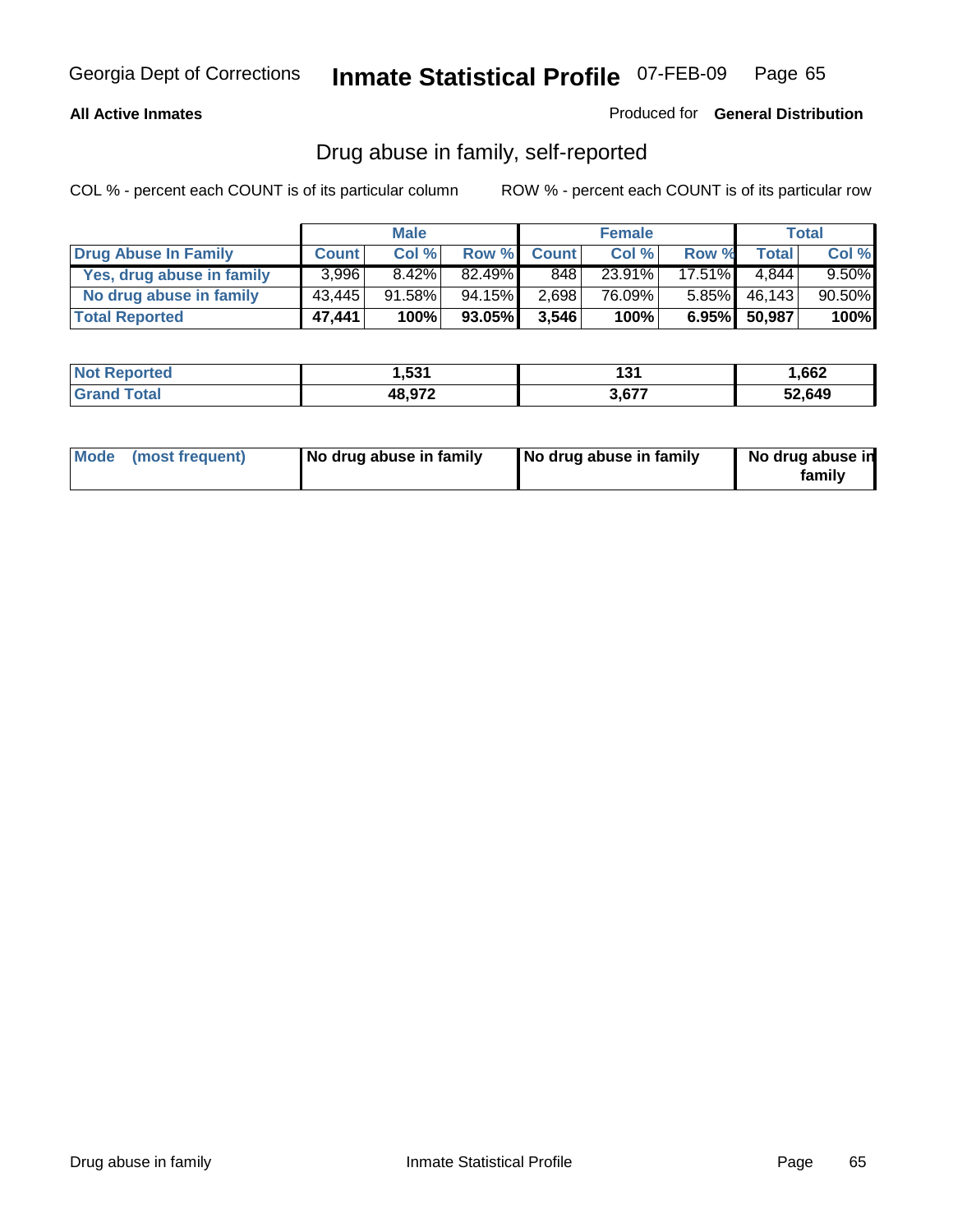Georgia Dept of Corrections **Inmate Statistical Profile** 07-FEB-09

**All Active Inmates**

Produced for **General Distribution**

## Drug abuse in family, self-reported

COL % - percent each COUNT is of its particular column

ROW % - percent each COUNT is of its particular row

| | Male | | | Female | | | Total | |
|---|---|---|---|---|---|---|---|---|
| **Drug Abuse In Family** | **Count** | **Col %** | **Row %** | **Count** | **Col %** | **Row %** | **Total** | **Col %** |
| **Yes, drug abuse in family** | 3,996 | 8.42% | 82.49% | 848 | 23.91% | 17.51% | 4,844 | 9.50% |
| **No drug abuse in family** | 43,445 | 91.58% | 94.15% | 2,698 | 76.09% | 5.85% | 46,143 | 90.50% |
| **Total Reported** | **47,441** | **100%** | **93.05%** | **3,546** | **100%** | **6.95%** | **50,987** | **100%** |

| | Male | Female | Total |
|---|---|---|---|
| **Not Reported** | **1,531** | **131** | **1,662** |
| **Grand Total** | **48,972** | **3,677** | **52,649** |

| | Male | Female | Total |
|---|---|---|---|
| **Mode (most frequent)** | **No drug abuse in family** | **No drug abuse in family** | **No drug abuse in family** |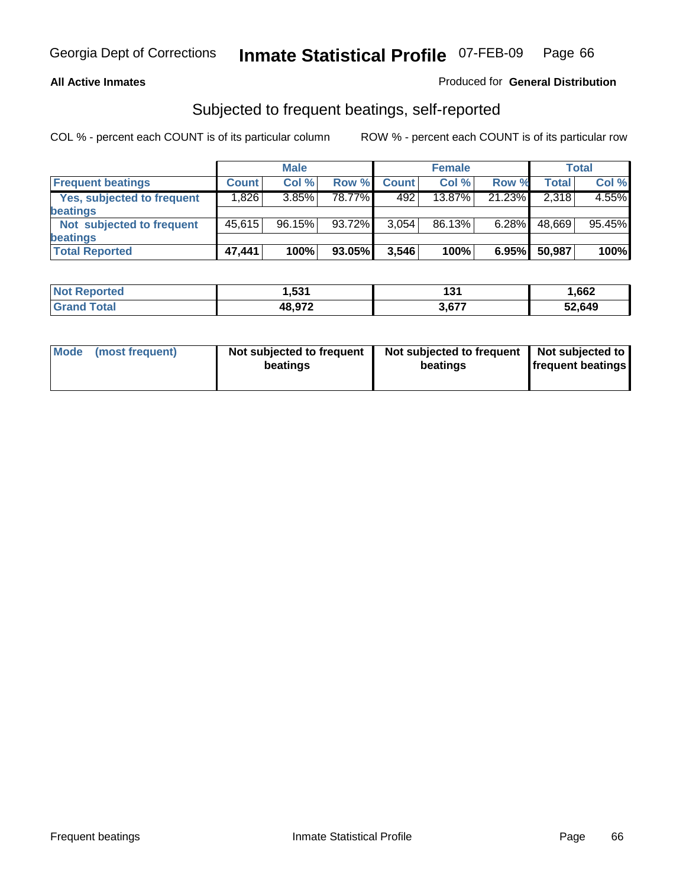**All Active Inmates**

Produced for **General Distribution**

## Subjected to frequent beatings, self-reported

COL % - percent each COUNT is of its particular column

ROW % - percent each COUNT is of its particular row

| | Male | | | Female | | | Total | |
|---|---|---|---|---|---|---|---|---|
| Frequent beatings | Count | Col % | Row % | Count | Col % | Row % | Total | Col % |
| Yes, subjected to frequent beatings | 1,826 | 3.85% | 78.77% | 492 | 13.87% | 21.23% | 2,318 | 4.55% |
| Not subjected to frequent beatings | 45,615 | 96.15% | 93.72% | 3,054 | 86.13% | 6.28% | 48,669 | 95.45% |
| **Total Reported** | **47,441** | **100%** | **93.05%** | **3,546** | **100%** | **6.95%** | **50,987** | **100%** |

| | Male | Female | Total |
|---|---|---|---|
| Not Reported | 1,531 | 131 | 1,662 |
| Grand Total | 48,972 | 3,677 | 52,649 |

| Mode (most frequent) | Male | Female | Total |
|---|---|---|---|
| | Not subjected to frequent beatings | Not subjected to frequent beatings | Not subjected to frequent beatings |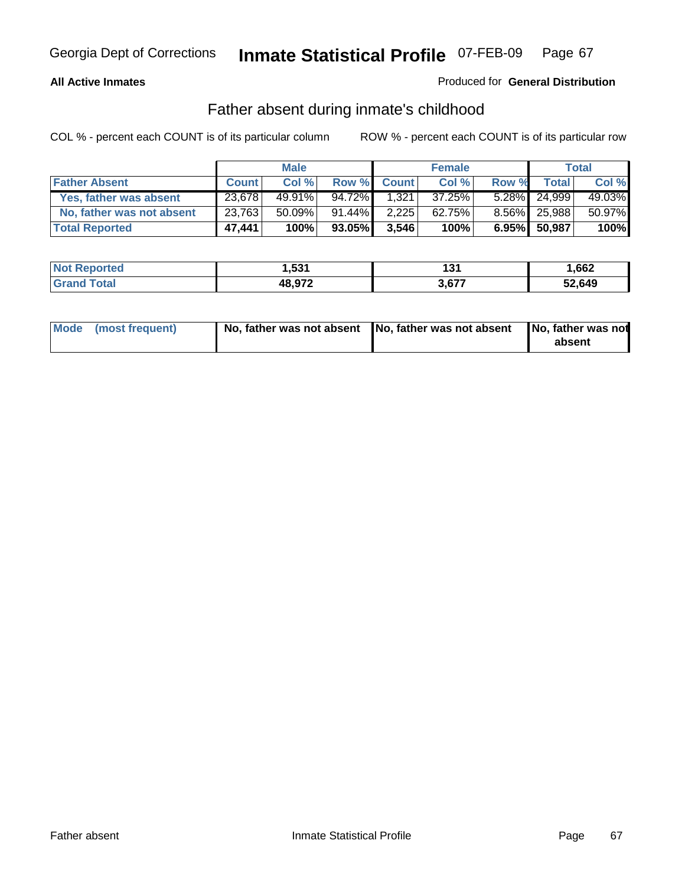Georgia Dept of Corrections **Inmate Statistical Profile** 07-FEB-09

**All Active Inmates**

Produced for **General Distribution**

## Father absent during inmate's childhood

COL % - percent each COUNT is of its particular column

ROW % - percent each COUNT is of its particular row

| | Male | | | Female | | | Total | |
|---|---|---|---|---|---|---|---|---|
| **Father Absent** | **Count** | **Col %** | **Row %** | **Count** | **Col %** | **Row %** | **Total** | **Col %** |
| Yes, father was absent | 23,678 | 49.91% | 94.72% | 1,321 | 37.25% | 5.28% | 24,999 | 49.03% |
| No, father was not absent | 23,763 | 50.09% | 91.44% | 2,225 | 62.75% | 8.56% | 25,988 | 50.97% |
| **Total Reported** | **47,441** | **100%** | **93.05%** | **3,546** | **100%** | **6.95%** | **50,987** | **100%** |

| | Male | Female | Total |
|---|---|---|---|
| **Not Reported** | **1,531** | **131** | **1,662** |
| **Grand Total** | **48,972** | **3,677** | **52,649** |

| | Male | Female | Total |
|---|---|---|---|
| **Mode (most frequent)** | **No, father was not absent** | **No, father was not absent** | **No, father was not absent** |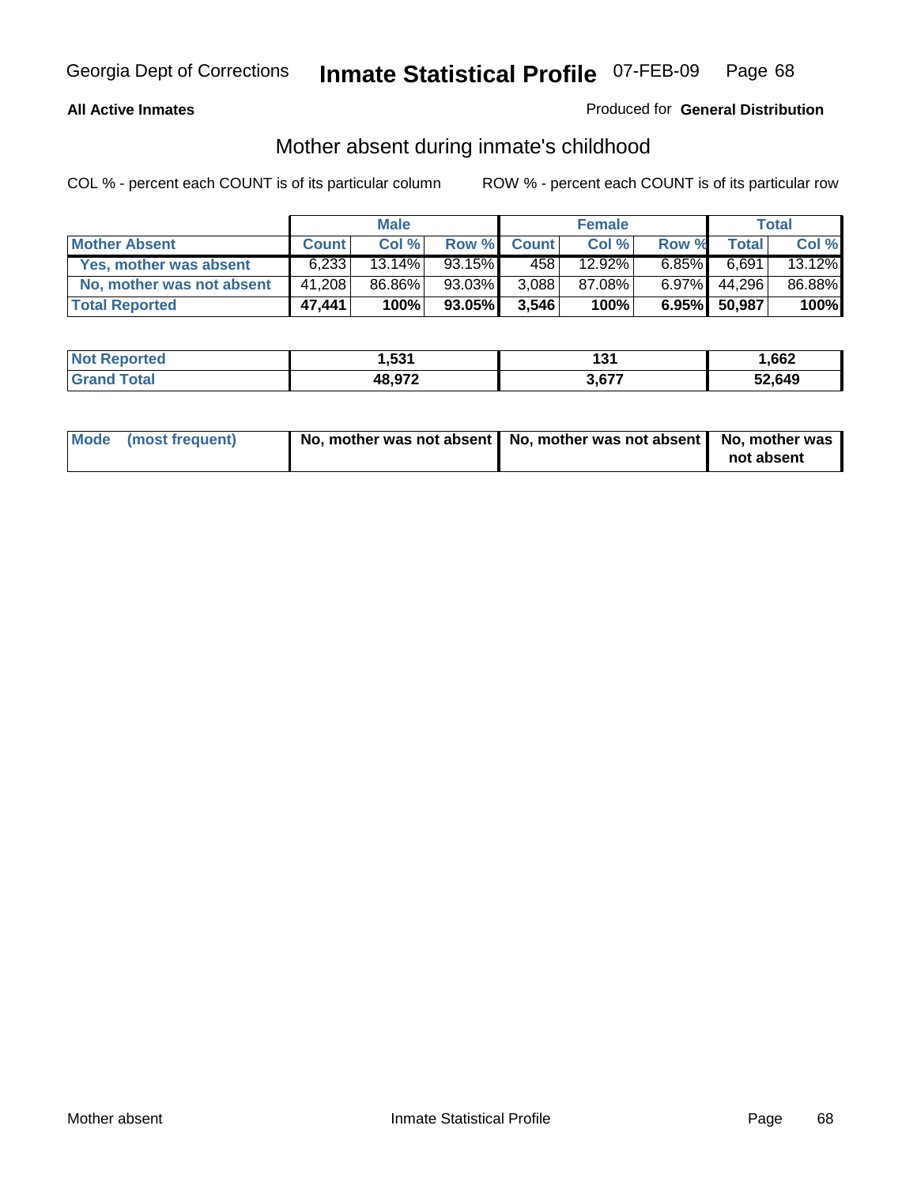**All Active Inmates**

Produced for **General Distribution**

## Mother absent during inmate's childhood

COL % - percent each COUNT is of its particular column

ROW % - percent each COUNT is of its particular row

| | Male | | | Female | | | Total | |
|---|---|---|---|---|---|---|---|---|
| **Mother Absent** | **Count** | **Col %** | **Row %** | **Count** | **Col %** | **Row %** | **Total** | **Col %** |
| **Yes, mother was absent** | 6,233 | 13.14% | 93.15% | 458 | 12.92% | 6.85% | 6,691 | 13.12% |
| **No, mother was not absent** | 41,208 | 86.86% | 93.03% | 3,088 | 87.08% | 6.97% | 44,296 | 86.88% |
| **Total Reported** | **47,441** | **100%** | **93.05%** | **3,546** | **100%** | **6.95%** | **50,987** | **100%** |

| | Male | Female | Total |
|---|---|---|---|
| **Not Reported** | **1,531** | **131** | **1,662** |
| **Grand Total** | **48,972** | **3,677** | **52,649** |

| | Male | Female | Total |
|---|---|---|---|
| **Mode (most frequent)** | **No, mother was not absent** | **No, mother was not absent** | **No, mother was not absent** |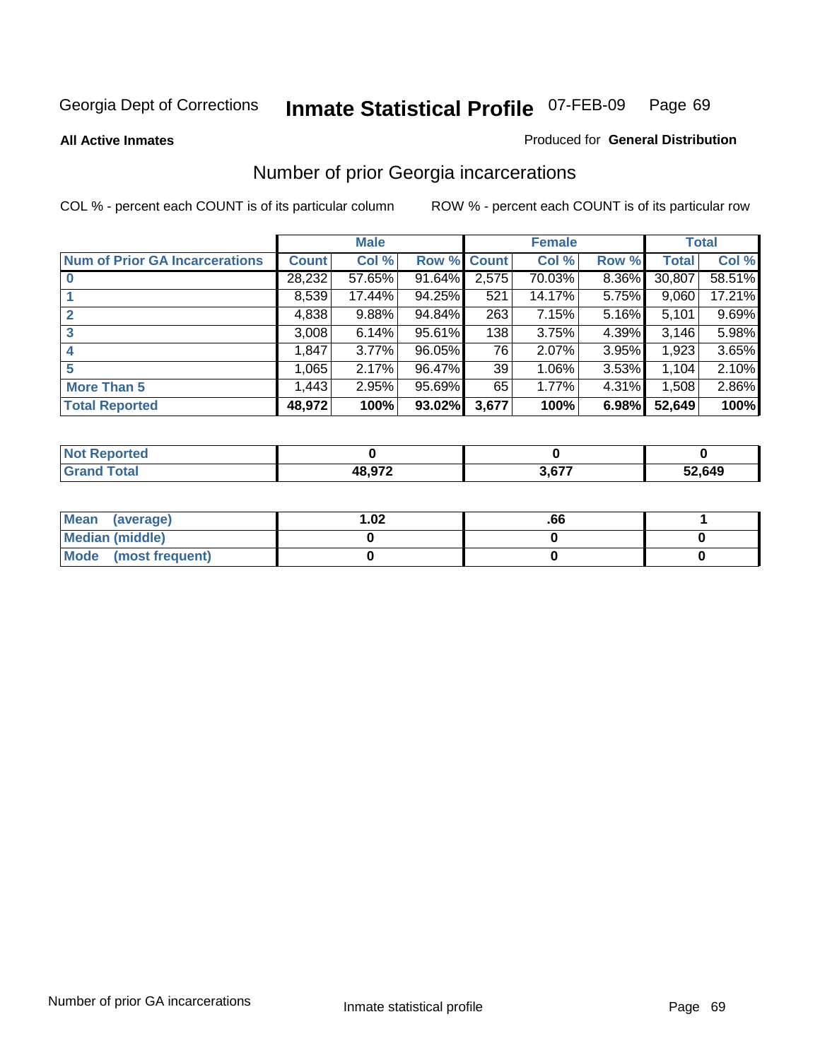Georgia Dept of Corrections **Inmate Statistical Profile** 07-FEB-09

**All Active Inmates**

Produced for **General Distribution**

## Number of prior Georgia incarcerations

COL % - percent each COUNT is of its particular column

ROW % - percent each COUNT is of its particular row

| | Male | | | Female | | | Total | |
|---|---|---|---|---|---|---|---|---|
| **Num of Prior GA Incarcerations** | **Count** | **Col %** | **Row %** | **Count** | **Col %** | **Row %** | **Total** | **Col %** |
| **0** | 28,232 | 57.65% | 91.64% | 2,575 | 70.03% | 8.36% | 30,807 | 58.51% |
| **1** | 8,539 | 17.44% | 94.25% | 521 | 14.17% | 5.75% | 9,060 | 17.21% |
| **2** | 4,838 | 9.88% | 94.84% | 263 | 7.15% | 5.16% | 5,101 | 9.69% |
| **3** | 3,008 | 6.14% | 95.61% | 138 | 3.75% | 4.39% | 3,146 | 5.98% |
| **4** | 1,847 | 3.77% | 96.05% | 76 | 2.07% | 3.95% | 1,923 | 3.65% |
| **5** | 1,065 | 2.17% | 96.47% | 39 | 1.06% | 3.53% | 1,104 | 2.10% |
| **More Than 5** | 1,443 | 2.95% | 95.69% | 65 | 1.77% | 4.31% | 1,508 | 2.86% |
| **Total Reported** | **48,972** | **100%** | **93.02%** | **3,677** | **100%** | **6.98%** | **52,649** | **100%** |

| | Male | Female | Total |
|---|---|---|---|
| **Not Reported** | **0** | **0** | **0** |
| **Grand Total** | **48,972** | **3,677** | **52,649** |

| | Male | Female | Total |
|---|---|---|---|
| **Mean (average)** | **1.02** | **.66** | **1** |
| **Median (middle)** | **0** | **0** | **0** |
| **Mode (most frequent)** | **0** | **0** | **0** |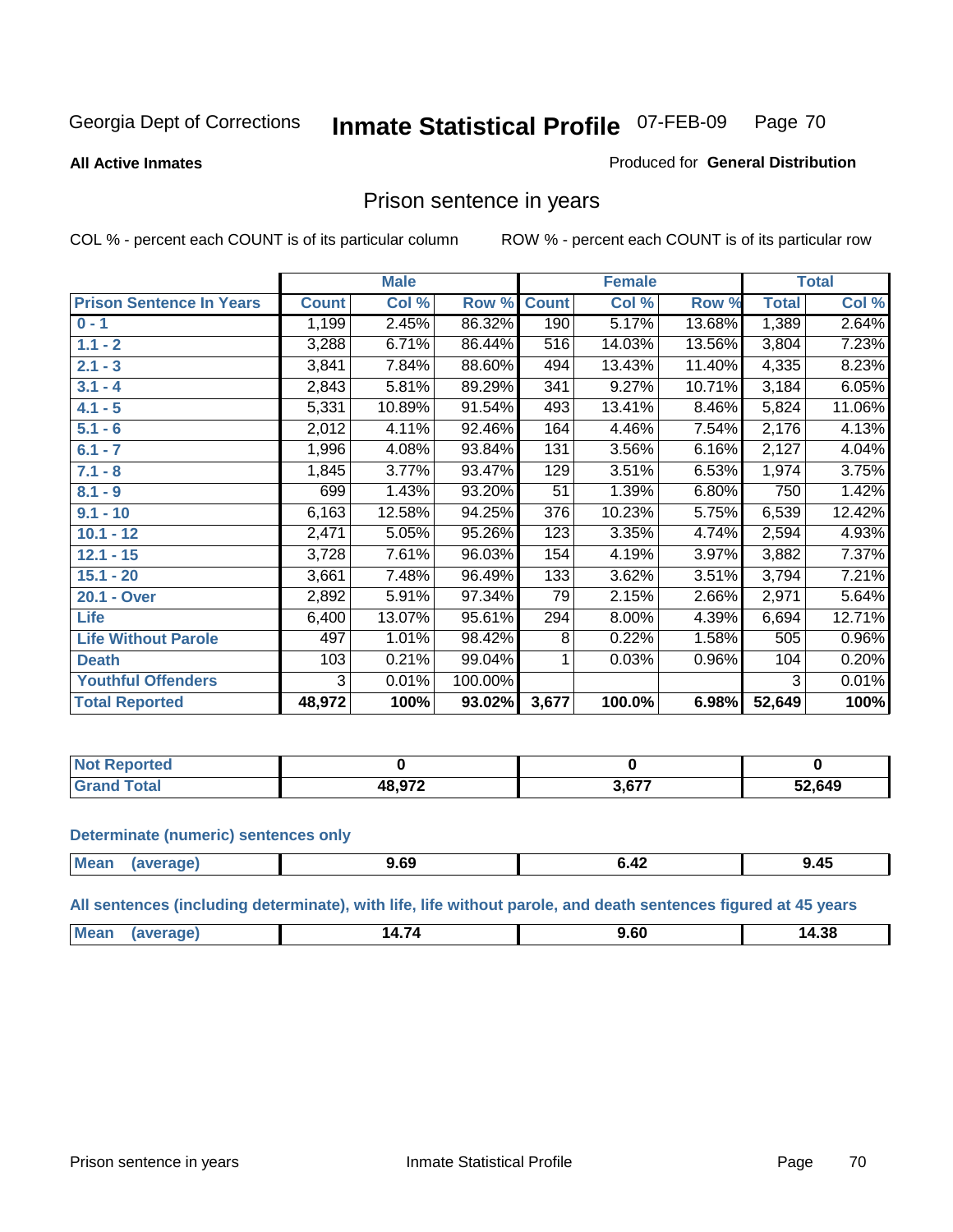Georgia Dept of Corrections **Inmate Statistical Profile** 07-FEB-09

**All Active Inmates**

Produced for **General Distribution**

## Prison sentence in years

COL % - percent each COUNT is of its particular column    ROW % - percent each COUNT is of its particular row

| | Male | | | Female | | | Total | |
|---|---|---|---|---|---|---|---|---|
| **Prison Sentence In Years** | **Count** | **Col %** | **Row %** | **Count** | **Col %** | **Row %** | **Total** | **Col %** |
| 0 - 1 | 1,199 | 2.45% | 86.32% | 190 | 5.17% | 13.68% | 1,389 | 2.64% |
| 1.1 - 2 | 3,288 | 6.71% | 86.44% | 516 | 14.03% | 13.56% | 3,804 | 7.23% |
| 2.1 - 3 | 3,841 | 7.84% | 88.60% | 494 | 13.43% | 11.40% | 4,335 | 8.23% |
| 3.1 - 4 | 2,843 | 5.81% | 89.29% | 341 | 9.27% | 10.71% | 3,184 | 6.05% |
| 4.1 - 5 | 5,331 | 10.89% | 91.54% | 493 | 13.41% | 8.46% | 5,824 | 11.06% |
| 5.1 - 6 | 2,012 | 4.11% | 92.46% | 164 | 4.46% | 7.54% | 2,176 | 4.13% |
| 6.1 - 7 | 1,996 | 4.08% | 93.84% | 131 | 3.56% | 6.16% | 2,127 | 4.04% |
| 7.1 - 8 | 1,845 | 3.77% | 93.47% | 129 | 3.51% | 6.53% | 1,974 | 3.75% |
| 8.1 - 9 | 699 | 1.43% | 93.20% | 51 | 1.39% | 6.80% | 750 | 1.42% |
| 9.1 - 10 | 6,163 | 12.58% | 94.25% | 376 | 10.23% | 5.75% | 6,539 | 12.42% |
| 10.1 - 12 | 2,471 | 5.05% | 95.26% | 123 | 3.35% | 4.74% | 2,594 | 4.93% |
| 12.1 - 15 | 3,728 | 7.61% | 96.03% | 154 | 4.19% | 3.97% | 3,882 | 7.37% |
| 15.1 - 20 | 3,661 | 7.48% | 96.49% | 133 | 3.62% | 3.51% | 3,794 | 7.21% |
| 20.1 - Over | 2,892 | 5.91% | 97.34% | 79 | 2.15% | 2.66% | 2,971 | 5.64% |
| Life | 6,400 | 13.07% | 95.61% | 294 | 8.00% | 4.39% | 6,694 | 12.71% |
| Life Without Parole | 497 | 1.01% | 98.42% | 8 | 0.22% | 1.58% | 505 | 0.96% |
| Death | 103 | 0.21% | 99.04% | 1 | 0.03% | 0.96% | 104 | 0.20% |
| Youthful Offenders | 3 | 0.01% | 100.00% | | | | 3 | 0.01% |
| **Total Reported** | **48,972** | **100%** | **93.02%** | **3,677** | **100.0%** | **6.98%** | **52,649** | **100%** |

| | Male | Female | Total |
|---|---|---|---|
| Not Reported | **0** | **0** | **0** |
| Grand Total | **48,972** | **3,677** | **52,649** |

**Determinate (numeric) sentences only**

| | Male | Female | Total |
|---|---|---|---|
| Mean (average) | **9.69** | **6.42** | **9.45** |

**All sentences (including determinate), with life, life without parole, and death sentences figured at 45 years**

| | Male | Female | Total |
|---|---|---|---|
| Mean (average) | **14.74** | **9.60** | **14.38** |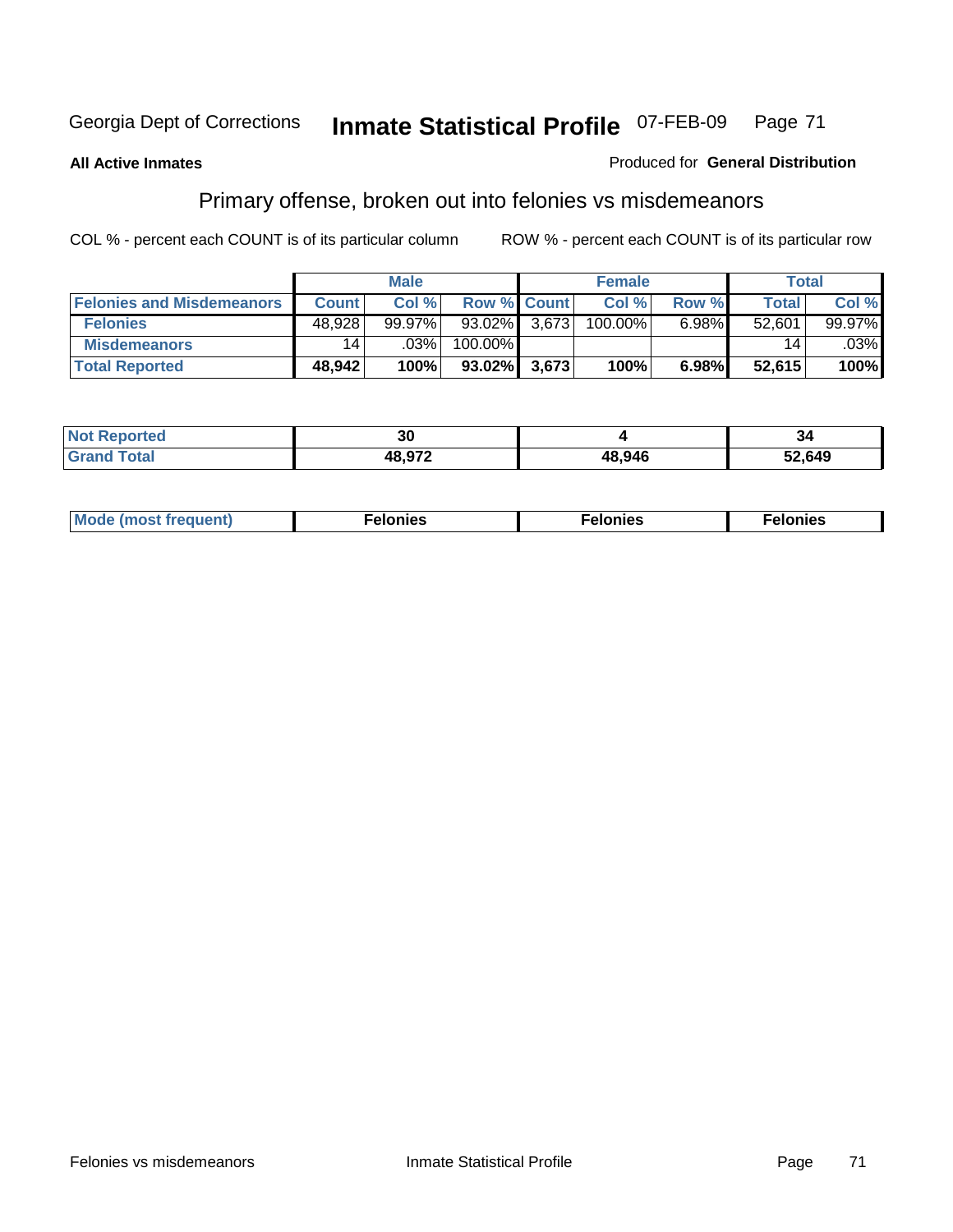Georgia Dept of Corrections **Inmate Statistical Profile** 07-FEB-09

**All Active Inmates**

Produced for **General Distribution**

## Primary offense, broken out into felonies vs misdemeanors

COL % - percent each COUNT is of its particular column

ROW % - percent each COUNT is of its particular row

| | Male | | | Female | | | Total | |
|---|---|---|---|---|---|---|---|---|
| **Felonies and Misdemeanors** | **Count** | **Col %** | **Row %** | **Count** | **Col %** | **Row %** | **Total** | **Col %** |
| **Felonies** | 48,928 | 99.97% | 93.02% | 3,673 | 100.00% | 6.98% | 52,601 | 99.97% |
| **Misdemeanors** | 14 | .03% | 100.00% | | | | 14 | .03% |
| **Total Reported** | **48,942** | **100%** | **93.02%** | **3,673** | **100%** | **6.98%** | **52,615** | **100%** |

| | Male | Female | Total |
|---|---|---|---|
| **Not Reported** | **30** | **4** | **34** |
| **Grand Total** | **48,972** | **48,946** | **52,649** |

| | Male | Female | Total |
|---|---|---|---|
| **Mode (most frequent)** | **Felonies** | **Felonies** | **Felonies** |

Felonies vs misdemeanors

Inmate Statistical Profile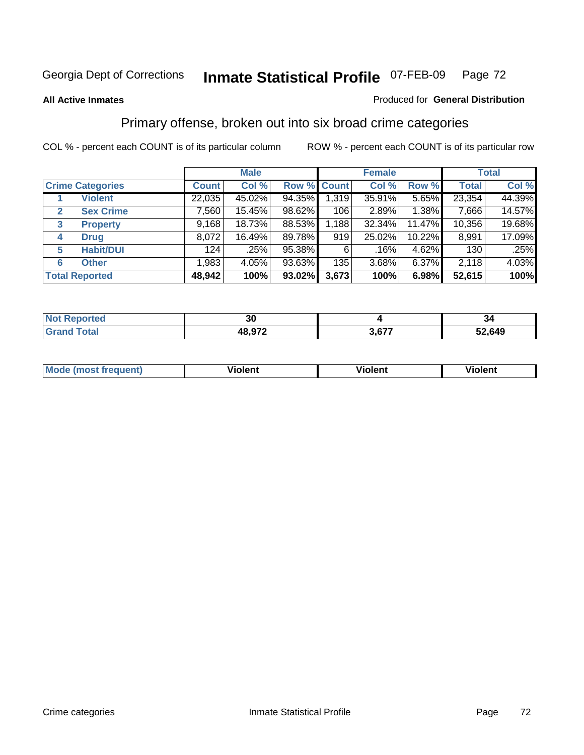Georgia Dept of Corrections **Inmate Statistical Profile** 07-FEB-09

**All Active Inmates**

Produced for **General Distribution**

## Primary offense, broken out into six broad crime categories

COL % - percent each COUNT is of its particular column

ROW % - percent each COUNT is of its particular row

| Crime Categories | | Male | | | Female | | | Total | |
|---|---|---|---|---|---|---|---|---|---|
| | | Count | Col % | Row % | Count | Col % | Row % | Total | Col % |
| 1 | Violent | 22,035 | 45.02% | 94.35% | 1,319 | 35.91% | 5.65% | 23,354 | 44.39% |
| 2 | Sex Crime | 7,560 | 15.45% | 98.62% | 106 | 2.89% | 1.38% | 7,666 | 14.57% |
| 3 | Property | 9,168 | 18.73% | 88.53% | 1,188 | 32.34% | 11.47% | 10,356 | 19.68% |
| 4 | Drug | 8,072 | 16.49% | 89.78% | 919 | 25.02% | 10.22% | 8,991 | 17.09% |
| 5 | Habit/DUI | 124 | .25% | 95.38% | 6 | .16% | 4.62% | 130 | .25% |
| 6 | Other | 1,983 | 4.05% | 93.63% | 135 | 3.68% | 6.37% | 2,118 | 4.03% |
| **Total Reported** | | **48,942** | **100%** | **93.02%** | **3,673** | **100%** | **6.98%** | **52,615** | **100%** |

| | Male | Female | Total |
|---|---|---|---|
| Not Reported | 30 | 4 | 34 |
| Grand Total | 48,972 | 3,677 | 52,649 |

| | Male | Female | Total |
|---|---|---|---|
| Mode (most frequent) | Violent | Violent | Violent |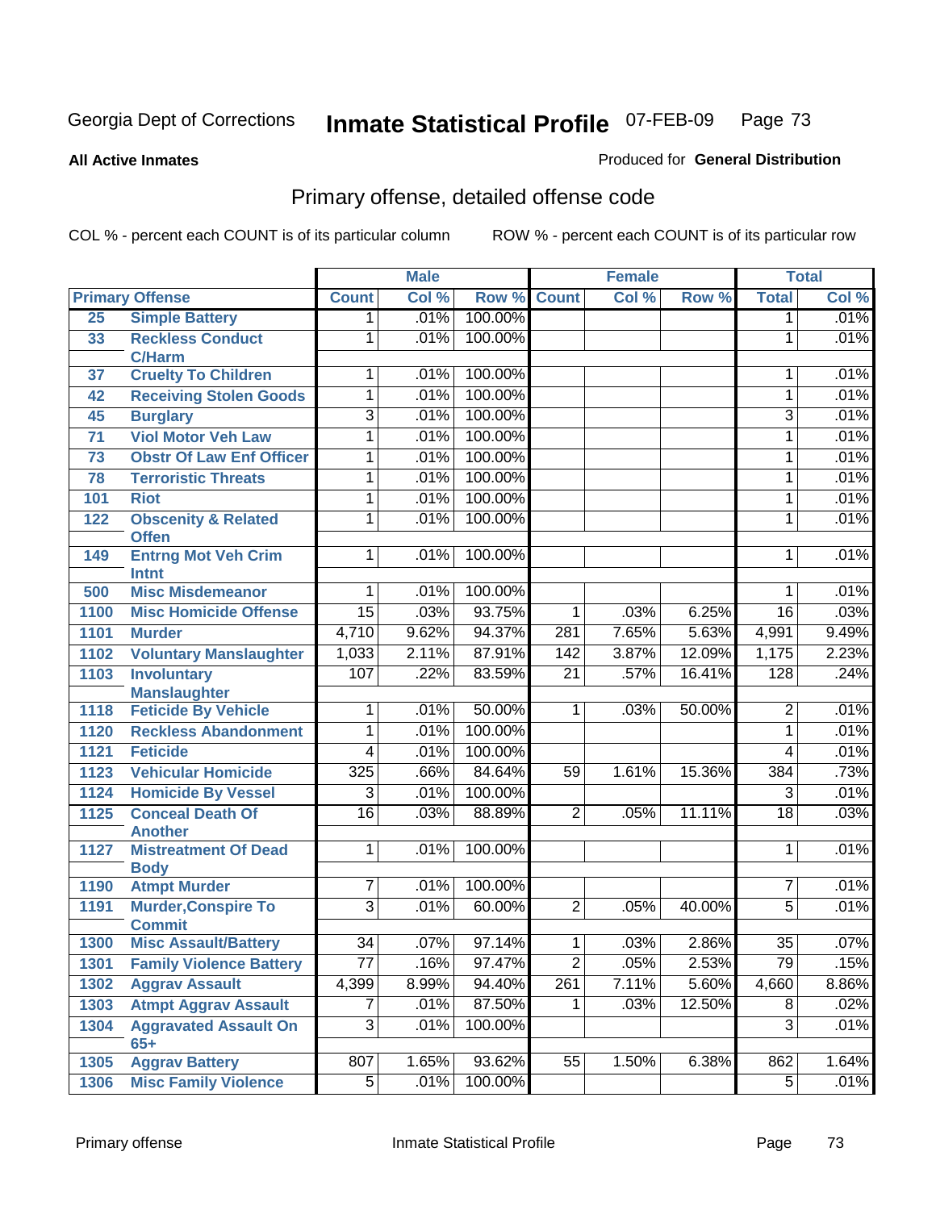Georgia Dept of Corrections **Inmate Statistical Profile** 07-FEB-09

**All Active Inmates** Produced for **General Distribution**

## Primary offense, detailed offense code

COL % - percent each COUNT is of its particular column ROW % - percent each COUNT is of its particular row

| Primary Offense | | Male | | | Female | | | Total | |
|---|---|---|---|---|---|---|---|---|---|
| | | Count | Col % | Row % | Count | Col % | Row % | Total | Col % |
| 25 | Simple Battery | 1 | .01% | 100.00% | | | | 1 | .01% |
| 33 | Reckless Conduct C/Harm | 1 | .01% | 100.00% | | | | 1 | .01% |
| 37 | Cruelty To Children | 1 | .01% | 100.00% | | | | 1 | .01% |
| 42 | Receiving Stolen Goods | 1 | .01% | 100.00% | | | | 1 | .01% |
| 45 | Burglary | 3 | .01% | 100.00% | | | | 3 | .01% |
| 71 | Viol Motor Veh Law | 1 | .01% | 100.00% | | | | 1 | .01% |
| 73 | Obstr Of Law Enf Officer | 1 | .01% | 100.00% | | | | 1 | .01% |
| 78 | Terroristic Threats | 1 | .01% | 100.00% | | | | 1 | .01% |
| 101 | Riot | 1 | .01% | 100.00% | | | | 1 | .01% |
| 122 | Obscenity & Related Offen | 1 | .01% | 100.00% | | | | 1 | .01% |
| 149 | Entrng Mot Veh Crim Intnt | 1 | .01% | 100.00% | | | | 1 | .01% |
| 500 | Misc Misdemeanor | 1 | .01% | 100.00% | | | | 1 | .01% |
| 1100 | Misc Homicide Offense | 15 | .03% | 93.75% | 1 | .03% | 6.25% | 16 | .03% |
| 1101 | Murder | 4,710 | 9.62% | 94.37% | 281 | 7.65% | 5.63% | 4,991 | 9.49% |
| 1102 | Voluntary Manslaughter | 1,033 | 2.11% | 87.91% | 142 | 3.87% | 12.09% | 1,175 | 2.23% |
| 1103 | Involuntary Manslaughter | 107 | .22% | 83.59% | 21 | .57% | 16.41% | 128 | .24% |
| 1118 | Feticide By Vehicle | 1 | .01% | 50.00% | 1 | .03% | 50.00% | 2 | .01% |
| 1120 | Reckless Abandonment | 1 | .01% | 100.00% | | | | 1 | .01% |
| 1121 | Feticide | 4 | .01% | 100.00% | | | | 4 | .01% |
| 1123 | Vehicular Homicide | 325 | .66% | 84.64% | 59 | 1.61% | 15.36% | 384 | .73% |
| 1124 | Homicide By Vessel | 3 | .01% | 100.00% | | | | 3 | .01% |
| 1125 | Conceal Death Of Another | 16 | .03% | 88.89% | 2 | .05% | 11.11% | 18 | .03% |
| 1127 | Mistreatment Of Dead Body | 1 | .01% | 100.00% | | | | 1 | .01% |
| 1190 | Atmpt Murder | 7 | .01% | 100.00% | | | | 7 | .01% |
| 1191 | Murder,Conspire To Commit | 3 | .01% | 60.00% | 2 | .05% | 40.00% | 5 | .01% |
| 1300 | Misc Assault/Battery | 34 | .07% | 97.14% | 1 | .03% | 2.86% | 35 | .07% |
| 1301 | Family Violence Battery | 77 | .16% | 97.47% | 2 | .05% | 2.53% | 79 | .15% |
| 1302 | Aggrav Assault | 4,399 | 8.99% | 94.40% | 261 | 7.11% | 5.60% | 4,660 | 8.86% |
| 1303 | Atmpt Aggrav Assault | 7 | .01% | 87.50% | 1 | .03% | 12.50% | 8 | .02% |
| 1304 | Aggravated Assault On 65+ | 3 | .01% | 100.00% | | | | 3 | .01% |
| 1305 | Aggrav Battery | 807 | 1.65% | 93.62% | 55 | 1.50% | 6.38% | 862 | 1.64% |
| 1306 | Misc Family Violence | 5 | .01% | 100.00% | | | | 5 | .01% |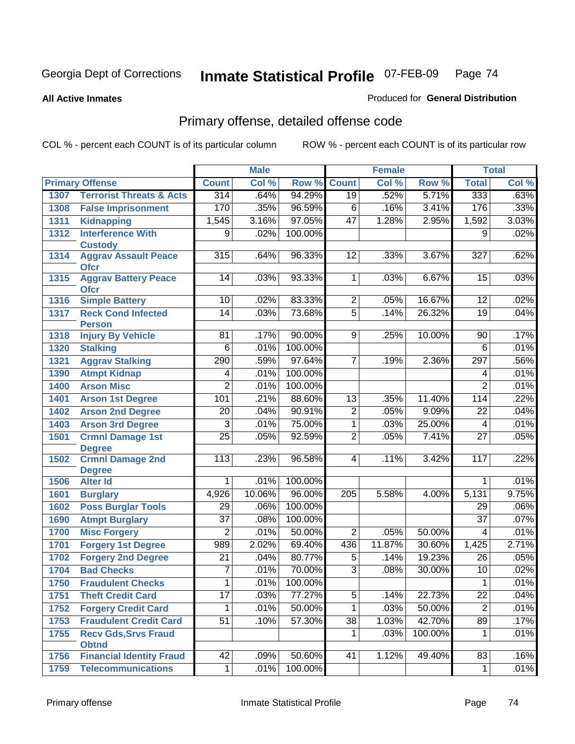Georgia Dept of Corrections **Inmate Statistical Profile** 07-FEB-09

**All Active Inmates**

Produced for **General Distribution**

## Primary offense, detailed offense code

COL % - percent each COUNT is of its particular column ROW % - percent each COUNT is of its particular row

| Primary Offense | | Male | | | Female | | | Total | |
|---|---|---|---|---|---|---|---|---|---|
| | | Count | Col % | Row % | Count | Col % | Row % | Total | Col % |
| 1307 | Terrorist Threats & Acts | 314 | .64% | 94.29% | 19 | .52% | 5.71% | 333 | .63% |
| 1308 | False Imprisonment | 170 | .35% | 96.59% | 6 | .16% | 3.41% | 176 | .33% |
| 1311 | Kidnapping | 1,545 | 3.16% | 97.05% | 47 | 1.28% | 2.95% | 1,592 | 3.03% |
| 1312 | Interference With Custody | 9 | .02% | 100.00% | | | | 9 | .02% |
| 1314 | Aggrav Assault Peace Ofcr | 315 | .64% | 96.33% | 12 | .33% | 3.67% | 327 | .62% |
| 1315 | Aggrav Battery Peace Ofcr | 14 | .03% | 93.33% | 1 | .03% | 6.67% | 15 | .03% |
| 1316 | Simple Battery | 10 | .02% | 83.33% | 2 | .05% | 16.67% | 12 | .02% |
| 1317 | Reck Cond Infected Person | 14 | .03% | 73.68% | 5 | .14% | 26.32% | 19 | .04% |
| 1318 | Injury By Vehicle | 81 | .17% | 90.00% | 9 | .25% | 10.00% | 90 | .17% |
| 1320 | Stalking | 6 | .01% | 100.00% | | | | 6 | .01% |
| 1321 | Aggrav Stalking | 290 | .59% | 97.64% | 7 | .19% | 2.36% | 297 | .56% |
| 1390 | Atmpt Kidnap | 4 | .01% | 100.00% | | | | 4 | .01% |
| 1400 | Arson Misc | 2 | .01% | 100.00% | | | | 2 | .01% |
| 1401 | Arson 1st Degree | 101 | .21% | 88.60% | 13 | .35% | 11.40% | 114 | .22% |
| 1402 | Arson 2nd Degree | 20 | .04% | 90.91% | 2 | .05% | 9.09% | 22 | .04% |
| 1403 | Arson 3rd Degree | 3 | .01% | 75.00% | 1 | .03% | 25.00% | 4 | .01% |
| 1501 | Crmnl Damage 1st Degree | 25 | .05% | 92.59% | 2 | .05% | 7.41% | 27 | .05% |
| 1502 | Crmnl Damage 2nd Degree | 113 | .23% | 96.58% | 4 | .11% | 3.42% | 117 | .22% |
| 1506 | Alter Id | 1 | .01% | 100.00% | | | | 1 | .01% |
| 1601 | Burglary | 4,926 | 10.06% | 96.00% | 205 | 5.58% | 4.00% | 5,131 | 9.75% |
| 1602 | Poss Burglar Tools | 29 | .06% | 100.00% | | | | 29 | .06% |
| 1690 | Atmpt Burglary | 37 | .08% | 100.00% | | | | 37 | .07% |
| 1700 | Misc Forgery | 2 | .01% | 50.00% | 2 | .05% | 50.00% | 4 | .01% |
| 1701 | Forgery 1st Degree | 989 | 2.02% | 69.40% | 436 | 11.87% | 30.60% | 1,425 | 2.71% |
| 1702 | Forgery 2nd Degree | 21 | .04% | 80.77% | 5 | .14% | 19.23% | 26 | .05% |
| 1704 | Bad Checks | 7 | .01% | 70.00% | 3 | .08% | 30.00% | 10 | .02% |
| 1750 | Fraudulent Checks | 1 | .01% | 100.00% | | | | 1 | .01% |
| 1751 | Theft Credit Card | 17 | .03% | 77.27% | 5 | .14% | 22.73% | 22 | .04% |
| 1752 | Forgery Credit Card | 1 | .01% | 50.00% | 1 | .03% | 50.00% | 2 | .01% |
| 1753 | Fraudulent Credit Card | 51 | .10% | 57.30% | 38 | 1.03% | 42.70% | 89 | .17% |
| 1755 | Recv Gds,Srvs Fraud Obtnd | | | | 1 | .03% | 100.00% | 1 | .01% |
| 1756 | Financial Identity Fraud | 42 | .09% | 50.60% | 41 | 1.12% | 49.40% | 83 | .16% |
| 1759 | Telecommunications | 1 | .01% | 100.00% | | | | 1 | .01% |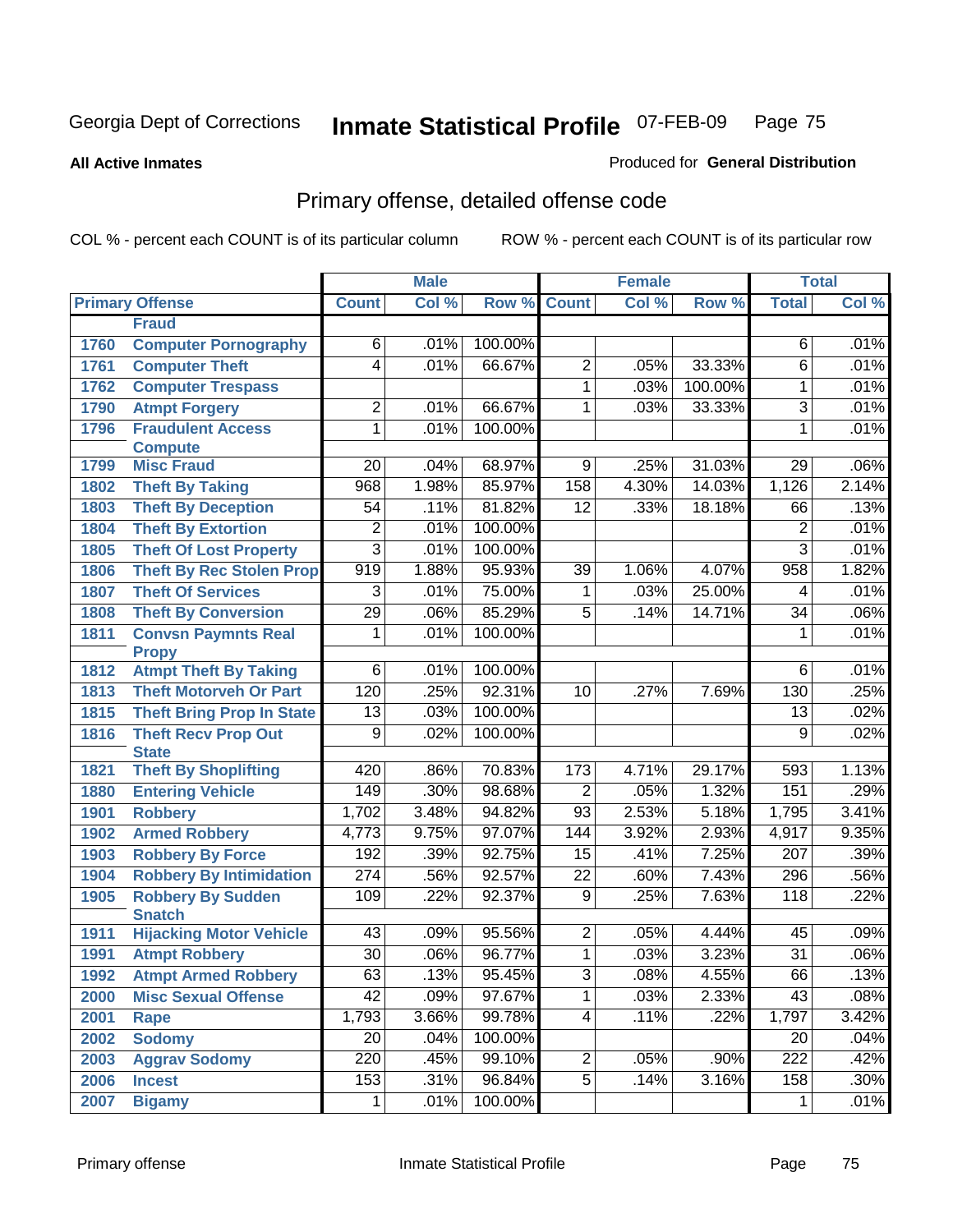Georgia Dept of Corrections **Inmate Statistical Profile** 07-FEB-09

**All Active Inmates**

Produced for **General Distribution**

## Primary offense, detailed offense code

COL % - percent each COUNT is of its particular column    ROW % - percent each COUNT is of its particular row

| Primary Offense | | Male | | | Female | | | Total | |
|---|---|---|---|---|---|---|---|---|---|
| | | Count | Col % | Row % | Count | Col % | Row % | Total | Col % |
| | Fraud | | | | | | | | |
| 1760 | Computer Pornography | 6 | .01% | 100.00% | | | | 6 | .01% |
| 1761 | Computer Theft | 4 | .01% | 66.67% | 2 | .05% | 33.33% | 6 | .01% |
| 1762 | Computer Trespass | | | | 1 | .03% | 100.00% | 1 | .01% |
| 1790 | Atmpt Forgery | 2 | .01% | 66.67% | 1 | .03% | 33.33% | 3 | .01% |
| 1796 | Fraudulent Access Compute | 1 | .01% | 100.00% | | | | 1 | .01% |
| 1799 | Misc Fraud | 20 | .04% | 68.97% | 9 | .25% | 31.03% | 29 | .06% |
| 1802 | Theft By Taking | 968 | 1.98% | 85.97% | 158 | 4.30% | 14.03% | 1,126 | 2.14% |
| 1803 | Theft By Deception | 54 | .11% | 81.82% | 12 | .33% | 18.18% | 66 | .13% |
| 1804 | Theft By Extortion | 2 | .01% | 100.00% | | | | 2 | .01% |
| 1805 | Theft Of Lost Property | 3 | .01% | 100.00% | | | | 3 | .01% |
| 1806 | Theft By Rec Stolen Prop | 919 | 1.88% | 95.93% | 39 | 1.06% | 4.07% | 958 | 1.82% |
| 1807 | Theft Of Services | 3 | .01% | 75.00% | 1 | .03% | 25.00% | 4 | .01% |
| 1808 | Theft By Conversion | 29 | .06% | 85.29% | 5 | .14% | 14.71% | 34 | .06% |
| 1811 | Convsn Paymnts Real Propy | 1 | .01% | 100.00% | | | | 1 | .01% |
| 1812 | Atmpt Theft By Taking | 6 | .01% | 100.00% | | | | 6 | .01% |
| 1813 | Theft Motorveh Or Part | 120 | .25% | 92.31% | 10 | .27% | 7.69% | 130 | .25% |
| 1815 | Theft Bring Prop In State | 13 | .03% | 100.00% | | | | 13 | .02% |
| 1816 | Theft Recv Prop Out State | 9 | .02% | 100.00% | | | | 9 | .02% |
| 1821 | Theft By Shoplifting | 420 | .86% | 70.83% | 173 | 4.71% | 29.17% | 593 | 1.13% |
| 1880 | Entering Vehicle | 149 | .30% | 98.68% | 2 | .05% | 1.32% | 151 | .29% |
| 1901 | Robbery | 1,702 | 3.48% | 94.82% | 93 | 2.53% | 5.18% | 1,795 | 3.41% |
| 1902 | Armed Robbery | 4,773 | 9.75% | 97.07% | 144 | 3.92% | 2.93% | 4,917 | 9.35% |
| 1903 | Robbery By Force | 192 | .39% | 92.75% | 15 | .41% | 7.25% | 207 | .39% |
| 1904 | Robbery By Intimidation | 274 | .56% | 92.57% | 22 | .60% | 7.43% | 296 | .56% |
| 1905 | Robbery By Sudden Snatch | 109 | .22% | 92.37% | 9 | .25% | 7.63% | 118 | .22% |
| 1911 | Hijacking Motor Vehicle | 43 | .09% | 95.56% | 2 | .05% | 4.44% | 45 | .09% |
| 1991 | Atmpt Robbery | 30 | .06% | 96.77% | 1 | .03% | 3.23% | 31 | .06% |
| 1992 | Atmpt Armed Robbery | 63 | .13% | 95.45% | 3 | .08% | 4.55% | 66 | .13% |
| 2000 | Misc Sexual Offense | 42 | .09% | 97.67% | 1 | .03% | 2.33% | 43 | .08% |
| 2001 | Rape | 1,793 | 3.66% | 99.78% | 4 | .11% | .22% | 1,797 | 3.42% |
| 2002 | Sodomy | 20 | .04% | 100.00% | | | | 20 | .04% |
| 2003 | Aggrav Sodomy | 220 | .45% | 99.10% | 2 | .05% | .90% | 222 | .42% |
| 2006 | Incest | 153 | .31% | 96.84% | 5 | .14% | 3.16% | 158 | .30% |
| 2007 | Bigamy | 1 | .01% | 100.00% | | | | 1 | .01% |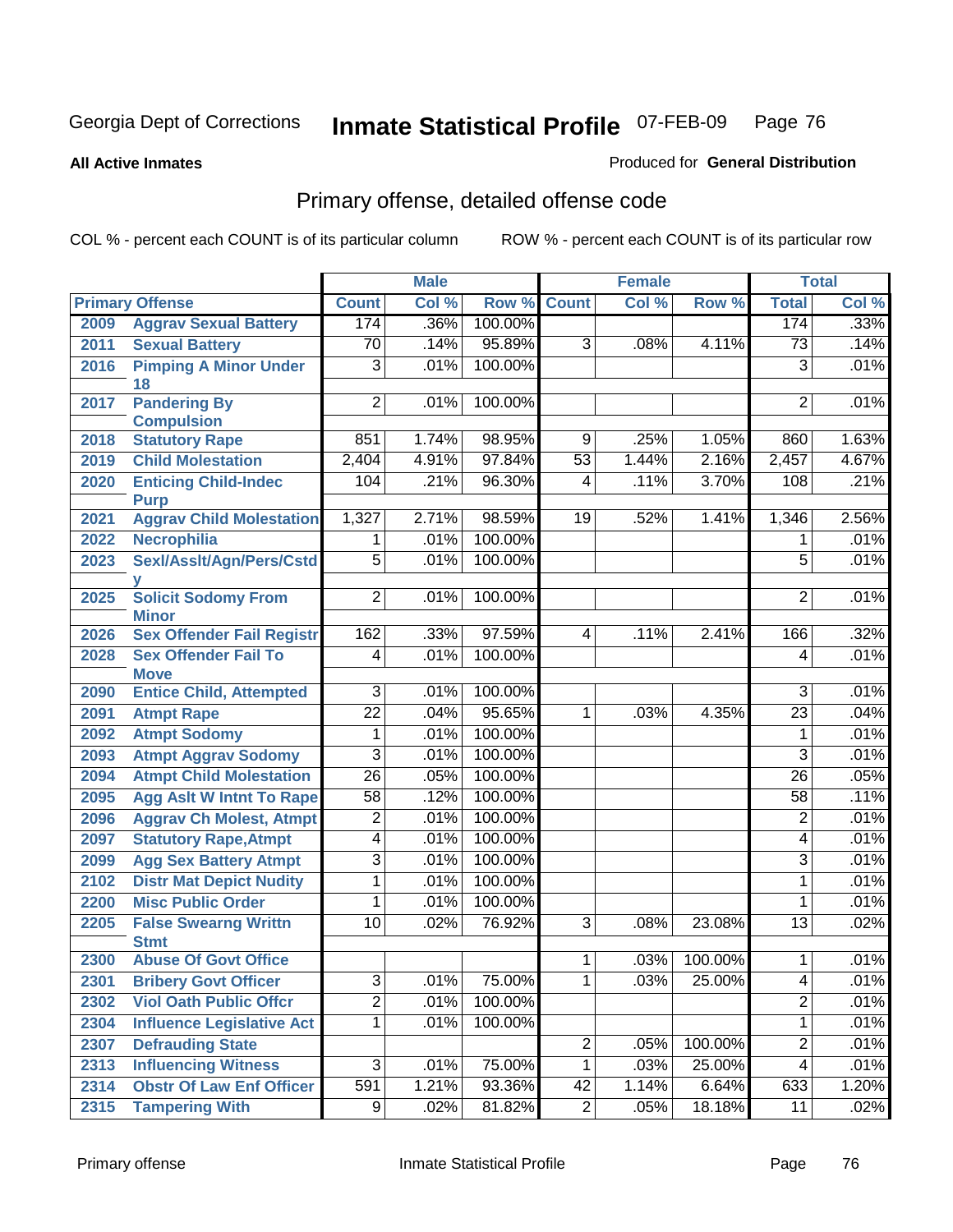Georgia Dept of Corrections **Inmate Statistical Profile** 07-FEB-09 Page 76

**All Active Inmates**

Produced for **General Distribution**

## Primary offense, detailed offense code

COL % - percent each COUNT is of its particular column

ROW % - percent each COUNT is of its particular row

| Primary Offense | | Male | | | Female | | | Total | |
|---|---|---|---|---|---|---|---|---|---|
| | | Count | Col % | Row % | Count | Col % | Row % | Total | Col % |
| 2009 | Aggrav Sexual Battery | 174 | .36% | 100.00% | | | | 174 | .33% |
| 2011 | Sexual Battery | 70 | .14% | 95.89% | 3 | .08% | 4.11% | 73 | .14% |
| 2016 | Pimping A Minor Under 18 | 3 | .01% | 100.00% | | | | 3 | .01% |
| 2017 | Pandering By Compulsion | 2 | .01% | 100.00% | | | | 2 | .01% |
| 2018 | Statutory Rape | 851 | 1.74% | 98.95% | 9 | .25% | 1.05% | 860 | 1.63% |
| 2019 | Child Molestation | 2,404 | 4.91% | 97.84% | 53 | 1.44% | 2.16% | 2,457 | 4.67% |
| 2020 | Enticing Child-Indec Purp | 104 | .21% | 96.30% | 4 | .11% | 3.70% | 108 | .21% |
| 2021 | Aggrav Child Molestation | 1,327 | 2.71% | 98.59% | 19 | .52% | 1.41% | 1,346 | 2.56% |
| 2022 | Necrophilia | 1 | .01% | 100.00% | | | | 1 | .01% |
| 2023 | Sexl/Asslt/Agn/Pers/Cstdy | 5 | .01% | 100.00% | | | | 5 | .01% |
| 2025 | Solicit Sodomy From Minor | 2 | .01% | 100.00% | | | | 2 | .01% |
| 2026 | Sex Offender Fail Registr | 162 | .33% | 97.59% | 4 | .11% | 2.41% | 166 | .32% |
| 2028 | Sex Offender Fail To Move | 4 | .01% | 100.00% | | | | 4 | .01% |
| 2090 | Entice Child, Attempted | 3 | .01% | 100.00% | | | | 3 | .01% |
| 2091 | Atmpt Rape | 22 | .04% | 95.65% | 1 | .03% | 4.35% | 23 | .04% |
| 2092 | Atmpt Sodomy | 1 | .01% | 100.00% | | | | 1 | .01% |
| 2093 | Atmpt Aggrav Sodomy | 3 | .01% | 100.00% | | | | 3 | .01% |
| 2094 | Atmpt Child Molestation | 26 | .05% | 100.00% | | | | 26 | .05% |
| 2095 | Agg Aslt W Intnt To Rape | 58 | .12% | 100.00% | | | | 58 | .11% |
| 2096 | Aggrav Ch Molest, Atmpt | 2 | .01% | 100.00% | | | | 2 | .01% |
| 2097 | Statutory Rape,Atmpt | 4 | .01% | 100.00% | | | | 4 | .01% |
| 2099 | Agg Sex Battery Atmpt | 3 | .01% | 100.00% | | | | 3 | .01% |
| 2102 | Distr Mat Depict Nudity | 1 | .01% | 100.00% | | | | 1 | .01% |
| 2200 | Misc Public Order | 1 | .01% | 100.00% | | | | 1 | .01% |
| 2205 | False Swearng Writtn Stmt | 10 | .02% | 76.92% | 3 | .08% | 23.08% | 13 | .02% |
| 2300 | Abuse Of Govt Office | | | | 1 | .03% | 100.00% | 1 | .01% |
| 2301 | Bribery Govt Officer | 3 | .01% | 75.00% | 1 | .03% | 25.00% | 4 | .01% |
| 2302 | Viol Oath Public Offcr | 2 | .01% | 100.00% | | | | 2 | .01% |
| 2304 | Influence Legislative Act | 1 | .01% | 100.00% | | | | 1 | .01% |
| 2307 | Defrauding State | | | | 2 | .05% | 100.00% | 2 | .01% |
| 2313 | Influencing Witness | 3 | .01% | 75.00% | 1 | .03% | 25.00% | 4 | .01% |
| 2314 | Obstr Of Law Enf Officer | 591 | 1.21% | 93.36% | 42 | 1.14% | 6.64% | 633 | 1.20% |
| 2315 | Tampering With | 9 | .02% | 81.82% | 2 | .05% | 18.18% | 11 | .02% |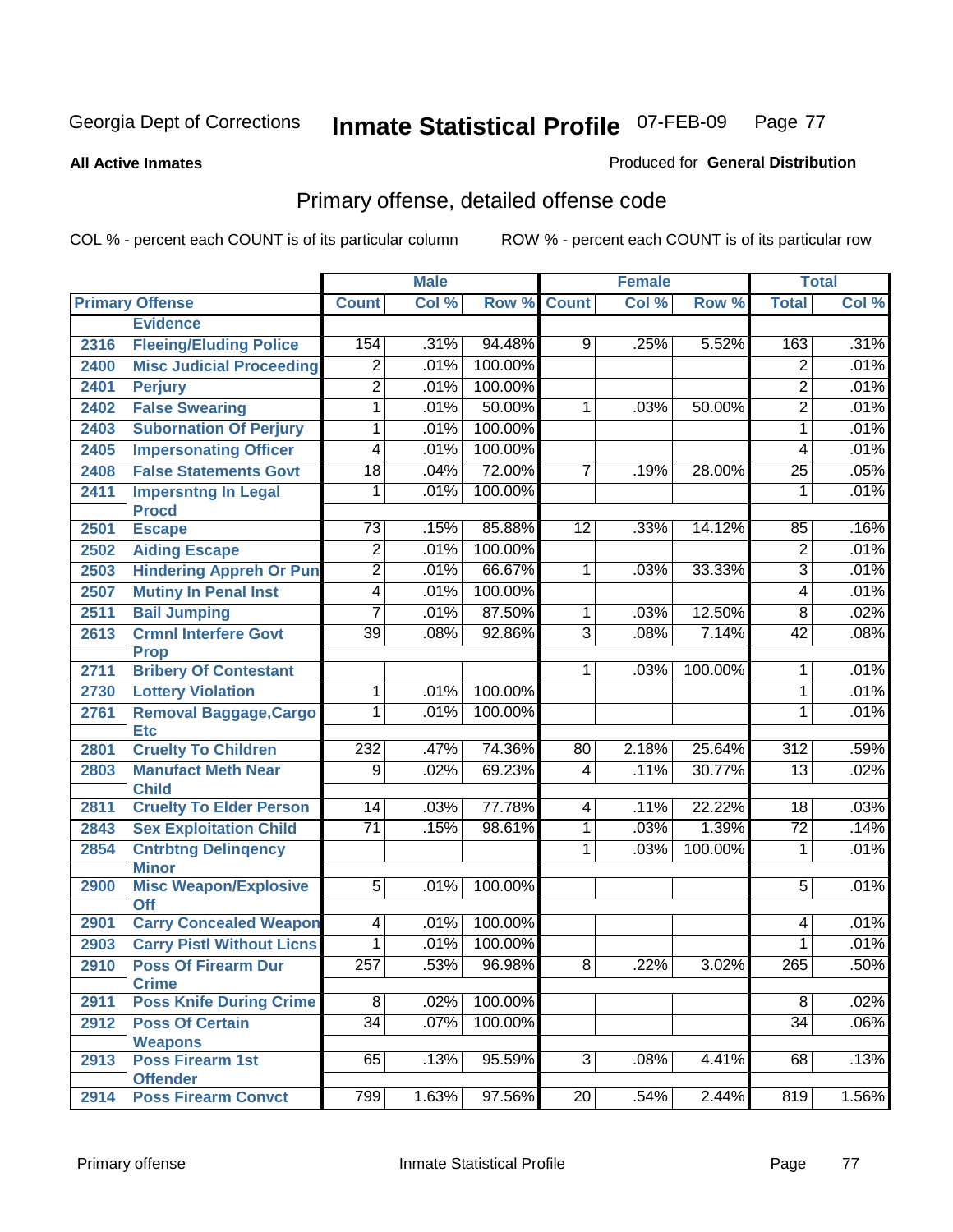Georgia Dept of Corrections **Inmate Statistical Profile** 07-FEB-09

**All Active Inmates**

Produced for **General Distribution**

## Primary offense, detailed offense code

COL % - percent each COUNT is of its particular column

ROW % - percent each COUNT is of its particular row

| | | Male | | | Female | | | Total | |
|---|---|---|---|---|---|---|---|---|---|
| **Primary Offense** | | **Count** | **Col %** | **Row %** | **Count** | **Col %** | **Row %** | **Total** | **Col %** |
| | **Evidence** | | | | | | | | |
| 2316 | **Fleeing/Eluding Police** | 154 | .31% | 94.48% | 9 | .25% | 5.52% | 163 | .31% |
| 2400 | **Misc Judicial Proceeding** | 2 | .01% | 100.00% | | | | 2 | .01% |
| 2401 | **Perjury** | 2 | .01% | 100.00% | | | | 2 | .01% |
| 2402 | **False Swearing** | 1 | .01% | 50.00% | 1 | .03% | 50.00% | 2 | .01% |
| 2403 | **Subornation Of Perjury** | 1 | .01% | 100.00% | | | | 1 | .01% |
| 2405 | **Impersonating Officer** | 4 | .01% | 100.00% | | | | 4 | .01% |
| 2408 | **False Statements Govt** | 18 | .04% | 72.00% | 7 | .19% | 28.00% | 25 | .05% |
| 2411 | **Impersntng In Legal Procd** | 1 | .01% | 100.00% | | | | 1 | .01% |
| 2501 | **Escape** | 73 | .15% | 85.88% | 12 | .33% | 14.12% | 85 | .16% |
| 2502 | **Aiding Escape** | 2 | .01% | 100.00% | | | | 2 | .01% |
| 2503 | **Hindering Appreh Or Pun** | 2 | .01% | 66.67% | 1 | .03% | 33.33% | 3 | .01% |
| 2507 | **Mutiny In Penal Inst** | 4 | .01% | 100.00% | | | | 4 | .01% |
| 2511 | **Bail Jumping** | 7 | .01% | 87.50% | 1 | .03% | 12.50% | 8 | .02% |
| 2613 | **Crmnl Interfere Govt Prop** | 39 | .08% | 92.86% | 3 | .08% | 7.14% | 42 | .08% |
| 2711 | **Bribery Of Contestant** | | | | 1 | .03% | 100.00% | 1 | .01% |
| 2730 | **Lottery Violation** | 1 | .01% | 100.00% | | | | 1 | .01% |
| 2761 | **Removal Baggage,Cargo Etc** | 1 | .01% | 100.00% | | | | 1 | .01% |
| 2801 | **Cruelty To Children** | 232 | .47% | 74.36% | 80 | 2.18% | 25.64% | 312 | .59% |
| 2803 | **Manufact Meth Near Child** | 9 | .02% | 69.23% | 4 | .11% | 30.77% | 13 | .02% |
| 2811 | **Cruelty To Elder Person** | 14 | .03% | 77.78% | 4 | .11% | 22.22% | 18 | .03% |
| 2843 | **Sex Exploitation Child** | 71 | .15% | 98.61% | 1 | .03% | 1.39% | 72 | .14% |
| 2854 | **Cntrbtng Delinqency Minor** | | | | 1 | .03% | 100.00% | 1 | .01% |
| 2900 | **Misc Weapon/Explosive Off** | 5 | .01% | 100.00% | | | | 5 | .01% |
| 2901 | **Carry Concealed Weapon** | 4 | .01% | 100.00% | | | | 4 | .01% |
| 2903 | **Carry Pistl Without Licns** | 1 | .01% | 100.00% | | | | 1 | .01% |
| 2910 | **Poss Of Firearm Dur Crime** | 257 | .53% | 96.98% | 8 | .22% | 3.02% | 265 | .50% |
| 2911 | **Poss Knife During Crime** | 8 | .02% | 100.00% | | | | 8 | .02% |
| 2912 | **Poss Of Certain Weapons** | 34 | .07% | 100.00% | | | | 34 | .06% |
| 2913 | **Poss Firearm 1st Offender** | 65 | .13% | 95.59% | 3 | .08% | 4.41% | 68 | .13% |
| 2914 | **Poss Firearm Convct** | 799 | 1.63% | 97.56% | 20 | .54% | 2.44% | 819 | 1.56% |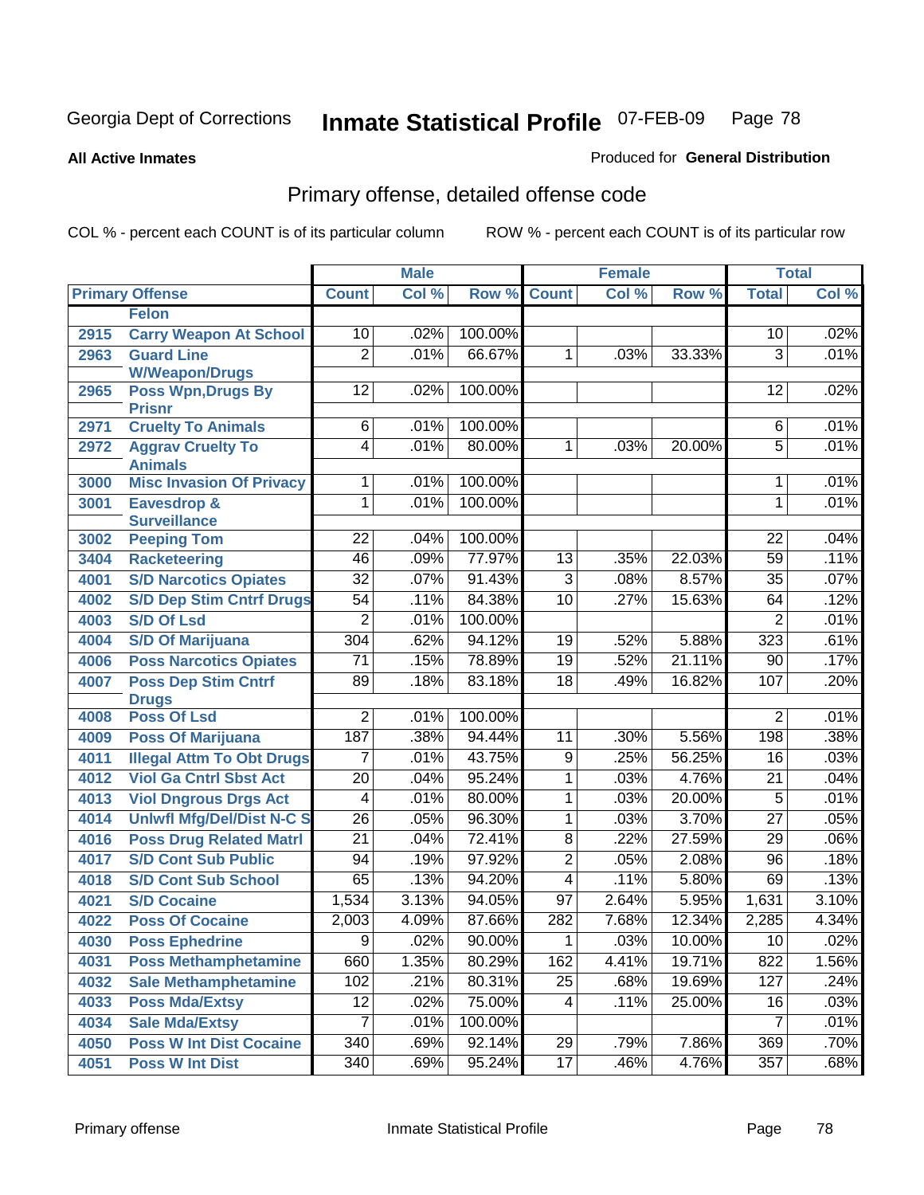Georgia Dept of Corrections **Inmate Statistical Profile** 07-FEB-09

**All Active Inmates**

Produced for **General Distribution**

## Primary offense, detailed offense code

COL % - percent each COUNT is of its particular column ROW % - percent each COUNT is of its particular row

| Primary Offense | | Male | | | Female | | | Total | |
|---|---|---|---|---|---|---|---|---|---|
| | | Count | Col % | Row % | Count | Col % | Row % | Total | Col % |
| | Felon | | | | | | | | |
| 2915 | Carry Weapon At School | 10 | .02% | 100.00% | | | | 10 | .02% |
| 2963 | Guard Line W/Weapon/Drugs | 2 | .01% | 66.67% | 1 | .03% | 33.33% | 3 | .01% |
| 2965 | Poss Wpn,Drugs By Prisnr | 12 | .02% | 100.00% | | | | 12 | .02% |
| 2971 | Cruelty To Animals | 6 | .01% | 100.00% | | | | 6 | .01% |
| 2972 | Aggrav Cruelty To Animals | 4 | .01% | 80.00% | 1 | .03% | 20.00% | 5 | .01% |
| 3000 | Misc Invasion Of Privacy | 1 | .01% | 100.00% | | | | 1 | .01% |
| 3001 | Eavesdrop & Surveillance | 1 | .01% | 100.00% | | | | 1 | .01% |
| 3002 | Peeping Tom | 22 | .04% | 100.00% | | | | 22 | .04% |
| 3404 | Racketeering | 46 | .09% | 77.97% | 13 | .35% | 22.03% | 59 | .11% |
| 4001 | S/D Narcotics Opiates | 32 | .07% | 91.43% | 3 | .08% | 8.57% | 35 | .07% |
| 4002 | S/D Dep Stim Cntrf Drugs | 54 | .11% | 84.38% | 10 | .27% | 15.63% | 64 | .12% |
| 4003 | S/D Of Lsd | 2 | .01% | 100.00% | | | | 2 | .01% |
| 4004 | S/D Of Marijuana | 304 | .62% | 94.12% | 19 | .52% | 5.88% | 323 | .61% |
| 4006 | Poss Narcotics Opiates | 71 | .15% | 78.89% | 19 | .52% | 21.11% | 90 | .17% |
| 4007 | Poss Dep Stim Cntrf Drugs | 89 | .18% | 83.18% | 18 | .49% | 16.82% | 107 | .20% |
| 4008 | Poss Of Lsd | 2 | .01% | 100.00% | | | | 2 | .01% |
| 4009 | Poss Of Marijuana | 187 | .38% | 94.44% | 11 | .30% | 5.56% | 198 | .38% |
| 4011 | Illegal Attm To Obt Drugs | 7 | .01% | 43.75% | 9 | .25% | 56.25% | 16 | .03% |
| 4012 | Viol Ga Cntrl Sbst Act | 20 | .04% | 95.24% | 1 | .03% | 4.76% | 21 | .04% |
| 4013 | Viol Dngrous Drgs Act | 4 | .01% | 80.00% | 1 | .03% | 20.00% | 5 | .01% |
| 4014 | Unlwfl Mfg/Del/Dist N-C S | 26 | .05% | 96.30% | 1 | .03% | 3.70% | 27 | .05% |
| 4016 | Poss Drug Related Matrl | 21 | .04% | 72.41% | 8 | .22% | 27.59% | 29 | .06% |
| 4017 | S/D Cont Sub Public | 94 | .19% | 97.92% | 2 | .05% | 2.08% | 96 | .18% |
| 4018 | S/D Cont Sub School | 65 | .13% | 94.20% | 4 | .11% | 5.80% | 69 | .13% |
| 4021 | S/D Cocaine | 1,534 | 3.13% | 94.05% | 97 | 2.64% | 5.95% | 1,631 | 3.10% |
| 4022 | Poss Of Cocaine | 2,003 | 4.09% | 87.66% | 282 | 7.68% | 12.34% | 2,285 | 4.34% |
| 4030 | Poss Ephedrine | 9 | .02% | 90.00% | 1 | .03% | 10.00% | 10 | .02% |
| 4031 | Poss Methamphetamine | 660 | 1.35% | 80.29% | 162 | 4.41% | 19.71% | 822 | 1.56% |
| 4032 | Sale Methamphetamine | 102 | .21% | 80.31% | 25 | .68% | 19.69% | 127 | .24% |
| 4033 | Poss Mda/Extsy | 12 | .02% | 75.00% | 4 | .11% | 25.00% | 16 | .03% |
| 4034 | Sale Mda/Extsy | 7 | .01% | 100.00% | | | | 7 | .01% |
| 4050 | Poss W Int Dist Cocaine | 340 | .69% | 92.14% | 29 | .79% | 7.86% | 369 | .70% |
| 4051 | Poss W Int Dist | 340 | .69% | 95.24% | 17 | .46% | 4.76% | 357 | .68% |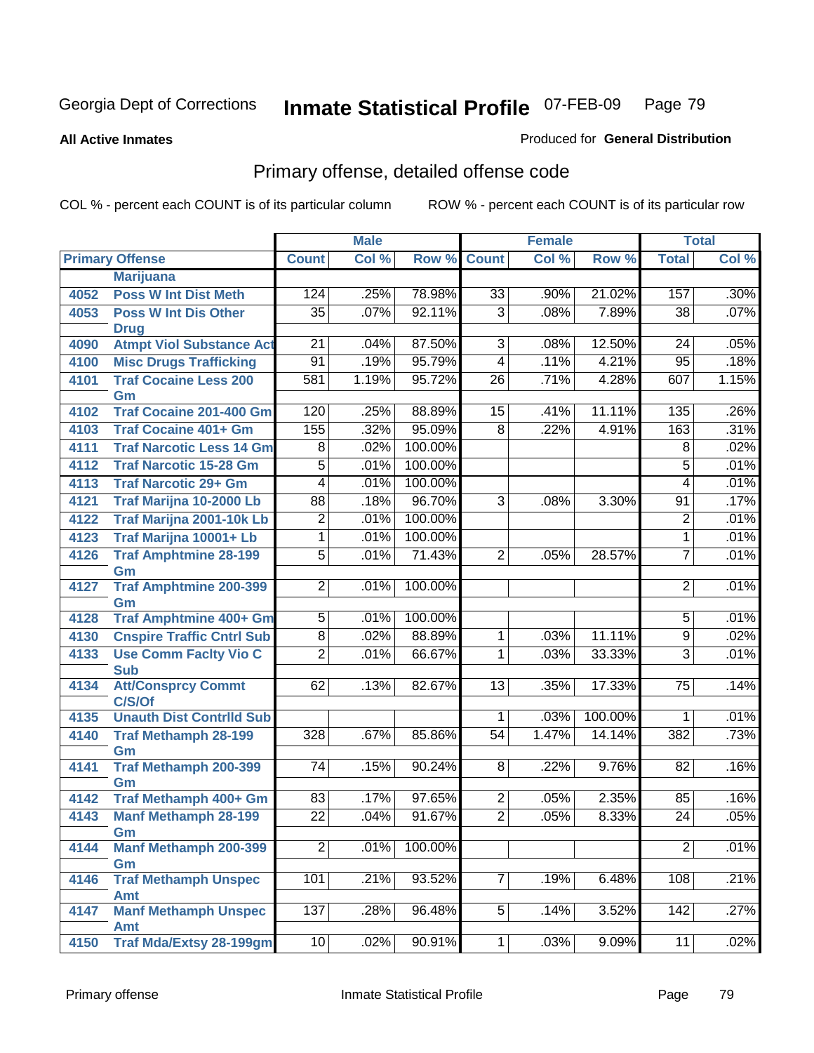Georgia Dept of Corrections **Inmate Statistical Profile** 07-FEB-09

**All Active Inmates** Produced for **General Distribution**

## Primary offense, detailed offense code

COL % - percent each COUNT is of its particular column ROW % - percent each COUNT is of its particular row

| Primary Offense | | Male | | | Female | | | Total | |
|---|---|---|---|---|---|---|---|---|---|
| | | Count | Col % | Row % | Count | Col % | Row % | Total | Col % |
| | Marijuana | | | | | | | | |
| 4052 | Poss W Int Dist Meth | 124 | .25% | 78.98% | 33 | .90% | 21.02% | 157 | .30% |
| 4053 | Poss W Int Dis Other Drug | 35 | .07% | 92.11% | 3 | .08% | 7.89% | 38 | .07% |
| 4090 | Atmpt Viol Substance Act | 21 | .04% | 87.50% | 3 | .08% | 12.50% | 24 | .05% |
| 4100 | Misc Drugs Trafficking | 91 | .19% | 95.79% | 4 | .11% | 4.21% | 95 | .18% |
| 4101 | Traf Cocaine Less 200 Gm | 581 | 1.19% | 95.72% | 26 | .71% | 4.28% | 607 | 1.15% |
| 4102 | Traf Cocaine 201-400 Gm | 120 | .25% | 88.89% | 15 | .41% | 11.11% | 135 | .26% |
| 4103 | Traf Cocaine 401+ Gm | 155 | .32% | 95.09% | 8 | .22% | 4.91% | 163 | .31% |
| 4111 | Traf Narcotic Less 14 Gm | 8 | .02% | 100.00% | | | | 8 | .02% |
| 4112 | Traf Narcotic 15-28 Gm | 5 | .01% | 100.00% | | | | 5 | .01% |
| 4113 | Traf Narcotic 29+ Gm | 4 | .01% | 100.00% | | | | 4 | .01% |
| 4121 | Traf Marijna 10-2000 Lb | 88 | .18% | 96.70% | 3 | .08% | 3.30% | 91 | .17% |
| 4122 | Traf Marijna 2001-10k Lb | 2 | .01% | 100.00% | | | | 2 | .01% |
| 4123 | Traf Marijna 10001+ Lb | 1 | .01% | 100.00% | | | | 1 | .01% |
| 4126 | Traf Amphtmine 28-199 Gm | 5 | .01% | 71.43% | 2 | .05% | 28.57% | 7 | .01% |
| 4127 | Traf Amphtmine 200-399 Gm | 2 | .01% | 100.00% | | | | 2 | .01% |
| 4128 | Traf Amphtmine 400+ Gm | 5 | .01% | 100.00% | | | | 5 | .01% |
| 4130 | Cnspire Traffic Cntrl Sub | 8 | .02% | 88.89% | 1 | .03% | 11.11% | 9 | .02% |
| 4133 | Use Comm Faclty Vio C Sub | 2 | .01% | 66.67% | 1 | .03% | 33.33% | 3 | .01% |
| 4134 | Att/Consprcy Commt C/S/Of | 62 | .13% | 82.67% | 13 | .35% | 17.33% | 75 | .14% |
| 4135 | Unauth Dist Contrlld Sub | | | | 1 | .03% | 100.00% | 1 | .01% |
| 4140 | Traf Methamph 28-199 Gm | 328 | .67% | 85.86% | 54 | 1.47% | 14.14% | 382 | .73% |
| 4141 | Traf Methamph 200-399 Gm | 74 | .15% | 90.24% | 8 | .22% | 9.76% | 82 | .16% |
| 4142 | Traf Methamph 400+ Gm | 83 | .17% | 97.65% | 2 | .05% | 2.35% | 85 | .16% |
| 4143 | Manf Methamph 28-199 Gm | 22 | .04% | 91.67% | 2 | .05% | 8.33% | 24 | .05% |
| 4144 | Manf Methamph 200-399 Gm | 2 | .01% | 100.00% | | | | 2 | .01% |
| 4146 | Traf Methamph Unspec Amt | 101 | .21% | 93.52% | 7 | .19% | 6.48% | 108 | .21% |
| 4147 | Manf Methamph Unspec Amt | 137 | .28% | 96.48% | 5 | .14% | 3.52% | 142 | .27% |
| 4150 | Traf Mda/Extsy 28-199gm | 10 | .02% | 90.91% | 1 | .03% | 9.09% | 11 | .02% |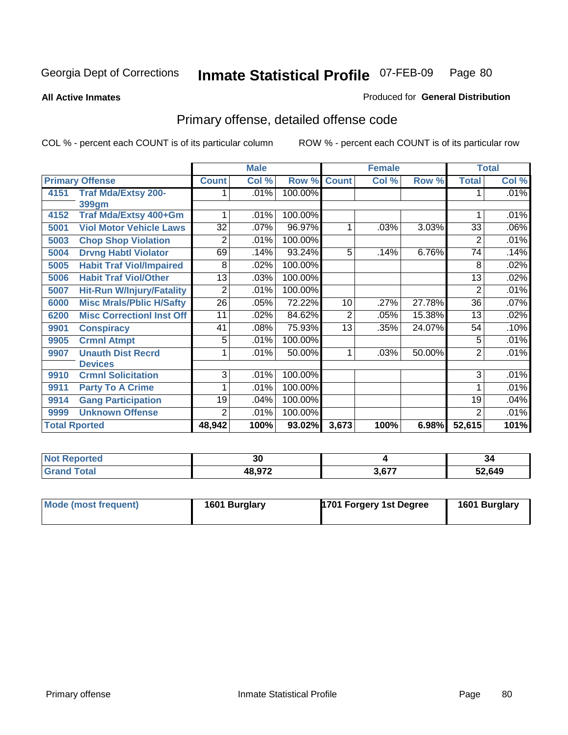Georgia Dept of Corrections

# Inmate Statistical Profile 07-FEB-09

**All Active Inmates**

Produced for **General Distribution**

## Primary offense, detailed offense code

COL % - percent each COUNT is of its particular column

ROW % - percent each COUNT is of its particular row

| Primary Offense | | Male | | | Female | | | Total | |
|---|---|---|---|---|---|---|---|---|---|
| | | Count | Col % | Row % | Count | Col % | Row % | Total | Col % |
| 4151 | Traf Mda/Extsy 200-399gm | 1 | .01% | 100.00% | | | | 1 | .01% |
| 4152 | Traf Mda/Extsy 400+Gm | 1 | .01% | 100.00% | | | | 1 | .01% |
| 5001 | Viol Motor Vehicle Laws | 32 | .07% | 96.97% | 1 | .03% | 3.03% | 33 | .06% |
| 5003 | Chop Shop Violation | 2 | .01% | 100.00% | | | | 2 | .01% |
| 5004 | Drvng Habtl Violator | 69 | .14% | 93.24% | 5 | .14% | 6.76% | 74 | .14% |
| 5005 | Habit Traf Viol/Impaired | 8 | .02% | 100.00% | | | | 8 | .02% |
| 5006 | Habit Traf Viol/Other | 13 | .03% | 100.00% | | | | 13 | .02% |
| 5007 | Hit-Run W/Injury/Fatality | 2 | .01% | 100.00% | | | | 2 | .01% |
| 6000 | Misc Mrals/Pblic H/Safty | 26 | .05% | 72.22% | 10 | .27% | 27.78% | 36 | .07% |
| 6200 | Misc Correctionl Inst Off | 11 | .02% | 84.62% | 2 | .05% | 15.38% | 13 | .02% |
| 9901 | Conspiracy | 41 | .08% | 75.93% | 13 | .35% | 24.07% | 54 | .10% |
| 9905 | Crmnl Atmpt | 5 | .01% | 100.00% | | | | 5 | .01% |
| 9907 | Unauth Dist Recrd Devices | 1 | .01% | 50.00% | 1 | .03% | 50.00% | 2 | .01% |
| 9910 | Crmnl Solicitation | 3 | .01% | 100.00% | | | | 3 | .01% |
| 9911 | Party To A Crime | 1 | .01% | 100.00% | | | | 1 | .01% |
| 9914 | Gang Participation | 19 | .04% | 100.00% | | | | 19 | .04% |
| 9999 | Unknown Offense | 2 | .01% | 100.00% | | | | 2 | .01% |
| **Total Rported** | | **48,942** | **100%** | **93.02%** | **3,673** | **100%** | **6.98%** | **52,615** | **101%** |

| | Male | Female | Total |
|---|---|---|---|
| **Not Reported** | **30** | **4** | **34** |
| **Grand Total** | **48,972** | **3,677** | **52,649** |

| | Male | Female | Total |
|---|---|---|---|
| **Mode (most frequent)** | **1601 Burglary** | **1701 Forgery 1st Degree** | **1601 Burglary** |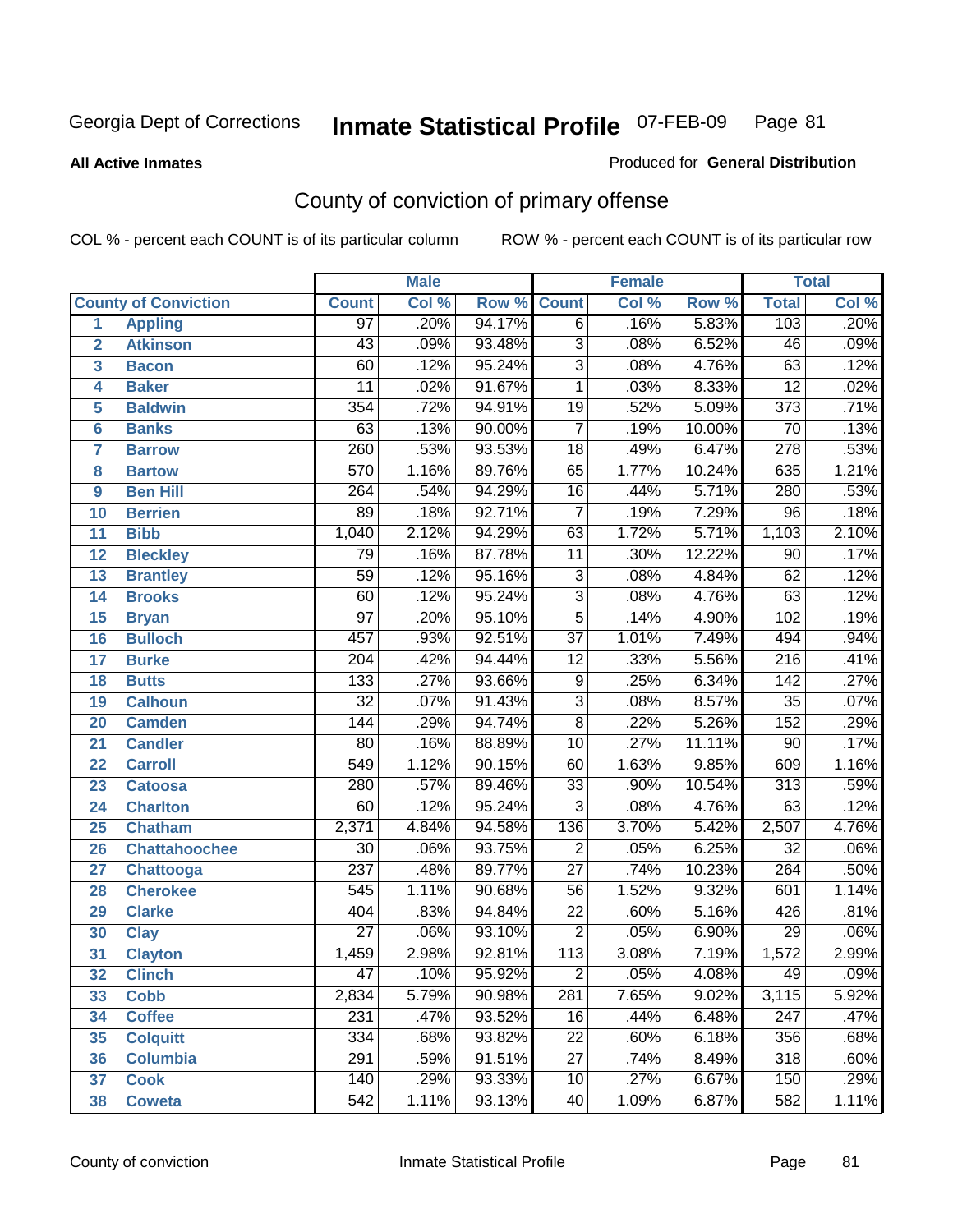Georgia Dept of Corrections **Inmate Statistical Profile** 07-FEB-09

**All Active Inmates**

Produced for **General Distribution**

## County of conviction of primary offense

COL % - percent each COUNT is of its particular column ROW % - percent each COUNT is of its particular row

| County of Conviction | | Male | | | Female | | | Total | |
|---|---|---|---|---|---|---|---|---|---|
| | | Count | Col % | Row % | Count | Col % | Row % | Total | Col % |
| 1 | Appling | 97 | .20% | 94.17% | 6 | .16% | 5.83% | 103 | .20% |
| 2 | Atkinson | 43 | .09% | 93.48% | 3 | .08% | 6.52% | 46 | .09% |
| 3 | Bacon | 60 | .12% | 95.24% | 3 | .08% | 4.76% | 63 | .12% |
| 4 | Baker | 11 | .02% | 91.67% | 1 | .03% | 8.33% | 12 | .02% |
| 5 | Baldwin | 354 | .72% | 94.91% | 19 | .52% | 5.09% | 373 | .71% |
| 6 | Banks | 63 | .13% | 90.00% | 7 | .19% | 10.00% | 70 | .13% |
| 7 | Barrow | 260 | .53% | 93.53% | 18 | .49% | 6.47% | 278 | .53% |
| 8 | Bartow | 570 | 1.16% | 89.76% | 65 | 1.77% | 10.24% | 635 | 1.21% |
| 9 | Ben Hill | 264 | .54% | 94.29% | 16 | .44% | 5.71% | 280 | .53% |
| 10 | Berrien | 89 | .18% | 92.71% | 7 | .19% | 7.29% | 96 | .18% |
| 11 | Bibb | 1,040 | 2.12% | 94.29% | 63 | 1.72% | 5.71% | 1,103 | 2.10% |
| 12 | Bleckley | 79 | .16% | 87.78% | 11 | .30% | 12.22% | 90 | .17% |
| 13 | Brantley | 59 | .12% | 95.16% | 3 | .08% | 4.84% | 62 | .12% |
| 14 | Brooks | 60 | .12% | 95.24% | 3 | .08% | 4.76% | 63 | .12% |
| 15 | Bryan | 97 | .20% | 95.10% | 5 | .14% | 4.90% | 102 | .19% |
| 16 | Bulloch | 457 | .93% | 92.51% | 37 | 1.01% | 7.49% | 494 | .94% |
| 17 | Burke | 204 | .42% | 94.44% | 12 | .33% | 5.56% | 216 | .41% |
| 18 | Butts | 133 | .27% | 93.66% | 9 | .25% | 6.34% | 142 | .27% |
| 19 | Calhoun | 32 | .07% | 91.43% | 3 | .08% | 8.57% | 35 | .07% |
| 20 | Camden | 144 | .29% | 94.74% | 8 | .22% | 5.26% | 152 | .29% |
| 21 | Candler | 80 | .16% | 88.89% | 10 | .27% | 11.11% | 90 | .17% |
| 22 | Carroll | 549 | 1.12% | 90.15% | 60 | 1.63% | 9.85% | 609 | 1.16% |
| 23 | Catoosa | 280 | .57% | 89.46% | 33 | .90% | 10.54% | 313 | .59% |
| 24 | Charlton | 60 | .12% | 95.24% | 3 | .08% | 4.76% | 63 | .12% |
| 25 | Chatham | 2,371 | 4.84% | 94.58% | 136 | 3.70% | 5.42% | 2,507 | 4.76% |
| 26 | Chattahoochee | 30 | .06% | 93.75% | 2 | .05% | 6.25% | 32 | .06% |
| 27 | Chattooga | 237 | .48% | 89.77% | 27 | .74% | 10.23% | 264 | .50% |
| 28 | Cherokee | 545 | 1.11% | 90.68% | 56 | 1.52% | 9.32% | 601 | 1.14% |
| 29 | Clarke | 404 | .83% | 94.84% | 22 | .60% | 5.16% | 426 | .81% |
| 30 | Clay | 27 | .06% | 93.10% | 2 | .05% | 6.90% | 29 | .06% |
| 31 | Clayton | 1,459 | 2.98% | 92.81% | 113 | 3.08% | 7.19% | 1,572 | 2.99% |
| 32 | Clinch | 47 | .10% | 95.92% | 2 | .05% | 4.08% | 49 | .09% |
| 33 | Cobb | 2,834 | 5.79% | 90.98% | 281 | 7.65% | 9.02% | 3,115 | 5.92% |
| 34 | Coffee | 231 | .47% | 93.52% | 16 | .44% | 6.48% | 247 | .47% |
| 35 | Colquitt | 334 | .68% | 93.82% | 22 | .60% | 6.18% | 356 | .68% |
| 36 | Columbia | 291 | .59% | 91.51% | 27 | .74% | 8.49% | 318 | .60% |
| 37 | Cook | 140 | .29% | 93.33% | 10 | .27% | 6.67% | 150 | .29% |
| 38 | Coweta | 542 | 1.11% | 93.13% | 40 | 1.09% | 6.87% | 582 | 1.11% |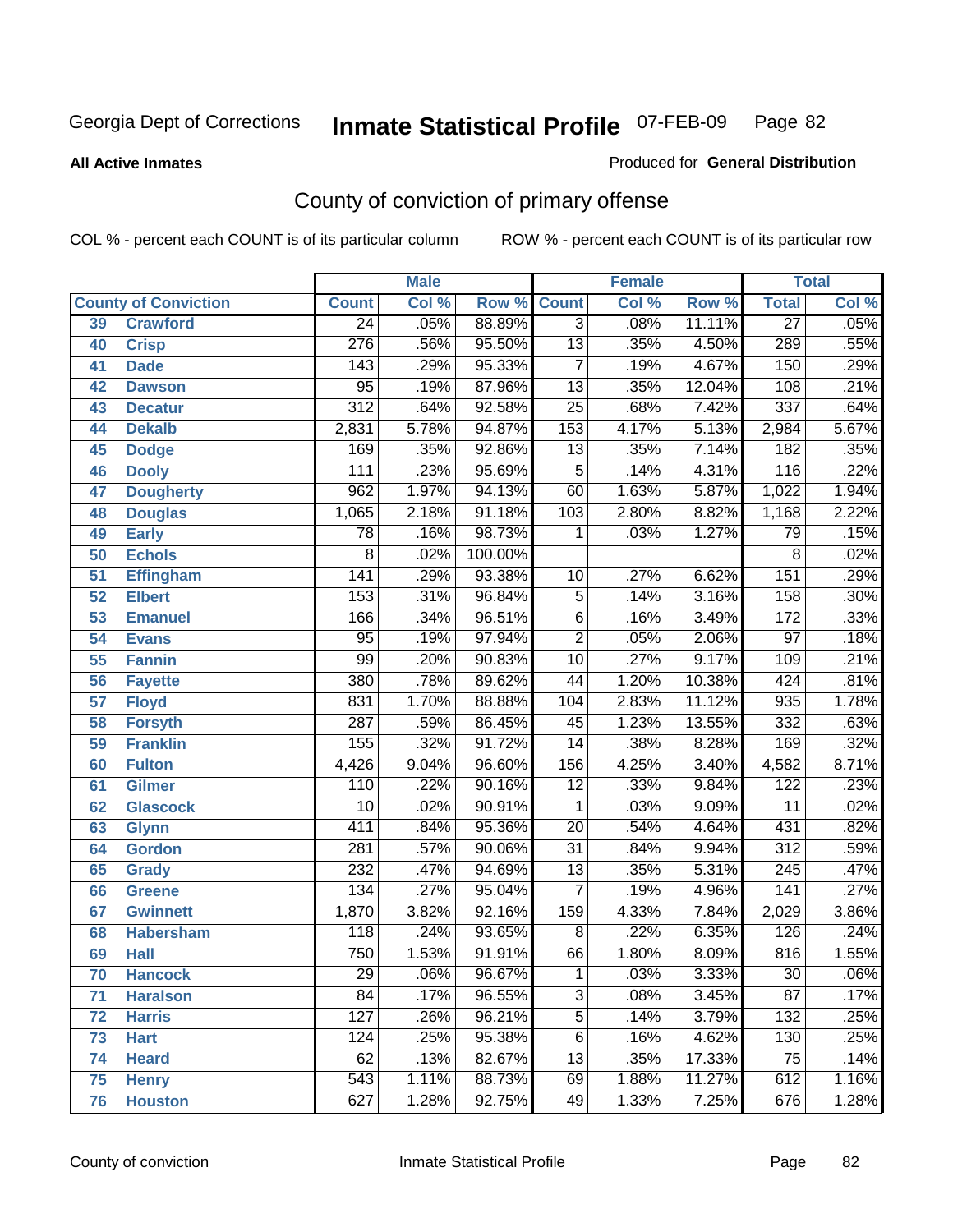Georgia Dept of Corrections **Inmate Statistical Profile** 07-FEB-09

**All Active Inmates**

Produced for **General Distribution**

## County of conviction of primary offense

COL % - percent each COUNT is of its particular column ROW % - percent each COUNT is of its particular row

| County of Conviction | | Male | | | Female | | | Total | |
|---|---|---|---|---|---|---|---|---|---|
| | | Count | Col % | Row % | Count | Col % | Row % | Total | Col % |
| 39 | Crawford | 24 | .05% | 88.89% | 3 | .08% | 11.11% | 27 | .05% |
| 40 | Crisp | 276 | .56% | 95.50% | 13 | .35% | 4.50% | 289 | .55% |
| 41 | Dade | 143 | .29% | 95.33% | 7 | .19% | 4.67% | 150 | .29% |
| 42 | Dawson | 95 | .19% | 87.96% | 13 | .35% | 12.04% | 108 | .21% |
| 43 | Decatur | 312 | .64% | 92.58% | 25 | .68% | 7.42% | 337 | .64% |
| 44 | Dekalb | 2,831 | 5.78% | 94.87% | 153 | 4.17% | 5.13% | 2,984 | 5.67% |
| 45 | Dodge | 169 | .35% | 92.86% | 13 | .35% | 7.14% | 182 | .35% |
| 46 | Dooly | 111 | .23% | 95.69% | 5 | .14% | 4.31% | 116 | .22% |
| 47 | Dougherty | 962 | 1.97% | 94.13% | 60 | 1.63% | 5.87% | 1,022 | 1.94% |
| 48 | Douglas | 1,065 | 2.18% | 91.18% | 103 | 2.80% | 8.82% | 1,168 | 2.22% |
| 49 | Early | 78 | .16% | 98.73% | 1 | .03% | 1.27% | 79 | .15% |
| 50 | Echols | 8 | .02% | 100.00% | | | | 8 | .02% |
| 51 | Effingham | 141 | .29% | 93.38% | 10 | .27% | 6.62% | 151 | .29% |
| 52 | Elbert | 153 | .31% | 96.84% | 5 | .14% | 3.16% | 158 | .30% |
| 53 | Emanuel | 166 | .34% | 96.51% | 6 | .16% | 3.49% | 172 | .33% |
| 54 | Evans | 95 | .19% | 97.94% | 2 | .05% | 2.06% | 97 | .18% |
| 55 | Fannin | 99 | .20% | 90.83% | 10 | .27% | 9.17% | 109 | .21% |
| 56 | Fayette | 380 | .78% | 89.62% | 44 | 1.20% | 10.38% | 424 | .81% |
| 57 | Floyd | 831 | 1.70% | 88.88% | 104 | 2.83% | 11.12% | 935 | 1.78% |
| 58 | Forsyth | 287 | .59% | 86.45% | 45 | 1.23% | 13.55% | 332 | .63% |
| 59 | Franklin | 155 | .32% | 91.72% | 14 | .38% | 8.28% | 169 | .32% |
| 60 | Fulton | 4,426 | 9.04% | 96.60% | 156 | 4.25% | 3.40% | 4,582 | 8.71% |
| 61 | Gilmer | 110 | .22% | 90.16% | 12 | .33% | 9.84% | 122 | .23% |
| 62 | Glascock | 10 | .02% | 90.91% | 1 | .03% | 9.09% | 11 | .02% |
| 63 | Glynn | 411 | .84% | 95.36% | 20 | .54% | 4.64% | 431 | .82% |
| 64 | Gordon | 281 | .57% | 90.06% | 31 | .84% | 9.94% | 312 | .59% |
| 65 | Grady | 232 | .47% | 94.69% | 13 | .35% | 5.31% | 245 | .47% |
| 66 | Greene | 134 | .27% | 95.04% | 7 | .19% | 4.96% | 141 | .27% |
| 67 | Gwinnett | 1,870 | 3.82% | 92.16% | 159 | 4.33% | 7.84% | 2,029 | 3.86% |
| 68 | Habersham | 118 | .24% | 93.65% | 8 | .22% | 6.35% | 126 | .24% |
| 69 | Hall | 750 | 1.53% | 91.91% | 66 | 1.80% | 8.09% | 816 | 1.55% |
| 70 | Hancock | 29 | .06% | 96.67% | 1 | .03% | 3.33% | 30 | .06% |
| 71 | Haralson | 84 | .17% | 96.55% | 3 | .08% | 3.45% | 87 | .17% |
| 72 | Harris | 127 | .26% | 96.21% | 5 | .14% | 3.79% | 132 | .25% |
| 73 | Hart | 124 | .25% | 95.38% | 6 | .16% | 4.62% | 130 | .25% |
| 74 | Heard | 62 | .13% | 82.67% | 13 | .35% | 17.33% | 75 | .14% |
| 75 | Henry | 543 | 1.11% | 88.73% | 69 | 1.88% | 11.27% | 612 | 1.16% |
| 76 | Houston | 627 | 1.28% | 92.75% | 49 | 1.33% | 7.25% | 676 | 1.28% |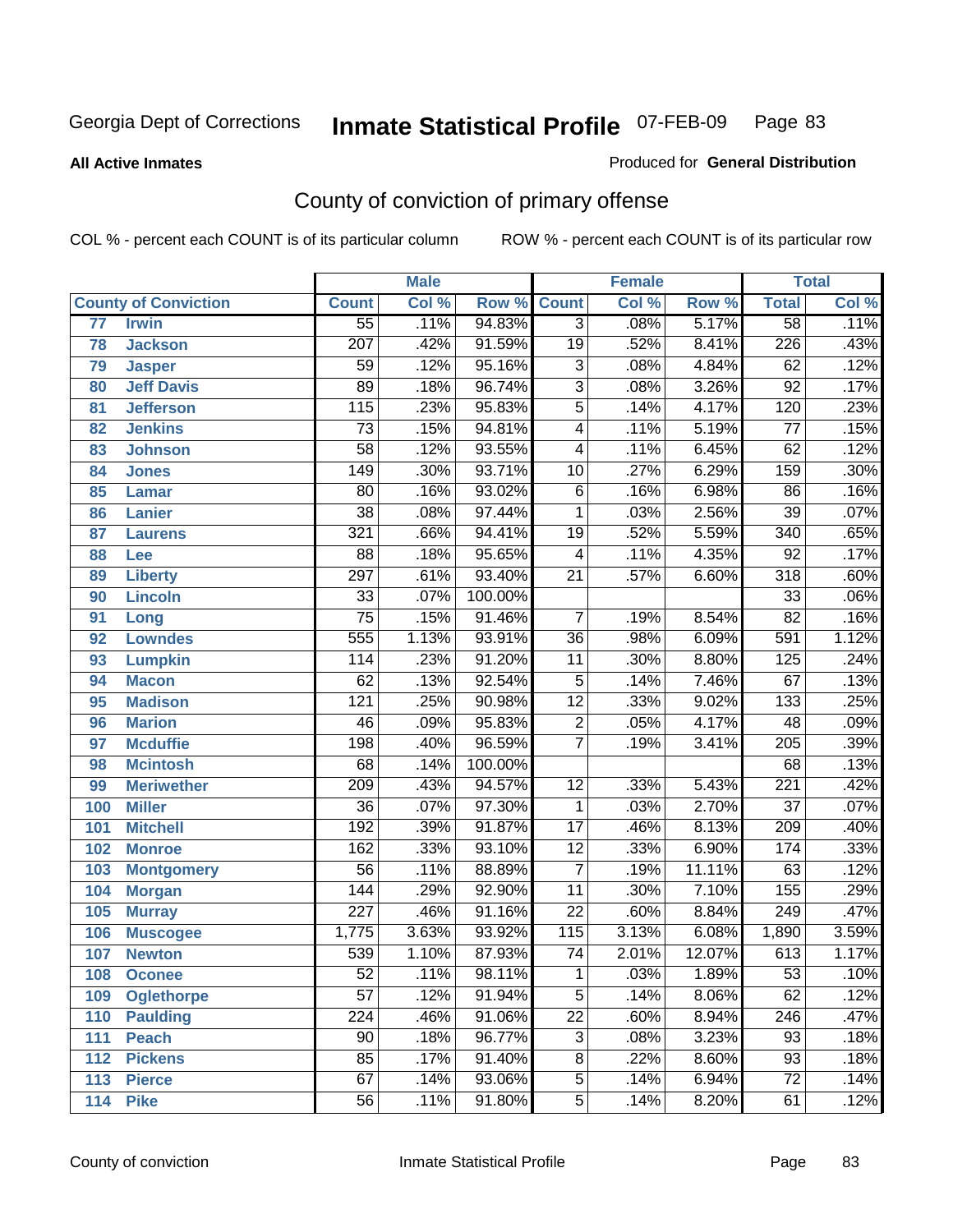Georgia Dept of Corrections **Inmate Statistical Profile** 07-FEB-09

**All Active Inmates** Produced for **General Distribution**

## County of conviction of primary offense

COL % - percent each COUNT is of its particular column ROW % - percent each COUNT is of its particular row

| County of Conviction | | Male | | | Female | | | Total | |
|---|---|---|---|---|---|---|---|---|---|
| | | Count | Col % | Row % | Count | Col % | Row % | Total | Col % |
| 77 | Irwin | 55 | .11% | 94.83% | 3 | .08% | 5.17% | 58 | .11% |
| 78 | Jackson | 207 | .42% | 91.59% | 19 | .52% | 8.41% | 226 | .43% |
| 79 | Jasper | 59 | .12% | 95.16% | 3 | .08% | 4.84% | 62 | .12% |
| 80 | Jeff Davis | 89 | .18% | 96.74% | 3 | .08% | 3.26% | 92 | .17% |
| 81 | Jefferson | 115 | .23% | 95.83% | 5 | .14% | 4.17% | 120 | .23% |
| 82 | Jenkins | 73 | .15% | 94.81% | 4 | .11% | 5.19% | 77 | .15% |
| 83 | Johnson | 58 | .12% | 93.55% | 4 | .11% | 6.45% | 62 | .12% |
| 84 | Jones | 149 | .30% | 93.71% | 10 | .27% | 6.29% | 159 | .30% |
| 85 | Lamar | 80 | .16% | 93.02% | 6 | .16% | 6.98% | 86 | .16% |
| 86 | Lanier | 38 | .08% | 97.44% | 1 | .03% | 2.56% | 39 | .07% |
| 87 | Laurens | 321 | .66% | 94.41% | 19 | .52% | 5.59% | 340 | .65% |
| 88 | Lee | 88 | .18% | 95.65% | 4 | .11% | 4.35% | 92 | .17% |
| 89 | Liberty | 297 | .61% | 93.40% | 21 | .57% | 6.60% | 318 | .60% |
| 90 | Lincoln | 33 | .07% | 100.00% | | | | 33 | .06% |
| 91 | Long | 75 | .15% | 91.46% | 7 | .19% | 8.54% | 82 | .16% |
| 92 | Lowndes | 555 | 1.13% | 93.91% | 36 | .98% | 6.09% | 591 | 1.12% |
| 93 | Lumpkin | 114 | .23% | 91.20% | 11 | .30% | 8.80% | 125 | .24% |
| 94 | Macon | 62 | .13% | 92.54% | 5 | .14% | 7.46% | 67 | .13% |
| 95 | Madison | 121 | .25% | 90.98% | 12 | .33% | 9.02% | 133 | .25% |
| 96 | Marion | 46 | .09% | 95.83% | 2 | .05% | 4.17% | 48 | .09% |
| 97 | Mcduffie | 198 | .40% | 96.59% | 7 | .19% | 3.41% | 205 | .39% |
| 98 | Mcintosh | 68 | .14% | 100.00% | | | | 68 | .13% |
| 99 | Meriwether | 209 | .43% | 94.57% | 12 | .33% | 5.43% | 221 | .42% |
| 100 | Miller | 36 | .07% | 97.30% | 1 | .03% | 2.70% | 37 | .07% |
| 101 | Mitchell | 192 | .39% | 91.87% | 17 | .46% | 8.13% | 209 | .40% |
| 102 | Monroe | 162 | .33% | 93.10% | 12 | .33% | 6.90% | 174 | .33% |
| 103 | Montgomery | 56 | .11% | 88.89% | 7 | .19% | 11.11% | 63 | .12% |
| 104 | Morgan | 144 | .29% | 92.90% | 11 | .30% | 7.10% | 155 | .29% |
| 105 | Murray | 227 | .46% | 91.16% | 22 | .60% | 8.84% | 249 | .47% |
| 106 | Muscogee | 1,775 | 3.63% | 93.92% | 115 | 3.13% | 6.08% | 1,890 | 3.59% |
| 107 | Newton | 539 | 1.10% | 87.93% | 74 | 2.01% | 12.07% | 613 | 1.17% |
| 108 | Oconee | 52 | .11% | 98.11% | 1 | .03% | 1.89% | 53 | .10% |
| 109 | Oglethorpe | 57 | .12% | 91.94% | 5 | .14% | 8.06% | 62 | .12% |
| 110 | Paulding | 224 | .46% | 91.06% | 22 | .60% | 8.94% | 246 | .47% |
| 111 | Peach | 90 | .18% | 96.77% | 3 | .08% | 3.23% | 93 | .18% |
| 112 | Pickens | 85 | .17% | 91.40% | 8 | .22% | 8.60% | 93 | .18% |
| 113 | Pierce | 67 | .14% | 93.06% | 5 | .14% | 6.94% | 72 | .14% |
| 114 | Pike | 56 | .11% | 91.80% | 5 | .14% | 8.20% | 61 | .12% |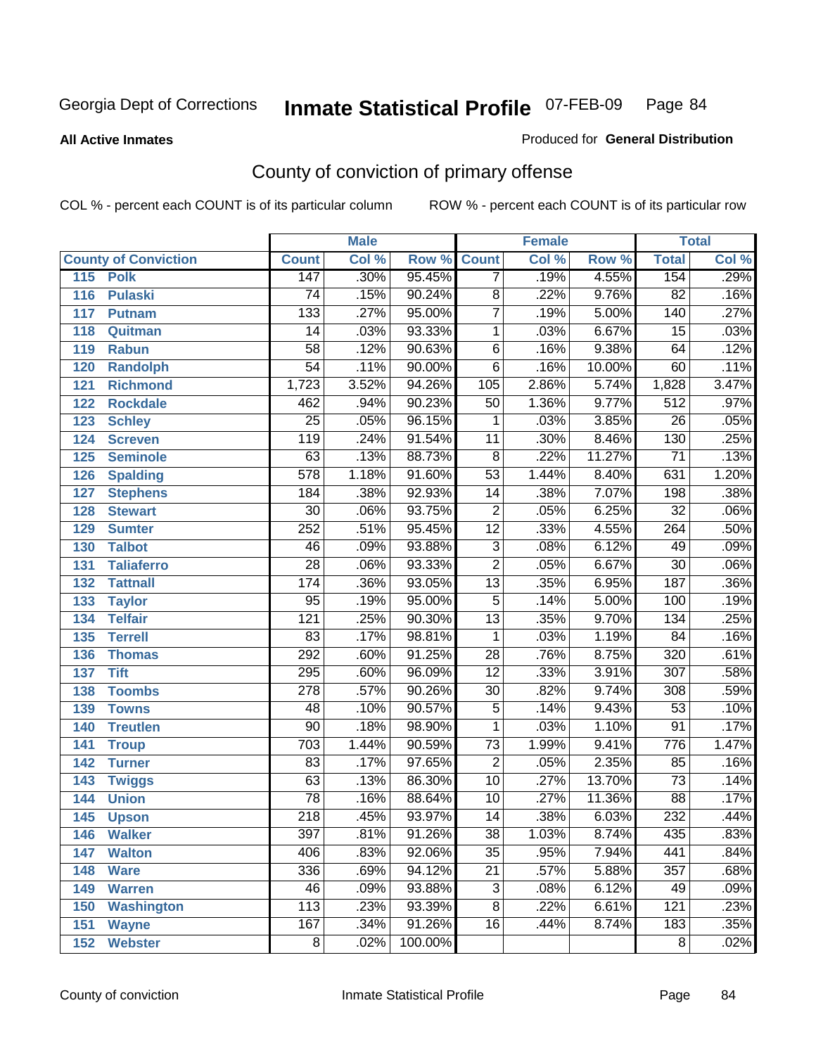Georgia Dept of Corrections

# Inmate Statistical Profile 07-FEB-09

**All Active Inmates**

Produced for **General Distribution**

## County of conviction of primary offense

COL % - percent each COUNT is of its particular column

ROW % - percent each COUNT is of its particular row

| | | Male | | | Female | | | Total | |
|---|---|---|---|---|---|---|---|---|---|
| **County of Conviction** | | **Count** | **Col %** | **Row %** | **Count** | **Col %** | **Row %** | **Total** | **Col %** |
| 115 | Polk | 147 | .30% | 95.45% | 7 | .19% | 4.55% | 154 | .29% |
| 116 | Pulaski | 74 | .15% | 90.24% | 8 | .22% | 9.76% | 82 | .16% |
| 117 | Putnam | 133 | .27% | 95.00% | 7 | .19% | 5.00% | 140 | .27% |
| 118 | Quitman | 14 | .03% | 93.33% | 1 | .03% | 6.67% | 15 | .03% |
| 119 | Rabun | 58 | .12% | 90.63% | 6 | .16% | 9.38% | 64 | .12% |
| 120 | Randolph | 54 | .11% | 90.00% | 6 | .16% | 10.00% | 60 | .11% |
| 121 | Richmond | 1,723 | 3.52% | 94.26% | 105 | 2.86% | 5.74% | 1,828 | 3.47% |
| 122 | Rockdale | 462 | .94% | 90.23% | 50 | 1.36% | 9.77% | 512 | .97% |
| 123 | Schley | 25 | .05% | 96.15% | 1 | .03% | 3.85% | 26 | .05% |
| 124 | Screven | 119 | .24% | 91.54% | 11 | .30% | 8.46% | 130 | .25% |
| 125 | Seminole | 63 | .13% | 88.73% | 8 | .22% | 11.27% | 71 | .13% |
| 126 | Spalding | 578 | 1.18% | 91.60% | 53 | 1.44% | 8.40% | 631 | 1.20% |
| 127 | Stephens | 184 | .38% | 92.93% | 14 | .38% | 7.07% | 198 | .38% |
| 128 | Stewart | 30 | .06% | 93.75% | 2 | .05% | 6.25% | 32 | .06% |
| 129 | Sumter | 252 | .51% | 95.45% | 12 | .33% | 4.55% | 264 | .50% |
| 130 | Talbot | 46 | .09% | 93.88% | 3 | .08% | 6.12% | 49 | .09% |
| 131 | Taliaferro | 28 | .06% | 93.33% | 2 | .05% | 6.67% | 30 | .06% |
| 132 | Tattnall | 174 | .36% | 93.05% | 13 | .35% | 6.95% | 187 | .36% |
| 133 | Taylor | 95 | .19% | 95.00% | 5 | .14% | 5.00% | 100 | .19% |
| 134 | Telfair | 121 | .25% | 90.30% | 13 | .35% | 9.70% | 134 | .25% |
| 135 | Terrell | 83 | .17% | 98.81% | 1 | .03% | 1.19% | 84 | .16% |
| 136 | Thomas | 292 | .60% | 91.25% | 28 | .76% | 8.75% | 320 | .61% |
| 137 | Tift | 295 | .60% | 96.09% | 12 | .33% | 3.91% | 307 | .58% |
| 138 | Toombs | 278 | .57% | 90.26% | 30 | .82% | 9.74% | 308 | .59% |
| 139 | Towns | 48 | .10% | 90.57% | 5 | .14% | 9.43% | 53 | .10% |
| 140 | Treutlen | 90 | .18% | 98.90% | 1 | .03% | 1.10% | 91 | .17% |
| 141 | Troup | 703 | 1.44% | 90.59% | 73 | 1.99% | 9.41% | 776 | 1.47% |
| 142 | Turner | 83 | .17% | 97.65% | 2 | .05% | 2.35% | 85 | .16% |
| 143 | Twiggs | 63 | .13% | 86.30% | 10 | .27% | 13.70% | 73 | .14% |
| 144 | Union | 78 | .16% | 88.64% | 10 | .27% | 11.36% | 88 | .17% |
| 145 | Upson | 218 | .45% | 93.97% | 14 | .38% | 6.03% | 232 | .44% |
| 146 | Walker | 397 | .81% | 91.26% | 38 | 1.03% | 8.74% | 435 | .83% |
| 147 | Walton | 406 | .83% | 92.06% | 35 | .95% | 7.94% | 441 | .84% |
| 148 | Ware | 336 | .69% | 94.12% | 21 | .57% | 5.88% | 357 | .68% |
| 149 | Warren | 46 | .09% | 93.88% | 3 | .08% | 6.12% | 49 | .09% |
| 150 | Washington | 113 | .23% | 93.39% | 8 | .22% | 6.61% | 121 | .23% |
| 151 | Wayne | 167 | .34% | 91.26% | 16 | .44% | 8.74% | 183 | .35% |
| 152 | Webster | 8 | .02% | 100.00% | | | | 8 | .02% |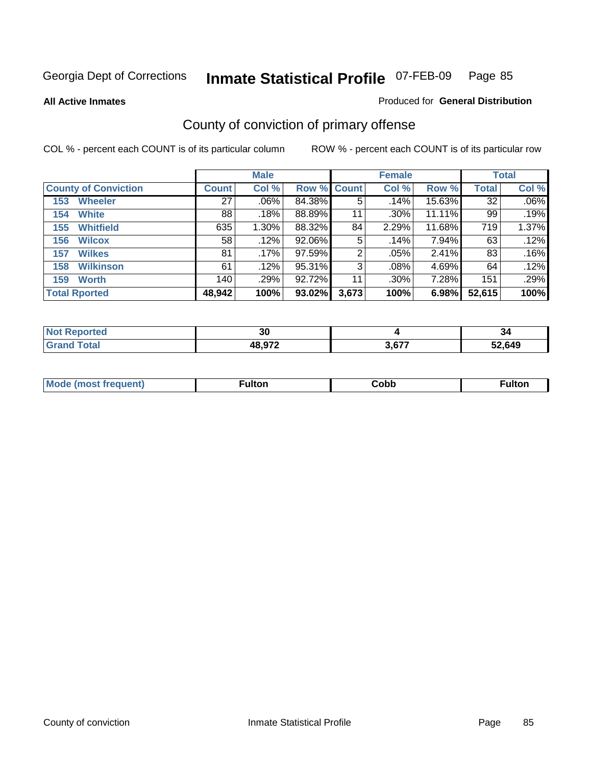Georgia Dept of Corrections **Inmate Statistical Profile** 07-FEB-09

**All Active Inmates** Produced for **General Distribution**

## County of conviction of primary offense

COL % - percent each COUNT is of its particular column ROW % - percent each COUNT is of its particular row

| | Male | | | Female | | | Total | |
|---|---|---|---|---|---|---|---|---|
| **County of Conviction** | **Count** | **Col %** | **Row %** | **Count** | **Col %** | **Row %** | **Total** | **Col %** |
| 153 Wheeler | 27 | .06% | 84.38% | 5 | .14% | 15.63% | 32 | .06% |
| 154 White | 88 | .18% | 88.89% | 11 | .30% | 11.11% | 99 | .19% |
| 155 Whitfield | 635 | 1.30% | 88.32% | 84 | 2.29% | 11.68% | 719 | 1.37% |
| 156 Wilcox | 58 | .12% | 92.06% | 5 | .14% | 7.94% | 63 | .12% |
| 157 Wilkes | 81 | .17% | 97.59% | 2 | .05% | 2.41% | 83 | .16% |
| 158 Wilkinson | 61 | .12% | 95.31% | 3 | .08% | 4.69% | 64 | .12% |
| 159 Worth | 140 | .29% | 92.72% | 11 | .30% | 7.28% | 151 | .29% |
| **Total Rported** | **48,942** | **100%** | **93.02%** | **3,673** | **100%** | **6.98%** | **52,615** | **100%** |

| | Male | Female | Total |
|---|---|---|---|
| **Not Reported** | **30** | **4** | **34** |
| **Grand Total** | **48,972** | **3,677** | **52,649** |

| | Male | Female | Total |
|---|---|---|---|
| **Mode (most frequent)** | **Fulton** | **Cobb** | **Fulton** |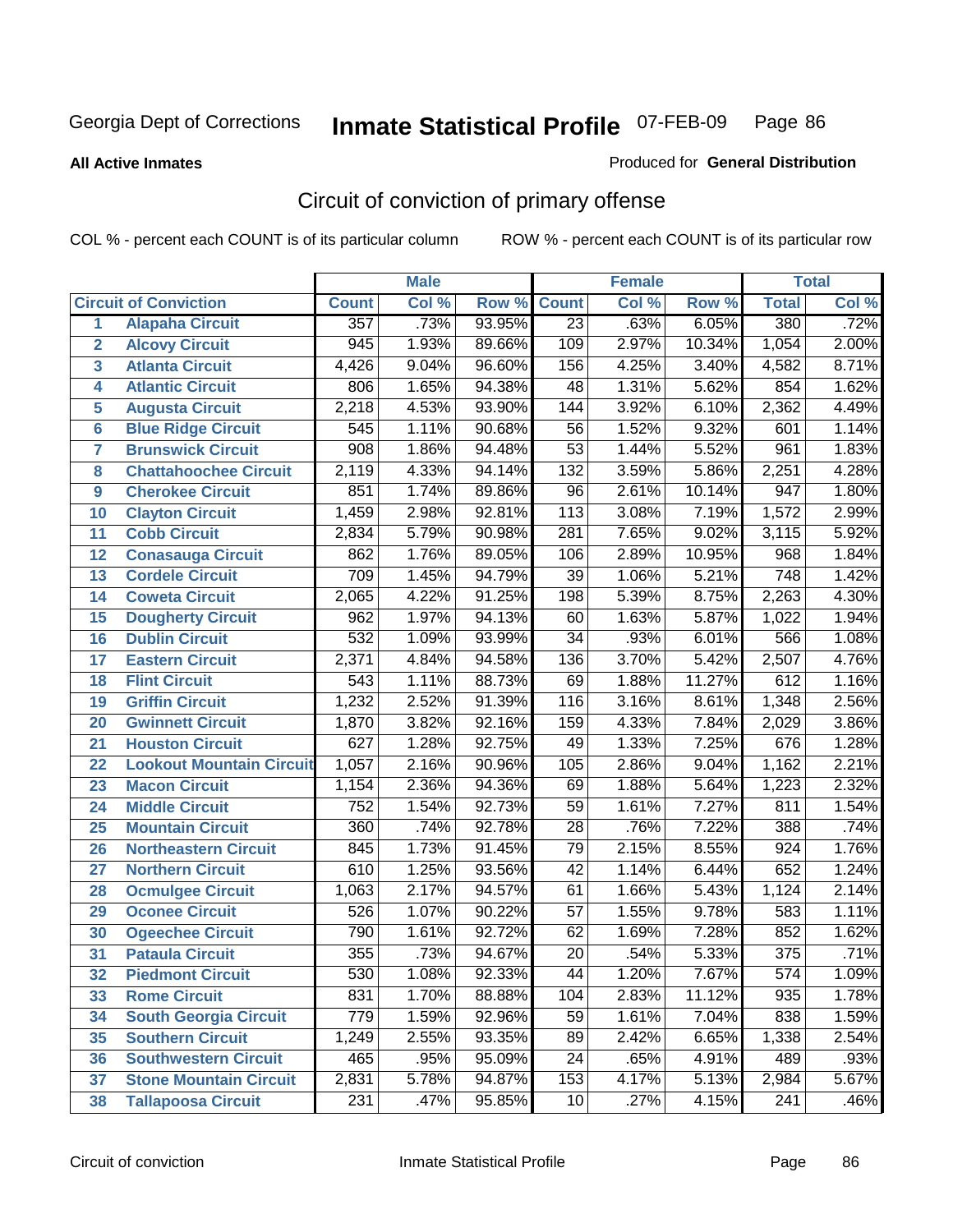Georgia Dept of Corrections **Inmate Statistical Profile** 07-FEB-09

**All Active Inmates**

Produced for **General Distribution**

## Circuit of conviction of primary offense

COL % - percent each COUNT is of its particular column ROW % - percent each COUNT is of its particular row

| Circuit of Conviction | | Male | | | Female | | | Total | |
|---|---|---|---|---|---|---|---|---|---|
| | | Count | Col % | Row % | Count | Col % | Row % | Total | Col % |
| 1 | Alapaha Circuit | 357 | .73% | 93.95% | 23 | .63% | 6.05% | 380 | .72% |
| 2 | Alcovy Circuit | 945 | 1.93% | 89.66% | 109 | 2.97% | 10.34% | 1,054 | 2.00% |
| 3 | Atlanta Circuit | 4,426 | 9.04% | 96.60% | 156 | 4.25% | 3.40% | 4,582 | 8.71% |
| 4 | Atlantic Circuit | 806 | 1.65% | 94.38% | 48 | 1.31% | 5.62% | 854 | 1.62% |
| 5 | Augusta Circuit | 2,218 | 4.53% | 93.90% | 144 | 3.92% | 6.10% | 2,362 | 4.49% |
| 6 | Blue Ridge Circuit | 545 | 1.11% | 90.68% | 56 | 1.52% | 9.32% | 601 | 1.14% |
| 7 | Brunswick Circuit | 908 | 1.86% | 94.48% | 53 | 1.44% | 5.52% | 961 | 1.83% |
| 8 | Chattahoochee Circuit | 2,119 | 4.33% | 94.14% | 132 | 3.59% | 5.86% | 2,251 | 4.28% |
| 9 | Cherokee Circuit | 851 | 1.74% | 89.86% | 96 | 2.61% | 10.14% | 947 | 1.80% |
| 10 | Clayton Circuit | 1,459 | 2.98% | 92.81% | 113 | 3.08% | 7.19% | 1,572 | 2.99% |
| 11 | Cobb Circuit | 2,834 | 5.79% | 90.98% | 281 | 7.65% | 9.02% | 3,115 | 5.92% |
| 12 | Conasauga Circuit | 862 | 1.76% | 89.05% | 106 | 2.89% | 10.95% | 968 | 1.84% |
| 13 | Cordele Circuit | 709 | 1.45% | 94.79% | 39 | 1.06% | 5.21% | 748 | 1.42% |
| 14 | Coweta Circuit | 2,065 | 4.22% | 91.25% | 198 | 5.39% | 8.75% | 2,263 | 4.30% |
| 15 | Dougherty Circuit | 962 | 1.97% | 94.13% | 60 | 1.63% | 5.87% | 1,022 | 1.94% |
| 16 | Dublin Circuit | 532 | 1.09% | 93.99% | 34 | .93% | 6.01% | 566 | 1.08% |
| 17 | Eastern Circuit | 2,371 | 4.84% | 94.58% | 136 | 3.70% | 5.42% | 2,507 | 4.76% |
| 18 | Flint Circuit | 543 | 1.11% | 88.73% | 69 | 1.88% | 11.27% | 612 | 1.16% |
| 19 | Griffin Circuit | 1,232 | 2.52% | 91.39% | 116 | 3.16% | 8.61% | 1,348 | 2.56% |
| 20 | Gwinnett Circuit | 1,870 | 3.82% | 92.16% | 159 | 4.33% | 7.84% | 2,029 | 3.86% |
| 21 | Houston Circuit | 627 | 1.28% | 92.75% | 49 | 1.33% | 7.25% | 676 | 1.28% |
| 22 | Lookout Mountain Circuit | 1,057 | 2.16% | 90.96% | 105 | 2.86% | 9.04% | 1,162 | 2.21% |
| 23 | Macon Circuit | 1,154 | 2.36% | 94.36% | 69 | 1.88% | 5.64% | 1,223 | 2.32% |
| 24 | Middle Circuit | 752 | 1.54% | 92.73% | 59 | 1.61% | 7.27% | 811 | 1.54% |
| 25 | Mountain Circuit | 360 | .74% | 92.78% | 28 | .76% | 7.22% | 388 | .74% |
| 26 | Northeastern Circuit | 845 | 1.73% | 91.45% | 79 | 2.15% | 8.55% | 924 | 1.76% |
| 27 | Northern Circuit | 610 | 1.25% | 93.56% | 42 | 1.14% | 6.44% | 652 | 1.24% |
| 28 | Ocmulgee Circuit | 1,063 | 2.17% | 94.57% | 61 | 1.66% | 5.43% | 1,124 | 2.14% |
| 29 | Oconee Circuit | 526 | 1.07% | 90.22% | 57 | 1.55% | 9.78% | 583 | 1.11% |
| 30 | Ogeechee Circuit | 790 | 1.61% | 92.72% | 62 | 1.69% | 7.28% | 852 | 1.62% |
| 31 | Pataula Circuit | 355 | .73% | 94.67% | 20 | .54% | 5.33% | 375 | .71% |
| 32 | Piedmont Circuit | 530 | 1.08% | 92.33% | 44 | 1.20% | 7.67% | 574 | 1.09% |
| 33 | Rome Circuit | 831 | 1.70% | 88.88% | 104 | 2.83% | 11.12% | 935 | 1.78% |
| 34 | South Georgia Circuit | 779 | 1.59% | 92.96% | 59 | 1.61% | 7.04% | 838 | 1.59% |
| 35 | Southern Circuit | 1,249 | 2.55% | 93.35% | 89 | 2.42% | 6.65% | 1,338 | 2.54% |
| 36 | Southwestern Circuit | 465 | .95% | 95.09% | 24 | .65% | 4.91% | 489 | .93% |
| 37 | Stone Mountain Circuit | 2,831 | 5.78% | 94.87% | 153 | 4.17% | 5.13% | 2,984 | 5.67% |
| 38 | Tallapoosa Circuit | 231 | .47% | 95.85% | 10 | .27% | 4.15% | 241 | .46% |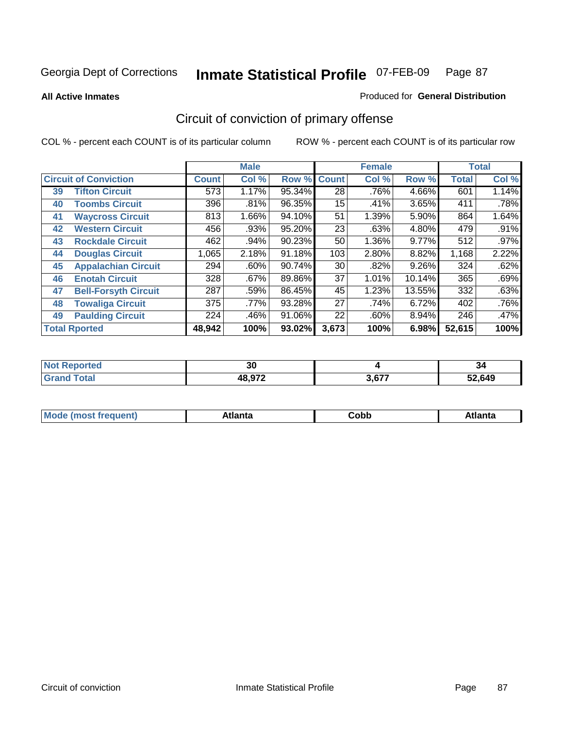Georgia Dept of Corrections **Inmate Statistical Profile** 07-FEB-09

**All Active Inmates**

Produced for **General Distribution**

## Circuit of conviction of primary offense

COL % - percent each COUNT is of its particular column

ROW % - percent each COUNT is of its particular row

| Circuit of Conviction | | Male | | | Female | | | Total | |
|---|---|---|---|---|---|---|---|---|---|
| | | Count | Col % | Row % | Count | Col % | Row % | Total | Col % |
| 39 | Tifton Circuit | 573 | 1.17% | 95.34% | 28 | .76% | 4.66% | 601 | 1.14% |
| 40 | Toombs Circuit | 396 | .81% | 96.35% | 15 | .41% | 3.65% | 411 | .78% |
| 41 | Waycross Circuit | 813 | 1.66% | 94.10% | 51 | 1.39% | 5.90% | 864 | 1.64% |
| 42 | Western Circuit | 456 | .93% | 95.20% | 23 | .63% | 4.80% | 479 | .91% |
| 43 | Rockdale Circuit | 462 | .94% | 90.23% | 50 | 1.36% | 9.77% | 512 | .97% |
| 44 | Douglas Circuit | 1,065 | 2.18% | 91.18% | 103 | 2.80% | 8.82% | 1,168 | 2.22% |
| 45 | Appalachian Circuit | 294 | .60% | 90.74% | 30 | .82% | 9.26% | 324 | .62% |
| 46 | Enotah Circuit | 328 | .67% | 89.86% | 37 | 1.01% | 10.14% | 365 | .69% |
| 47 | Bell-Forsyth Circuit | 287 | .59% | 86.45% | 45 | 1.23% | 13.55% | 332 | .63% |
| 48 | Towaliga Circuit | 375 | .77% | 93.28% | 27 | .74% | 6.72% | 402 | .76% |
| 49 | Paulding Circuit | 224 | .46% | 91.06% | 22 | .60% | 8.94% | 246 | .47% |
| **Total Rported** | | **48,942** | **100%** | **93.02%** | **3,673** | **100%** | **6.98%** | **52,615** | **100%** |

| | Male | Female | Total |
|---|---|---|---|
| Not Reported | 30 | 4 | 34 |
| Grand Total | 48,972 | 3,677 | 52,649 |

| | Male | Female | Total |
|---|---|---|---|
| Mode (most frequent) | Atlanta | Cobb | Atlanta |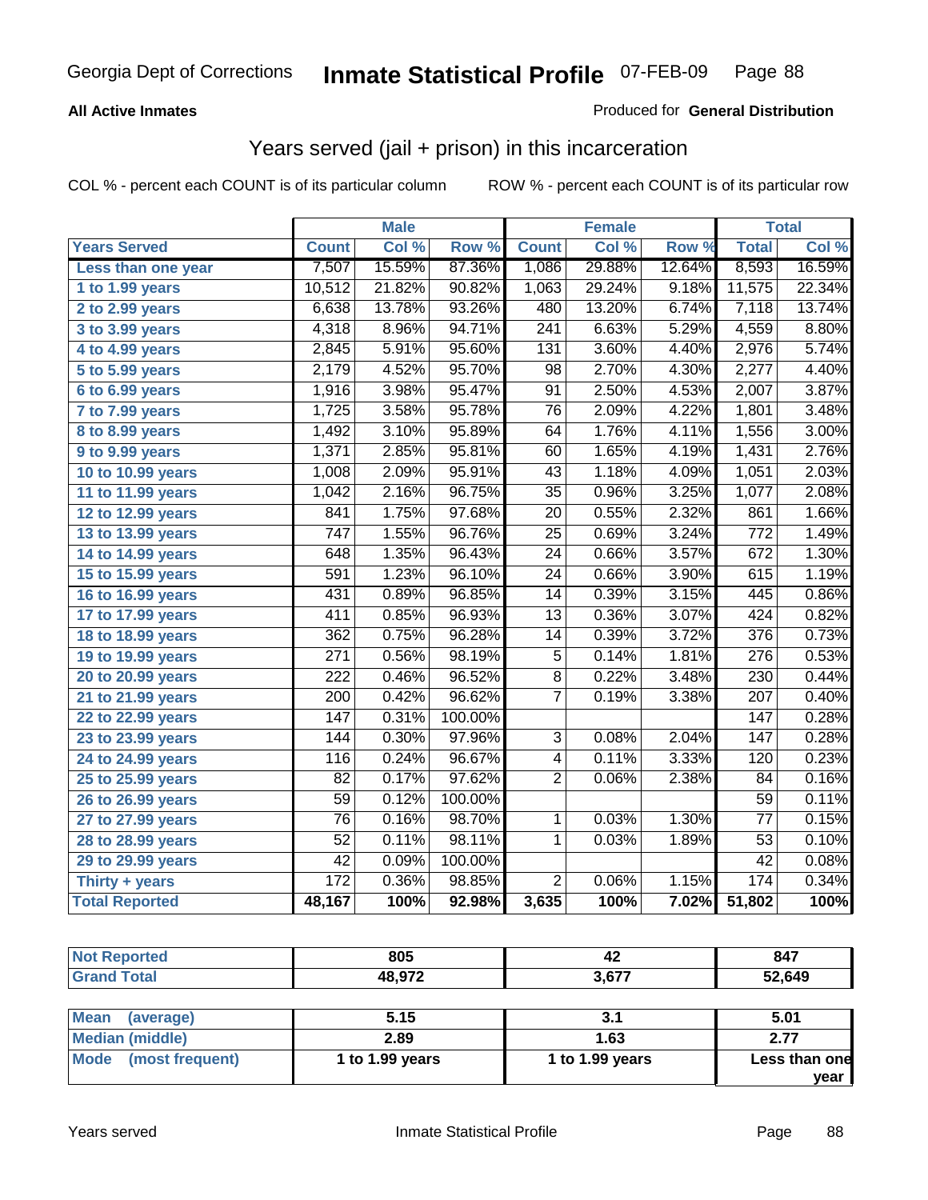Georgia Dept of Corrections **Inmate Statistical Profile** 07-FEB-09

**All Active Inmates**

Produced for **General Distribution**

## Years served (jail + prison) in this incarceration

COL % - percent each COUNT is of its particular column

ROW % - percent each COUNT is of its particular row

| | Male | | | Female | | | Total | |
|---|---|---|---|---|---|---|---|---|
| **Years Served** | **Count** | **Col %** | **Row %** | **Count** | **Col %** | **Row %** | **Total** | **Col %** |
| Less than one year | 7,507 | 15.59% | 87.36% | 1,086 | 29.88% | 12.64% | 8,593 | 16.59% |
| 1 to 1.99 years | 10,512 | 21.82% | 90.82% | 1,063 | 29.24% | 9.18% | 11,575 | 22.34% |
| 2 to 2.99 years | 6,638 | 13.78% | 93.26% | 480 | 13.20% | 6.74% | 7,118 | 13.74% |
| 3 to 3.99 years | 4,318 | 8.96% | 94.71% | 241 | 6.63% | 5.29% | 4,559 | 8.80% |
| 4 to 4.99 years | 2,845 | 5.91% | 95.60% | 131 | 3.60% | 4.40% | 2,976 | 5.74% |
| 5 to 5.99 years | 2,179 | 4.52% | 95.70% | 98 | 2.70% | 4.30% | 2,277 | 4.40% |
| 6 to 6.99 years | 1,916 | 3.98% | 95.47% | 91 | 2.50% | 4.53% | 2,007 | 3.87% |
| 7 to 7.99 years | 1,725 | 3.58% | 95.78% | 76 | 2.09% | 4.22% | 1,801 | 3.48% |
| 8 to 8.99 years | 1,492 | 3.10% | 95.89% | 64 | 1.76% | 4.11% | 1,556 | 3.00% |
| 9 to 9.99 years | 1,371 | 2.85% | 95.81% | 60 | 1.65% | 4.19% | 1,431 | 2.76% |
| 10 to 10.99 years | 1,008 | 2.09% | 95.91% | 43 | 1.18% | 4.09% | 1,051 | 2.03% |
| 11 to 11.99 years | 1,042 | 2.16% | 96.75% | 35 | 0.96% | 3.25% | 1,077 | 2.08% |
| 12 to 12.99 years | 841 | 1.75% | 97.68% | 20 | 0.55% | 2.32% | 861 | 1.66% |
| 13 to 13.99 years | 747 | 1.55% | 96.76% | 25 | 0.69% | 3.24% | 772 | 1.49% |
| 14 to 14.99 years | 648 | 1.35% | 96.43% | 24 | 0.66% | 3.57% | 672 | 1.30% |
| 15 to 15.99 years | 591 | 1.23% | 96.10% | 24 | 0.66% | 3.90% | 615 | 1.19% |
| 16 to 16.99 years | 431 | 0.89% | 96.85% | 14 | 0.39% | 3.15% | 445 | 0.86% |
| 17 to 17.99 years | 411 | 0.85% | 96.93% | 13 | 0.36% | 3.07% | 424 | 0.82% |
| 18 to 18.99 years | 362 | 0.75% | 96.28% | 14 | 0.39% | 3.72% | 376 | 0.73% |
| 19 to 19.99 years | 271 | 0.56% | 98.19% | 5 | 0.14% | 1.81% | 276 | 0.53% |
| 20 to 20.99 years | 222 | 0.46% | 96.52% | 8 | 0.22% | 3.48% | 230 | 0.44% |
| 21 to 21.99 years | 200 | 0.42% | 96.62% | 7 | 0.19% | 3.38% | 207 | 0.40% |
| 22 to 22.99 years | 147 | 0.31% | 100.00% | | | | 147 | 0.28% |
| 23 to 23.99 years | 144 | 0.30% | 97.96% | 3 | 0.08% | 2.04% | 147 | 0.28% |
| 24 to 24.99 years | 116 | 0.24% | 96.67% | 4 | 0.11% | 3.33% | 120 | 0.23% |
| 25 to 25.99 years | 82 | 0.17% | 97.62% | 2 | 0.06% | 2.38% | 84 | 0.16% |
| 26 to 26.99 years | 59 | 0.12% | 100.00% | | | | 59 | 0.11% |
| 27 to 27.99 years | 76 | 0.16% | 98.70% | 1 | 0.03% | 1.30% | 77 | 0.15% |
| 28 to 28.99 years | 52 | 0.11% | 98.11% | 1 | 0.03% | 1.89% | 53 | 0.10% |
| 29 to 29.99 years | 42 | 0.09% | 100.00% | | | | 42 | 0.08% |
| Thirty + years | 172 | 0.36% | 98.85% | 2 | 0.06% | 1.15% | 174 | 0.34% |
| **Total Reported** | **48,167** | **100%** | **92.98%** | **3,635** | **100%** | **7.02%** | **51,802** | **100%** |

| | Male | Female | Total |
|---|---|---|---|
| Not Reported | 805 | 42 | 847 |
| Grand Total | 48,972 | 3,677 | 52,649 |

| | Male | Female | Total |
|---|---|---|---|
| Mean (average) | 5.15 | 3.1 | 5.01 |
| Median (middle) | 2.89 | 1.63 | 2.77 |
| Mode (most frequent) | 1 to 1.99 years | 1 to 1.99 years | Less than one year |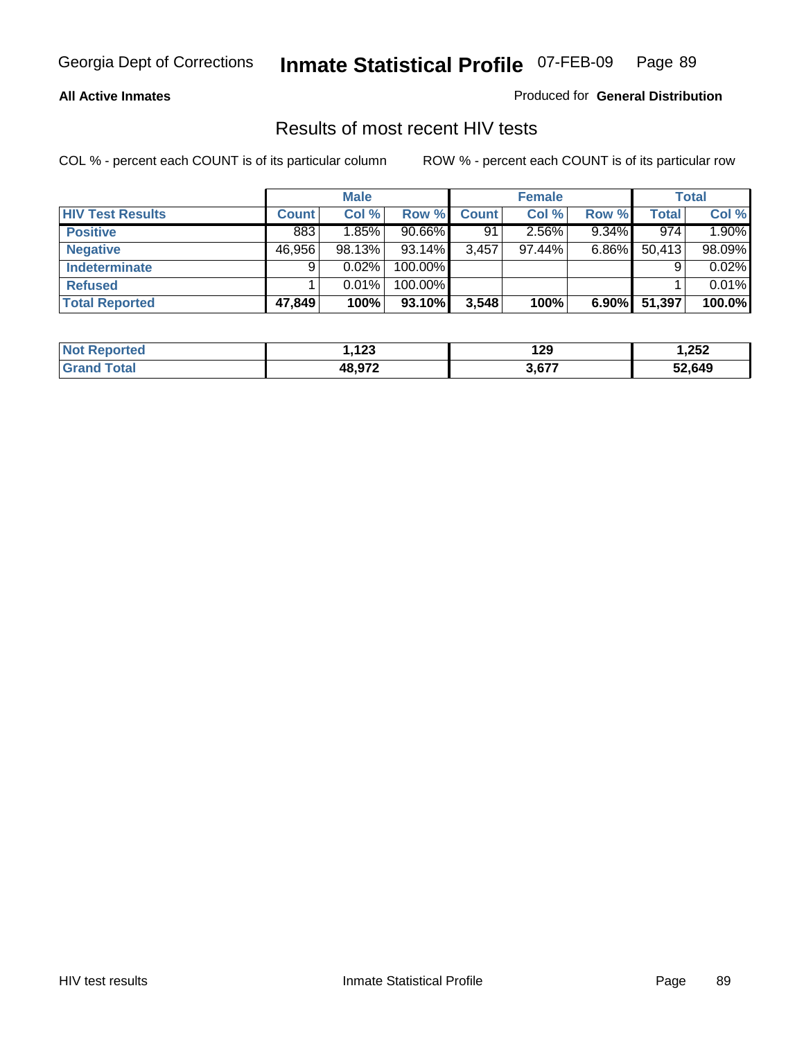**All Active Inmates**

Produced for **General Distribution**

## Results of most recent HIV tests

COL % - percent each COUNT is of its particular column

ROW % - percent each COUNT is of its particular row

| | Male | | | Female | | | Total | |
|---|---|---|---|---|---|---|---|---|
| **HIV Test Results** | **Count** | **Col %** | **Row %** | **Count** | **Col %** | **Row %** | **Total** | **Col %** |
| **Positive** | 883 | 1.85% | 90.66% | 91 | 2.56% | 9.34% | 974 | 1.90% |
| **Negative** | 46,956 | 98.13% | 93.14% | 3,457 | 97.44% | 6.86% | 50,413 | 98.09% |
| **Indeterminate** | 9 | 0.02% | 100.00% | | | | 9 | 0.02% |
| **Refused** | 1 | 0.01% | 100.00% | | | | 1 | 0.01% |
| **Total Reported** | **47,849** | **100%** | **93.10%** | **3,548** | **100%** | **6.90%** | **51,397** | **100.0%** |

| | Male | Female | Total |
|---|---|---|---|
| **Not Reported** | **1,123** | **129** | **1,252** |
| **Grand Total** | **48,972** | **3,677** | **52,649** |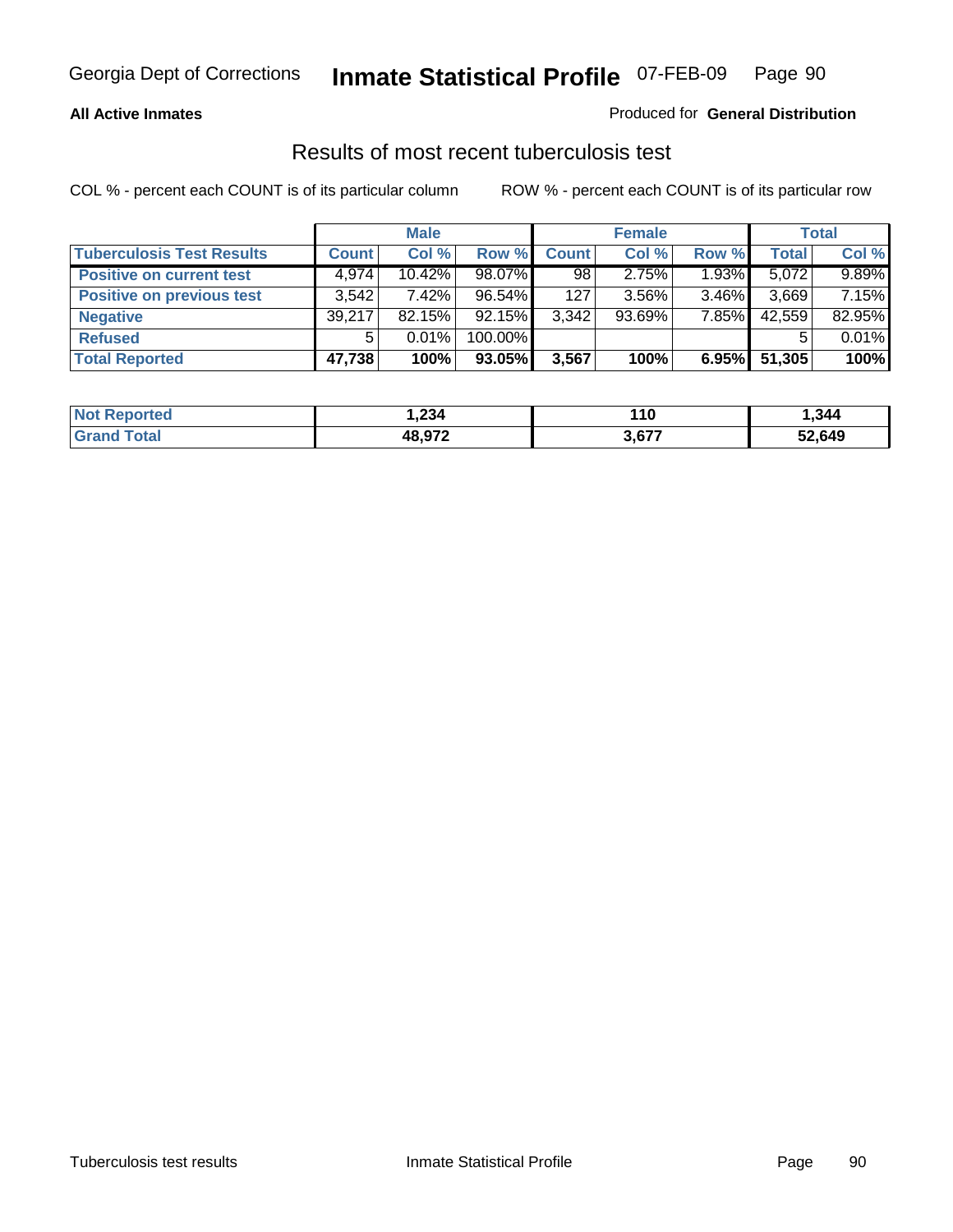Georgia Dept of Corrections **Inmate Statistical Profile** 07-FEB-09

**All Active Inmates**

Produced for **General Distribution**

## Results of most recent tuberculosis test

COL % - percent each COUNT is of its particular column ROW % - percent each COUNT is of its particular row

| | Male | | | Female | | | Total | |
|---|---|---|---|---|---|---|---|---|
| **Tuberculosis Test Results** | **Count** | **Col %** | **Row %** | **Count** | **Col %** | **Row %** | **Total** | **Col %** |
| **Positive on current test** | 4,974 | 10.42% | 98.07% | 98 | 2.75% | 1.93% | 5,072 | 9.89% |
| **Positive on previous test** | 3,542 | 7.42% | 96.54% | 127 | 3.56% | 3.46% | 3,669 | 7.15% |
| **Negative** | 39,217 | 82.15% | 92.15% | 3,342 | 93.69% | 7.85% | 42,559 | 82.95% |
| **Refused** | 5 | 0.01% | 100.00% | | | | 5 | 0.01% |
| **Total Reported** | **47,738** | **100%** | **93.05%** | **3,567** | **100%** | **6.95%** | **51,305** | **100%** |

| | Male | Female | Total |
|---|---|---|---|
| **Not Reported** | **1,234** | **110** | **1,344** |
| **Grand Total** | **48,972** | **3,677** | **52,649** |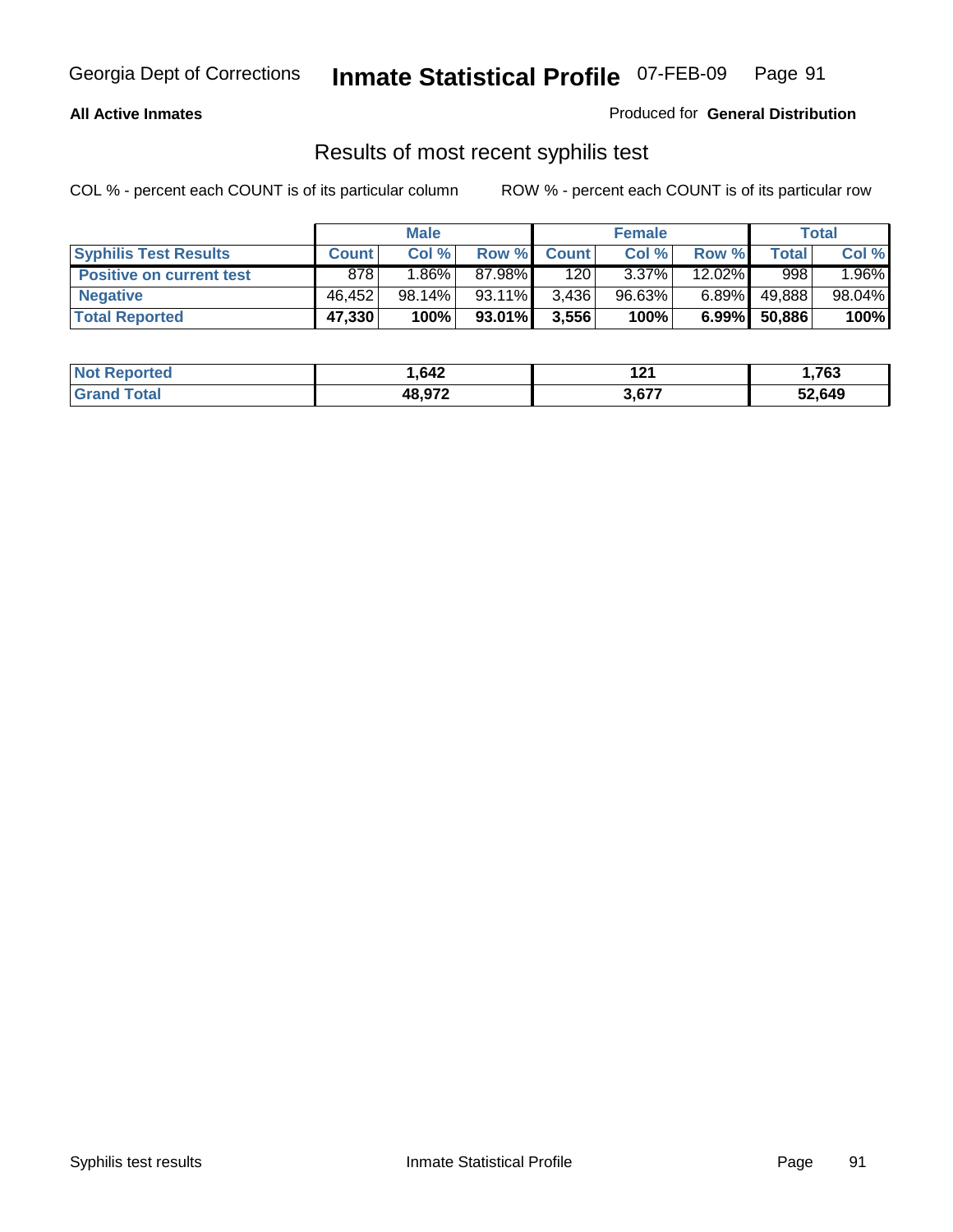**All Active Inmates** Produced for **General Distribution**

## Results of most recent syphilis test

COL % - percent each COUNT is of its particular column ROW % - percent each COUNT is of its particular row

| | Male | | | Female | | | Total | |
|---|---|---|---|---|---|---|---|---|
| **Syphilis Test Results** | **Count** | **Col %** | **Row %** | **Count** | **Col %** | **Row %** | **Total** | **Col %** |
| **Positive on current test** | 878 | 1.86% | 87.98% | 120 | 3.37% | 12.02% | 998 | 1.96% |
| **Negative** | 46,452 | 98.14% | 93.11% | 3,436 | 96.63% | 6.89% | 49,888 | 98.04% |
| **Total Reported** | **47,330** | **100%** | **93.01%** | **3,556** | **100%** | **6.99%** | **50,886** | **100%** |

| | Male | Female | Total |
|---|---|---|---|
| **Not Reported** | **1,642** | **121** | **1,763** |
| **Grand Total** | **48,972** | **3,677** | **52,649** |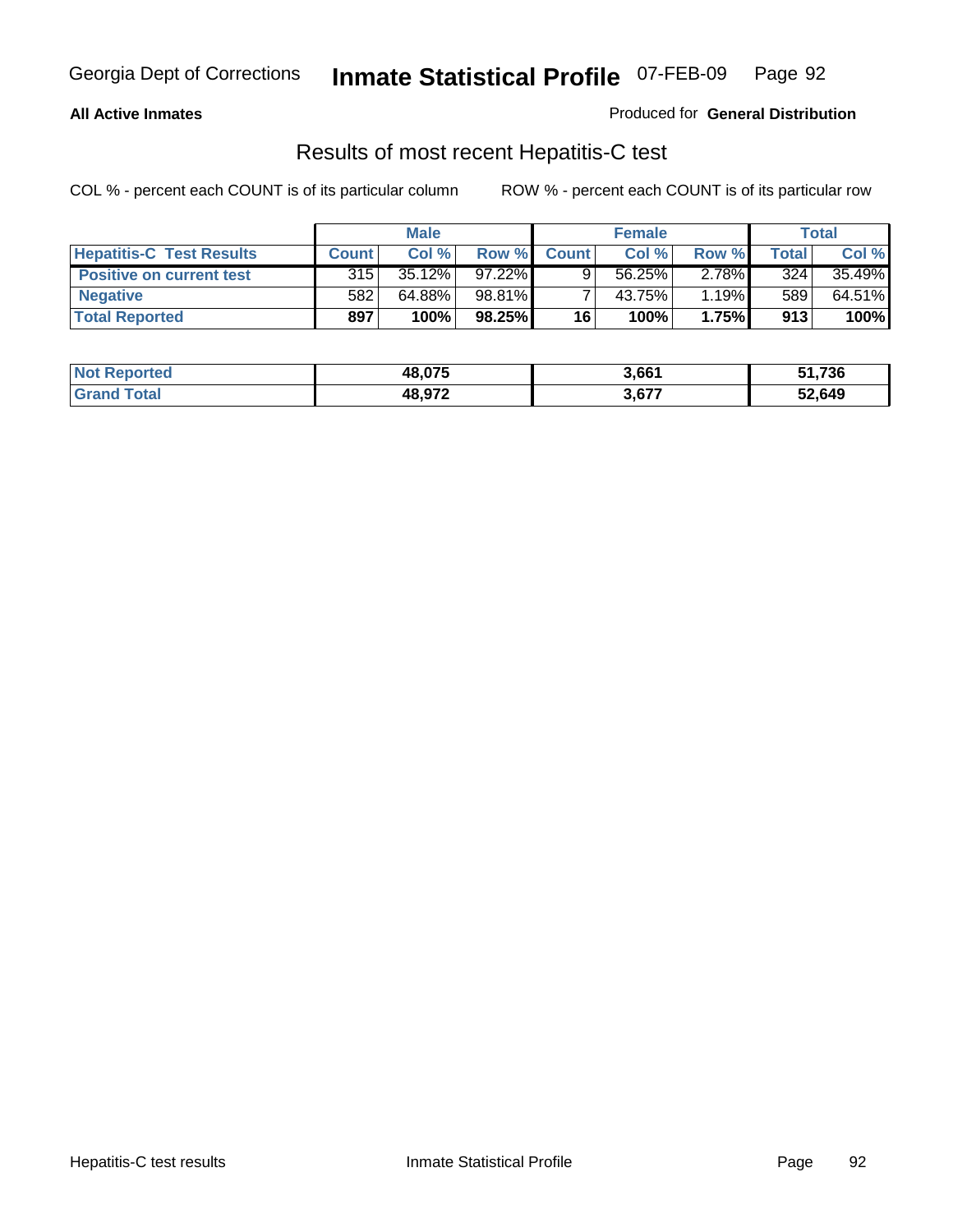**All Active Inmates**

Produced for **General Distribution**

## Results of most recent Hepatitis-C test

COL % - percent each COUNT is of its particular column

ROW % - percent each COUNT is of its particular row

| | Male | | | Female | | | Total | |
|---|---|---|---|---|---|---|---|---|
| **Hepatitis-C Test Results** | **Count** | **Col %** | **Row %** | **Count** | **Col %** | **Row %** | **Total** | **Col %** |
| **Positive on current test** | 315 | 35.12% | 97.22% | 9 | 56.25% | 2.78% | 324 | 35.49% |
| **Negative** | 582 | 64.88% | 98.81% | 7 | 43.75% | 1.19% | 589 | 64.51% |
| **Total Reported** | **897** | **100%** | **98.25%** | **16** | **100%** | **1.75%** | **913** | **100%** |

| | Male | Female | Total |
|---|---|---|---|
| **Not Reported** | **48,075** | **3,661** | **51,736** |
| **Grand Total** | **48,972** | **3,677** | **52,649** |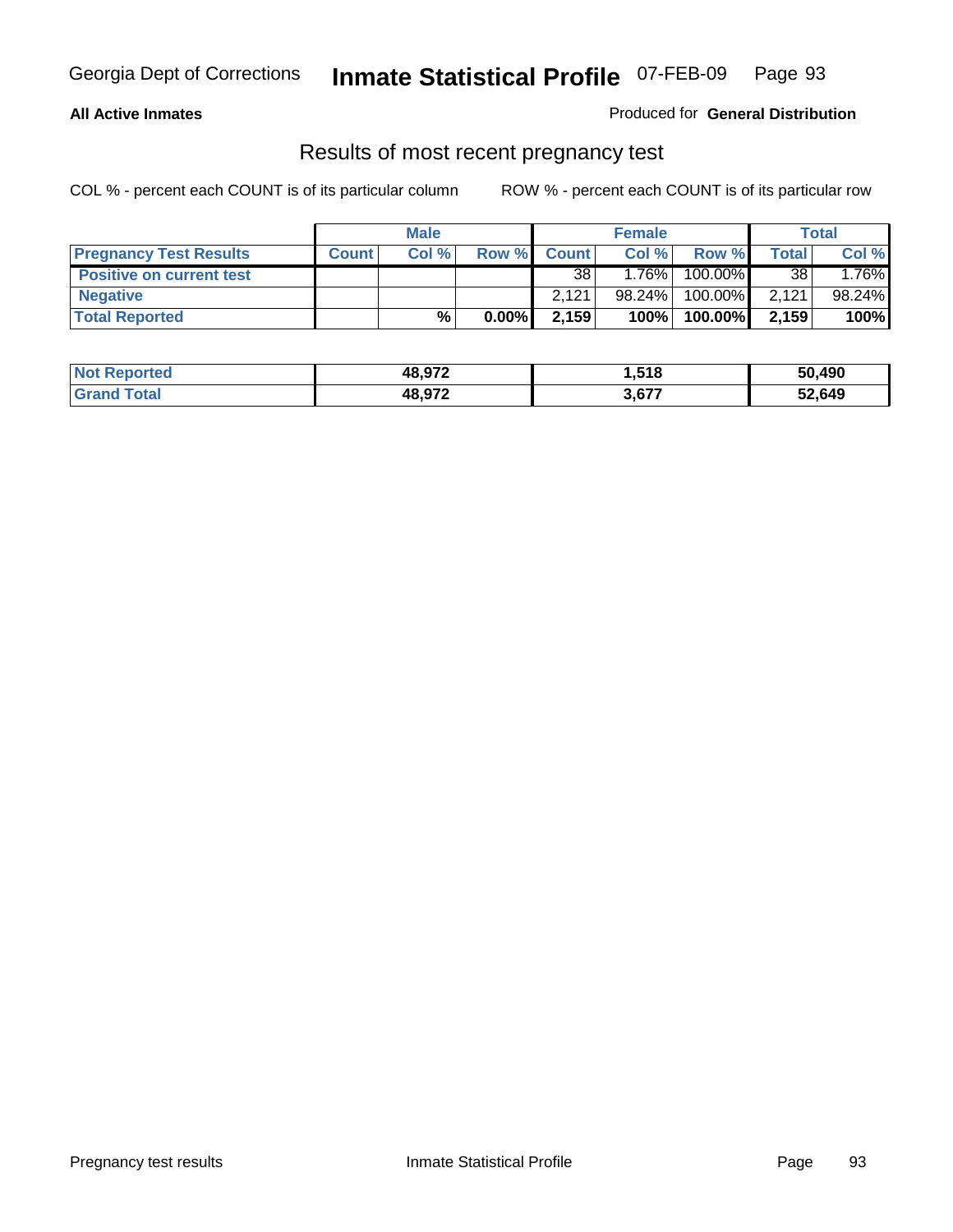Georgia Dept of Corrections **Inmate Statistical Profile** 07-FEB-09

**All Active Inmates**

Produced for **General Distribution**

## Results of most recent pregnancy test

COL % - percent each COUNT is of its particular column

ROW % - percent each COUNT is of its particular row

| | Male | | | Female | | | Total | |
|---|---|---|---|---|---|---|---|---|
| **Pregnancy Test Results** | **Count** | **Col %** | **Row %** | **Count** | **Col %** | **Row %** | **Total** | **Col %** |
| **Positive on current test** | | | | 38 | 1.76% | 100.00% | 38 | 1.76% |
| **Negative** | | | | 2,121 | 98.24% | 100.00% | 2,121 | 98.24% |
| **Total Reported** | | **%** | **0.00%** | **2,159** | **100%** | **100.00%** | **2,159** | **100%** |

| | Male | Female | Total |
|---|---|---|---|
| **Not Reported** | **48,972** | **1,518** | **50,490** |
| **Grand Total** | **48,972** | **3,677** | **52,649** |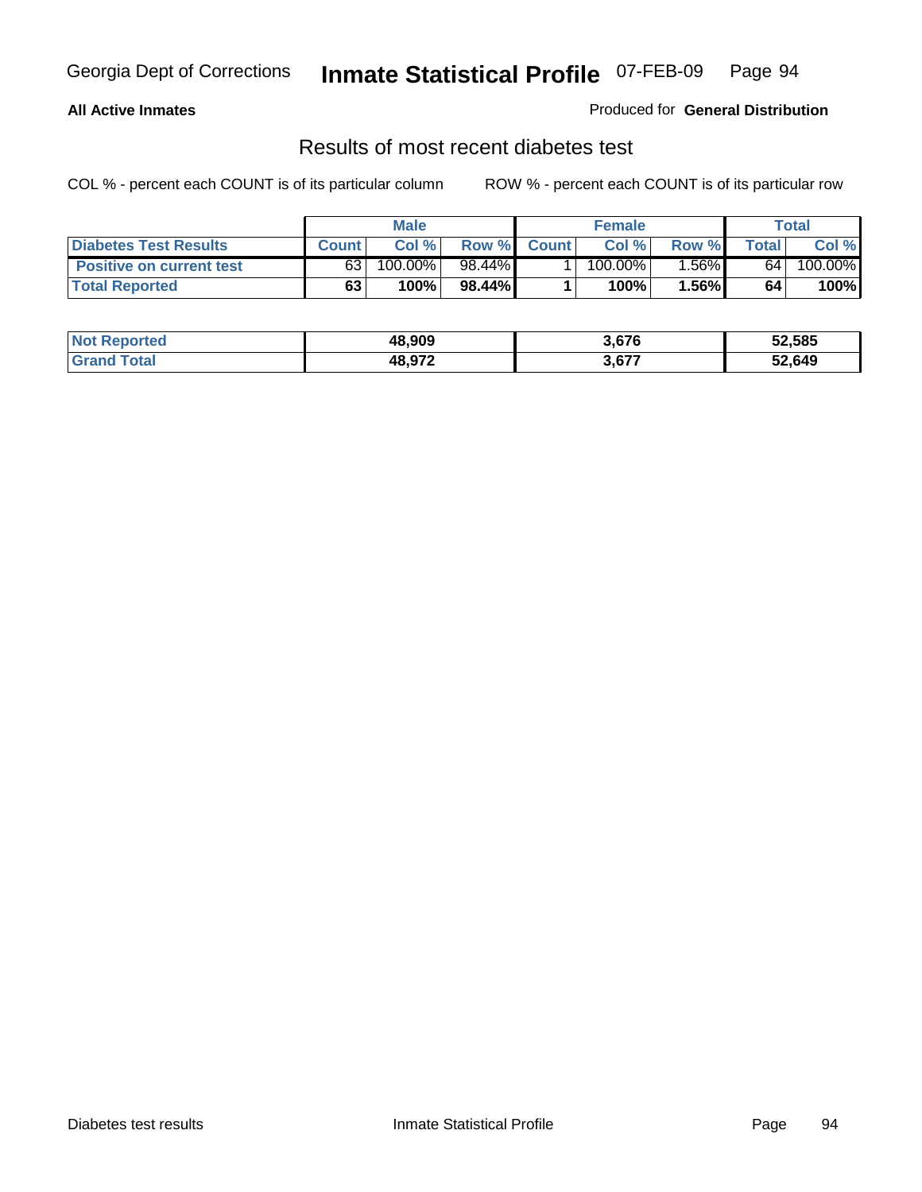**All Active Inmates**

Produced for **General Distribution**

## Results of most recent diabetes test

COL % - percent each COUNT is of its particular column

ROW % - percent each COUNT is of its particular row

| | Male | | | Female | | | Total | |
|---|---|---|---|---|---|---|---|---|
| **Diabetes Test Results** | **Count** | **Col %** | **Row %** | **Count** | **Col %** | **Row %** | **Total** | **Col %** |
| **Positive on current test** | 63 | 100.00% | 98.44% | 1 | 100.00% | 1.56% | 64 | 100.00% |
| **Total Reported** | **63** | **100%** | **98.44%** | **1** | **100%** | **1.56%** | **64** | **100%** |

| | Male | Female | Total |
|---|---|---|---|
| **Not Reported** | **48,909** | **3,676** | **52,585** |
| **Grand Total** | **48,972** | **3,677** | **52,649** |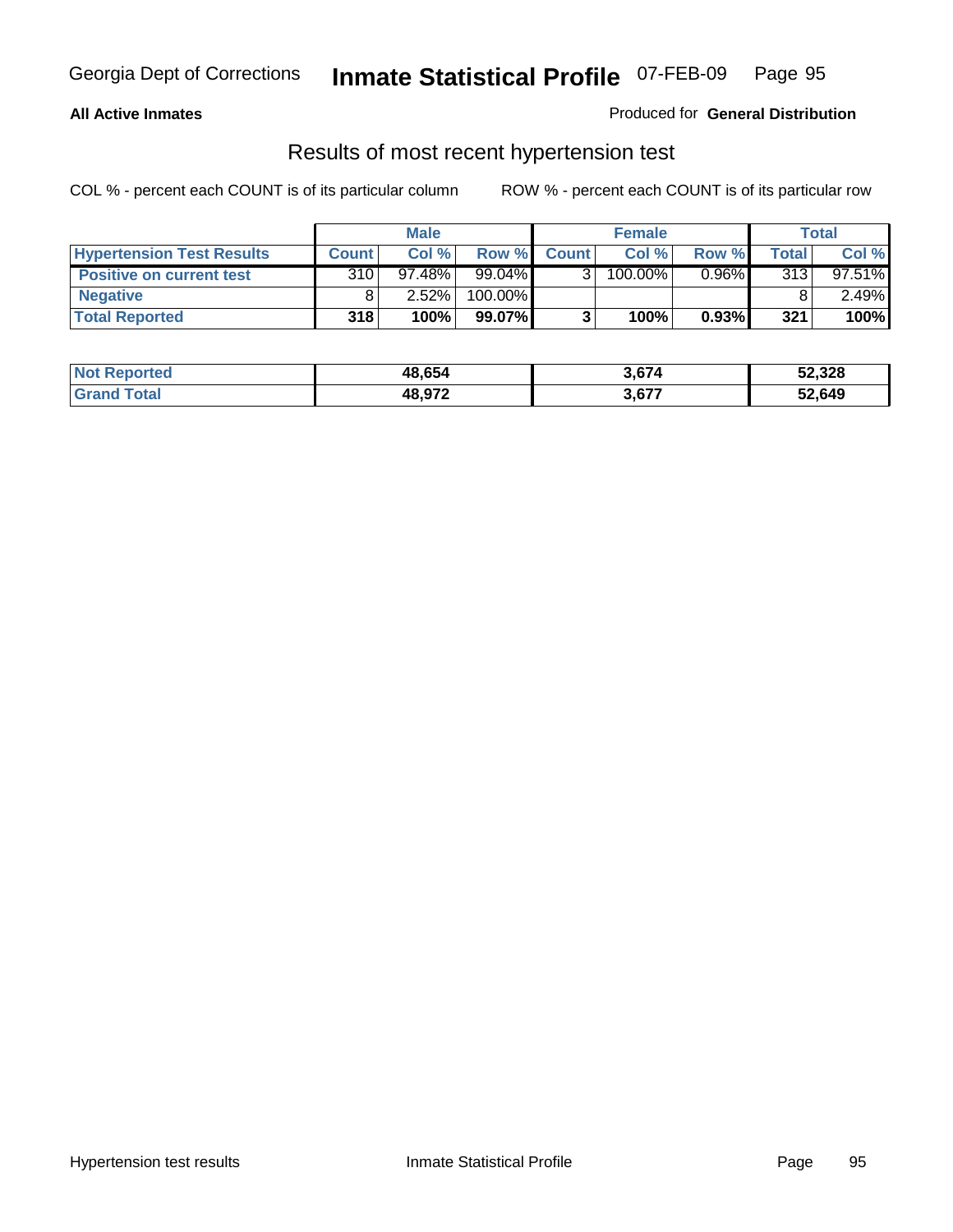**All Active Inmates**

Produced for **General Distribution**

## Results of most recent hypertension test

COL % - percent each COUNT is of its particular column

ROW % - percent each COUNT is of its particular row

| | Male | | | Female | | | Total | |
|---|---|---|---|---|---|---|---|---|
| **Hypertension Test Results** | **Count** | **Col %** | **Row %** | **Count** | **Col %** | **Row %** | **Total** | **Col %** |
| **Positive on current test** | 310 | 97.48% | 99.04% | 3 | 100.00% | 0.96% | 313 | 97.51% |
| **Negative** | 8 | 2.52% | 100.00% | | | | 8 | 2.49% |
| **Total Reported** | **318** | **100%** | **99.07%** | **3** | **100%** | **0.93%** | **321** | **100%** |

| | Male | Female | Total |
|---|---|---|---|
| **Not Reported** | **48,654** | **3,674** | **52,328** |
| **Grand Total** | **48,972** | **3,677** | **52,649** |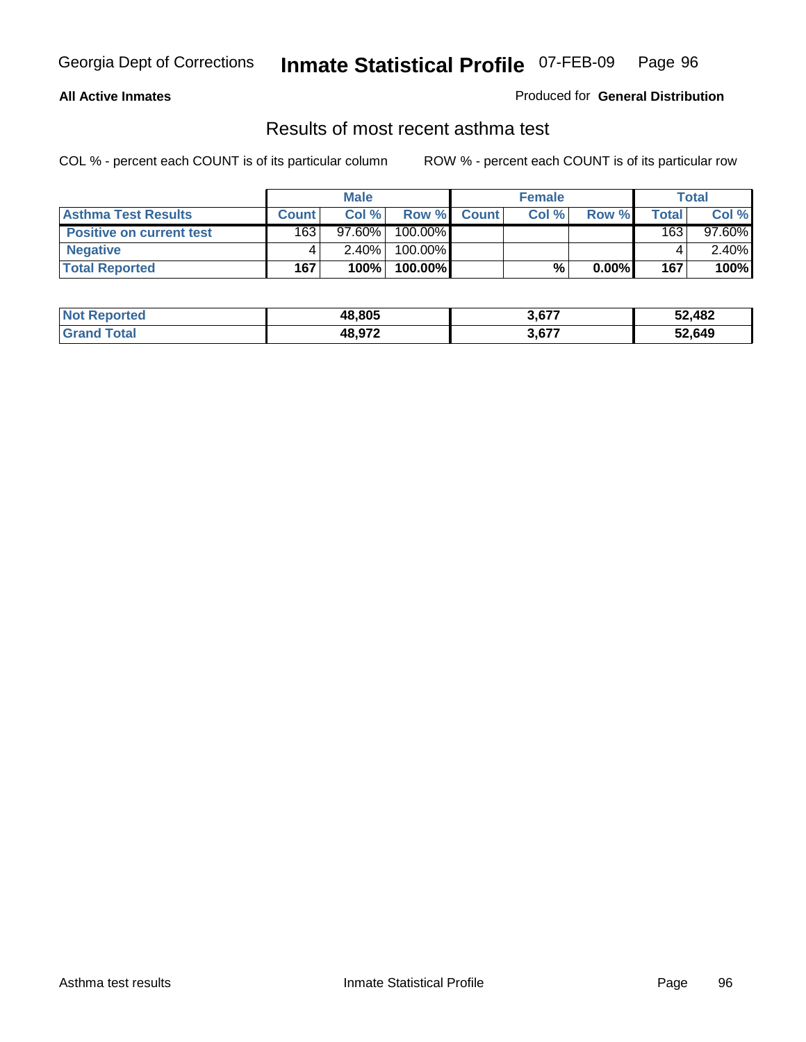**All Active Inmates**

Produced for **General Distribution**

## Results of most recent asthma test

COL % - percent each COUNT is of its particular column

ROW % - percent each COUNT is of its particular row

| | Male | | | Female | | | Total | |
|---|---|---|---|---|---|---|---|---|
| **Asthma Test Results** | **Count** | **Col %** | **Row %** | **Count** | **Col %** | **Row %** | **Total** | **Col %** |
| **Positive on current test** | 163 | 97.60% | 100.00% | | | | 163 | 97.60% |
| **Negative** | 4 | 2.40% | 100.00% | | | | 4 | 2.40% |
| **Total Reported** | **167** | **100%** | **100.00%** | | **%** | **0.00%** | **167** | **100%** |

| | Male | Female | Total |
|---|---|---|---|
| **Not Reported** | **48,805** | **3,677** | **52,482** |
| **Grand Total** | **48,972** | **3,677** | **52,649** |